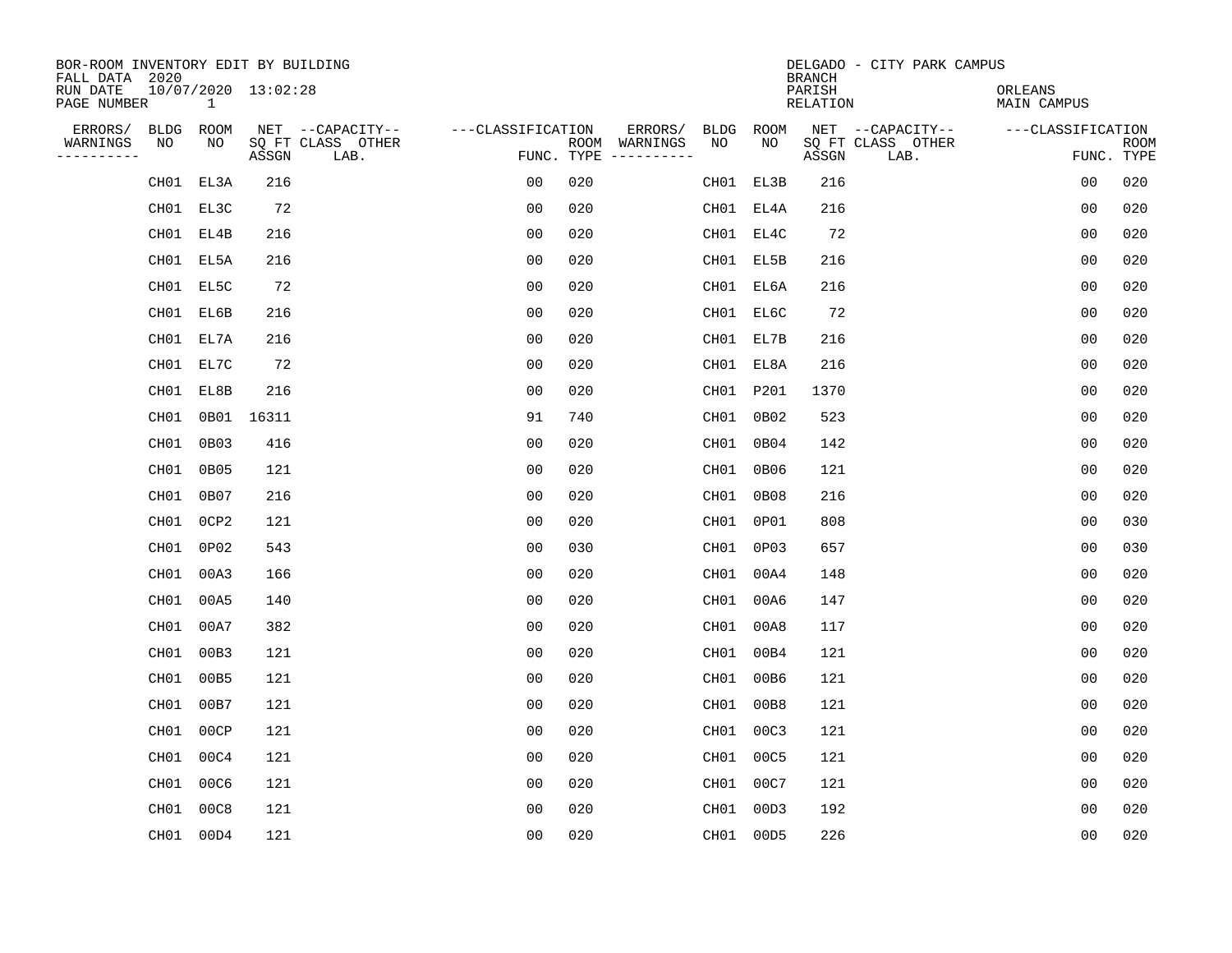BOR-ROOM INVENTORY EDIT BY BUILDING
FALL DATA 2020
RUN DATE 10/07/2020 13:02:28
PAGE NUMBER 1

DELGADO - CITY PARK CAMPUS
BRANCH
PARISH ORLEANS
RELATION MAIN CAMPUS

| ERRORS/ WARNINGS | BLDG NO | ROOM NO | NET SQ FT ASSGN | CAPACITY CLASS LAB. | CAPACITY OTHER | CLASSIFICATION FUNC. | ROOM TYPE | ERRORS/ WARNINGS | BLDG NO | ROOM NO | NET SQ FT ASSGN | CAPACITY CLASS LAB. | CAPACITY OTHER | CLASSIFICATION FUNC. | ROOM TYPE |
|---|---|---|---|---|---|---|---|---|---|---|---|---|---|---|---|
| | CH01 | EL3A | 216 | | | 00 | 020 | | CH01 | EL3B | 216 | | | 00 | 020 |
| | CH01 | EL3C | 72 | | | 00 | 020 | | CH01 | EL4A | 216 | | | 00 | 020 |
| | CH01 | EL4B | 216 | | | 00 | 020 | | CH01 | EL4C | 72 | | | 00 | 020 |
| | CH01 | EL5A | 216 | | | 00 | 020 | | CH01 | EL5B | 216 | | | 00 | 020 |
| | CH01 | EL5C | 72 | | | 00 | 020 | | CH01 | EL6A | 216 | | | 00 | 020 |
| | CH01 | EL6B | 216 | | | 00 | 020 | | CH01 | EL6C | 72 | | | 00 | 020 |
| | CH01 | EL7A | 216 | | | 00 | 020 | | CH01 | EL7B | 216 | | | 00 | 020 |
| | CH01 | EL7C | 72 | | | 00 | 020 | | CH01 | EL8A | 216 | | | 00 | 020 |
| | CH01 | EL8B | 216 | | | 00 | 020 | | CH01 | P201 | 1370 | | | 00 | 020 |
| | CH01 | 0B01 | 16311 | | | 91 | 740 | | CH01 | 0B02 | 523 | | | 00 | 020 |
| | CH01 | 0B03 | 416 | | | 00 | 020 | | CH01 | 0B04 | 142 | | | 00 | 020 |
| | CH01 | 0B05 | 121 | | | 00 | 020 | | CH01 | 0B06 | 121 | | | 00 | 020 |
| | CH01 | 0B07 | 216 | | | 00 | 020 | | CH01 | 0B08 | 216 | | | 00 | 020 |
| | CH01 | 0CP2 | 121 | | | 00 | 020 | | CH01 | 0P01 | 808 | | | 00 | 030 |
| | CH01 | 0P02 | 543 | | | 00 | 030 | | CH01 | 0P03 | 657 | | | 00 | 030 |
| | CH01 | 00A3 | 166 | | | 00 | 020 | | CH01 | 00A4 | 148 | | | 00 | 020 |
| | CH01 | 00A5 | 140 | | | 00 | 020 | | CH01 | 00A6 | 147 | | | 00 | 020 |
| | CH01 | 00A7 | 382 | | | 00 | 020 | | CH01 | 00A8 | 117 | | | 00 | 020 |
| | CH01 | 00B3 | 121 | | | 00 | 020 | | CH01 | 00B4 | 121 | | | 00 | 020 |
| | CH01 | 00B5 | 121 | | | 00 | 020 | | CH01 | 00B6 | 121 | | | 00 | 020 |
| | CH01 | 00B7 | 121 | | | 00 | 020 | | CH01 | 00B8 | 121 | | | 00 | 020 |
| | CH01 | 00CP | 121 | | | 00 | 020 | | CH01 | 00C3 | 121 | | | 00 | 020 |
| | CH01 | 00C4 | 121 | | | 00 | 020 | | CH01 | 00C5 | 121 | | | 00 | 020 |
| | CH01 | 00C6 | 121 | | | 00 | 020 | | CH01 | 00C7 | 121 | | | 00 | 020 |
| | CH01 | 00C8 | 121 | | | 00 | 020 | | CH01 | 00D3 | 192 | | | 00 | 020 |
| | CH01 | 00D4 | 121 | | | 00 | 020 | | CH01 | 00D5 | 226 | | | 00 | 020 |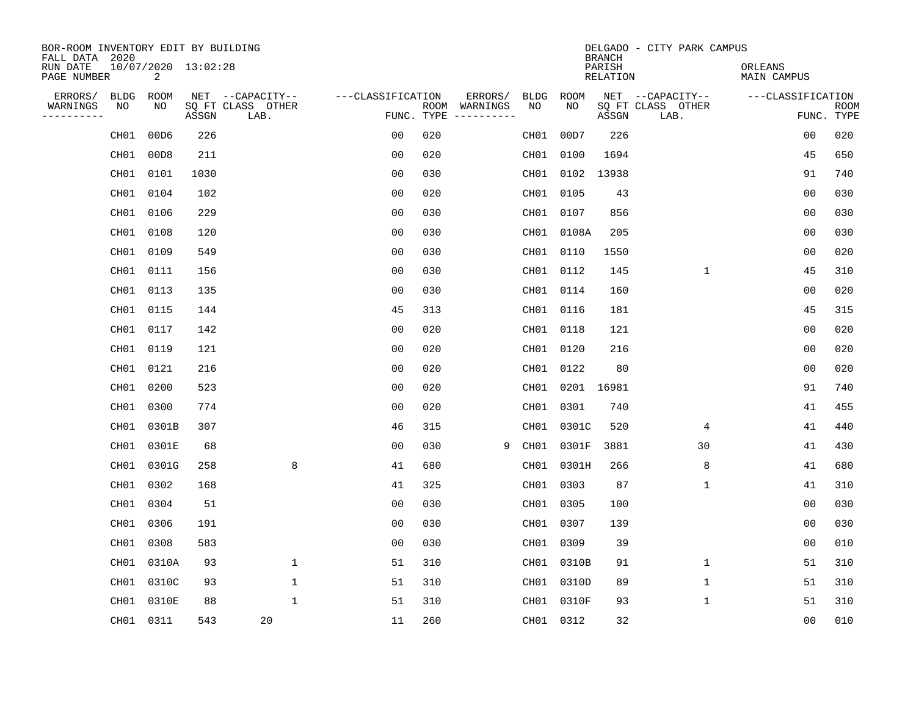BOR-ROOM INVENTORY EDIT BY BUILDING
FALL DATA 2020
RUN DATE 10/07/2020 13:02:28
PAGE NUMBER 2

DELGADO - CITY PARK CAMPUS
BRANCH
PARISH ORLEANS
RELATION MAIN CAMPUS

| ERRORS/ WARNINGS | BLDG NO | ROOM NO | NET SQ FT ASSGN | CAPACITY CLASS LAB. | CAPACITY OTHER | CLASSIFICATION FUNC. | ROOM TYPE | ERRORS/ WARNINGS | BLDG NO | ROOM NO | NET SQ FT ASSGN | CAPACITY CLASS LAB. | CAPACITY OTHER | CLASSIFICATION FUNC. | ROOM TYPE |
|---|---|---|---|---|---|---|---|---|---|---|---|---|---|---|---|
| | CH01 | 00D6 | 226 | | | 00 | 020 | | CH01 | 00D7 | 226 | | | 00 | 020 |
| | CH01 | 00D8 | 211 | | | 00 | 020 | | CH01 | 0100 | 1694 | | | 45 | 650 |
| | CH01 | 0101 | 1030 | | | 00 | 030 | | CH01 | 0102 | 13938 | | | 91 | 740 |
| | CH01 | 0104 | 102 | | | 00 | 020 | | CH01 | 0105 | 43 | | | 00 | 030 |
| | CH01 | 0106 | 229 | | | 00 | 030 | | CH01 | 0107 | 856 | | | 00 | 030 |
| | CH01 | 0108 | 120 | | | 00 | 030 | | CH01 | 0108A | 205 | | | 00 | 030 |
| | CH01 | 0109 | 549 | | | 00 | 030 | | CH01 | 0110 | 1550 | | | 00 | 020 |
| | CH01 | 0111 | 156 | | | 00 | 030 | | CH01 | 0112 | 145 | | 1 | 45 | 310 |
| | CH01 | 0113 | 135 | | | 00 | 030 | | CH01 | 0114 | 160 | | | 00 | 020 |
| | CH01 | 0115 | 144 | | | 45 | 313 | | CH01 | 0116 | 181 | | | 45 | 315 |
| | CH01 | 0117 | 142 | | | 00 | 020 | | CH01 | 0118 | 121 | | | 00 | 020 |
| | CH01 | 0119 | 121 | | | 00 | 020 | | CH01 | 0120 | 216 | | | 00 | 020 |
| | CH01 | 0121 | 216 | | | 00 | 020 | | CH01 | 0122 | 80 | | | 00 | 020 |
| | CH01 | 0200 | 523 | | | 00 | 020 | | CH01 | 0201 | 16981 | | | 91 | 740 |
| | CH01 | 0300 | 774 | | | 00 | 020 | | CH01 | 0301 | 740 | | | 41 | 455 |
| | CH01 | 0301B | 307 | | | 46 | 315 | | CH01 | 0301C | 520 | | 4 | 41 | 440 |
| | CH01 | 0301E | 68 | | | 00 | 030 | 9 | CH01 | 0301F | 3881 | | 30 | 41 | 430 |
| | CH01 | 0301G | 258 | | 8 | 41 | 680 | | CH01 | 0301H | 266 | | 8 | 41 | 680 |
| | CH01 | 0302 | 168 | | | 41 | 325 | | CH01 | 0303 | 87 | | 1 | 41 | 310 |
| | CH01 | 0304 | 51 | | | 00 | 030 | | CH01 | 0305 | 100 | | | 00 | 030 |
| | CH01 | 0306 | 191 | | | 00 | 030 | | CH01 | 0307 | 139 | | | 00 | 030 |
| | CH01 | 0308 | 583 | | | 00 | 030 | | CH01 | 0309 | 39 | | | 00 | 010 |
| | CH01 | 0310A | 93 | | 1 | 51 | 310 | | CH01 | 0310B | 91 | | 1 | 51 | 310 |
| | CH01 | 0310C | 93 | | 1 | 51 | 310 | | CH01 | 0310D | 89 | | 1 | 51 | 310 |
| | CH01 | 0310E | 88 | | 1 | 51 | 310 | | CH01 | 0310F | 93 | | 1 | 51 | 310 |
| | CH01 | 0311 | 543 | 20 | | 11 | 260 | | CH01 | 0312 | 32 | | | 00 | 010 |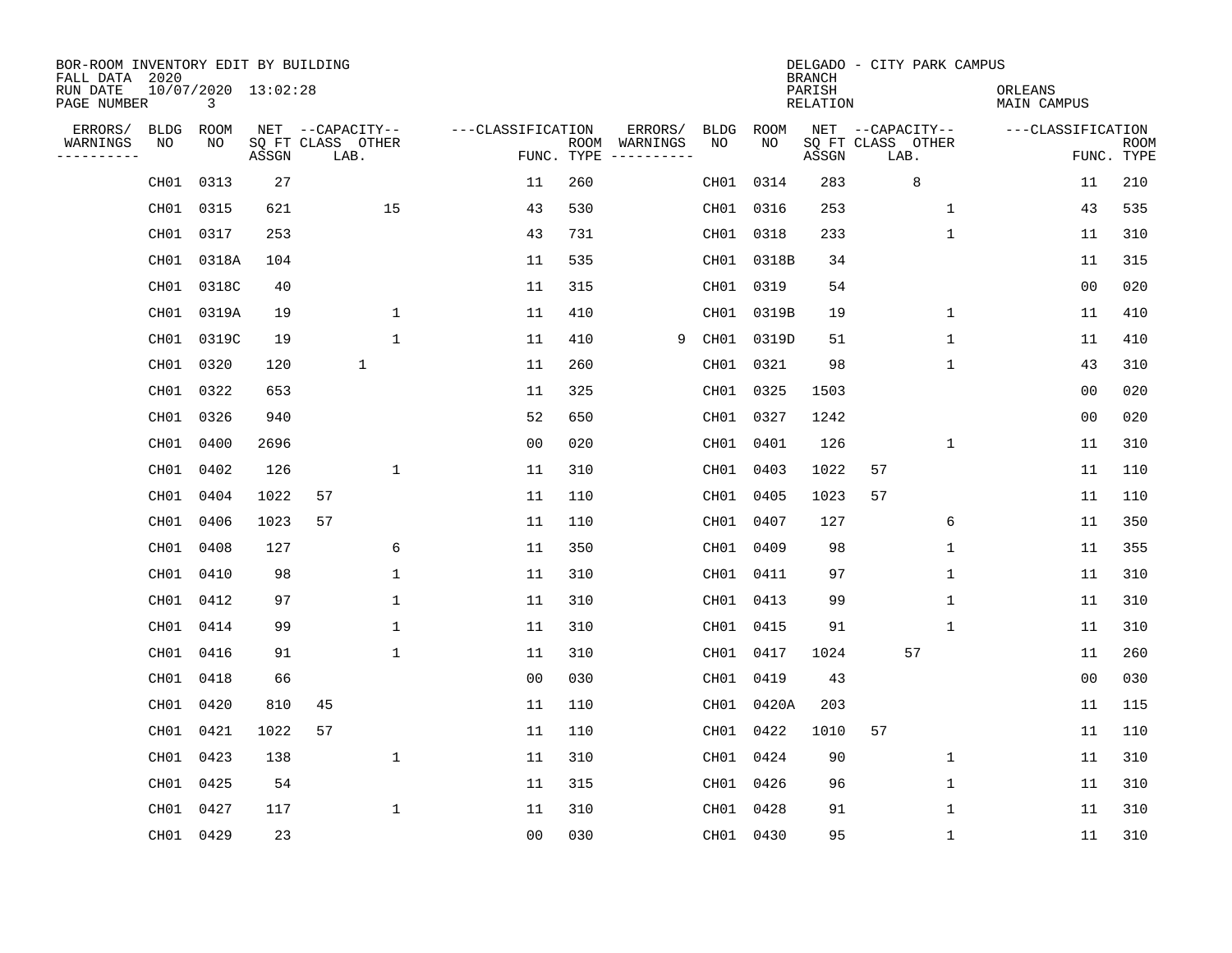BOR-ROOM INVENTORY EDIT BY BUILDING
FALL DATA 2020
RUN DATE 10/07/2020 13:02:28
PAGE NUMBER 3

DELGADO - CITY PARK CAMPUS
BRANCH
PARISH ORLEANS
RELATION MAIN CAMPUS

| ERRORS/ WARNINGS | BLDG NO | ROOM NO | NET SQ FT ASSGN | CAPACITY CLASS | CAPACITY LAB. | CAPACITY OTHER | CLASSIFICATION FUNC. | ROOM TYPE | ERRORS/ WARNINGS | BLDG NO | ROOM NO | NET SQ FT ASSGN | CAPACITY CLASS | CAPACITY LAB. | CAPACITY OTHER | CLASSIFICATION FUNC. | ROOM TYPE |
|---|---|---|---|---|---|---|---|---|---|---|---|---|---|---|---|---|---|
| | CH01 | 0313 | 27 | | | | 11 | 260 | | CH01 | 0314 | 283 | | 8 | | 11 | 210 |
| | CH01 | 0315 | 621 | | | 15 | 43 | 530 | | CH01 | 0316 | 253 | | | 1 | 43 | 535 |
| | CH01 | 0317 | 253 | | | | 43 | 731 | | CH01 | 0318 | 233 | | | 1 | 11 | 310 |
| | CH01 | 0318A | 104 | | | | 11 | 535 | | CH01 | 0318B | 34 | | | | 11 | 315 |
| | CH01 | 0318C | 40 | | | | 11 | 315 | | CH01 | 0319 | 54 | | | | 00 | 020 |
| | CH01 | 0319A | 19 | | | 1 | 11 | 410 | | CH01 | 0319B | 19 | | | 1 | 11 | 410 |
| | CH01 | 0319C | 19 | | | 1 | 11 | 410 | 9 | CH01 | 0319D | 51 | | | 1 | 11 | 410 |
| | CH01 | 0320 | 120 | | 1 | | 11 | 260 | | CH01 | 0321 | 98 | | | 1 | 43 | 310 |
| | CH01 | 0322 | 653 | | | | 11 | 325 | | CH01 | 0325 | 1503 | | | | 00 | 020 |
| | CH01 | 0326 | 940 | | | | 52 | 650 | | CH01 | 0327 | 1242 | | | | 00 | 020 |
| | CH01 | 0400 | 2696 | | | | 00 | 020 | | CH01 | 0401 | 126 | | | 1 | 11 | 310 |
| | CH01 | 0402 | 126 | | | 1 | 11 | 310 | | CH01 | 0403 | 1022 | 57 | | | 11 | 110 |
| | CH01 | 0404 | 1022 | 57 | | | 11 | 110 | | CH01 | 0405 | 1023 | 57 | | | 11 | 110 |
| | CH01 | 0406 | 1023 | 57 | | | 11 | 110 | | CH01 | 0407 | 127 | | | 6 | 11 | 350 |
| | CH01 | 0408 | 127 | | | 6 | 11 | 350 | | CH01 | 0409 | 98 | | | 1 | 11 | 355 |
| | CH01 | 0410 | 98 | | | 1 | 11 | 310 | | CH01 | 0411 | 97 | | | 1 | 11 | 310 |
| | CH01 | 0412 | 97 | | | 1 | 11 | 310 | | CH01 | 0413 | 99 | | | 1 | 11 | 310 |
| | CH01 | 0414 | 99 | | | 1 | 11 | 310 | | CH01 | 0415 | 91 | | | 1 | 11 | 310 |
| | CH01 | 0416 | 91 | | | 1 | 11 | 310 | | CH01 | 0417 | 1024 | | 57 | | 11 | 260 |
| | CH01 | 0418 | 66 | | | | 00 | 030 | | CH01 | 0419 | 43 | | | | 00 | 030 |
| | CH01 | 0420 | 810 | 45 | | | 11 | 110 | | CH01 | 0420A | 203 | | | | 11 | 115 |
| | CH01 | 0421 | 1022 | 57 | | | 11 | 110 | | CH01 | 0422 | 1010 | 57 | | | 11 | 110 |
| | CH01 | 0423 | 138 | | | 1 | 11 | 310 | | CH01 | 0424 | 90 | | | 1 | 11 | 310 |
| | CH01 | 0425 | 54 | | | | 11 | 315 | | CH01 | 0426 | 96 | | | 1 | 11 | 310 |
| | CH01 | 0427 | 117 | | | 1 | 11 | 310 | | CH01 | 0428 | 91 | | | 1 | 11 | 310 |
| | CH01 | 0429 | 23 | | | | 00 | 030 | | CH01 | 0430 | 95 | | | 1 | 11 | 310 |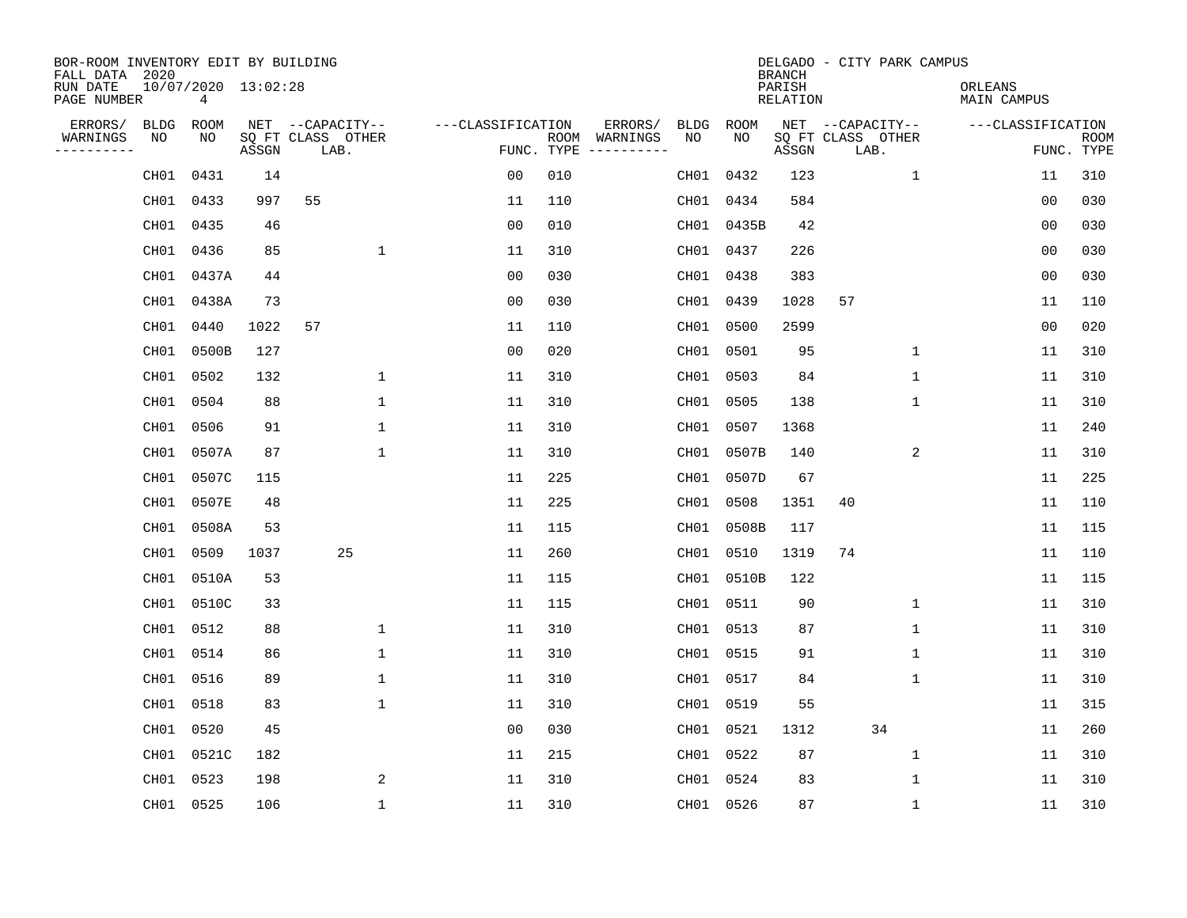BOR-ROOM INVENTORY EDIT BY BUILDING
FALL DATA 2020
RUN DATE 10/07/2020 13:02:28
PAGE NUMBER 4

DELGADO - CITY PARK CAMPUS
BRANCH
PARISH ORLEANS
RELATION MAIN CAMPUS

| ERRORS/ WARNINGS | BLDG NO | ROOM NO | NET SQ FT ASSGN | CAPACITY CLASS | CAPACITY LAB. | CAPACITY OTHER | CLASSIFICATION FUNC. | ROOM TYPE | ERRORS/ WARNINGS | BLDG NO | ROOM NO | NET SQ FT ASSGN | CAPACITY CLASS | CAPACITY LAB. | CAPACITY OTHER | CLASSIFICATION FUNC. | ROOM TYPE |
|---|---|---|---|---|---|---|---|---|---|---|---|---|---|---|---|---|---|
| | CH01 | 0431 | 14 | | | | 00 | 010 | | CH01 | 0432 | 123 | | | 1 | 11 | 310 |
| | CH01 | 0433 | 997 | 55 | | | 11 | 110 | | CH01 | 0434 | 584 | | | | 00 | 030 |
| | CH01 | 0435 | 46 | | | | 00 | 010 | | CH01 | 0435B | 42 | | | | 00 | 030 |
| | CH01 | 0436 | 85 | | | 1 | 11 | 310 | | CH01 | 0437 | 226 | | | | 00 | 030 |
| | CH01 | 0437A | 44 | | | | 00 | 030 | | CH01 | 0438 | 383 | | | | 00 | 030 |
| | CH01 | 0438A | 73 | | | | 00 | 030 | | CH01 | 0439 | 1028 | 57 | | | 11 | 110 |
| | CH01 | 0440 | 1022 | 57 | | | 11 | 110 | | CH01 | 0500 | 2599 | | | | 00 | 020 |
| | CH01 | 0500B | 127 | | | | 00 | 020 | | CH01 | 0501 | 95 | | | 1 | 11 | 310 |
| | CH01 | 0502 | 132 | | | 1 | 11 | 310 | | CH01 | 0503 | 84 | | | 1 | 11 | 310 |
| | CH01 | 0504 | 88 | | | 1 | 11 | 310 | | CH01 | 0505 | 138 | | | 1 | 11 | 310 |
| | CH01 | 0506 | 91 | | | 1 | 11 | 310 | | CH01 | 0507 | 1368 | | | | 11 | 240 |
| | CH01 | 0507A | 87 | | | 1 | 11 | 310 | | CH01 | 0507B | 140 | | | 2 | 11 | 310 |
| | CH01 | 0507C | 115 | | | | 11 | 225 | | CH01 | 0507D | 67 | | | | 11 | 225 |
| | CH01 | 0507E | 48 | | | | 11 | 225 | | CH01 | 0508 | 1351 | 40 | | | 11 | 110 |
| | CH01 | 0508A | 53 | | | | 11 | 115 | | CH01 | 0508B | 117 | | | | 11 | 115 |
| | CH01 | 0509 | 1037 | | 25 | | 11 | 260 | | CH01 | 0510 | 1319 | 74 | | | 11 | 110 |
| | CH01 | 0510A | 53 | | | | 11 | 115 | | CH01 | 0510B | 122 | | | | 11 | 115 |
| | CH01 | 0510C | 33 | | | | 11 | 115 | | CH01 | 0511 | 90 | | | 1 | 11 | 310 |
| | CH01 | 0512 | 88 | | | 1 | 11 | 310 | | CH01 | 0513 | 87 | | | 1 | 11 | 310 |
| | CH01 | 0514 | 86 | | | 1 | 11 | 310 | | CH01 | 0515 | 91 | | | 1 | 11 | 310 |
| | CH01 | 0516 | 89 | | | 1 | 11 | 310 | | CH01 | 0517 | 84 | | | 1 | 11 | 310 |
| | CH01 | 0518 | 83 | | | 1 | 11 | 310 | | CH01 | 0519 | 55 | | | | 11 | 315 |
| | CH01 | 0520 | 45 | | | | 00 | 030 | | CH01 | 0521 | 1312 | | 34 | | 11 | 260 |
| | CH01 | 0521C | 182 | | | | 11 | 215 | | CH01 | 0522 | 87 | | | 1 | 11 | 310 |
| | CH01 | 0523 | 198 | | | 2 | 11 | 310 | | CH01 | 0524 | 83 | | | 1 | 11 | 310 |
| | CH01 | 0525 | 106 | | | 1 | 11 | 310 | | CH01 | 0526 | 87 | | | 1 | 11 | 310 |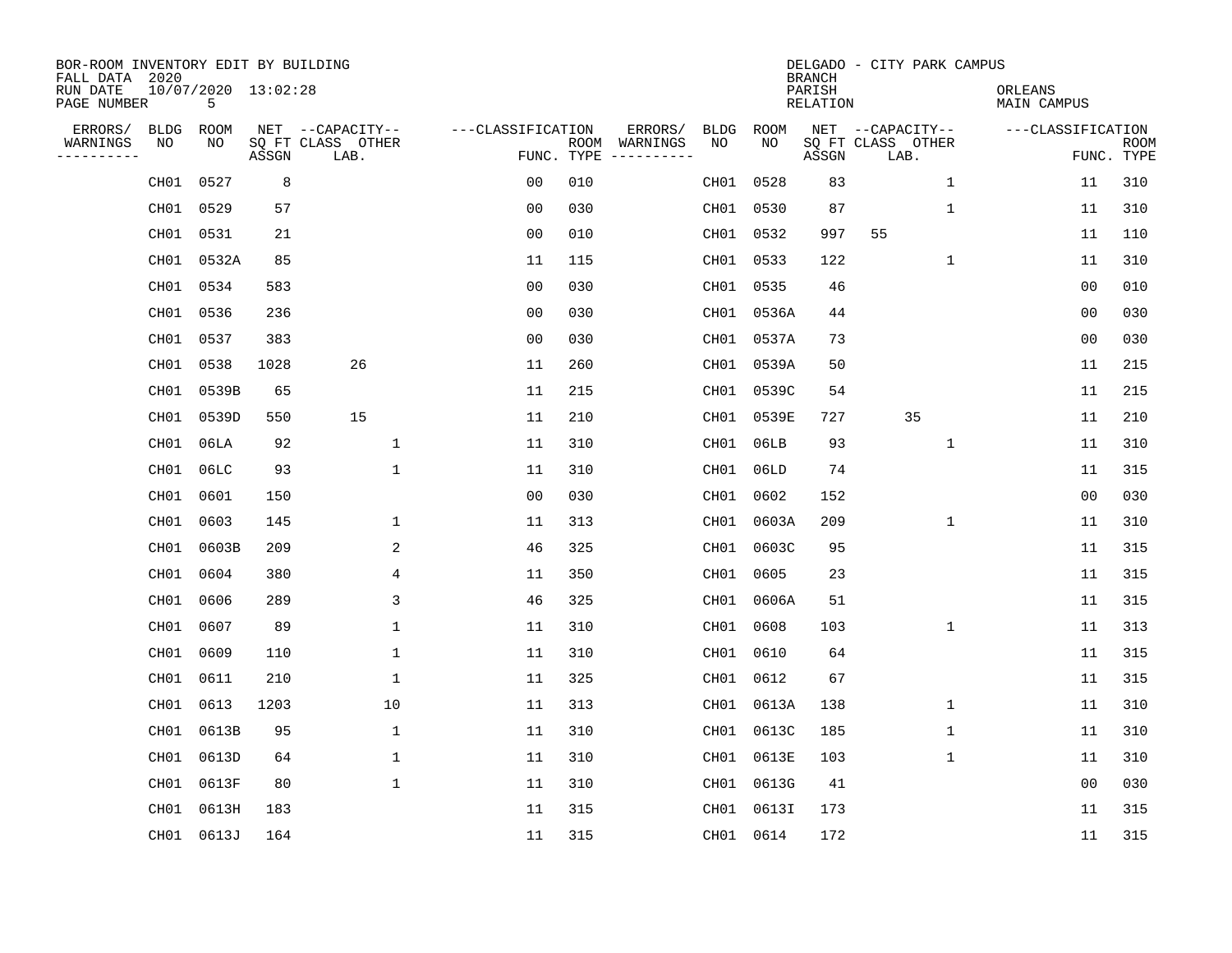BOR-ROOM INVENTORY EDIT BY BUILDING
FALL DATA 2020
RUN DATE 10/07/2020 13:02:28
PAGE NUMBER 5

DELGADO - CITY PARK CAMPUS
BRANCH
PARISH ORLEANS
RELATION MAIN CAMPUS

| ERRORS/ WARNINGS | BLDG NO | ROOM NO | NET SQ FT ASSGN | CAPACITY CLASS LAB. | CAPACITY OTHER | CLASSIFICATION FUNC. | ROOM TYPE | ERRORS/ WARNINGS | BLDG NO | ROOM NO | NET SQ FT ASSGN | CAPACITY CLASS LAB. | CAPACITY OTHER | CLASSIFICATION FUNC. | ROOM TYPE |
|---|---|---|---|---|---|---|---|---|---|---|---|---|---|---|---|
| | CH01 | 0527 | 8 | | | 00 | 010 | | CH01 | 0528 | 83 | | 1 | 11 | 310 |
| | CH01 | 0529 | 57 | | | 00 | 030 | | CH01 | 0530 | 87 | | 1 | 11 | 310 |
| | CH01 | 0531 | 21 | | | 00 | 010 | | CH01 | 0532 | 997 | 55 | | 11 | 110 |
| | CH01 | 0532A | 85 | | | 11 | 115 | | CH01 | 0533 | 122 | | 1 | 11 | 310 |
| | CH01 | 0534 | 583 | | | 00 | 030 | | CH01 | 0535 | 46 | | | 00 | 010 |
| | CH01 | 0536 | 236 | | | 00 | 030 | | CH01 | 0536A | 44 | | | 00 | 030 |
| | CH01 | 0537 | 383 | | | 00 | 030 | | CH01 | 0537A | 73 | | | 00 | 030 |
| | CH01 | 0538 | 1028 | 26 | | 11 | 260 | | CH01 | 0539A | 50 | | | 11 | 215 |
| | CH01 | 0539B | 65 | | | 11 | 215 | | CH01 | 0539C | 54 | | | 11 | 215 |
| | CH01 | 0539D | 550 | 15 | | 11 | 210 | | CH01 | 0539E | 727 | 35 | | 11 | 210 |
| | CH01 | 06LA | 92 | | 1 | 11 | 310 | | CH01 | 06LB | 93 | | 1 | 11 | 310 |
| | CH01 | 06LC | 93 | | 1 | 11 | 310 | | CH01 | 06LD | 74 | | | 11 | 315 |
| | CH01 | 0601 | 150 | | | 00 | 030 | | CH01 | 0602 | 152 | | | 00 | 030 |
| | CH01 | 0603 | 145 | | 1 | 11 | 313 | | CH01 | 0603A | 209 | | 1 | 11 | 310 |
| | CH01 | 0603B | 209 | | 2 | 46 | 325 | | CH01 | 0603C | 95 | | | 11 | 315 |
| | CH01 | 0604 | 380 | | 4 | 11 | 350 | | CH01 | 0605 | 23 | | | 11 | 315 |
| | CH01 | 0606 | 289 | | 3 | 46 | 325 | | CH01 | 0606A | 51 | | | 11 | 315 |
| | CH01 | 0607 | 89 | | 1 | 11 | 310 | | CH01 | 0608 | 103 | | 1 | 11 | 313 |
| | CH01 | 0609 | 110 | | 1 | 11 | 310 | | CH01 | 0610 | 64 | | | 11 | 315 |
| | CH01 | 0611 | 210 | | 1 | 11 | 325 | | CH01 | 0612 | 67 | | | 11 | 315 |
| | CH01 | 0613 | 1203 | | 10 | 11 | 313 | | CH01 | 0613A | 138 | | 1 | 11 | 310 |
| | CH01 | 0613B | 95 | | 1 | 11 | 310 | | CH01 | 0613C | 185 | | 1 | 11 | 310 |
| | CH01 | 0613D | 64 | | 1 | 11 | 310 | | CH01 | 0613E | 103 | | 1 | 11 | 310 |
| | CH01 | 0613F | 80 | | 1 | 11 | 310 | | CH01 | 0613G | 41 | | | 00 | 030 |
| | CH01 | 0613H | 183 | | | 11 | 315 | | CH01 | 0613I | 173 | | | 11 | 315 |
| | CH01 | 0613J | 164 | | | 11 | 315 | | CH01 | 0614 | 172 | | | 11 | 315 |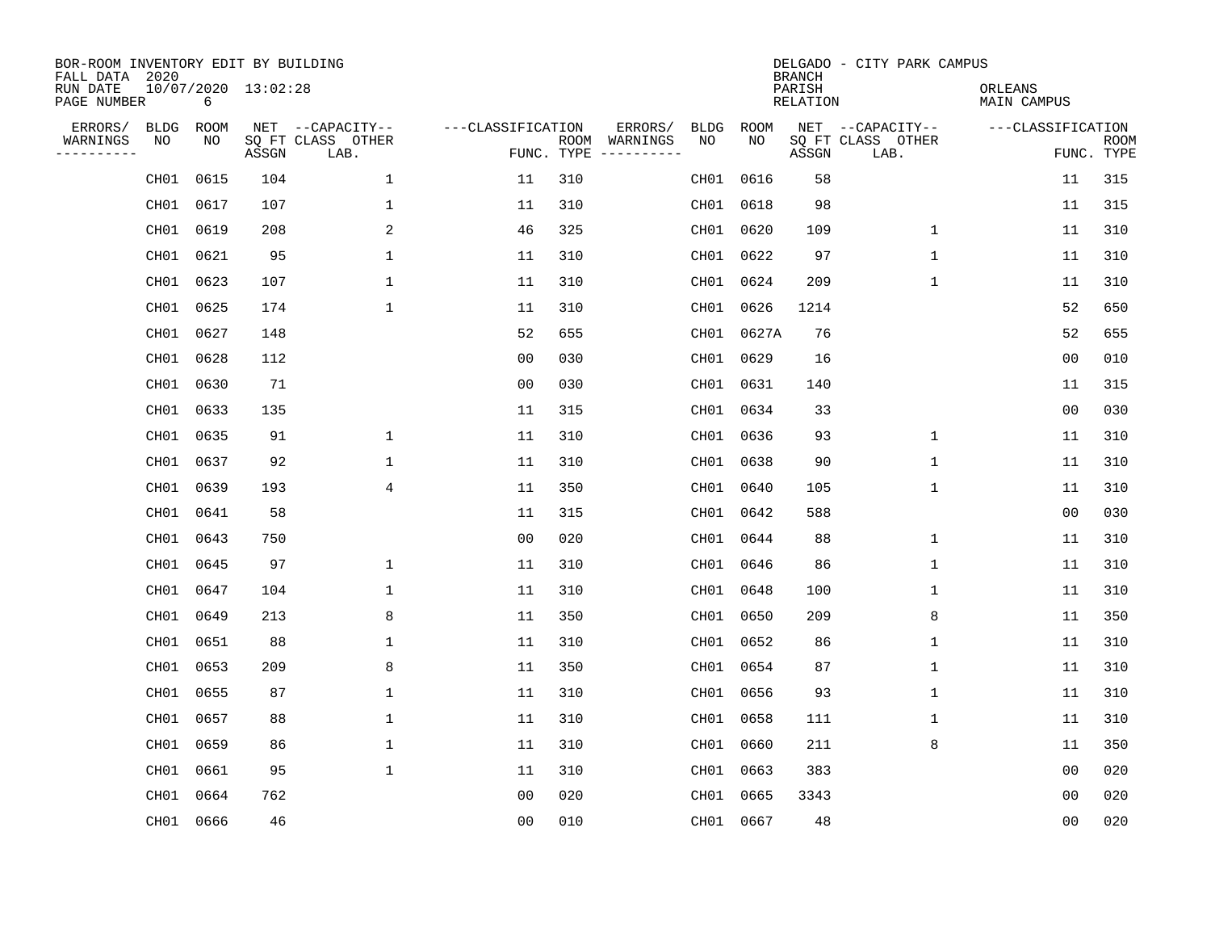BOR-ROOM INVENTORY EDIT BY BUILDING
FALL DATA 2020
RUN DATE 10/07/2020 13:02:28
PAGE NUMBER 6

DELGADO - CITY PARK CAMPUS
BRANCH
PARISH ORLEANS
RELATION MAIN CAMPUS

| ERRORS/ WARNINGS | BLDG NO | ROOM NO | NET SQ FT ASSGN | CAPACITY CLASS LAB. | CAPACITY OTHER | CLASSIFICATION FUNC. | ROOM TYPE | ERRORS/ WARNINGS | BLDG NO | ROOM NO | NET SQ FT ASSGN | CAPACITY CLASS LAB. | CAPACITY OTHER | CLASSIFICATION FUNC. | ROOM TYPE |
|---|---|---|---|---|---|---|---|---|---|---|---|---|---|---|---|
| | CH01 | 0615 | 104 | | 1 | 11 | 310 | | CH01 | 0616 | 58 | | | 11 | 315 |
| | CH01 | 0617 | 107 | | 1 | 11 | 310 | | CH01 | 0618 | 98 | | | 11 | 315 |
| | CH01 | 0619 | 208 | | 2 | 46 | 325 | | CH01 | 0620 | 109 | | 1 | 11 | 310 |
| | CH01 | 0621 | 95 | | 1 | 11 | 310 | | CH01 | 0622 | 97 | | 1 | 11 | 310 |
| | CH01 | 0623 | 107 | | 1 | 11 | 310 | | CH01 | 0624 | 209 | | 1 | 11 | 310 |
| | CH01 | 0625 | 174 | | 1 | 11 | 310 | | CH01 | 0626 | 1214 | | | 52 | 650 |
| | CH01 | 0627 | 148 | | | 52 | 655 | | CH01 | 0627A | 76 | | | 52 | 655 |
| | CH01 | 0628 | 112 | | | 00 | 030 | | CH01 | 0629 | 16 | | | 00 | 010 |
| | CH01 | 0630 | 71 | | | 00 | 030 | | CH01 | 0631 | 140 | | | 11 | 315 |
| | CH01 | 0633 | 135 | | | 11 | 315 | | CH01 | 0634 | 33 | | | 00 | 030 |
| | CH01 | 0635 | 91 | | 1 | 11 | 310 | | CH01 | 0636 | 93 | | 1 | 11 | 310 |
| | CH01 | 0637 | 92 | | 1 | 11 | 310 | | CH01 | 0638 | 90 | | 1 | 11 | 310 |
| | CH01 | 0639 | 193 | | 4 | 11 | 350 | | CH01 | 0640 | 105 | | 1 | 11 | 310 |
| | CH01 | 0641 | 58 | | | 11 | 315 | | CH01 | 0642 | 588 | | | 00 | 030 |
| | CH01 | 0643 | 750 | | | 00 | 020 | | CH01 | 0644 | 88 | | 1 | 11 | 310 |
| | CH01 | 0645 | 97 | | 1 | 11 | 310 | | CH01 | 0646 | 86 | | 1 | 11 | 310 |
| | CH01 | 0647 | 104 | | 1 | 11 | 310 | | CH01 | 0648 | 100 | | 1 | 11 | 310 |
| | CH01 | 0649 | 213 | | 8 | 11 | 350 | | CH01 | 0650 | 209 | | 8 | 11 | 350 |
| | CH01 | 0651 | 88 | | 1 | 11 | 310 | | CH01 | 0652 | 86 | | 1 | 11 | 310 |
| | CH01 | 0653 | 209 | | 8 | 11 | 350 | | CH01 | 0654 | 87 | | 1 | 11 | 310 |
| | CH01 | 0655 | 87 | | 1 | 11 | 310 | | CH01 | 0656 | 93 | | 1 | 11 | 310 |
| | CH01 | 0657 | 88 | | 1 | 11 | 310 | | CH01 | 0658 | 111 | | 1 | 11 | 310 |
| | CH01 | 0659 | 86 | | 1 | 11 | 310 | | CH01 | 0660 | 211 | | 8 | 11 | 350 |
| | CH01 | 0661 | 95 | | 1 | 11 | 310 | | CH01 | 0663 | 383 | | | 00 | 020 |
| | CH01 | 0664 | 762 | | | 00 | 020 | | CH01 | 0665 | 3343 | | | 00 | 020 |
| | CH01 | 0666 | 46 | | | 00 | 010 | | CH01 | 0667 | 48 | | | 00 | 020 |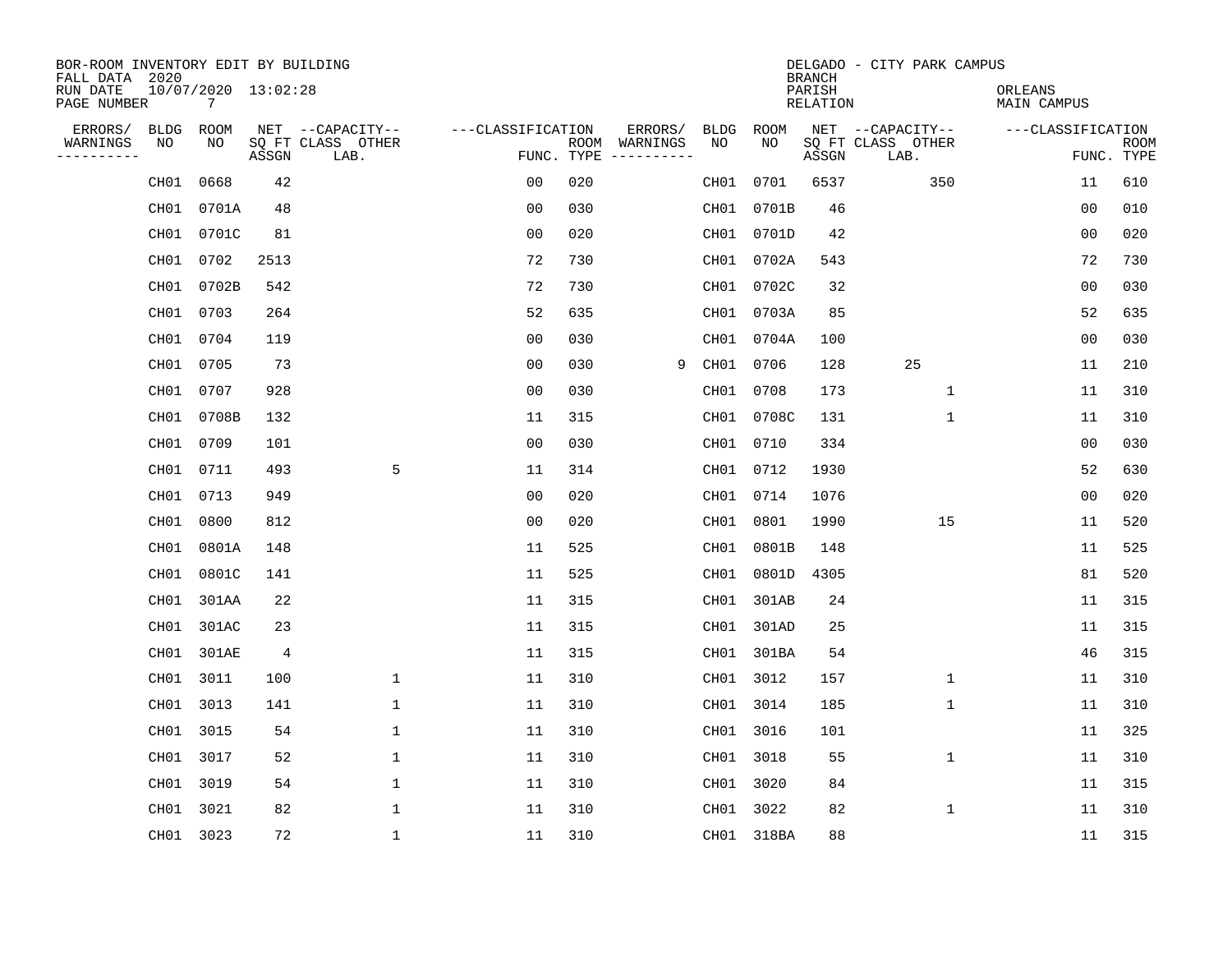BOR-ROOM INVENTORY EDIT BY BUILDING
FALL DATA 2020
RUN DATE 10/07/2020 13:02:28
PAGE NUMBER 7

DELGADO - CITY PARK CAMPUS
BRANCH
PARISH ORLEANS
RELATION MAIN CAMPUS

| ERRORS/ WARNINGS | BLDG NO | ROOM NO | NET SQ FT ASSGN | CAPACITY CLASS LAB. | CAPACITY OTHER | CLASSIFICATION FUNC. | ROOM TYPE | ERRORS/ WARNINGS | BLDG NO | ROOM NO | NET SQ FT ASSGN | CAPACITY CLASS LAB. | CAPACITY OTHER | CLASSIFICATION FUNC. | ROOM TYPE |
|---|---|---|---|---|---|---|---|---|---|---|---|---|---|---|---|
| | CH01 | 0668 | 42 | | | 00 | 020 | | CH01 | 0701 | 6537 | | 350 | 11 | 610 |
| | CH01 | 0701A | 48 | | | 00 | 030 | | CH01 | 0701B | 46 | | | 00 | 010 |
| | CH01 | 0701C | 81 | | | 00 | 020 | | CH01 | 0701D | 42 | | | 00 | 020 |
| | CH01 | 0702 | 2513 | | | 72 | 730 | | CH01 | 0702A | 543 | | | 72 | 730 |
| | CH01 | 0702B | 542 | | | 72 | 730 | | CH01 | 0702C | 32 | | | 00 | 030 |
| | CH01 | 0703 | 264 | | | 52 | 635 | | CH01 | 0703A | 85 | | | 52 | 635 |
| | CH01 | 0704 | 119 | | | 00 | 030 | | CH01 | 0704A | 100 | | | 00 | 030 |
| | CH01 | 0705 | 73 | | | 00 | 030 | 9 | CH01 | 0706 | 128 | 25 | | 11 | 210 |
| | CH01 | 0707 | 928 | | | 00 | 030 | | CH01 | 0708 | 173 | | 1 | 11 | 310 |
| | CH01 | 0708B | 132 | | | 11 | 315 | | CH01 | 0708C | 131 | | 1 | 11 | 310 |
| | CH01 | 0709 | 101 | | | 00 | 030 | | CH01 | 0710 | 334 | | | 00 | 030 |
| | CH01 | 0711 | 493 | | 5 | 11 | 314 | | CH01 | 0712 | 1930 | | | 52 | 630 |
| | CH01 | 0713 | 949 | | | 00 | 020 | | CH01 | 0714 | 1076 | | | 00 | 020 |
| | CH01 | 0800 | 812 | | | 00 | 020 | | CH01 | 0801 | 1990 | | 15 | 11 | 520 |
| | CH01 | 0801A | 148 | | | 11 | 525 | | CH01 | 0801B | 148 | | | 11 | 525 |
| | CH01 | 0801C | 141 | | | 11 | 525 | | CH01 | 0801D | 4305 | | | 81 | 520 |
| | CH01 | 301AA | 22 | | | 11 | 315 | | CH01 | 301AB | 24 | | | 11 | 315 |
| | CH01 | 301AC | 23 | | | 11 | 315 | | CH01 | 301AD | 25 | | | 11 | 315 |
| | CH01 | 301AE | 4 | | | 11 | 315 | | CH01 | 301BA | 54 | | | 46 | 315 |
| | CH01 | 3011 | 100 | | 1 | 11 | 310 | | CH01 | 3012 | 157 | | 1 | 11 | 310 |
| | CH01 | 3013 | 141 | | 1 | 11 | 310 | | CH01 | 3014 | 185 | | 1 | 11 | 310 |
| | CH01 | 3015 | 54 | | 1 | 11 | 310 | | CH01 | 3016 | 101 | | | 11 | 325 |
| | CH01 | 3017 | 52 | | 1 | 11 | 310 | | CH01 | 3018 | 55 | | 1 | 11 | 310 |
| | CH01 | 3019 | 54 | | 1 | 11 | 310 | | CH01 | 3020 | 84 | | | 11 | 315 |
| | CH01 | 3021 | 82 | | 1 | 11 | 310 | | CH01 | 3022 | 82 | | 1 | 11 | 310 |
| | CH01 | 3023 | 72 | | 1 | 11 | 310 | | CH01 | 318BA | 88 | | | 11 | 315 |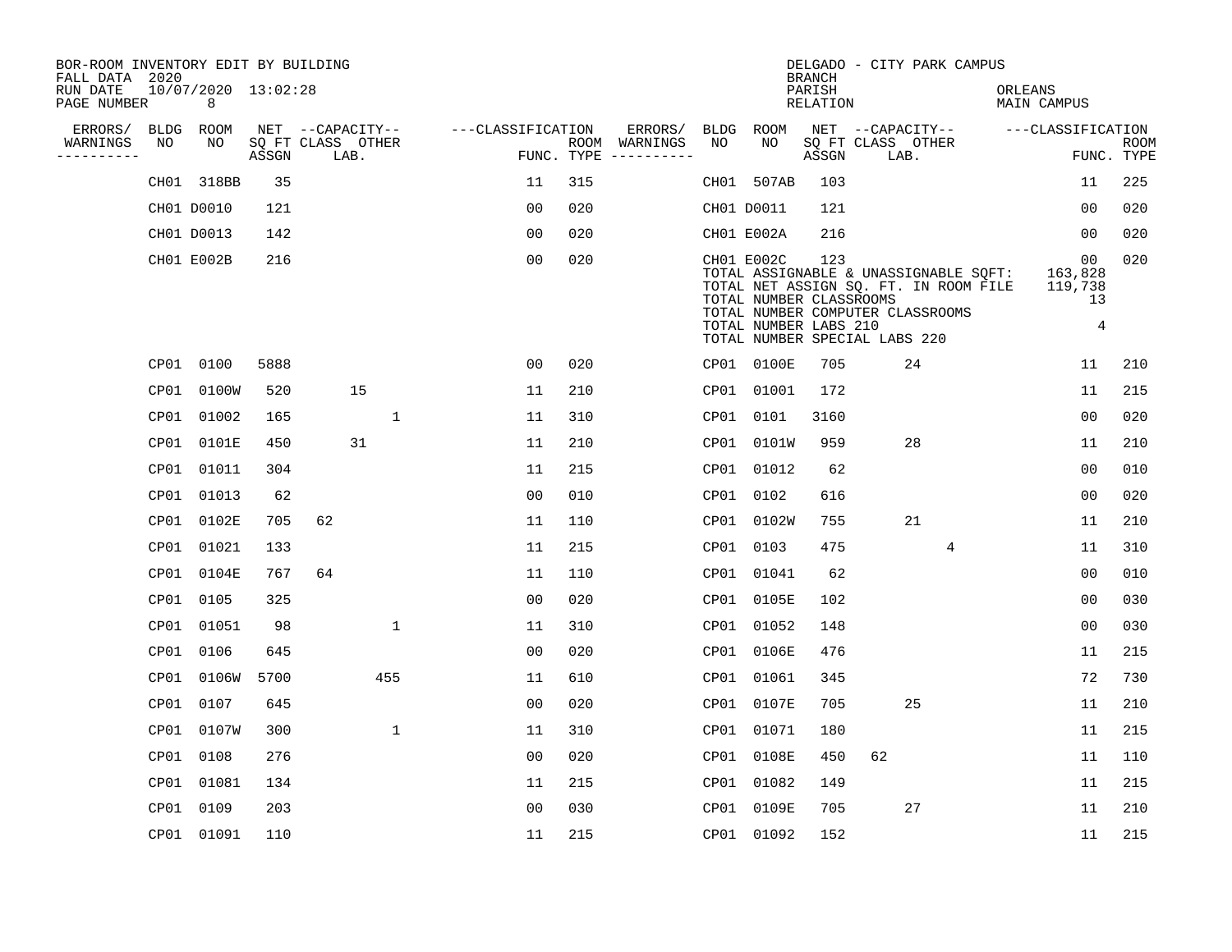BOR-ROOM INVENTORY EDIT BY BUILDING
FALL DATA 2020
RUN DATE 10/07/2020 13:02:28
PAGE NUMBER 8

DELGADO - CITY PARK CAMPUS
BRANCH
PARISH ORLEANS
RELATION MAIN CAMPUS

| ERRORS/ WARNINGS | BLDG NO | ROOM NO | NET SQ FT ASSGN | CAPACITY CLASS | CAPACITY LAB. | CAPACITY OTHER | CLASSIFICATION FUNC. | ROOM TYPE | ERRORS/ WARNINGS | BLDG NO | ROOM NO | NET SQ FT ASSGN | CAPACITY CLASS | CAPACITY LAB. | CAPACITY OTHER | CLASSIFICATION FUNC. | ROOM TYPE |
|---|---|---|---|---|---|---|---|---|---|---|---|---|---|---|---|---|---|
| | CH01 | 318BB | 35 | | | | 11 | 315 | | CH01 | 507AB | 103 | | | | 11 | 225 |
| | CH01 | D0010 | 121 | | | | 00 | 020 | | CH01 | D0011 | 121 | | | | 00 | 020 |
| | CH01 | D0013 | 142 | | | | 00 | 020 | | CH01 | E002A | 216 | | | | 00 | 020 |
| | CH01 | E002B | 216 | | | | 00 | 020 | | CH01 | E002C | 123 | | | | 00 | 020 |
| | | | | | | | | | | TOTAL ASSIGNABLE & UNASSIGNABLE SQFT: | | 163,828 | | | | | |
| | | | | | | | | | | TOTAL NET ASSIGN SQ. FT. IN ROOM FILE | | 119,738 | | | | | |
| | | | | | | | | | | TOTAL NUMBER CLASSROOMS | | 13 | | | | | |
| | | | | | | | | | | TOTAL NUMBER COMPUTER CLASSROOMS | | | | | | | |
| | | | | | | | | | | TOTAL NUMBER LABS 210 | | 4 | | | | | |
| | | | | | | | | | | TOTAL NUMBER SPECIAL LABS 220 | | | | | | | |
| | CP01 | 0100 | 5888 | | | | 00 | 020 | | CP01 | 0100E | 705 | | 24 | | 11 | 210 |
| | CP01 | 0100W | 520 | | 15 | | 11 | 210 | | CP01 | 01001 | 172 | | | | 11 | 215 |
| | CP01 | 01002 | 165 | | | 1 | 11 | 310 | | CP01 | 0101 | 3160 | | | | 00 | 020 |
| | CP01 | 0101E | 450 | | 31 | | 11 | 210 | | CP01 | 0101W | 959 | | 28 | | 11 | 210 |
| | CP01 | 01011 | 304 | | | | 11 | 215 | | CP01 | 01012 | 62 | | | | 00 | 010 |
| | CP01 | 01013 | 62 | | | | 00 | 010 | | CP01 | 0102 | 616 | | | | 00 | 020 |
| | CP01 | 0102E | 705 | 62 | | | 11 | 110 | | CP01 | 0102W | 755 | | 21 | | 11 | 210 |
| | CP01 | 01021 | 133 | | | | 11 | 215 | | CP01 | 0103 | 475 | | | 4 | 11 | 310 |
| | CP01 | 0104E | 767 | 64 | | | 11 | 110 | | CP01 | 01041 | 62 | | | | 00 | 010 |
| | CP01 | 0105 | 325 | | | | 00 | 020 | | CP01 | 0105E | 102 | | | | 00 | 030 |
| | CP01 | 01051 | 98 | | | 1 | 11 | 310 | | CP01 | 01052 | 148 | | | | 00 | 030 |
| | CP01 | 0106 | 645 | | | | 00 | 020 | | CP01 | 0106E | 476 | | | | 11 | 215 |
| | CP01 | 0106W | 5700 | | | 455 | 11 | 610 | | CP01 | 01061 | 345 | | | | 72 | 730 |
| | CP01 | 0107 | 645 | | | | 00 | 020 | | CP01 | 0107E | 705 | | 25 | | 11 | 210 |
| | CP01 | 0107W | 300 | | | 1 | 11 | 310 | | CP01 | 01071 | 180 | | | | 11 | 215 |
| | CP01 | 0108 | 276 | | | | 00 | 020 | | CP01 | 0108E | 450 | 62 | | | 11 | 110 |
| | CP01 | 01081 | 134 | | | | 11 | 215 | | CP01 | 01082 | 149 | | | | 11 | 215 |
| | CP01 | 0109 | 203 | | | | 00 | 030 | | CP01 | 0109E | 705 | | 27 | | 11 | 210 |
| | CP01 | 01091 | 110 | | | | 11 | 215 | | CP01 | 01092 | 152 | | | | 11 | 215 |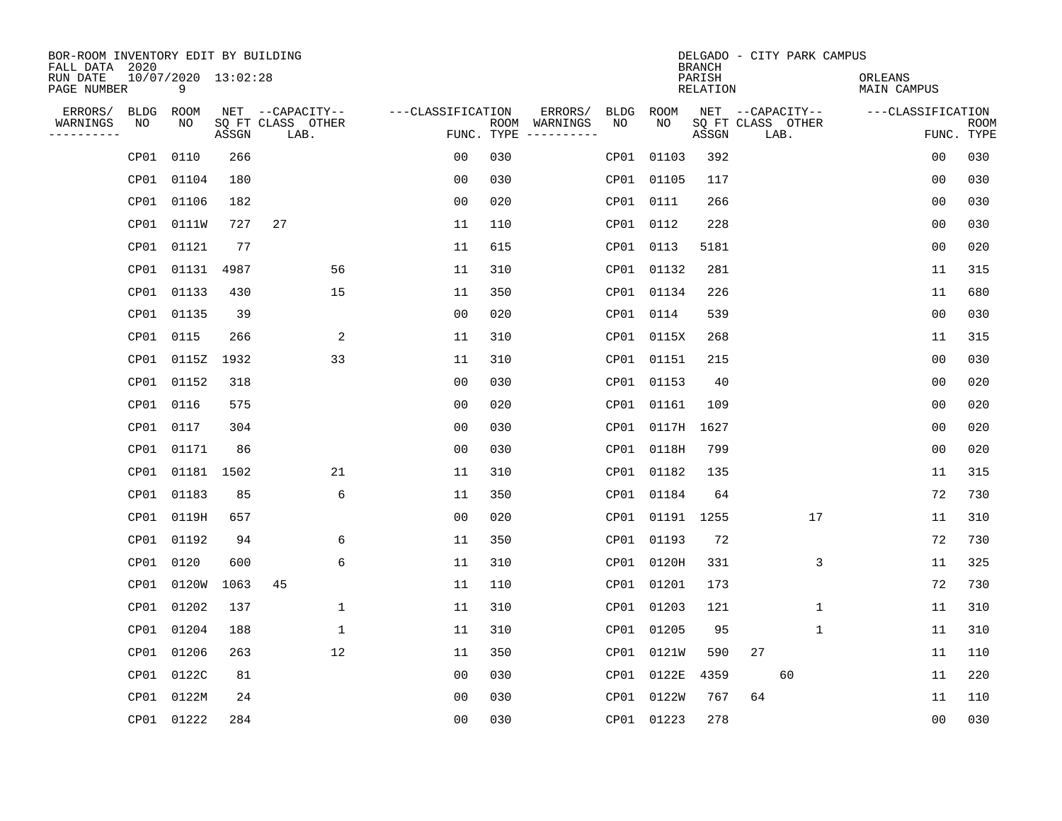BOR-ROOM INVENTORY EDIT BY BUILDING
FALL DATA 2020
RUN DATE 10/07/2020 13:02:28
PAGE NUMBER 9

DELGADO - CITY PARK CAMPUS
BRANCH
PARISH ORLEANS
RELATION MAIN CAMPUS

| ERRORS/ WARNINGS | BLDG NO | ROOM NO | NET SQ FT ASSGN | CAPACITY CLASS | CAPACITY LAB. | CAPACITY OTHER | CLASSIFICATION FUNC. | ROOM TYPE | ERRORS/ WARNINGS | BLDG NO | ROOM NO | NET SQ FT ASSGN | CAPACITY CLASS | CAPACITY LAB. | CAPACITY OTHER | CLASSIFICATION FUNC. | ROOM TYPE |
|---|---|---|---|---|---|---|---|---|---|---|---|---|---|---|---|---|---|
| | CP01 | 0110 | 266 | | | | 00 | 030 | | CP01 | 01103 | 392 | | | | 00 | 030 |
| | CP01 | 01104 | 180 | | | | 00 | 030 | | CP01 | 01105 | 117 | | | | 00 | 030 |
| | CP01 | 01106 | 182 | | | | 00 | 020 | | CP01 | 0111 | 266 | | | | 00 | 030 |
| | CP01 | 0111W | 727 | 27 | | | 11 | 110 | | CP01 | 0112 | 228 | | | | 00 | 030 |
| | CP01 | 01121 | 77 | | | | 11 | 615 | | CP01 | 0113 | 5181 | | | | 00 | 020 |
| | CP01 | 01131 | 4987 | | 56 | | 11 | 310 | | CP01 | 01132 | 281 | | | | 11 | 315 |
| | CP01 | 01133 | 430 | | 15 | | 11 | 350 | | CP01 | 01134 | 226 | | | | 11 | 680 |
| | CP01 | 01135 | 39 | | | | 00 | 020 | | CP01 | 0114 | 539 | | | | 00 | 030 |
| | CP01 | 0115 | 266 | | 2 | | 11 | 310 | | CP01 | 0115X | 268 | | | | 11 | 315 |
| | CP01 | 0115Z | 1932 | | 33 | | 11 | 310 | | CP01 | 01151 | 215 | | | | 00 | 030 |
| | CP01 | 01152 | 318 | | | | 00 | 030 | | CP01 | 01153 | 40 | | | | 00 | 020 |
| | CP01 | 0116 | 575 | | | | 00 | 020 | | CP01 | 01161 | 109 | | | | 00 | 020 |
| | CP01 | 0117 | 304 | | | | 00 | 030 | | CP01 | 0117H | 1627 | | | | 00 | 020 |
| | CP01 | 01171 | 86 | | | | 00 | 030 | | CP01 | 0118H | 799 | | | | 00 | 020 |
| | CP01 | 01181 | 1502 | | 21 | | 11 | 310 | | CP01 | 01182 | 135 | | | | 11 | 315 |
| | CP01 | 01183 | 85 | | 6 | | 11 | 350 | | CP01 | 01184 | 64 | | | | 72 | 730 |
| | CP01 | 0119H | 657 | | | | 00 | 020 | | CP01 | 01191 | 1255 | | | 17 | 11 | 310 |
| | CP01 | 01192 | 94 | | 6 | | 11 | 350 | | CP01 | 01193 | 72 | | | | 72 | 730 |
| | CP01 | 0120 | 600 | | 6 | | 11 | 310 | | CP01 | 0120H | 331 | | | 3 | 11 | 325 |
| | CP01 | 0120W | 1063 | 45 | | | 11 | 110 | | CP01 | 01201 | 173 | | | | 72 | 730 |
| | CP01 | 01202 | 137 | | 1 | | 11 | 310 | | CP01 | 01203 | 121 | | | 1 | 11 | 310 |
| | CP01 | 01204 | 188 | | 1 | | 11 | 310 | | CP01 | 01205 | 95 | | | 1 | 11 | 310 |
| | CP01 | 01206 | 263 | | 12 | | 11 | 350 | | CP01 | 0121W | 590 | 27 | | | 11 | 110 |
| | CP01 | 0122C | 81 | | | | 00 | 030 | | CP01 | 0122E | 4359 | | 60 | | 11 | 220 |
| | CP01 | 0122M | 24 | | | | 00 | 030 | | CP01 | 0122W | 767 | 64 | | | 11 | 110 |
| | CP01 | 01222 | 284 | | | | 00 | 030 | | CP01 | 01223 | 278 | | | | 00 | 030 |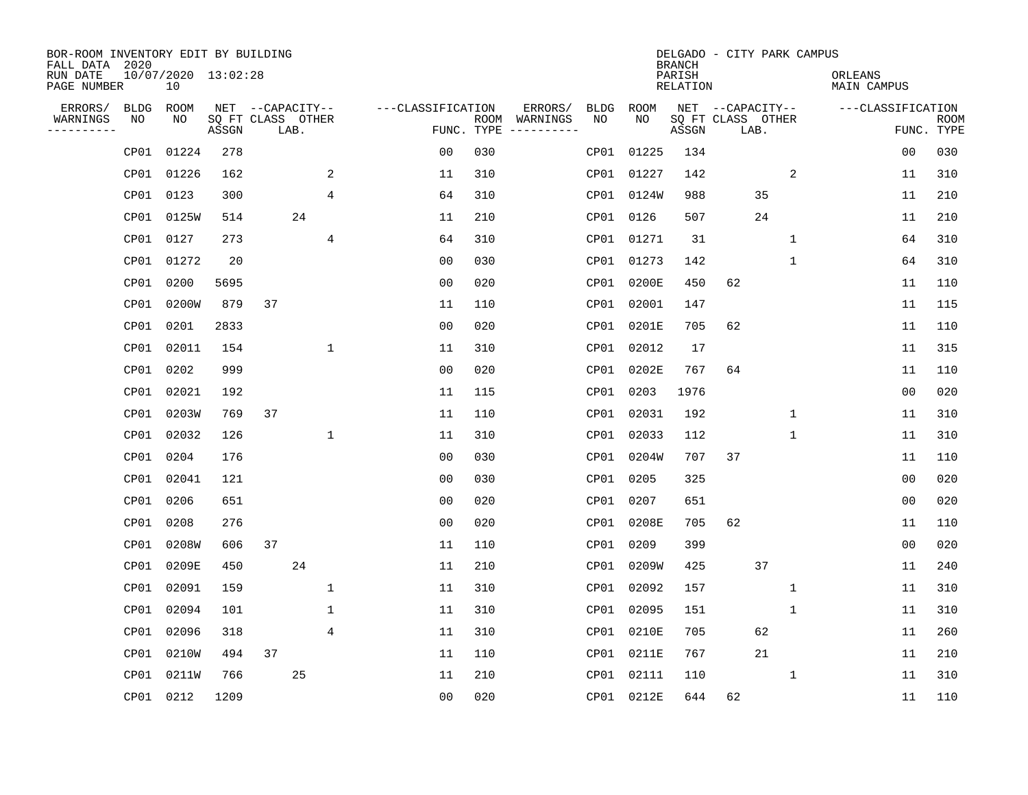BOR-ROOM INVENTORY EDIT BY BUILDING
FALL DATA 2020
RUN DATE 10/07/2020 13:02:28
PAGE NUMBER 10

DELGADO - CITY PARK CAMPUS
BRANCH
PARISH ORLEANS
RELATION MAIN CAMPUS

| ERRORS/ WARNINGS | BLDG NO | ROOM NO | NET SQ FT ASSGN | CAPACITY CLASS | CAPACITY LAB. | CAPACITY OTHER | CLASSIFICATION FUNC. | ROOM TYPE | ERRORS/ WARNINGS | BLDG NO | ROOM NO | NET SQ FT ASSGN | CAPACITY CLASS | CAPACITY LAB. | CAPACITY OTHER | CLASSIFICATION FUNC. | ROOM TYPE |
|---|---|---|---|---|---|---|---|---|---|---|---|---|---|---|---|---|---|
| | CP01 | 01224 | 278 | | | | 00 | 030 | | CP01 | 01225 | 134 | | | | 00 | 030 |
| | CP01 | 01226 | 162 | | | 2 | 11 | 310 | | CP01 | 01227 | 142 | | | 2 | 11 | 310 |
| | CP01 | 0123 | 300 | | | 4 | 64 | 310 | | CP01 | 0124W | 988 | | 35 | | 11 | 210 |
| | CP01 | 0125W | 514 | | 24 | | 11 | 210 | | CP01 | 0126 | 507 | | 24 | | 11 | 210 |
| | CP01 | 0127 | 273 | | | 4 | 64 | 310 | | CP01 | 01271 | 31 | | | 1 | 64 | 310 |
| | CP01 | 01272 | 20 | | | | 00 | 030 | | CP01 | 01273 | 142 | | | 1 | 64 | 310 |
| | CP01 | 0200 | 5695 | | | | 00 | 020 | | CP01 | 0200E | 450 | 62 | | | 11 | 110 |
| | CP01 | 0200W | 879 | 37 | | | 11 | 110 | | CP01 | 02001 | 147 | | | | 11 | 115 |
| | CP01 | 0201 | 2833 | | | | 00 | 020 | | CP01 | 0201E | 705 | 62 | | | 11 | 110 |
| | CP01 | 02011 | 154 | | | 1 | 11 | 310 | | CP01 | 02012 | 17 | | | | 11 | 315 |
| | CP01 | 0202 | 999 | | | | 00 | 020 | | CP01 | 0202E | 767 | 64 | | | 11 | 110 |
| | CP01 | 02021 | 192 | | | | 11 | 115 | | CP01 | 0203 | 1976 | | | | 00 | 020 |
| | CP01 | 0203W | 769 | 37 | | | 11 | 110 | | CP01 | 02031 | 192 | | | 1 | 11 | 310 |
| | CP01 | 02032 | 126 | | | 1 | 11 | 310 | | CP01 | 02033 | 112 | | | 1 | 11 | 310 |
| | CP01 | 0204 | 176 | | | | 00 | 030 | | CP01 | 0204W | 707 | 37 | | | 11 | 110 |
| | CP01 | 02041 | 121 | | | | 00 | 030 | | CP01 | 0205 | 325 | | | | 00 | 020 |
| | CP01 | 0206 | 651 | | | | 00 | 020 | | CP01 | 0207 | 651 | | | | 00 | 020 |
| | CP01 | 0208 | 276 | | | | 00 | 020 | | CP01 | 0208E | 705 | 62 | | | 11 | 110 |
| | CP01 | 0208W | 606 | 37 | | | 11 | 110 | | CP01 | 0209 | 399 | | | | 00 | 020 |
| | CP01 | 0209E | 450 | | 24 | | 11 | 210 | | CP01 | 0209W | 425 | | 37 | | 11 | 240 |
| | CP01 | 02091 | 159 | | | 1 | 11 | 310 | | CP01 | 02092 | 157 | | | 1 | 11 | 310 |
| | CP01 | 02094 | 101 | | | 1 | 11 | 310 | | CP01 | 02095 | 151 | | | 1 | 11 | 310 |
| | CP01 | 02096 | 318 | | | 4 | 11 | 310 | | CP01 | 0210E | 705 | | 62 | | 11 | 260 |
| | CP01 | 0210W | 494 | 37 | | | 11 | 110 | | CP01 | 0211E | 767 | | 21 | | 11 | 210 |
| | CP01 | 0211W | 766 | | 25 | | 11 | 210 | | CP01 | 02111 | 110 | | | 1 | 11 | 310 |
| | CP01 | 0212 | 1209 | | | | 00 | 020 | | CP01 | 0212E | 644 | 62 | | | 11 | 110 |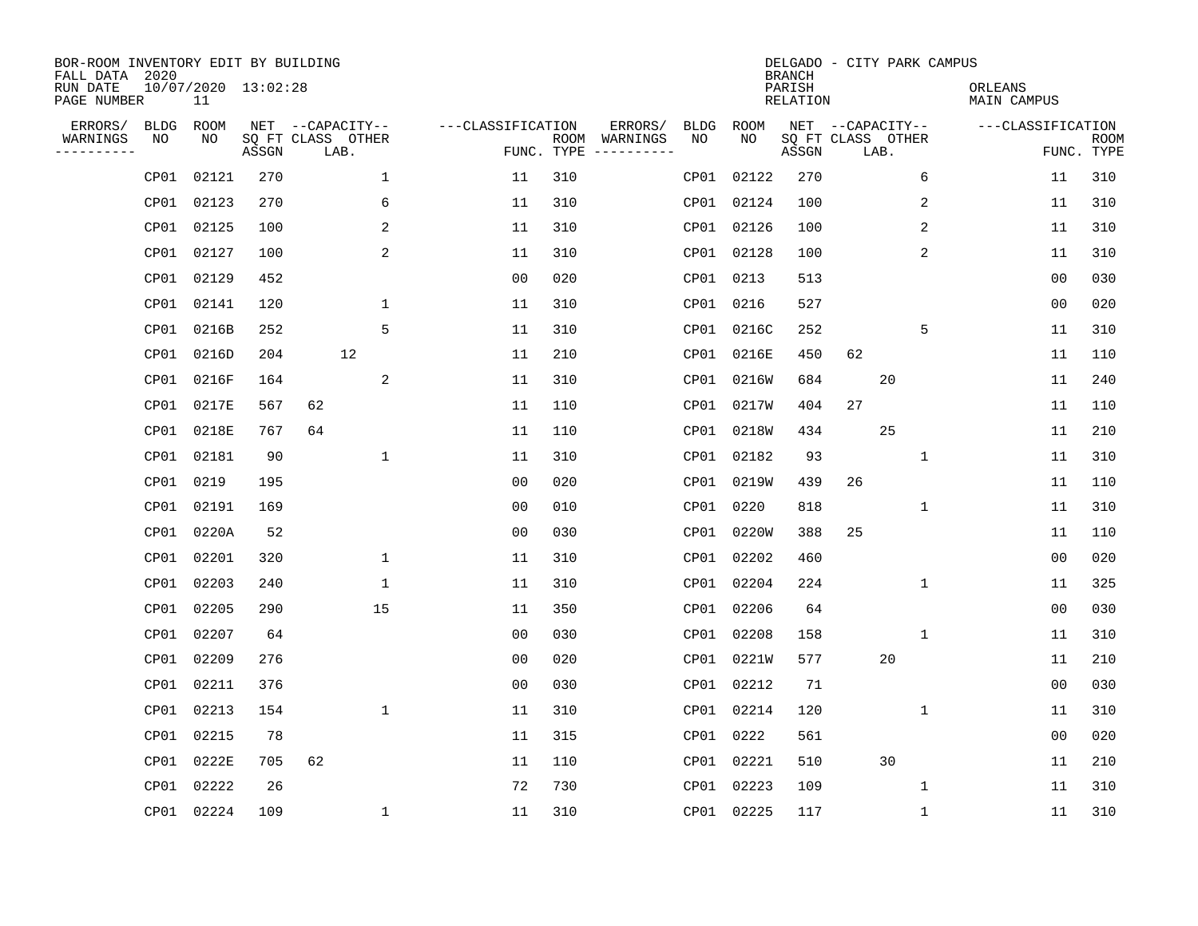BOR-ROOM INVENTORY EDIT BY BUILDING
FALL DATA 2020
RUN DATE 10/07/2020 13:02:28
PAGE NUMBER 11

DELGADO - CITY PARK CAMPUS
BRANCH
PARISH ORLEANS
RELATION MAIN CAMPUS

| ERRORS/ WARNINGS | BLDG NO | ROOM NO | NET SQ FT ASSGN | --CAPACITY-- CLASS | LAB. | OTHER | ---CLASSIFICATION FUNC. | ROOM TYPE | ERRORS/ WARNINGS | BLDG NO | ROOM NO | NET SQ FT ASSGN | --CAPACITY-- CLASS | LAB. | OTHER | ---CLASSIFICATION FUNC. | ROOM TYPE |
|---|---|---|---|---|---|---|---|---|---|---|---|---|---|---|---|---|---|
| | CP01 | 02121 | 270 | | | 1 | 11 | 310 | | CP01 | 02122 | 270 | | | 6 | 11 | 310 |
| | CP01 | 02123 | 270 | | | 6 | 11 | 310 | | CP01 | 02124 | 100 | | | 2 | 11 | 310 |
| | CP01 | 02125 | 100 | | | 2 | 11 | 310 | | CP01 | 02126 | 100 | | | 2 | 11 | 310 |
| | CP01 | 02127 | 100 | | | 2 | 11 | 310 | | CP01 | 02128 | 100 | | | 2 | 11 | 310 |
| | CP01 | 02129 | 452 | | | | 00 | 020 | | CP01 | 0213 | 513 | | | | 00 | 030 |
| | CP01 | 02141 | 120 | | | 1 | 11 | 310 | | CP01 | 0216 | 527 | | | | 00 | 020 |
| | CP01 | 0216B | 252 | | | 5 | 11 | 310 | | CP01 | 0216C | 252 | | | 5 | 11 | 310 |
| | CP01 | 0216D | 204 | | 12 | | 11 | 210 | | CP01 | 0216E | 450 | 62 | | | 11 | 110 |
| | CP01 | 0216F | 164 | | | 2 | 11 | 310 | | CP01 | 0216W | 684 | | 20 | | 11 | 240 |
| | CP01 | 0217E | 567 | 62 | | | 11 | 110 | | CP01 | 0217W | 404 | 27 | | | 11 | 110 |
| | CP01 | 0218E | 767 | 64 | | | 11 | 110 | | CP01 | 0218W | 434 | | 25 | | 11 | 210 |
| | CP01 | 02181 | 90 | | | 1 | 11 | 310 | | CP01 | 02182 | 93 | | | 1 | 11 | 310 |
| | CP01 | 0219 | 195 | | | | 00 | 020 | | CP01 | 0219W | 439 | 26 | | | 11 | 110 |
| | CP01 | 02191 | 169 | | | | 00 | 010 | | CP01 | 0220 | 818 | | | 1 | 11 | 310 |
| | CP01 | 0220A | 52 | | | | 00 | 030 | | CP01 | 0220W | 388 | 25 | | | 11 | 110 |
| | CP01 | 02201 | 320 | | | 1 | 11 | 310 | | CP01 | 02202 | 460 | | | | 00 | 020 |
| | CP01 | 02203 | 240 | | | 1 | 11 | 310 | | CP01 | 02204 | 224 | | | 1 | 11 | 325 |
| | CP01 | 02205 | 290 | | | 15 | 11 | 350 | | CP01 | 02206 | 64 | | | | 00 | 030 |
| | CP01 | 02207 | 64 | | | | 00 | 030 | | CP01 | 02208 | 158 | | | 1 | 11 | 310 |
| | CP01 | 02209 | 276 | | | | 00 | 020 | | CP01 | 0221W | 577 | | 20 | | 11 | 210 |
| | CP01 | 02211 | 376 | | | | 00 | 030 | | CP01 | 02212 | 71 | | | | 00 | 030 |
| | CP01 | 02213 | 154 | | | 1 | 11 | 310 | | CP01 | 02214 | 120 | | | 1 | 11 | 310 |
| | CP01 | 02215 | 78 | | | | 11 | 315 | | CP01 | 0222 | 561 | | | | 00 | 020 |
| | CP01 | 0222E | 705 | 62 | | | 11 | 110 | | CP01 | 02221 | 510 | | 30 | | 11 | 210 |
| | CP01 | 02222 | 26 | | | | 72 | 730 | | CP01 | 02223 | 109 | | | 1 | 11 | 310 |
| | CP01 | 02224 | 109 | | | 1 | 11 | 310 | | CP01 | 02225 | 117 | | | 1 | 11 | 310 |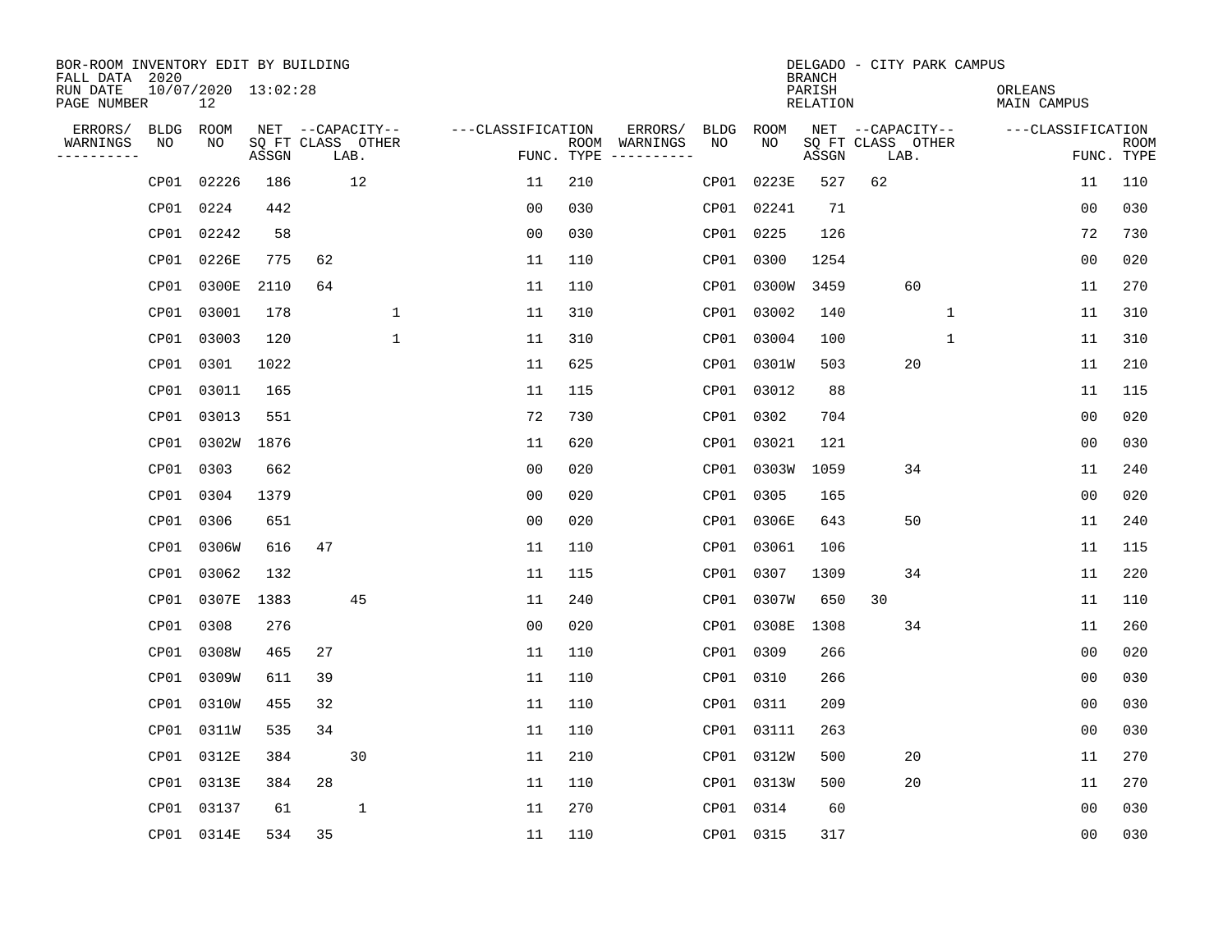BOR-ROOM INVENTORY EDIT BY BUILDING
FALL DATA 2020
RUN DATE 10/07/2020 13:02:28
PAGE NUMBER 12

DELGADO - CITY PARK CAMPUS
BRANCH
PARISH ORLEANS
RELATION MAIN CAMPUS

| ERRORS/ WARNINGS | BLDG NO | ROOM NO | NET ASSGN SQ FT | CAPACITY CLASS | CAPACITY LAB. | CAPACITY OTHER | CLASSIFICATION FUNC. | ROOM TYPE | ERRORS/ WARNINGS | BLDG NO | ROOM NO | NET ASSGN SQ FT | CAPACITY CLASS | CAPACITY LAB. | CAPACITY OTHER | CLASSIFICATION FUNC. | ROOM TYPE |
|---|---|---|---|---|---|---|---|---|---|---|---|---|---|---|---|---|---|
| | CP01 | 02226 | 186 | | 12 | | 11 | 210 | | CP01 | 0223E | 527 | 62 | | | 11 | 110 |
| | CP01 | 0224 | 442 | | | | 00 | 030 | | CP01 | 02241 | 71 | | | | 00 | 030 |
| | CP01 | 02242 | 58 | | | | 00 | 030 | | CP01 | 0225 | 126 | | | | 72 | 730 |
| | CP01 | 0226E | 775 | 62 | | | 11 | 110 | | CP01 | 0300 | 1254 | | | | 00 | 020 |
| | CP01 | 0300E | 2110 | 64 | | | 11 | 110 | | CP01 | 0300W | 3459 | | 60 | | 11 | 270 |
| | CP01 | 03001 | 178 | | | 1 | 11 | 310 | | CP01 | 03002 | 140 | | | 1 | 11 | 310 |
| | CP01 | 03003 | 120 | | | 1 | 11 | 310 | | CP01 | 03004 | 100 | | | 1 | 11 | 310 |
| | CP01 | 0301 | 1022 | | | | 11 | 625 | | CP01 | 0301W | 503 | | 20 | | 11 | 210 |
| | CP01 | 03011 | 165 | | | | 11 | 115 | | CP01 | 03012 | 88 | | | | 11 | 115 |
| | CP01 | 03013 | 551 | | | | 72 | 730 | | CP01 | 0302 | 704 | | | | 00 | 020 |
| | CP01 | 0302W | 1876 | | | | 11 | 620 | | CP01 | 03021 | 121 | | | | 00 | 030 |
| | CP01 | 0303 | 662 | | | | 00 | 020 | | CP01 | 0303W | 1059 | | 34 | | 11 | 240 |
| | CP01 | 0304 | 1379 | | | | 00 | 020 | | CP01 | 0305 | 165 | | | | 00 | 020 |
| | CP01 | 0306 | 651 | | | | 00 | 020 | | CP01 | 0306E | 643 | | 50 | | 11 | 240 |
| | CP01 | 0306W | 616 | 47 | | | 11 | 110 | | CP01 | 03061 | 106 | | | | 11 | 115 |
| | CP01 | 03062 | 132 | | | | 11 | 115 | | CP01 | 0307 | 1309 | | 34 | | 11 | 220 |
| | CP01 | 0307E | 1383 | | 45 | | 11 | 240 | | CP01 | 0307W | 650 | 30 | | | 11 | 110 |
| | CP01 | 0308 | 276 | | | | 00 | 020 | | CP01 | 0308E | 1308 | | 34 | | 11 | 260 |
| | CP01 | 0308W | 465 | 27 | | | 11 | 110 | | CP01 | 0309 | 266 | | | | 00 | 020 |
| | CP01 | 0309W | 611 | 39 | | | 11 | 110 | | CP01 | 0310 | 266 | | | | 00 | 030 |
| | CP01 | 0310W | 455 | 32 | | | 11 | 110 | | CP01 | 0311 | 209 | | | | 00 | 030 |
| | CP01 | 0311W | 535 | 34 | | | 11 | 110 | | CP01 | 03111 | 263 | | | | 00 | 030 |
| | CP01 | 0312E | 384 | | 30 | | 11 | 210 | | CP01 | 0312W | 500 | | 20 | | 11 | 270 |
| | CP01 | 0313E | 384 | 28 | | | 11 | 110 | | CP01 | 0313W | 500 | | 20 | | 11 | 270 |
| | CP01 | 03137 | 61 | | 1 | | 11 | 270 | | CP01 | 0314 | 60 | | | | 00 | 030 |
| | CP01 | 0314E | 534 | 35 | | | 11 | 110 | | CP01 | 0315 | 317 | | | | 00 | 030 |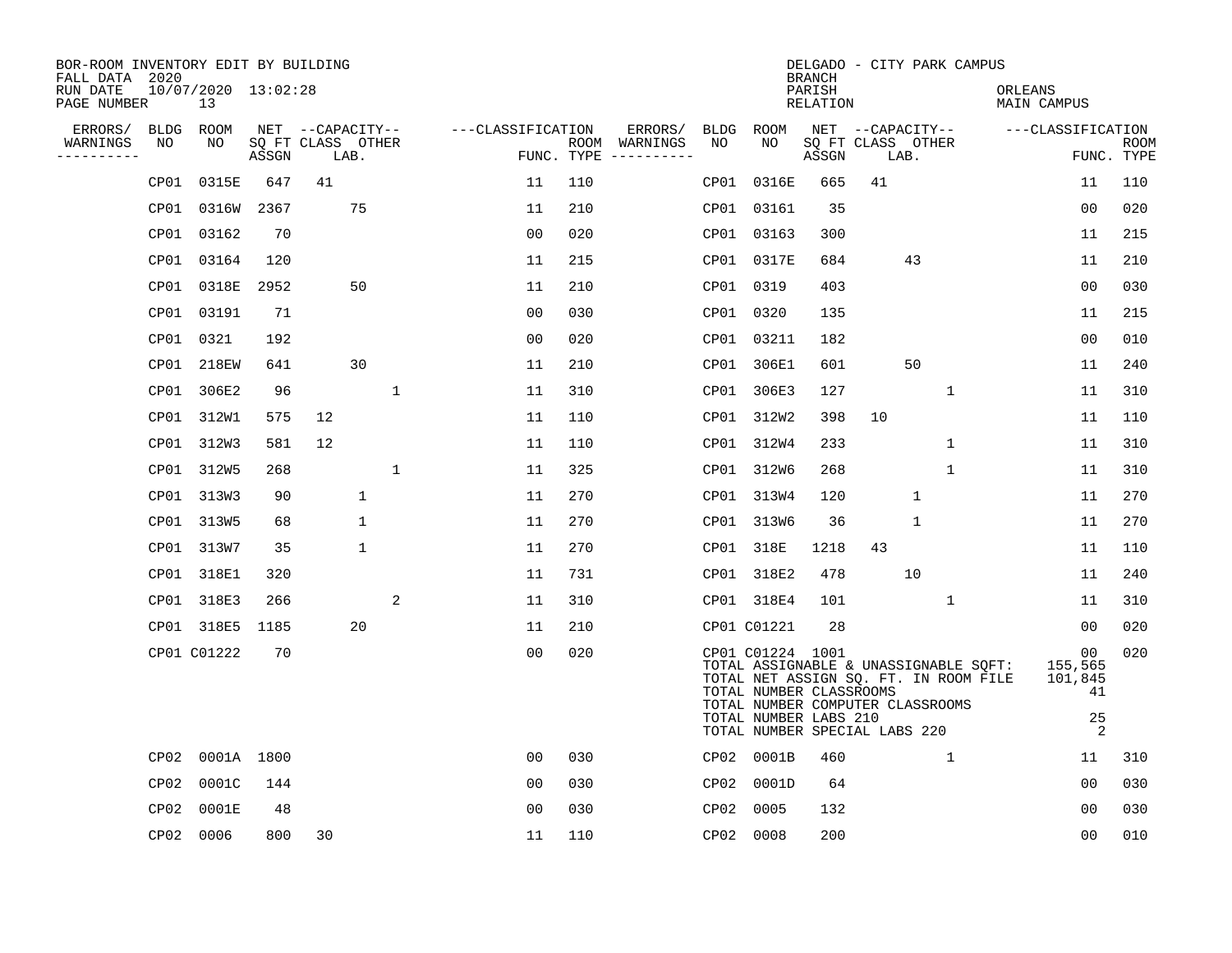BOR-ROOM INVENTORY EDIT BY BUILDING
FALL DATA 2020
RUN DATE 10/07/2020 13:02:28
PAGE NUMBER 13

DELGADO - CITY PARK CAMPUS
BRANCH
PARISH ORLEANS
RELATION MAIN CAMPUS

| ERRORS/ WARNINGS | BLDG NO | ROOM NO | NET SQ FT ASSGN | CAPACITY CLASS | CAPACITY LAB. | CAPACITY OTHER | FUNC. | ROOM TYPE | ERRORS/ WARNINGS | BLDG NO | ROOM NO | NET SQ FT ASSGN | CAPACITY CLASS | CAPACITY LAB. | CAPACITY OTHER | FUNC. | ROOM TYPE |
|---|---|---|---|---|---|---|---|---|---|---|---|---|---|---|---|---|---|
| | CP01 | 0315E | 647 | 41 | | | 11 | 110 | | CP01 | 0316E | 665 | 41 | | | 11 | 110 |
| | CP01 | 0316W | 2367 | | 75 | | 11 | 210 | | CP01 | 03161 | 35 | | | | 00 | 020 |
| | CP01 | 03162 | 70 | | | | 00 | 020 | | CP01 | 03163 | 300 | | | | 11 | 215 |
| | CP01 | 03164 | 120 | | | | 11 | 215 | | CP01 | 0317E | 684 | | 43 | | 11 | 210 |
| | CP01 | 0318E | 2952 | | 50 | | 11 | 210 | | CP01 | 0319 | 403 | | | | 00 | 030 |
| | CP01 | 03191 | 71 | | | | 00 | 030 | | CP01 | 0320 | 135 | | | | 11 | 215 |
| | CP01 | 0321 | 192 | | | | 00 | 020 | | CP01 | 03211 | 182 | | | | 00 | 010 |
| | CP01 | 218EW | 641 | | 30 | | 11 | 210 | | CP01 | 306E1 | 601 | | 50 | | 11 | 240 |
| | CP01 | 306E2 | 96 | | | 1 | 11 | 310 | | CP01 | 306E3 | 127 | | | 1 | 11 | 310 |
| | CP01 | 312W1 | 575 | 12 | | | 11 | 110 | | CP01 | 312W2 | 398 | 10 | | | 11 | 110 |
| | CP01 | 312W3 | 581 | 12 | | | 11 | 110 | | CP01 | 312W4 | 233 | | | 1 | 11 | 310 |
| | CP01 | 312W5 | 268 | | | 1 | 11 | 325 | | CP01 | 312W6 | 268 | | | 1 | 11 | 310 |
| | CP01 | 313W3 | 90 | | 1 | | 11 | 270 | | CP01 | 313W4 | 120 | | 1 | | 11 | 270 |
| | CP01 | 313W5 | 68 | | 1 | | 11 | 270 | | CP01 | 313W6 | 36 | | 1 | | 11 | 270 |
| | CP01 | 313W7 | 35 | | 1 | | 11 | 270 | | CP01 | 318E | 1218 | 43 | | | 11 | 110 |
| | CP01 | 318E1 | 320 | | | | 11 | 731 | | CP01 | 318E2 | 478 | | 10 | | 11 | 240 |
| | CP01 | 318E3 | 266 | | | 2 | 11 | 310 | | CP01 | 318E4 | 101 | | | 1 | 11 | 310 |
| | CP01 | 318E5 | 1185 | | 20 | | 11 | 210 | | CP01 | C01221 | 28 | | | | 00 | 020 |
| | CP01 | C01222 | 70 | | | | 00 | 020 | | CP01 | C01224 | 1001 | | | | 00 | 020 |
| | CP02 | 0001A | 1800 | | | | 00 | 030 | | CP02 | 0001B | 460 | | | 1 | 11 | 310 |
| | CP02 | 0001C | 144 | | | | 00 | 030 | | CP02 | 0001D | 64 | | | | 00 | 030 |
| | CP02 | 0001E | 48 | | | | 00 | 030 | | CP02 | 0005 | 132 | | | | 00 | 030 |
| | CP02 | 0006 | 800 | 30 | | | 11 | 110 | | CP02 | 0008 | 200 | | | | 00 | 010 |

TOTAL ASSIGNABLE & UNASSIGNABLE SQFT: 155,565
TOTAL NET ASSIGN SQ. FT. IN ROOM FILE 101,845
TOTAL NUMBER CLASSROOMS 41
TOTAL NUMBER COMPUTER CLASSROOMS
TOTAL NUMBER LABS 210 25
TOTAL NUMBER SPECIAL LABS 220 2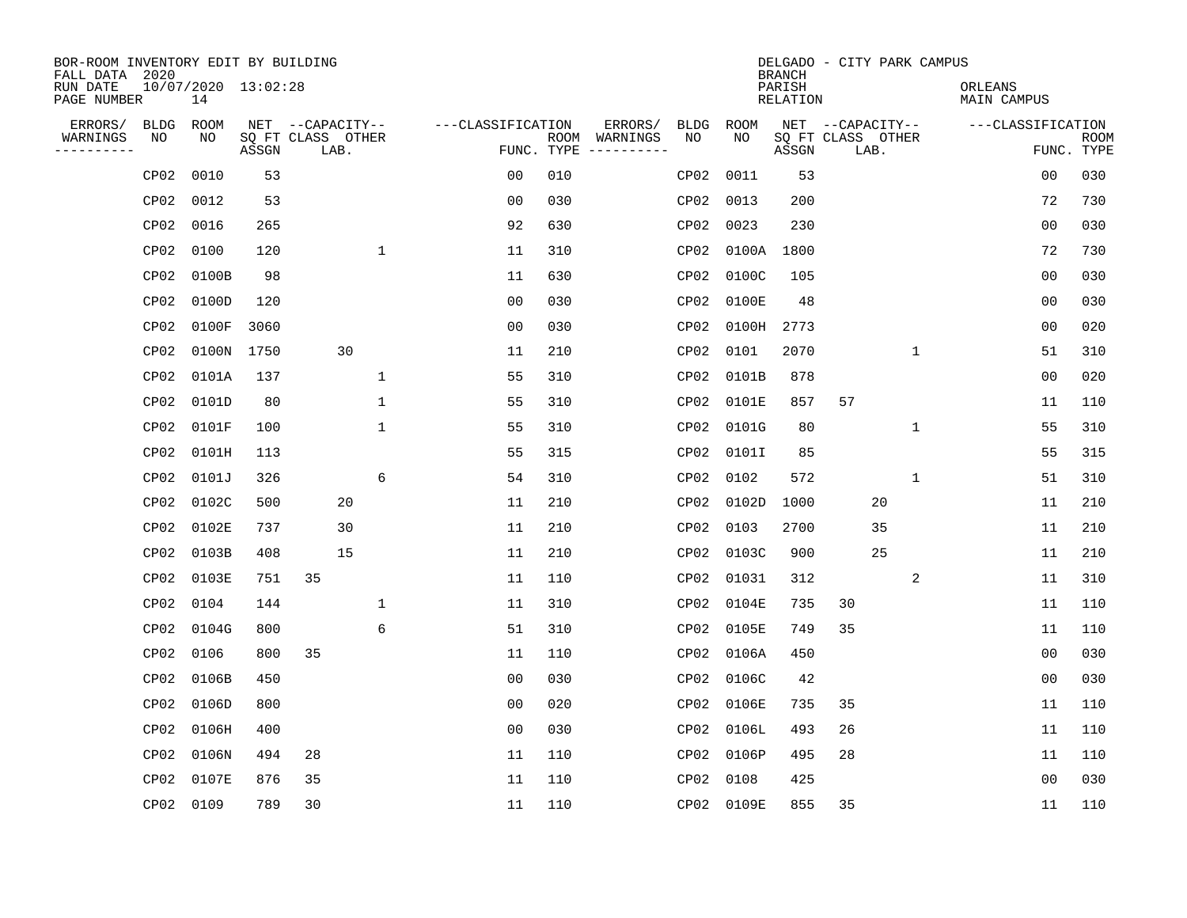BOR-ROOM INVENTORY EDIT BY BUILDING
FALL DATA 2020
RUN DATE 10/07/2020 13:02:28
PAGE NUMBER 14

DELGADO - CITY PARK CAMPUS
BRANCH
PARISH ORLEANS
RELATION MAIN CAMPUS

| ERRORS/ WARNINGS | BLDG NO | ROOM NO | NET SQ FT ASSGN | CAPACITY CLASS | CAPACITY LAB. | CAPACITY OTHER | FUNC. | ROOM TYPE | ERRORS/ WARNINGS | BLDG NO | ROOM NO | NET SQ FT ASSGN | CAPACITY CLASS | CAPACITY LAB. | CAPACITY OTHER | FUNC. | ROOM TYPE |
|---|---|---|---|---|---|---|---|---|---|---|---|---|---|---|---|---|---|
| | CP02 | 0010 | 53 | | | | 00 | 010 | | CP02 | 0011 | 53 | | | | 00 | 030 |
| | CP02 | 0012 | 53 | | | | 00 | 030 | | CP02 | 0013 | 200 | | | | 72 | 730 |
| | CP02 | 0016 | 265 | | | | 92 | 630 | | CP02 | 0023 | 230 | | | | 00 | 030 |
| | CP02 | 0100 | 120 | | | 1 | 11 | 310 | | CP02 | 0100A | 1800 | | | | 72 | 730 |
| | CP02 | 0100B | 98 | | | | 11 | 630 | | CP02 | 0100C | 105 | | | | 00 | 030 |
| | CP02 | 0100D | 120 | | | | 00 | 030 | | CP02 | 0100E | 48 | | | | 00 | 030 |
| | CP02 | 0100F | 3060 | | | | 00 | 030 | | CP02 | 0100H | 2773 | | | | 00 | 020 |
| | CP02 | 0100N | 1750 | | 30 | | 11 | 210 | | CP02 | 0101 | 2070 | | | 1 | 51 | 310 |
| | CP02 | 0101A | 137 | | | 1 | 55 | 310 | | CP02 | 0101B | 878 | | | | 00 | 020 |
| | CP02 | 0101D | 80 | | | 1 | 55 | 310 | | CP02 | 0101E | 857 | 57 | | | 11 | 110 |
| | CP02 | 0101F | 100 | | | 1 | 55 | 310 | | CP02 | 0101G | 80 | | | 1 | 55 | 310 |
| | CP02 | 0101H | 113 | | | | 55 | 315 | | CP02 | 0101I | 85 | | | | 55 | 315 |
| | CP02 | 0101J | 326 | | | 6 | 54 | 310 | | CP02 | 0102 | 572 | | | 1 | 51 | 310 |
| | CP02 | 0102C | 500 | | 20 | | 11 | 210 | | CP02 | 0102D | 1000 | | 20 | | 11 | 210 |
| | CP02 | 0102E | 737 | | 30 | | 11 | 210 | | CP02 | 0103 | 2700 | | 35 | | 11 | 210 |
| | CP02 | 0103B | 408 | | 15 | | 11 | 210 | | CP02 | 0103C | 900 | | 25 | | 11 | 210 |
| | CP02 | 0103E | 751 | 35 | | | 11 | 110 | | CP02 | 01031 | 312 | | | 2 | 11 | 310 |
| | CP02 | 0104 | 144 | | | 1 | 11 | 310 | | CP02 | 0104E | 735 | 30 | | | 11 | 110 |
| | CP02 | 0104G | 800 | | | 6 | 51 | 310 | | CP02 | 0105E | 749 | 35 | | | 11 | 110 |
| | CP02 | 0106 | 800 | 35 | | | 11 | 110 | | CP02 | 0106A | 450 | | | | 00 | 030 |
| | CP02 | 0106B | 450 | | | | 00 | 030 | | CP02 | 0106C | 42 | | | | 00 | 030 |
| | CP02 | 0106D | 800 | | | | 00 | 020 | | CP02 | 0106E | 735 | 35 | | | 11 | 110 |
| | CP02 | 0106H | 400 | | | | 00 | 030 | | CP02 | 0106L | 493 | 26 | | | 11 | 110 |
| | CP02 | 0106N | 494 | 28 | | | 11 | 110 | | CP02 | 0106P | 495 | 28 | | | 11 | 110 |
| | CP02 | 0107E | 876 | 35 | | | 11 | 110 | | CP02 | 0108 | 425 | | | | 00 | 030 |
| | CP02 | 0109 | 789 | 30 | | | 11 | 110 | | CP02 | 0109E | 855 | 35 | | | 11 | 110 |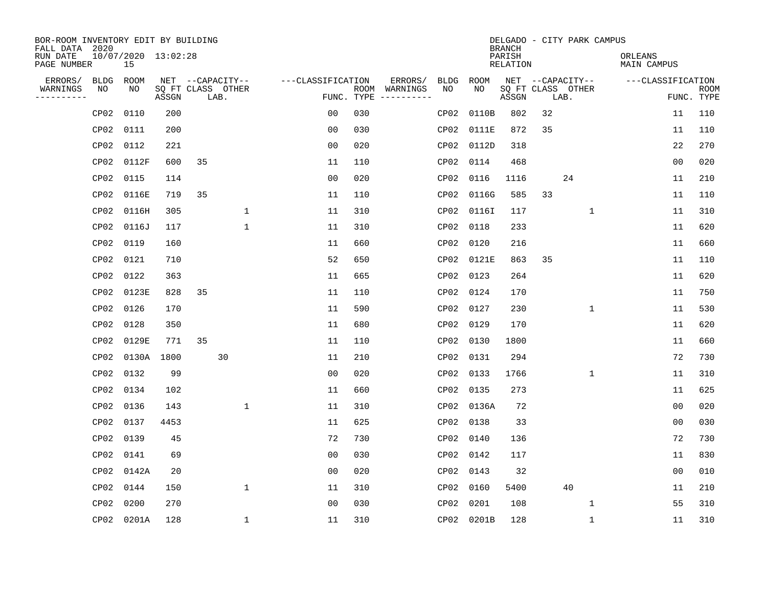BOR-ROOM INVENTORY EDIT BY BUILDING
FALL DATA 2020
RUN DATE 10/07/2020 13:02:28
PAGE NUMBER 15

DELGADO - CITY PARK CAMPUS
BRANCH
PARISH ORLEANS
RELATION MAIN CAMPUS

| ERRORS/ WARNINGS | BLDG NO | ROOM NO | NET SQ FT ASSGN | CAPACITY CLASS LAB. | CAPACITY OTHER | CLASSIFICATION FUNC. | ROOM TYPE | ERRORS/ WARNINGS | BLDG NO | ROOM NO | NET SQ FT ASSGN | CAPACITY CLASS LAB. | CAPACITY OTHER | CLASSIFICATION FUNC. | ROOM TYPE |
|---|---|---|---|---|---|---|---|---|---|---|---|---|---|---|---|
| | CP02 | 0110 | 200 | | | 00 | 030 | | CP02 | 0110B | 802 | 32 | | 11 | 110 |
| | CP02 | 0111 | 200 | | | 00 | 030 | | CP02 | 0111E | 872 | 35 | | 11 | 110 |
| | CP02 | 0112 | 221 | | | 00 | 020 | | CP02 | 0112D | 318 | | | 22 | 270 |
| | CP02 | 0112F | 600 | 35 | | 11 | 110 | | CP02 | 0114 | 468 | | | 00 | 020 |
| | CP02 | 0115 | 114 | | | 00 | 020 | | CP02 | 0116 | 1116 | 24 | | 11 | 210 |
| | CP02 | 0116E | 719 | 35 | | 11 | 110 | | CP02 | 0116G | 585 | 33 | | 11 | 110 |
| | CP02 | 0116H | 305 | | 1 | 11 | 310 | | CP02 | 0116I | 117 | | 1 | 11 | 310 |
| | CP02 | 0116J | 117 | | 1 | 11 | 310 | | CP02 | 0118 | 233 | | | 11 | 620 |
| | CP02 | 0119 | 160 | | | 11 | 660 | | CP02 | 0120 | 216 | | | 11 | 660 |
| | CP02 | 0121 | 710 | | | 52 | 650 | | CP02 | 0121E | 863 | 35 | | 11 | 110 |
| | CP02 | 0122 | 363 | | | 11 | 665 | | CP02 | 0123 | 264 | | | 11 | 620 |
| | CP02 | 0123E | 828 | 35 | | 11 | 110 | | CP02 | 0124 | 170 | | | 11 | 750 |
| | CP02 | 0126 | 170 | | | 11 | 590 | | CP02 | 0127 | 230 | | 1 | 11 | 530 |
| | CP02 | 0128 | 350 | | | 11 | 680 | | CP02 | 0129 | 170 | | | 11 | 620 |
| | CP02 | 0129E | 771 | 35 | | 11 | 110 | | CP02 | 0130 | 1800 | | | 11 | 660 |
| | CP02 | 0130A | 1800 | 30 | | 11 | 210 | | CP02 | 0131 | 294 | | | 72 | 730 |
| | CP02 | 0132 | 99 | | | 00 | 020 | | CP02 | 0133 | 1766 | | 1 | 11 | 310 |
| | CP02 | 0134 | 102 | | | 11 | 660 | | CP02 | 0135 | 273 | | | 11 | 625 |
| | CP02 | 0136 | 143 | | 1 | 11 | 310 | | CP02 | 0136A | 72 | | | 00 | 020 |
| | CP02 | 0137 | 4453 | | | 11 | 625 | | CP02 | 0138 | 33 | | | 00 | 030 |
| | CP02 | 0139 | 45 | | | 72 | 730 | | CP02 | 0140 | 136 | | | 72 | 730 |
| | CP02 | 0141 | 69 | | | 00 | 030 | | CP02 | 0142 | 117 | | | 11 | 830 |
| | CP02 | 0142A | 20 | | | 00 | 020 | | CP02 | 0143 | 32 | | | 00 | 010 |
| | CP02 | 0144 | 150 | | 1 | 11 | 310 | | CP02 | 0160 | 5400 | 40 | | 11 | 210 |
| | CP02 | 0200 | 270 | | | 00 | 030 | | CP02 | 0201 | 108 | | 1 | 55 | 310 |
| | CP02 | 0201A | 128 | | 1 | 11 | 310 | | CP02 | 0201B | 128 | | 1 | 11 | 310 |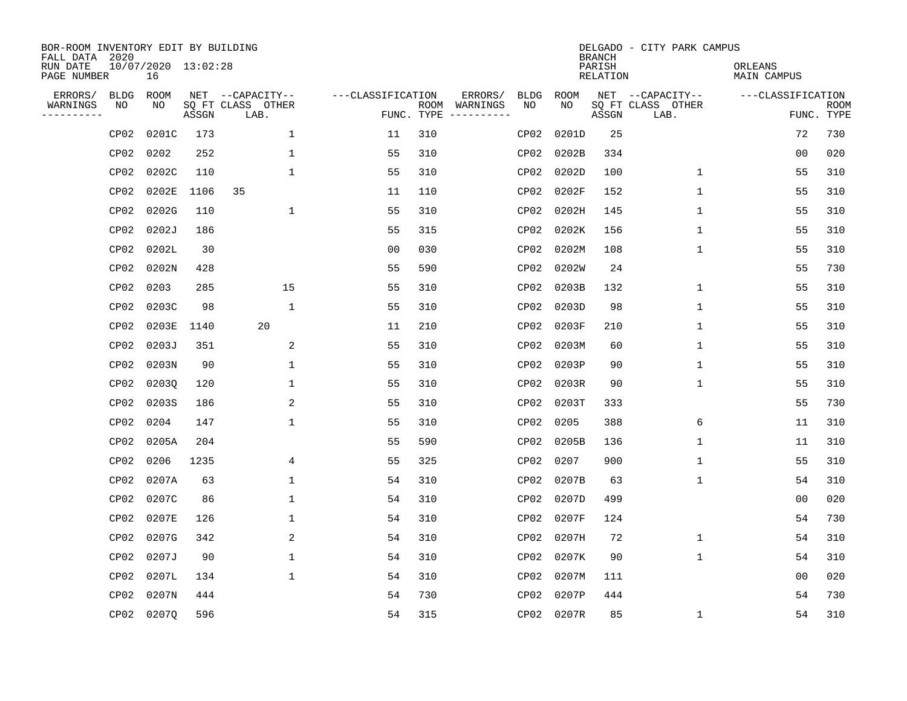BOR-ROOM INVENTORY EDIT BY BUILDING
FALL DATA 2020
RUN DATE 10/07/2020 13:02:28
PAGE NUMBER 16

DELGADO - CITY PARK CAMPUS
BRANCH
PARISH ORLEANS
RELATION MAIN CAMPUS

| ERRORS/ WARNINGS | BLDG NO | ROOM NO | NET SQ FT ASSGN | CAPACITY CLASS LAB. | CAPACITY OTHER | CLASSIFICATION FUNC. | ROOM TYPE | ERRORS/ WARNINGS | BLDG NO | ROOM NO | NET SQ FT ASSGN | CAPACITY CLASS LAB. | CAPACITY OTHER | CLASSIFICATION FUNC. | ROOM TYPE |
|---|---|---|---|---|---|---|---|---|---|---|---|---|---|---|---|
| | CP02 | 0201C | 173 | | 1 | 11 | 310 | | CP02 | 0201D | 25 | | | 72 | 730 |
| | CP02 | 0202 | 252 | | 1 | 55 | 310 | | CP02 | 0202B | 334 | | | 00 | 020 |
| | CP02 | 0202C | 110 | | 1 | 55 | 310 | | CP02 | 0202D | 100 | | 1 | 55 | 310 |
| | CP02 | 0202E | 1106 | 35 | | 11 | 110 | | CP02 | 0202F | 152 | | 1 | 55 | 310 |
| | CP02 | 0202G | 110 | | 1 | 55 | 310 | | CP02 | 0202H | 145 | | 1 | 55 | 310 |
| | CP02 | 0202J | 186 | | | 55 | 315 | | CP02 | 0202K | 156 | | 1 | 55 | 310 |
| | CP02 | 0202L | 30 | | | 00 | 030 | | CP02 | 0202M | 108 | | 1 | 55 | 310 |
| | CP02 | 0202N | 428 | | | 55 | 590 | | CP02 | 0202W | 24 | | | 55 | 730 |
| | CP02 | 0203 | 285 | | 15 | 55 | 310 | | CP02 | 0203B | 132 | | 1 | 55 | 310 |
| | CP02 | 0203C | 98 | | 1 | 55 | 310 | | CP02 | 0203D | 98 | | 1 | 55 | 310 |
| | CP02 | 0203E | 1140 | 20 | | 11 | 210 | | CP02 | 0203F | 210 | | 1 | 55 | 310 |
| | CP02 | 0203J | 351 | | 2 | 55 | 310 | | CP02 | 0203M | 60 | | 1 | 55 | 310 |
| | CP02 | 0203N | 90 | | 1 | 55 | 310 | | CP02 | 0203P | 90 | | 1 | 55 | 310 |
| | CP02 | 0203Q | 120 | | 1 | 55 | 310 | | CP02 | 0203R | 90 | | 1 | 55 | 310 |
| | CP02 | 0203S | 186 | | 2 | 55 | 310 | | CP02 | 0203T | 333 | | | 55 | 730 |
| | CP02 | 0204 | 147 | | 1 | 55 | 310 | | CP02 | 0205 | 388 | | 6 | 11 | 310 |
| | CP02 | 0205A | 204 | | | 55 | 590 | | CP02 | 0205B | 136 | | 1 | 11 | 310 |
| | CP02 | 0206 | 1235 | | 4 | 55 | 325 | | CP02 | 0207 | 900 | | 1 | 55 | 310 |
| | CP02 | 0207A | 63 | | 1 | 54 | 310 | | CP02 | 0207B | 63 | | 1 | 54 | 310 |
| | CP02 | 0207C | 86 | | 1 | 54 | 310 | | CP02 | 0207D | 499 | | | 00 | 020 |
| | CP02 | 0207E | 126 | | 1 | 54 | 310 | | CP02 | 0207F | 124 | | | 54 | 730 |
| | CP02 | 0207G | 342 | | 2 | 54 | 310 | | CP02 | 0207H | 72 | | 1 | 54 | 310 |
| | CP02 | 0207J | 90 | | 1 | 54 | 310 | | CP02 | 0207K | 90 | | 1 | 54 | 310 |
| | CP02 | 0207L | 134 | | 1 | 54 | 310 | | CP02 | 0207M | 111 | | | 00 | 020 |
| | CP02 | 0207N | 444 | | | 54 | 730 | | CP02 | 0207P | 444 | | | 54 | 730 |
| | CP02 | 0207Q | 596 | | | 54 | 315 | | CP02 | 0207R | 85 | | 1 | 54 | 310 |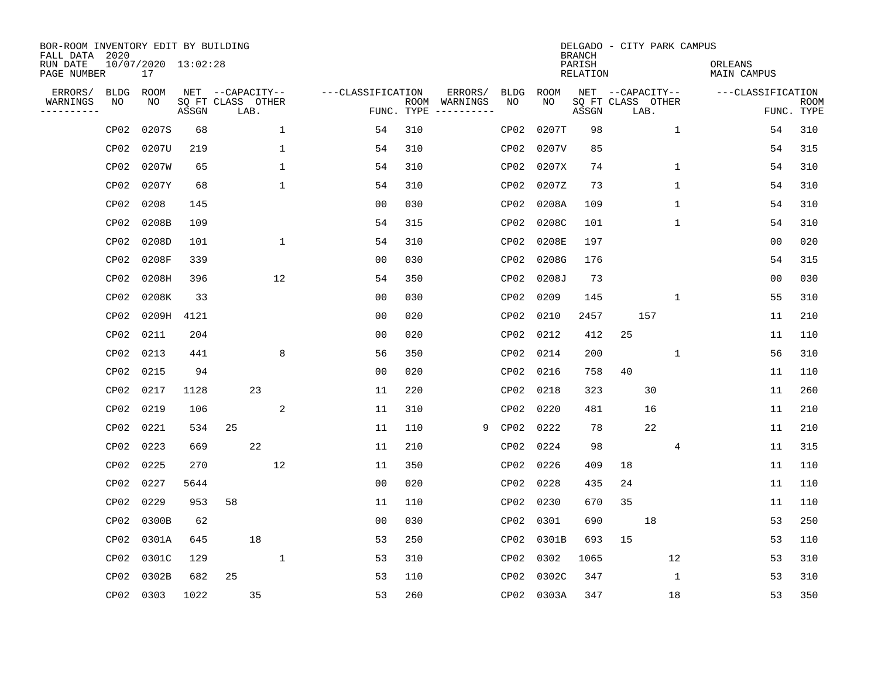BOR-ROOM INVENTORY EDIT BY BUILDING
FALL DATA 2020
RUN DATE 10/07/2020 13:02:28
PAGE NUMBER 17

DELGADO - CITY PARK CAMPUS
BRANCH
PARISH ORLEANS
RELATION MAIN CAMPUS

| ERRORS/ WARNINGS | BLDG NO | ROOM NO | NET SQ FT ASSGN | CAPACITY CLASS | CAPACITY LAB. | CAPACITY OTHER | CLASSIFICATION FUNC. | ROOM TYPE | ERRORS/ WARNINGS | BLDG NO | ROOM NO | NET SQ FT ASSGN | CAPACITY CLASS | CAPACITY LAB. | CAPACITY OTHER | CLASSIFICATION FUNC. | ROOM TYPE |
|---|---|---|---|---|---|---|---|---|---|---|---|---|---|---|---|---|---|
| | CP02 | 0207S | 68 | | | 1 | 54 | 310 | | CP02 | 0207T | 98 | | | 1 | 54 | 310 |
| | CP02 | 0207U | 219 | | | 1 | 54 | 310 | | CP02 | 0207V | 85 | | | | 54 | 315 |
| | CP02 | 0207W | 65 | | | 1 | 54 | 310 | | CP02 | 0207X | 74 | | | 1 | 54 | 310 |
| | CP02 | 0207Y | 68 | | | 1 | 54 | 310 | | CP02 | 0207Z | 73 | | | 1 | 54 | 310 |
| | CP02 | 0208 | 145 | | | | 00 | 030 | | CP02 | 0208A | 109 | | | 1 | 54 | 310 |
| | CP02 | 0208B | 109 | | | | 54 | 315 | | CP02 | 0208C | 101 | | | 1 | 54 | 310 |
| | CP02 | 0208D | 101 | | | 1 | 54 | 310 | | CP02 | 0208E | 197 | | | | 00 | 020 |
| | CP02 | 0208F | 339 | | | | 00 | 030 | | CP02 | 0208G | 176 | | | | 54 | 315 |
| | CP02 | 0208H | 396 | | | 12 | 54 | 350 | | CP02 | 0208J | 73 | | | | 00 | 030 |
| | CP02 | 0208K | 33 | | | | 00 | 030 | | CP02 | 0209 | 145 | | | 1 | 55 | 310 |
| | CP02 | 0209H | 4121 | | | | 00 | 020 | | CP02 | 0210 | 2457 | | 157 | | 11 | 210 |
| | CP02 | 0211 | 204 | | | | 00 | 020 | | CP02 | 0212 | 412 | 25 | | | 11 | 110 |
| | CP02 | 0213 | 441 | | | 8 | 56 | 350 | | CP02 | 0214 | 200 | | | 1 | 56 | 310 |
| | CP02 | 0215 | 94 | | | | 00 | 020 | | CP02 | 0216 | 758 | 40 | | | 11 | 110 |
| | CP02 | 0217 | 1128 | | 23 | | 11 | 220 | | CP02 | 0218 | 323 | | 30 | | 11 | 260 |
| | CP02 | 0219 | 106 | | | 2 | 11 | 310 | | CP02 | 0220 | 481 | | 16 | | 11 | 210 |
| | CP02 | 0221 | 534 | 25 | | | 11 | 110 | 9 | CP02 | 0222 | 78 | | 22 | | 11 | 210 |
| | CP02 | 0223 | 669 | | 22 | | 11 | 210 | | CP02 | 0224 | 98 | | | 4 | 11 | 315 |
| | CP02 | 0225 | 270 | | | 12 | 11 | 350 | | CP02 | 0226 | 409 | 18 | | | 11 | 110 |
| | CP02 | 0227 | 5644 | | | | 00 | 020 | | CP02 | 0228 | 435 | 24 | | | 11 | 110 |
| | CP02 | 0229 | 953 | 58 | | | 11 | 110 | | CP02 | 0230 | 670 | 35 | | | 11 | 110 |
| | CP02 | 0300B | 62 | | | | 00 | 030 | | CP02 | 0301 | 690 | | 18 | | 53 | 250 |
| | CP02 | 0301A | 645 | | 18 | | 53 | 250 | | CP02 | 0301B | 693 | 15 | | | 53 | 110 |
| | CP02 | 0301C | 129 | | | 1 | 53 | 310 | | CP02 | 0302 | 1065 | | | 12 | 53 | 310 |
| | CP02 | 0302B | 682 | 25 | | | 53 | 110 | | CP02 | 0302C | 347 | | | 1 | 53 | 310 |
| | CP02 | 0303 | 1022 | | 35 | | 53 | 260 | | CP02 | 0303A | 347 | | | 18 | 53 | 350 |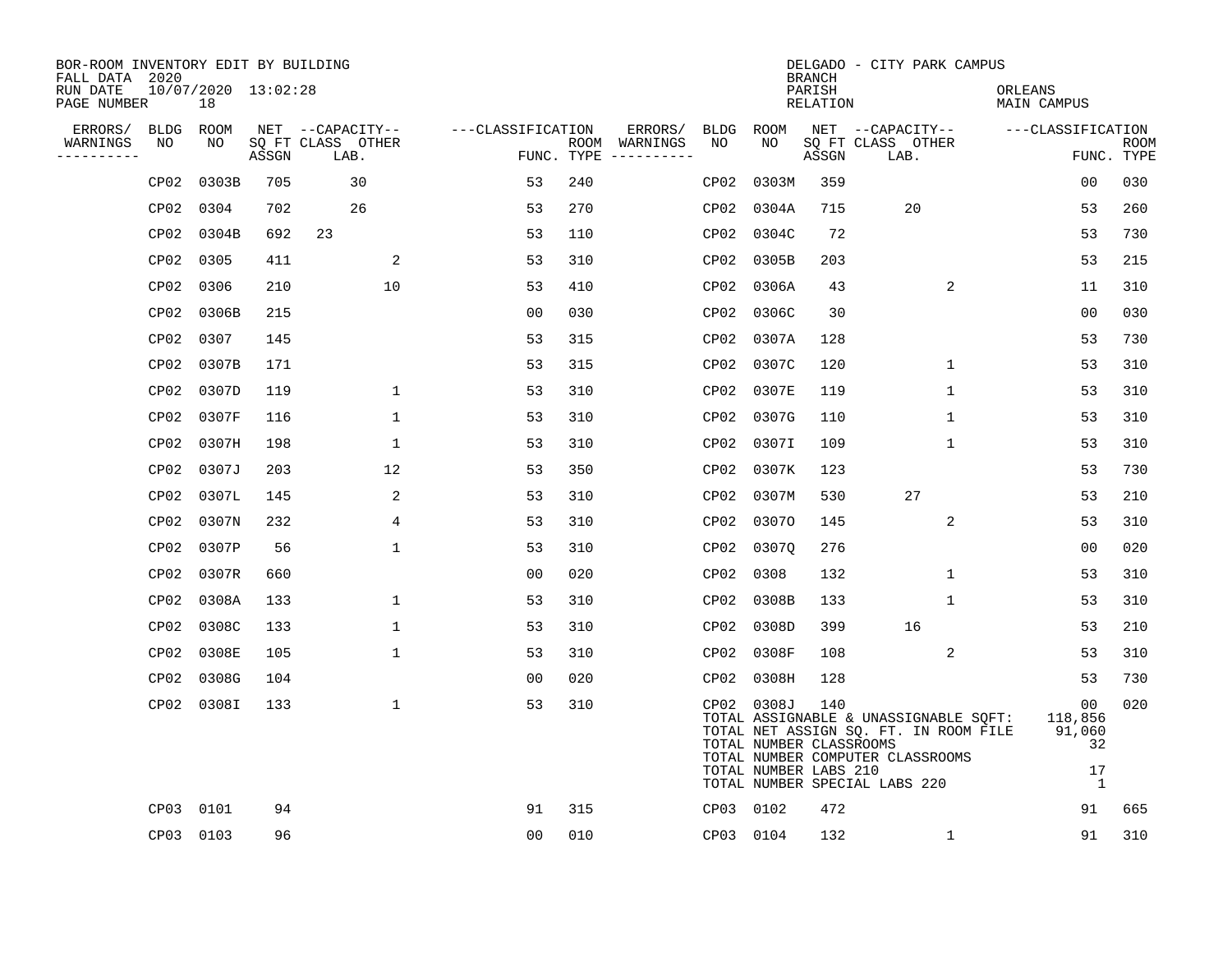BOR-ROOM INVENTORY EDIT BY BUILDING
FALL DATA 2020
RUN DATE 10/07/2020 13:02:28
PAGE NUMBER 18

DELGADO - CITY PARK CAMPUS
BRANCH
PARISH ORLEANS
RELATION MAIN CAMPUS

| ERRORS/ WARNINGS | BLDG NO | ROOM NO | NET SQ FT ASSGN | CAPACITY CLASS LAB. | CAPACITY OTHER | CLASSIFICATION FUNC. | ROOM TYPE | ERRORS/ WARNINGS | BLDG NO | ROOM NO | NET SQ FT ASSGN | CAPACITY CLASS LAB. | CAPACITY OTHER | CLASSIFICATION FUNC. | ROOM TYPE |
|---|---|---|---|---|---|---|---|---|---|---|---|---|---|---|---|
| | CP02 | 0303B | 705 | 30 | | 53 | 240 | | CP02 | 0303M | 359 | | | 00 | 030 |
| | CP02 | 0304 | 702 | 26 | | 53 | 270 | | CP02 | 0304A | 715 | 20 | | 53 | 260 |
| | CP02 | 0304B | 692 | 23 | | 53 | 110 | | CP02 | 0304C | 72 | | | 53 | 730 |
| | CP02 | 0305 | 411 | | 2 | 53 | 310 | | CP02 | 0305B | 203 | | | 53 | 215 |
| | CP02 | 0306 | 210 | | 10 | 53 | 410 | | CP02 | 0306A | 43 | | 2 | 11 | 310 |
| | CP02 | 0306B | 215 | | | 00 | 030 | | CP02 | 0306C | 30 | | | 00 | 030 |
| | CP02 | 0307 | 145 | | | 53 | 315 | | CP02 | 0307A | 128 | | | 53 | 730 |
| | CP02 | 0307B | 171 | | | 53 | 315 | | CP02 | 0307C | 120 | | 1 | 53 | 310 |
| | CP02 | 0307D | 119 | | 1 | 53 | 310 | | CP02 | 0307E | 119 | | 1 | 53 | 310 |
| | CP02 | 0307F | 116 | | 1 | 53 | 310 | | CP02 | 0307G | 110 | | 1 | 53 | 310 |
| | CP02 | 0307H | 198 | | 1 | 53 | 310 | | CP02 | 0307I | 109 | | 1 | 53 | 310 |
| | CP02 | 0307J | 203 | | 12 | 53 | 350 | | CP02 | 0307K | 123 | | | 53 | 730 |
| | CP02 | 0307L | 145 | | 2 | 53 | 310 | | CP02 | 0307M | 530 | 27 | | 53 | 210 |
| | CP02 | 0307N | 232 | | 4 | 53 | 310 | | CP02 | 0307O | 145 | | 2 | 53 | 310 |
| | CP02 | 0307P | 56 | | 1 | 53 | 310 | | CP02 | 0307Q | 276 | | | 00 | 020 |
| | CP02 | 0307R | 660 | | | 00 | 020 | | CP02 | 0308 | 132 | | 1 | 53 | 310 |
| | CP02 | 0308A | 133 | | 1 | 53 | 310 | | CP02 | 0308B | 133 | | 1 | 53 | 310 |
| | CP02 | 0308C | 133 | | 1 | 53 | 310 | | CP02 | 0308D | 399 | 16 | | 53 | 210 |
| | CP02 | 0308E | 105 | | 1 | 53 | 310 | | CP02 | 0308F | 108 | | 2 | 53 | 310 |
| | CP02 | 0308G | 104 | | | 00 | 020 | | CP02 | 0308H | 128 | | | 53 | 730 |
| | CP02 | 0308I | 133 | | 1 | 53 | 310 | | CP02 | 0308J | 140 | | | 00 | 020 |
| | CP03 | 0101 | 94 | | | 91 | 315 | | CP03 | 0102 | 472 | | | 91 | 665 |
| | CP03 | 0103 | 96 | | | 00 | 010 | | CP03 | 0104 | 132 | | 1 | 91 | 310 |

| | |
|---|---|
| TOTAL ASSIGNABLE & UNASSIGNABLE SQFT: | 118,856 |
| TOTAL NET ASSIGN SQ. FT. IN ROOM FILE | 91,060 |
| TOTAL NUMBER CLASSROOMS | 32 |
| TOTAL NUMBER COMPUTER CLASSROOMS | |
| TOTAL NUMBER LABS 210 | 17 |
| TOTAL NUMBER SPECIAL LABS 220 | 1 |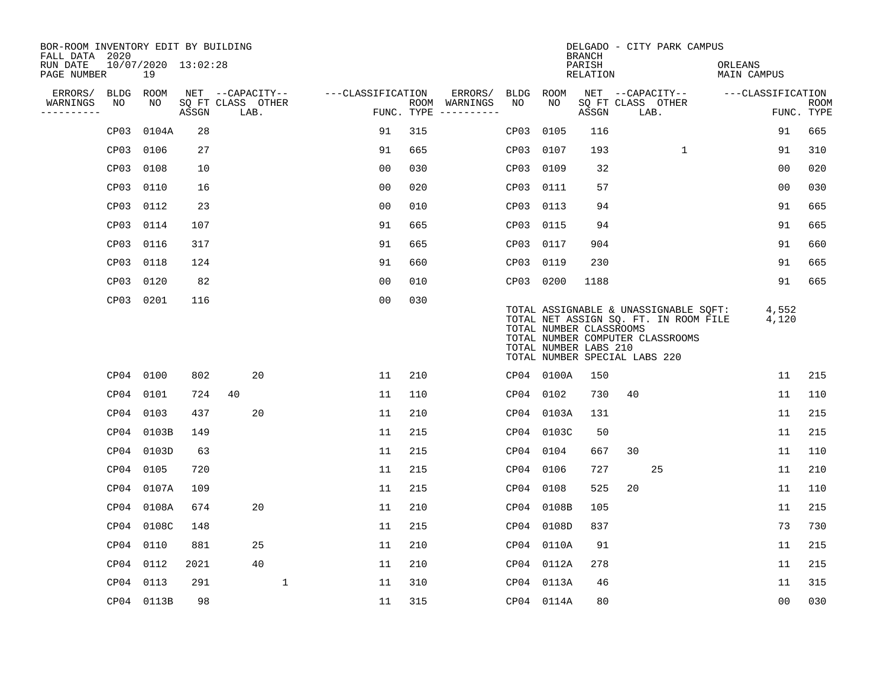BOR-ROOM INVENTORY EDIT BY BUILDING
FALL DATA 2020
RUN DATE 10/07/2020 13:02:28
PAGE NUMBER 19

DELGADO - CITY PARK CAMPUS
BRANCH
PARISH ORLEANS
RELATION MAIN CAMPUS

| ERRORS/ WARNINGS | BLDG NO | ROOM NO | NET SQ FT ASSGN | CAPACITY CLASS | CAPACITY LAB. | CAPACITY OTHER | CLASSIFICATION FUNC. | ROOM TYPE | ERRORS/ WARNINGS | BLDG NO | ROOM NO | NET SQ FT ASSGN | CAPACITY CLASS | CAPACITY LAB. | CAPACITY OTHER | CLASSIFICATION FUNC. | ROOM TYPE |
|---|---|---|---|---|---|---|---|---|---|---|---|---|---|---|---|---|---|
| | CP03 | 0104A | 28 | | | | 91 | 315 | | CP03 | 0105 | 116 | | | | 91 | 665 |
| | CP03 | 0106 | 27 | | | | 91 | 665 | | CP03 | 0107 | 193 | | | 1 | 91 | 310 |
| | CP03 | 0108 | 10 | | | | 00 | 030 | | CP03 | 0109 | 32 | | | | 00 | 020 |
| | CP03 | 0110 | 16 | | | | 00 | 020 | | CP03 | 0111 | 57 | | | | 00 | 030 |
| | CP03 | 0112 | 23 | | | | 00 | 010 | | CP03 | 0113 | 94 | | | | 91 | 665 |
| | CP03 | 0114 | 107 | | | | 91 | 665 | | CP03 | 0115 | 94 | | | | 91 | 665 |
| | CP03 | 0116 | 317 | | | | 91 | 665 | | CP03 | 0117 | 904 | | | | 91 | 660 |
| | CP03 | 0118 | 124 | | | | 91 | 660 | | CP03 | 0119 | 230 | | | | 91 | 665 |
| | CP03 | 0120 | 82 | | | | 00 | 010 | | CP03 | 0200 | 1188 | | | | 91 | 665 |
| | CP03 | 0201 | 116 | | | | 00 | 030 | | | | | | | | | |

TOTAL ASSIGNABLE & UNASSIGNABLE SQFT: 4,552
TOTAL NET ASSIGN SQ. FT. IN ROOM FILE 4,120
TOTAL NUMBER CLASSROOMS
TOTAL NUMBER COMPUTER CLASSROOMS
TOTAL NUMBER LABS 210
TOTAL NUMBER SPECIAL LABS 220

| ERRORS/ WARNINGS | BLDG NO | ROOM NO | NET SQ FT ASSGN | CAPACITY CLASS | CAPACITY LAB. | CAPACITY OTHER | CLASSIFICATION FUNC. | ROOM TYPE | ERRORS/ WARNINGS | BLDG NO | ROOM NO | NET SQ FT ASSGN | CAPACITY CLASS | CAPACITY LAB. | CAPACITY OTHER | CLASSIFICATION FUNC. | ROOM TYPE |
|---|---|---|---|---|---|---|---|---|---|---|---|---|---|---|---|---|---|
| | CP04 | 0100 | 802 | | 20 | | 11 | 210 | | CP04 | 0100A | 150 | | | | 11 | 215 |
| | CP04 | 0101 | 724 | 40 | | | 11 | 110 | | CP04 | 0102 | 730 | 40 | | | 11 | 110 |
| | CP04 | 0103 | 437 | | 20 | | 11 | 210 | | CP04 | 0103A | 131 | | | | 11 | 215 |
| | CP04 | 0103B | 149 | | | | 11 | 215 | | CP04 | 0103C | 50 | | | | 11 | 215 |
| | CP04 | 0103D | 63 | | | | 11 | 215 | | CP04 | 0104 | 667 | 30 | | | 11 | 110 |
| | CP04 | 0105 | 720 | | | | 11 | 215 | | CP04 | 0106 | 727 | | 25 | | 11 | 210 |
| | CP04 | 0107A | 109 | | | | 11 | 215 | | CP04 | 0108 | 525 | 20 | | | 11 | 110 |
| | CP04 | 0108A | 674 | | 20 | | 11 | 210 | | CP04 | 0108B | 105 | | | | 11 | 215 |
| | CP04 | 0108C | 148 | | | | 11 | 215 | | CP04 | 0108D | 837 | | | | 73 | 730 |
| | CP04 | 0110 | 881 | | 25 | | 11 | 210 | | CP04 | 0110A | 91 | | | | 11 | 215 |
| | CP04 | 0112 | 2021 | | 40 | | 11 | 210 | | CP04 | 0112A | 278 | | | | 11 | 215 |
| | CP04 | 0113 | 291 | | | 1 | 11 | 310 | | CP04 | 0113A | 46 | | | | 11 | 315 |
| | CP04 | 0113B | 98 | | | | 11 | 315 | | CP04 | 0114A | 80 | | | | 00 | 030 |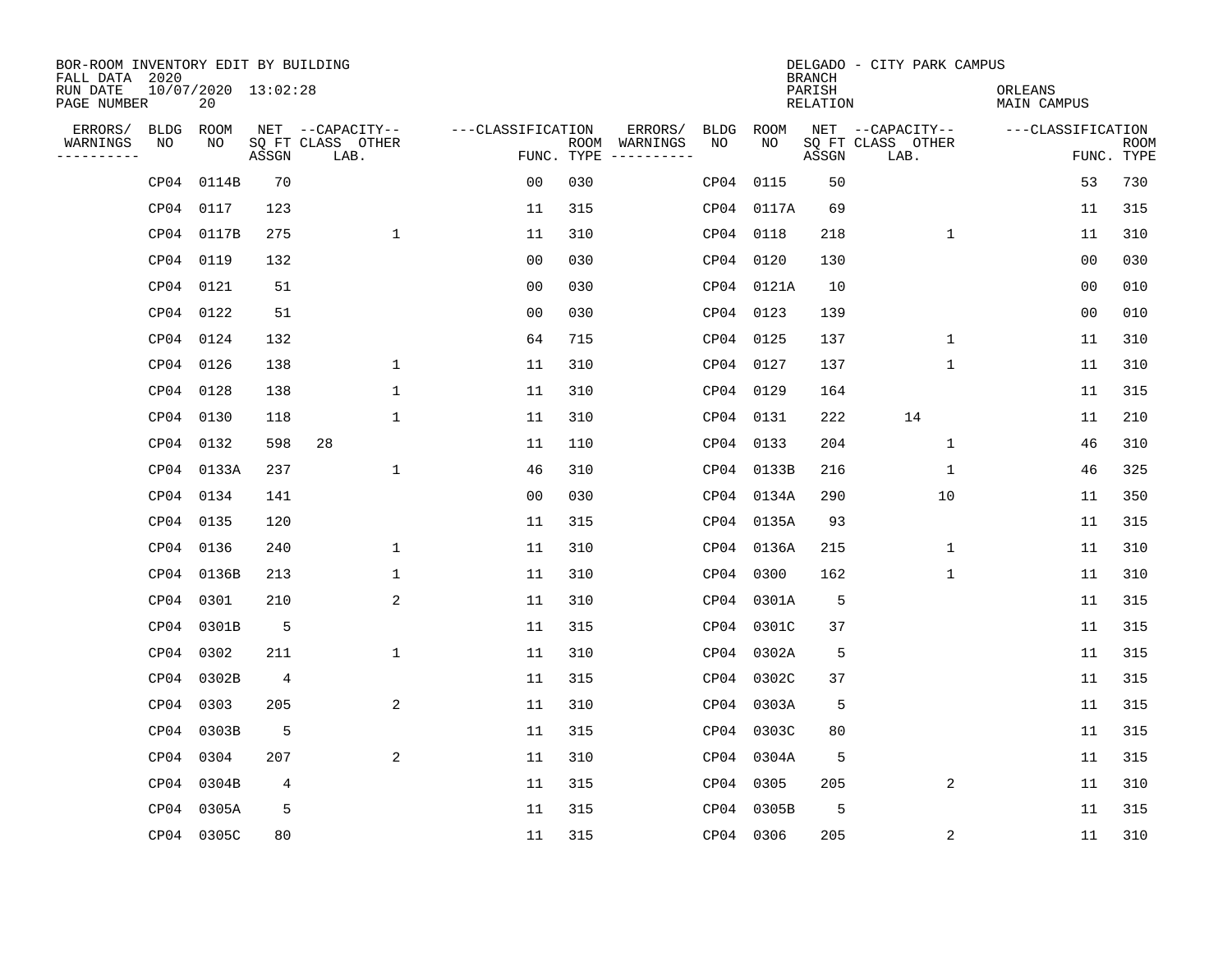BOR-ROOM INVENTORY EDIT BY BUILDING
FALL DATA 2020
RUN DATE 10/07/2020 13:02:28
PAGE NUMBER 20

DELGADO - CITY PARK CAMPUS
BRANCH
PARISH ORLEANS
RELATION MAIN CAMPUS

| ERRORS/ WARNINGS | BLDG NO | ROOM NO | NET SQ FT ASSGN | CAPACITY CLASS LAB. | CAPACITY OTHER | CLASSIFICATION FUNC. | ROOM TYPE | ERRORS/ WARNINGS | BLDG NO | ROOM NO | NET SQ FT ASSGN | CAPACITY CLASS LAB. | CAPACITY OTHER | CLASSIFICATION FUNC. | ROOM TYPE |
|---|---|---|---|---|---|---|---|---|---|---|---|---|---|---|---|
| | CP04 | 0114B | 70 | | | 00 | 030 | | CP04 | 0115 | 50 | | | 53 | 730 |
| | CP04 | 0117 | 123 | | | 11 | 315 | | CP04 | 0117A | 69 | | | 11 | 315 |
| | CP04 | 0117B | 275 | | 1 | 11 | 310 | | CP04 | 0118 | 218 | | 1 | 11 | 310 |
| | CP04 | 0119 | 132 | | | 00 | 030 | | CP04 | 0120 | 130 | | | 00 | 030 |
| | CP04 | 0121 | 51 | | | 00 | 030 | | CP04 | 0121A | 10 | | | 00 | 010 |
| | CP04 | 0122 | 51 | | | 00 | 030 | | CP04 | 0123 | 139 | | | 00 | 010 |
| | CP04 | 0124 | 132 | | | 64 | 715 | | CP04 | 0125 | 137 | | 1 | 11 | 310 |
| | CP04 | 0126 | 138 | | 1 | 11 | 310 | | CP04 | 0127 | 137 | | 1 | 11 | 310 |
| | CP04 | 0128 | 138 | | 1 | 11 | 310 | | CP04 | 0129 | 164 | | | 11 | 315 |
| | CP04 | 0130 | 118 | | 1 | 11 | 310 | | CP04 | 0131 | 222 | 14 | | 11 | 210 |
| | CP04 | 0132 | 598 | 28 | | 11 | 110 | | CP04 | 0133 | 204 | | 1 | 46 | 310 |
| | CP04 | 0133A | 237 | | 1 | 46 | 310 | | CP04 | 0133B | 216 | | 1 | 46 | 325 |
| | CP04 | 0134 | 141 | | | 00 | 030 | | CP04 | 0134A | 290 | | 10 | 11 | 350 |
| | CP04 | 0135 | 120 | | | 11 | 315 | | CP04 | 0135A | 93 | | | 11 | 315 |
| | CP04 | 0136 | 240 | | 1 | 11 | 310 | | CP04 | 0136A | 215 | | 1 | 11 | 310 |
| | CP04 | 0136B | 213 | | 1 | 11 | 310 | | CP04 | 0300 | 162 | | 1 | 11 | 310 |
| | CP04 | 0301 | 210 | | 2 | 11 | 310 | | CP04 | 0301A | 5 | | | 11 | 315 |
| | CP04 | 0301B | 5 | | | 11 | 315 | | CP04 | 0301C | 37 | | | 11 | 315 |
| | CP04 | 0302 | 211 | | 1 | 11 | 310 | | CP04 | 0302A | 5 | | | 11 | 315 |
| | CP04 | 0302B | 4 | | | 11 | 315 | | CP04 | 0302C | 37 | | | 11 | 315 |
| | CP04 | 0303 | 205 | | 2 | 11 | 310 | | CP04 | 0303A | 5 | | | 11 | 315 |
| | CP04 | 0303B | 5 | | | 11 | 315 | | CP04 | 0303C | 80 | | | 11 | 315 |
| | CP04 | 0304 | 207 | | 2 | 11 | 310 | | CP04 | 0304A | 5 | | | 11 | 315 |
| | CP04 | 0304B | 4 | | | 11 | 315 | | CP04 | 0305 | 205 | | 2 | 11 | 310 |
| | CP04 | 0305A | 5 | | | 11 | 315 | | CP04 | 0305B | 5 | | | 11 | 315 |
| | CP04 | 0305C | 80 | | | 11 | 315 | | CP04 | 0306 | 205 | | 2 | 11 | 310 |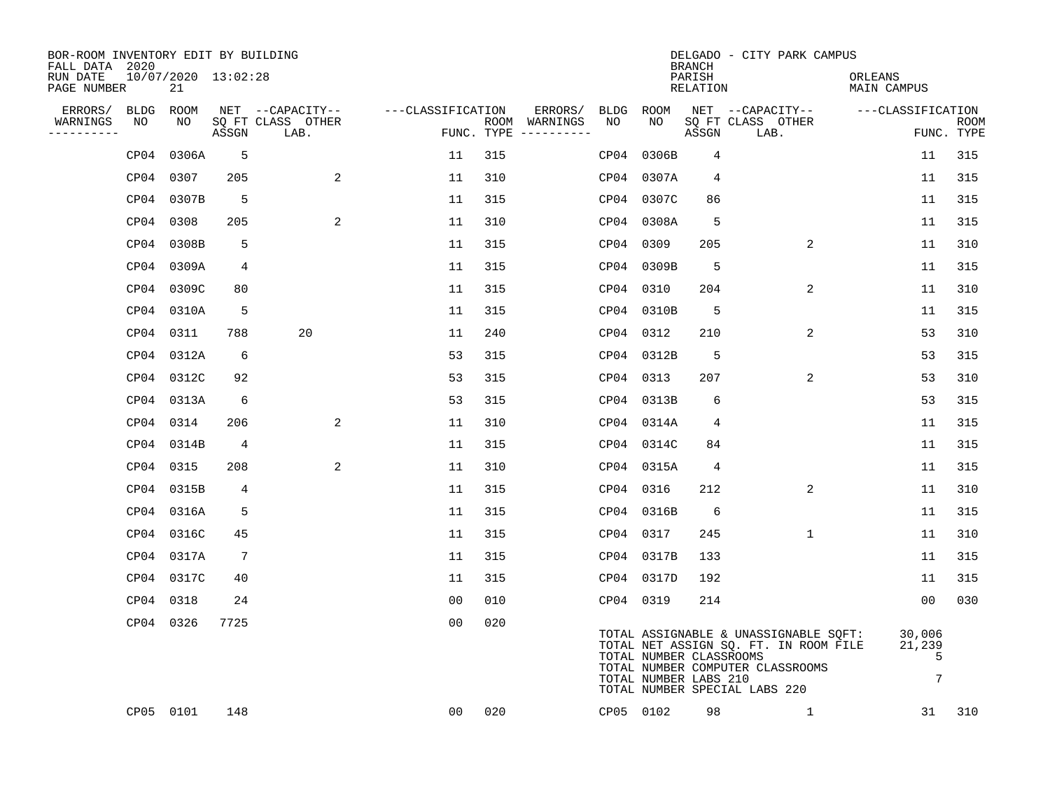BOR-ROOM INVENTORY EDIT BY BUILDING
FALL DATA 2020
RUN DATE 10/07/2020 13:02:28
PAGE NUMBER 21

DELGADO - CITY PARK CAMPUS
BRANCH
PARISH ORLEANS
RELATION MAIN CAMPUS

| ERRORS/ WARNINGS | BLDG NO | ROOM NO | NET SQ FT ASSGN | CAPACITY CLASS | CAPACITY OTHER LAB. | FUNC. | ROOM TYPE | ERRORS/ WARNINGS | BLDG NO | ROOM NO | NET SQ FT ASSGN | CAPACITY CLASS | CAPACITY OTHER LAB. | FUNC. | ROOM TYPE |
|---|---|---|---|---|---|---|---|---|---|---|---|---|---|---|---|
| | CP04 | 0306A | 5 | | | 11 | 315 | | CP04 | 0306B | 4 | | | 11 | 315 |
| | CP04 | 0307 | 205 | | 2 | 11 | 310 | | CP04 | 0307A | 4 | | | 11 | 315 |
| | CP04 | 0307B | 5 | | | 11 | 315 | | CP04 | 0307C | 86 | | | 11 | 315 |
| | CP04 | 0308 | 205 | | 2 | 11 | 310 | | CP04 | 0308A | 5 | | | 11 | 315 |
| | CP04 | 0308B | 5 | | | 11 | 315 | | CP04 | 0309 | 205 | | 2 | 11 | 310 |
| | CP04 | 0309A | 4 | | | 11 | 315 | | CP04 | 0309B | 5 | | | 11 | 315 |
| | CP04 | 0309C | 80 | | | 11 | 315 | | CP04 | 0310 | 204 | | 2 | 11 | 310 |
| | CP04 | 0310A | 5 | | | 11 | 315 | | CP04 | 0310B | 5 | | | 11 | 315 |
| | CP04 | 0311 | 788 | 20 | | 11 | 240 | | CP04 | 0312 | 210 | | 2 | 53 | 310 |
| | CP04 | 0312A | 6 | | | 53 | 315 | | CP04 | 0312B | 5 | | | 53 | 315 |
| | CP04 | 0312C | 92 | | | 53 | 315 | | CP04 | 0313 | 207 | | 2 | 53 | 310 |
| | CP04 | 0313A | 6 | | | 53 | 315 | | CP04 | 0313B | 6 | | | 53 | 315 |
| | CP04 | 0314 | 206 | | 2 | 11 | 310 | | CP04 | 0314A | 4 | | | 11 | 315 |
| | CP04 | 0314B | 4 | | | 11 | 315 | | CP04 | 0314C | 84 | | | 11 | 315 |
| | CP04 | 0315 | 208 | | 2 | 11 | 310 | | CP04 | 0315A | 4 | | | 11 | 315 |
| | CP04 | 0315B | 4 | | | 11 | 315 | | CP04 | 0316 | 212 | | 2 | 11 | 310 |
| | CP04 | 0316A | 5 | | | 11 | 315 | | CP04 | 0316B | 6 | | | 11 | 315 |
| | CP04 | 0316C | 45 | | | 11 | 315 | | CP04 | 0317 | 245 | | 1 | 11 | 310 |
| | CP04 | 0317A | 7 | | | 11 | 315 | | CP04 | 0317B | 133 | | | 11 | 315 |
| | CP04 | 0317C | 40 | | | 11 | 315 | | CP04 | 0317D | 192 | | | 11 | 315 |
| | CP04 | 0318 | 24 | | | 00 | 010 | | CP04 | 0319 | 214 | | | 00 | 030 |
| | CP04 | 0326 | 7725 | | | 00 | 020 | | | | | | | | |

| | |
|---|---|
| TOTAL ASSIGNABLE & UNASSIGNABLE SQFT: | 30,006 |
| TOTAL NET ASSIGN SQ. FT. IN ROOM FILE | 21,239 |
| TOTAL NUMBER CLASSROOMS | 5 |
| TOTAL NUMBER COMPUTER CLASSROOMS | |
| TOTAL NUMBER LABS 210 | 7 |
| TOTAL NUMBER SPECIAL LABS 220 | |

| ERRORS/ WARNINGS | BLDG NO | ROOM NO | NET SQ FT ASSGN | CAPACITY CLASS | CAPACITY OTHER LAB. | FUNC. | ROOM TYPE | ERRORS/ WARNINGS | BLDG NO | ROOM NO | NET SQ FT ASSGN | CAPACITY CLASS | CAPACITY OTHER LAB. | FUNC. | ROOM TYPE |
|---|---|---|---|---|---|---|---|---|---|---|---|---|---|---|---|
| | CP05 | 0101 | 148 | | | 00 | 020 | | CP05 | 0102 | 98 | | 1 | 31 | 310 |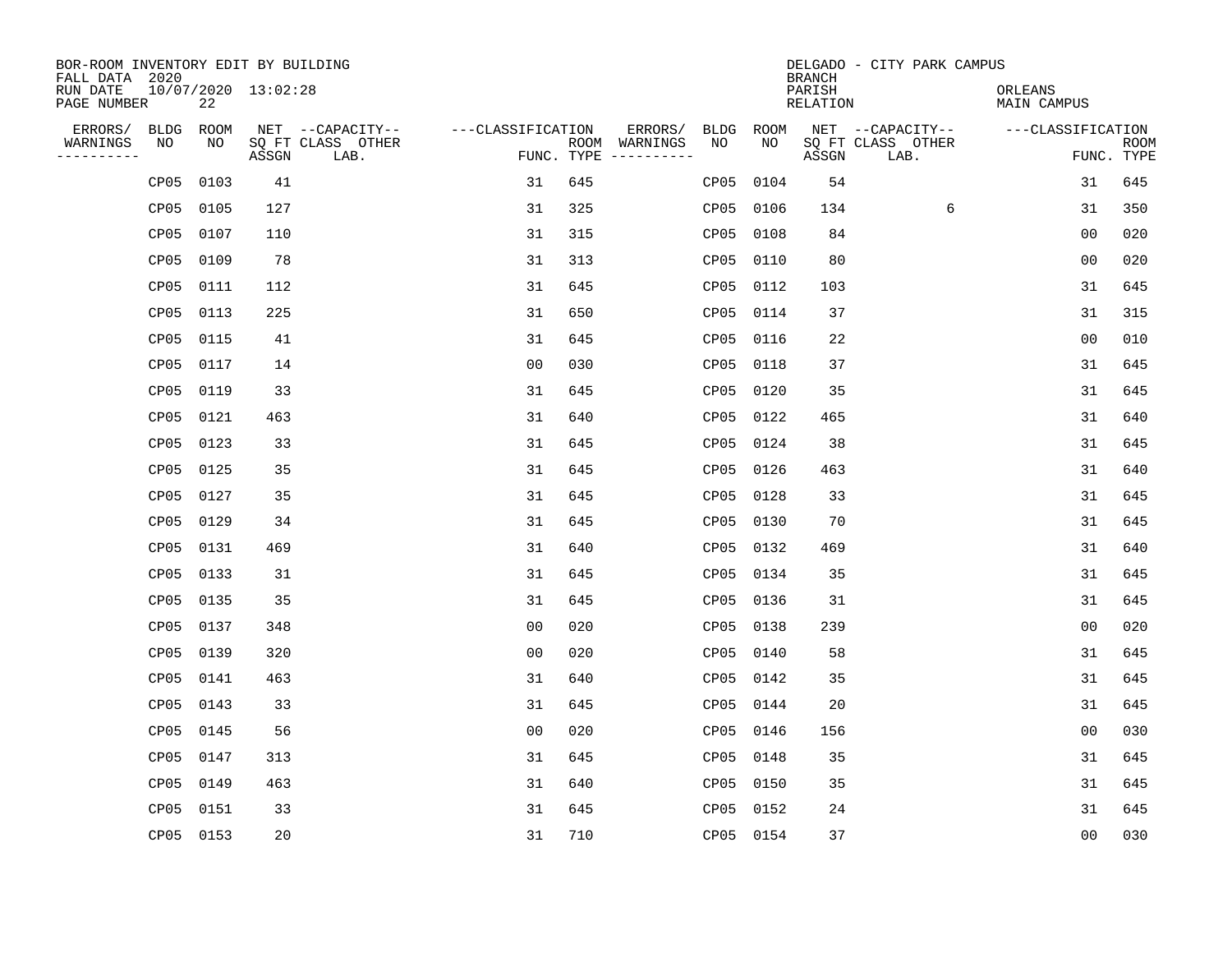BOR-ROOM INVENTORY EDIT BY BUILDING
FALL DATA 2020
RUN DATE 10/07/2020 13:02:28
PAGE NUMBER 22

DELGADO - CITY PARK CAMPUS
BRANCH
PARISH ORLEANS
RELATION MAIN CAMPUS

| ERRORS/ WARNINGS | BLDG NO | ROOM NO | NET SQ FT ASSGN | CAPACITY CLASS LAB. | CAPACITY OTHER | CLASSIFICATION FUNC. | ROOM TYPE | ERRORS/ WARNINGS | BLDG NO | ROOM NO | NET SQ FT ASSGN | CAPACITY CLASS LAB. | CAPACITY OTHER | CLASSIFICATION FUNC. | ROOM TYPE |
|---|---|---|---|---|---|---|---|---|---|---|---|---|---|---|---|
| | CP05 | 0103 | 41 | | | 31 | 645 | | CP05 | 0104 | 54 | | | 31 | 645 |
| | CP05 | 0105 | 127 | | | 31 | 325 | | CP05 | 0106 | 134 | | 6 | 31 | 350 |
| | CP05 | 0107 | 110 | | | 31 | 315 | | CP05 | 0108 | 84 | | | 00 | 020 |
| | CP05 | 0109 | 78 | | | 31 | 313 | | CP05 | 0110 | 80 | | | 00 | 020 |
| | CP05 | 0111 | 112 | | | 31 | 645 | | CP05 | 0112 | 103 | | | 31 | 645 |
| | CP05 | 0113 | 225 | | | 31 | 650 | | CP05 | 0114 | 37 | | | 31 | 315 |
| | CP05 | 0115 | 41 | | | 31 | 645 | | CP05 | 0116 | 22 | | | 00 | 010 |
| | CP05 | 0117 | 14 | | | 00 | 030 | | CP05 | 0118 | 37 | | | 31 | 645 |
| | CP05 | 0119 | 33 | | | 31 | 645 | | CP05 | 0120 | 35 | | | 31 | 645 |
| | CP05 | 0121 | 463 | | | 31 | 640 | | CP05 | 0122 | 465 | | | 31 | 640 |
| | CP05 | 0123 | 33 | | | 31 | 645 | | CP05 | 0124 | 38 | | | 31 | 645 |
| | CP05 | 0125 | 35 | | | 31 | 645 | | CP05 | 0126 | 463 | | | 31 | 640 |
| | CP05 | 0127 | 35 | | | 31 | 645 | | CP05 | 0128 | 33 | | | 31 | 645 |
| | CP05 | 0129 | 34 | | | 31 | 645 | | CP05 | 0130 | 70 | | | 31 | 645 |
| | CP05 | 0131 | 469 | | | 31 | 640 | | CP05 | 0132 | 469 | | | 31 | 640 |
| | CP05 | 0133 | 31 | | | 31 | 645 | | CP05 | 0134 | 35 | | | 31 | 645 |
| | CP05 | 0135 | 35 | | | 31 | 645 | | CP05 | 0136 | 31 | | | 31 | 645 |
| | CP05 | 0137 | 348 | | | 00 | 020 | | CP05 | 0138 | 239 | | | 00 | 020 |
| | CP05 | 0139 | 320 | | | 00 | 020 | | CP05 | 0140 | 58 | | | 31 | 645 |
| | CP05 | 0141 | 463 | | | 31 | 640 | | CP05 | 0142 | 35 | | | 31 | 645 |
| | CP05 | 0143 | 33 | | | 31 | 645 | | CP05 | 0144 | 20 | | | 31 | 645 |
| | CP05 | 0145 | 56 | | | 00 | 020 | | CP05 | 0146 | 156 | | | 00 | 030 |
| | CP05 | 0147 | 313 | | | 31 | 645 | | CP05 | 0148 | 35 | | | 31 | 645 |
| | CP05 | 0149 | 463 | | | 31 | 640 | | CP05 | 0150 | 35 | | | 31 | 645 |
| | CP05 | 0151 | 33 | | | 31 | 645 | | CP05 | 0152 | 24 | | | 31 | 645 |
| | CP05 | 0153 | 20 | | | 31 | 710 | | CP05 | 0154 | 37 | | | 00 | 030 |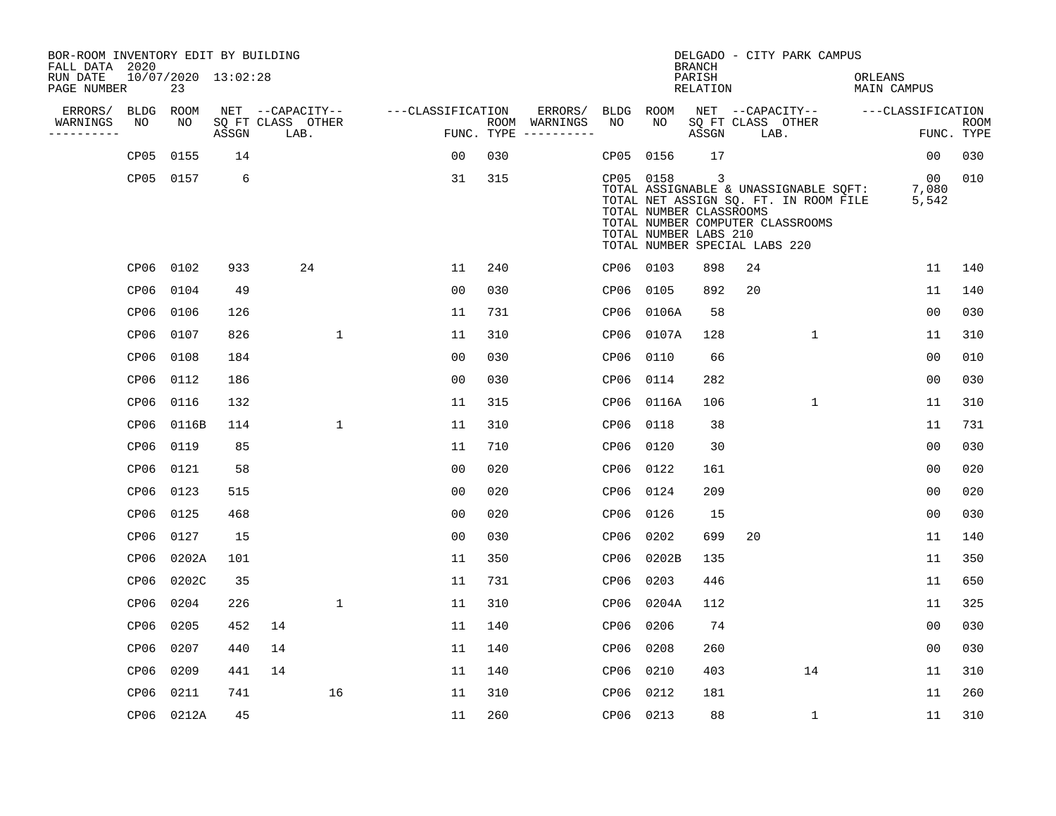BOR-ROOM INVENTORY EDIT BY BUILDING
FALL DATA 2020
RUN DATE 10/07/2020 13:02:28
PAGE NUMBER 23

DELGADO - CITY PARK CAMPUS
BRANCH
PARISH ORLEANS
RELATION MAIN CAMPUS

| ERRORS/ WARNINGS | BLDG NO | ROOM NO | NET SQ FT ASSGN | CAPACITY CLASS | CAPACITY LAB. | CAPACITY OTHER | CLASSIFICATION FUNC. | ROOM TYPE | ERRORS/ WARNINGS | BLDG NO | ROOM NO | NET SQ FT ASSGN | CAPACITY CLASS | CAPACITY LAB. | CAPACITY OTHER | CLASSIFICATION FUNC. | ROOM TYPE |
|---|---|---|---|---|---|---|---|---|---|---|---|---|---|---|---|---|---|
| | CP05 | 0155 | 14 | | | | 00 | 030 | | CP05 | 0156 | 17 | | | | 00 | 030 |
| | CP05 | 0157 | 6 | | | | 31 | 315 | | CP05 | 0158 | 3 | | | | 00 | 010 |

TOTAL ASSIGNABLE & UNASSIGNABLE SQFT: 7,080
TOTAL NET ASSIGN SQ. FT. IN ROOM FILE 5,542
TOTAL NUMBER CLASSROOMS
TOTAL NUMBER COMPUTER CLASSROOMS
TOTAL NUMBER LABS 210
TOTAL NUMBER SPECIAL LABS 220

| ERRORS/ WARNINGS | BLDG NO | ROOM NO | NET SQ FT ASSGN | CAPACITY CLASS | CAPACITY LAB. | CAPACITY OTHER | CLASSIFICATION FUNC. | ROOM TYPE | ERRORS/ WARNINGS | BLDG NO | ROOM NO | NET SQ FT ASSGN | CAPACITY CLASS | CAPACITY LAB. | CAPACITY OTHER | CLASSIFICATION FUNC. | ROOM TYPE |
|---|---|---|---|---|---|---|---|---|---|---|---|---|---|---|---|---|---|
| | CP06 | 0102 | 933 | | 24 | | 11 | 240 | | CP06 | 0103 | 898 | 24 | | | 11 | 140 |
| | CP06 | 0104 | 49 | | | | 00 | 030 | | CP06 | 0105 | 892 | 20 | | | 11 | 140 |
| | CP06 | 0106 | 126 | | | | 11 | 731 | | CP06 | 0106A | 58 | | | | 00 | 030 |
| | CP06 | 0107 | 826 | | | 1 | 11 | 310 | | CP06 | 0107A | 128 | | | 1 | 11 | 310 |
| | CP06 | 0108 | 184 | | | | 00 | 030 | | CP06 | 0110 | 66 | | | | 00 | 010 |
| | CP06 | 0112 | 186 | | | | 00 | 030 | | CP06 | 0114 | 282 | | | | 00 | 030 |
| | CP06 | 0116 | 132 | | | | 11 | 315 | | CP06 | 0116A | 106 | | | 1 | 11 | 310 |
| | CP06 | 0116B | 114 | | | 1 | 11 | 310 | | CP06 | 0118 | 38 | | | | 11 | 731 |
| | CP06 | 0119 | 85 | | | | 11 | 710 | | CP06 | 0120 | 30 | | | | 00 | 030 |
| | CP06 | 0121 | 58 | | | | 00 | 020 | | CP06 | 0122 | 161 | | | | 00 | 020 |
| | CP06 | 0123 | 515 | | | | 00 | 020 | | CP06 | 0124 | 209 | | | | 00 | 020 |
| | CP06 | 0125 | 468 | | | | 00 | 020 | | CP06 | 0126 | 15 | | | | 00 | 030 |
| | CP06 | 0127 | 15 | | | | 00 | 030 | | CP06 | 0202 | 699 | 20 | | | 11 | 140 |
| | CP06 | 0202A | 101 | | | | 11 | 350 | | CP06 | 0202B | 135 | | | | 11 | 350 |
| | CP06 | 0202C | 35 | | | | 11 | 731 | | CP06 | 0203 | 446 | | | | 11 | 650 |
| | CP06 | 0204 | 226 | | | 1 | 11 | 310 | | CP06 | 0204A | 112 | | | | 11 | 325 |
| | CP06 | 0205 | 452 | 14 | | | 11 | 140 | | CP06 | 0206 | 74 | | | | 00 | 030 |
| | CP06 | 0207 | 440 | 14 | | | 11 | 140 | | CP06 | 0208 | 260 | | | | 00 | 030 |
| | CP06 | 0209 | 441 | 14 | | | 11 | 140 | | CP06 | 0210 | 403 | | | 14 | 11 | 310 |
| | CP06 | 0211 | 741 | | | 16 | 11 | 310 | | CP06 | 0212 | 181 | | | | 11 | 260 |
| | CP06 | 0212A | 45 | | | | 11 | 260 | | CP06 | 0213 | 88 | | | 1 | 11 | 310 |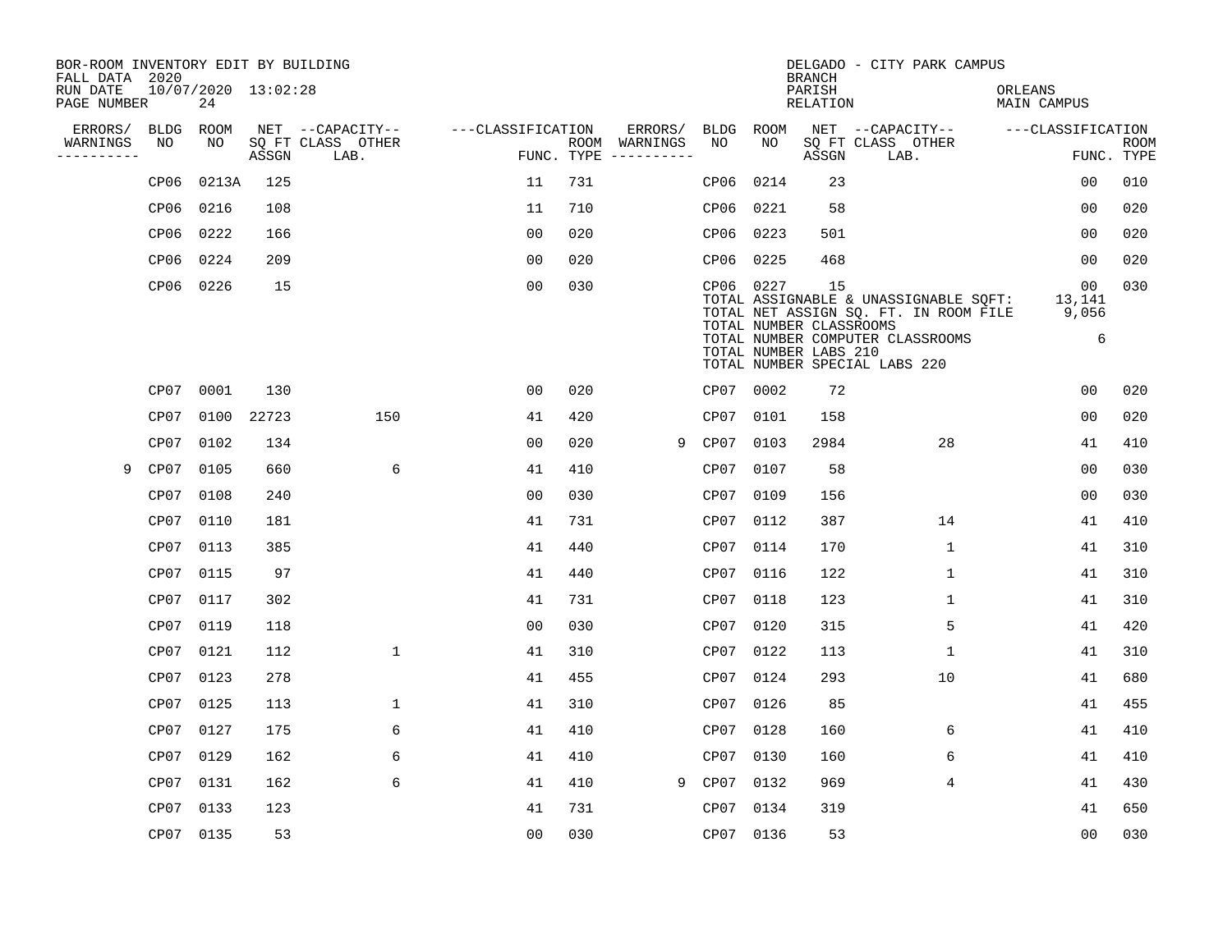BOR-ROOM INVENTORY EDIT BY BUILDING
FALL DATA 2020
RUN DATE 10/07/2020 13:02:28
PAGE NUMBER 24

DELGADO - CITY PARK CAMPUS
BRANCH
PARISH ORLEANS
RELATION MAIN CAMPUS

| ERRORS/ WARNINGS | BLDG NO | ROOM NO | NET SQ FT ASSGN | --CAPACITY-- CLASS | LAB. | OTHER | ---CLASSIFICATION FUNC. | ROOM TYPE | ERRORS/ WARNINGS | BLDG NO | ROOM NO | NET SQ FT ASSGN | --CAPACITY-- CLASS | LAB. | OTHER | ---CLASSIFICATION FUNC. | ROOM TYPE |
|---|---|---|---|---|---|---|---|---|---|---|---|---|---|---|---|---|---|
| | CP06 | 0213A | 125 | | | | 11 | 731 | | CP06 | 0214 | 23 | | | | 00 | 010 |
| | CP06 | 0216 | 108 | | | | 11 | 710 | | CP06 | 0221 | 58 | | | | 00 | 020 |
| | CP06 | 0222 | 166 | | | | 00 | 020 | | CP06 | 0223 | 501 | | | | 00 | 020 |
| | CP06 | 0224 | 209 | | | | 00 | 020 | | CP06 | 0225 | 468 | | | | 00 | 020 |
| | CP06 | 0226 | 15 | | | | 00 | 030 | | CP06 | 0227 | 15 | | | | 00 | 030 |

TOTAL ASSIGNABLE & UNASSIGNABLE SQFT: 13,141
TOTAL NET ASSIGN SQ. FT. IN ROOM FILE 9,056
TOTAL NUMBER CLASSROOMS
TOTAL NUMBER COMPUTER CLASSROOMS 6
TOTAL NUMBER LABS 210
TOTAL NUMBER SPECIAL LABS 220

| ERRORS/ WARNINGS | BLDG NO | ROOM NO | NET SQ FT ASSGN | --CAPACITY-- CLASS | LAB. | OTHER | ---CLASSIFICATION FUNC. | ROOM TYPE | ERRORS/ WARNINGS | BLDG NO | ROOM NO | NET SQ FT ASSGN | --CAPACITY-- CLASS | LAB. | OTHER | ---CLASSIFICATION FUNC. | ROOM TYPE |
|---|---|---|---|---|---|---|---|---|---|---|---|---|---|---|---|---|---|
| | CP07 | 0001 | 130 | | | | 00 | 020 | | CP07 | 0002 | 72 | | | | 00 | 020 |
| | CP07 | 0100 | 22723 | | | 150 | 41 | 420 | | CP07 | 0101 | 158 | | | | 00 | 020 |
| | CP07 | 0102 | 134 | | | | 00 | 020 | 9 | CP07 | 0103 | 2984 | | | 28 | 41 | 410 |
| 9 | CP07 | 0105 | 660 | | | 6 | 41 | 410 | | CP07 | 0107 | 58 | | | | 00 | 030 |
| | CP07 | 0108 | 240 | | | | 00 | 030 | | CP07 | 0109 | 156 | | | | 00 | 030 |
| | CP07 | 0110 | 181 | | | | 41 | 731 | | CP07 | 0112 | 387 | | | 14 | 41 | 410 |
| | CP07 | 0113 | 385 | | | | 41 | 440 | | CP07 | 0114 | 170 | | | 1 | 41 | 310 |
| | CP07 | 0115 | 97 | | | | 41 | 440 | | CP07 | 0116 | 122 | | | 1 | 41 | 310 |
| | CP07 | 0117 | 302 | | | | 41 | 731 | | CP07 | 0118 | 123 | | | 1 | 41 | 310 |
| | CP07 | 0119 | 118 | | | | 00 | 030 | | CP07 | 0120 | 315 | | | 5 | 41 | 420 |
| | CP07 | 0121 | 112 | | | 1 | 41 | 310 | | CP07 | 0122 | 113 | | | 1 | 41 | 310 |
| | CP07 | 0123 | 278 | | | | 41 | 455 | | CP07 | 0124 | 293 | | | 10 | 41 | 680 |
| | CP07 | 0125 | 113 | | | 1 | 41 | 310 | | CP07 | 0126 | 85 | | | | 41 | 455 |
| | CP07 | 0127 | 175 | | | 6 | 41 | 410 | | CP07 | 0128 | 160 | | | 6 | 41 | 410 |
| | CP07 | 0129 | 162 | | | 6 | 41 | 410 | | CP07 | 0130 | 160 | | | 6 | 41 | 410 |
| | CP07 | 0131 | 162 | | | 6 | 41 | 410 | 9 | CP07 | 0132 | 969 | | | 4 | 41 | 430 |
| | CP07 | 0133 | 123 | | | | 41 | 731 | | CP07 | 0134 | 319 | | | | 41 | 650 |
| | CP07 | 0135 | 53 | | | | 00 | 030 | | CP07 | 0136 | 53 | | | | 00 | 030 |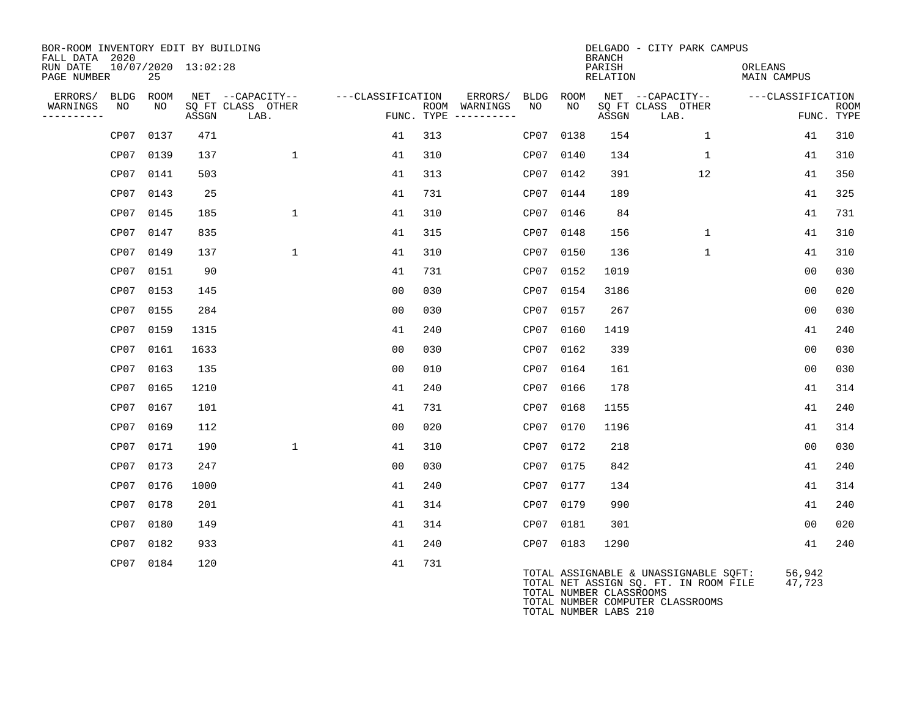BOR-ROOM INVENTORY EDIT BY BUILDING
FALL DATA 2020
RUN DATE 10/07/2020 13:02:28
PAGE NUMBER 25

DELGADO - CITY PARK CAMPUS
BRANCH
PARISH ORLEANS
RELATION MAIN CAMPUS

| ERRORS/ WARNINGS | BLDG NO | ROOM NO | NET SQ FT ASSGN | CAPACITY CLASS LAB. | CAPACITY OTHER | CLASSIFICATION FUNC. | ROOM TYPE | ERRORS/ WARNINGS | BLDG NO | ROOM NO | NET SQ FT ASSGN | CAPACITY CLASS LAB. | CAPACITY OTHER | CLASSIFICATION FUNC. | ROOM TYPE |
|---|---|---|---|---|---|---|---|---|---|---|---|---|---|---|---|
| | CP07 | 0137 | 471 | | | 41 | 313 | | CP07 | 0138 | 154 | | 1 | 41 | 310 |
| | CP07 | 0139 | 137 | | 1 | 41 | 310 | | CP07 | 0140 | 134 | | 1 | 41 | 310 |
| | CP07 | 0141 | 503 | | | 41 | 313 | | CP07 | 0142 | 391 | | 12 | 41 | 350 |
| | CP07 | 0143 | 25 | | | 41 | 731 | | CP07 | 0144 | 189 | | | 41 | 325 |
| | CP07 | 0145 | 185 | | 1 | 41 | 310 | | CP07 | 0146 | 84 | | | 41 | 731 |
| | CP07 | 0147 | 835 | | | 41 | 315 | | CP07 | 0148 | 156 | | 1 | 41 | 310 |
| | CP07 | 0149 | 137 | | 1 | 41 | 310 | | CP07 | 0150 | 136 | | 1 | 41 | 310 |
| | CP07 | 0151 | 90 | | | 41 | 731 | | CP07 | 0152 | 1019 | | | 00 | 030 |
| | CP07 | 0153 | 145 | | | 00 | 030 | | CP07 | 0154 | 3186 | | | 00 | 020 |
| | CP07 | 0155 | 284 | | | 00 | 030 | | CP07 | 0157 | 267 | | | 00 | 030 |
| | CP07 | 0159 | 1315 | | | 41 | 240 | | CP07 | 0160 | 1419 | | | 41 | 240 |
| | CP07 | 0161 | 1633 | | | 00 | 030 | | CP07 | 0162 | 339 | | | 00 | 030 |
| | CP07 | 0163 | 135 | | | 00 | 010 | | CP07 | 0164 | 161 | | | 00 | 030 |
| | CP07 | 0165 | 1210 | | | 41 | 240 | | CP07 | 0166 | 178 | | | 41 | 314 |
| | CP07 | 0167 | 101 | | | 41 | 731 | | CP07 | 0168 | 1155 | | | 41 | 240 |
| | CP07 | 0169 | 112 | | | 00 | 020 | | CP07 | 0170 | 1196 | | | 41 | 314 |
| | CP07 | 0171 | 190 | | 1 | 41 | 310 | | CP07 | 0172 | 218 | | | 00 | 030 |
| | CP07 | 0173 | 247 | | | 00 | 030 | | CP07 | 0175 | 842 | | | 41 | 240 |
| | CP07 | 0176 | 1000 | | | 41 | 240 | | CP07 | 0177 | 134 | | | 41 | 314 |
| | CP07 | 0178 | 201 | | | 41 | 314 | | CP07 | 0179 | 990 | | | 41 | 240 |
| | CP07 | 0180 | 149 | | | 41 | 314 | | CP07 | 0181 | 301 | | | 00 | 020 |
| | CP07 | 0182 | 933 | | | 41 | 240 | | CP07 | 0183 | 1290 | | | 41 | 240 |
| | CP07 | 0184 | 120 | | | 41 | 731 | | | | | | | | |

TOTAL ASSIGNABLE & UNASSIGNABLE SQFT: 56,942
TOTAL NET ASSIGN SQ. FT. IN ROOM FILE 47,723
TOTAL NUMBER CLASSROOMS
TOTAL NUMBER COMPUTER CLASSROOMS
TOTAL NUMBER LABS 210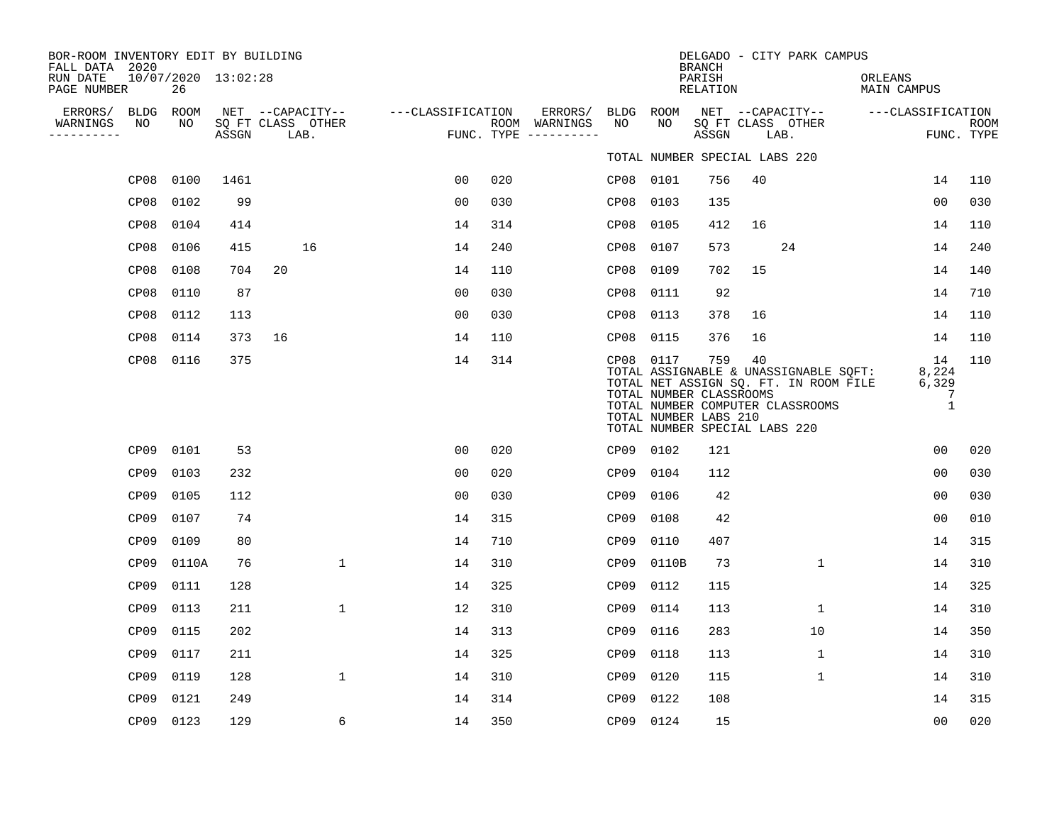BOR-ROOM INVENTORY EDIT BY BUILDING
FALL DATA 2020
RUN DATE 10/07/2020 13:02:28

DELGADO - CITY PARK CAMPUS
BRANCH
PARISH ORLEANS
RELATION MAIN CAMPUS

| ERRORS/ WARNINGS | BLDG NO | ROOM NO | NET SQ FT ASSGN | CAPACITY CLASS LAB. | CAPACITY OTHER | CLASSIFICATION FUNC. | ROOM TYPE | ERRORS/ WARNINGS | BLDG NO | ROOM NO | NET SQ FT ASSGN | CAPACITY CLASS LAB. | CAPACITY OTHER | CLASSIFICATION FUNC. | ROOM TYPE |
|---|---|---|---|---|---|---|---|---|---|---|---|---|---|---|---|
| | | | | | | | | | TOTAL NUMBER SPECIAL LABS 220 | | | | | | |
| | CP08 | 0100 | 1461 | | | 00 | 020 | | CP08 | 0101 | 756 | 40 | | 14 | 110 |
| | CP08 | 0102 | 99 | | | 00 | 030 | | CP08 | 0103 | 135 | | | 00 | 030 |
| | CP08 | 0104 | 414 | | | 14 | 314 | | CP08 | 0105 | 412 | 16 | | 14 | 110 |
| | CP08 | 0106 | 415 | 16 | | 14 | 240 | | CP08 | 0107 | 573 | 24 | | 14 | 240 |
| | CP08 | 0108 | 704 | 20 | | 14 | 110 | | CP08 | 0109 | 702 | 15 | | 14 | 140 |
| | CP08 | 0110 | 87 | | | 00 | 030 | | CP08 | 0111 | 92 | | | 14 | 710 |
| | CP08 | 0112 | 113 | | | 00 | 030 | | CP08 | 0113 | 378 | 16 | | 14 | 110 |
| | CP08 | 0114 | 373 | 16 | | 14 | 110 | | CP08 | 0115 | 376 | 16 | | 14 | 110 |
| | CP08 | 0116 | 375 | | | 14 | 314 | | CP08 | 0117 | 759 | 40 | | 14 | 110 |
| | | | | | | | | | TOTAL ASSIGNABLE & UNASSIGNABLE SQFT: | | | | | 8,224 | |
| | | | | | | | | | TOTAL NET ASSIGN SQ. FT. IN ROOM FILE | | | | | 6,329 | |
| | | | | | | | | | TOTAL NUMBER CLASSROOMS | | | | | 7 | |
| | | | | | | | | | TOTAL NUMBER COMPUTER CLASSROOMS | | | | | 1 | |
| | | | | | | | | | TOTAL NUMBER LABS 210 | | | | | | |
| | | | | | | | | | TOTAL NUMBER SPECIAL LABS 220 | | | | | | |
| | CP09 | 0101 | 53 | | | 00 | 020 | | CP09 | 0102 | 121 | | | 00 | 020 |
| | CP09 | 0103 | 232 | | | 00 | 020 | | CP09 | 0104 | 112 | | | 00 | 030 |
| | CP09 | 0105 | 112 | | | 00 | 030 | | CP09 | 0106 | 42 | | | 00 | 030 |
| | CP09 | 0107 | 74 | | | 14 | 315 | | CP09 | 0108 | 42 | | | 00 | 010 |
| | CP09 | 0109 | 80 | | | 14 | 710 | | CP09 | 0110 | 407 | | | 14 | 315 |
| | CP09 | 0110A | 76 | | 1 | 14 | 310 | | CP09 | 0110B | 73 | | 1 | 14 | 310 |
| | CP09 | 0111 | 128 | | | 14 | 325 | | CP09 | 0112 | 115 | | | 14 | 325 |
| | CP09 | 0113 | 211 | | 1 | 12 | 310 | | CP09 | 0114 | 113 | | 1 | 14 | 310 |
| | CP09 | 0115 | 202 | | | 14 | 313 | | CP09 | 0116 | 283 | | 10 | 14 | 350 |
| | CP09 | 0117 | 211 | | | 14 | 325 | | CP09 | 0118 | 113 | | 1 | 14 | 310 |
| | CP09 | 0119 | 128 | | 1 | 14 | 310 | | CP09 | 0120 | 115 | | 1 | 14 | 310 |
| | CP09 | 0121 | 249 | | | 14 | 314 | | CP09 | 0122 | 108 | | | 14 | 315 |
| | CP09 | 0123 | 129 | | 6 | 14 | 350 | | CP09 | 0124 | 15 | | | 00 | 020 |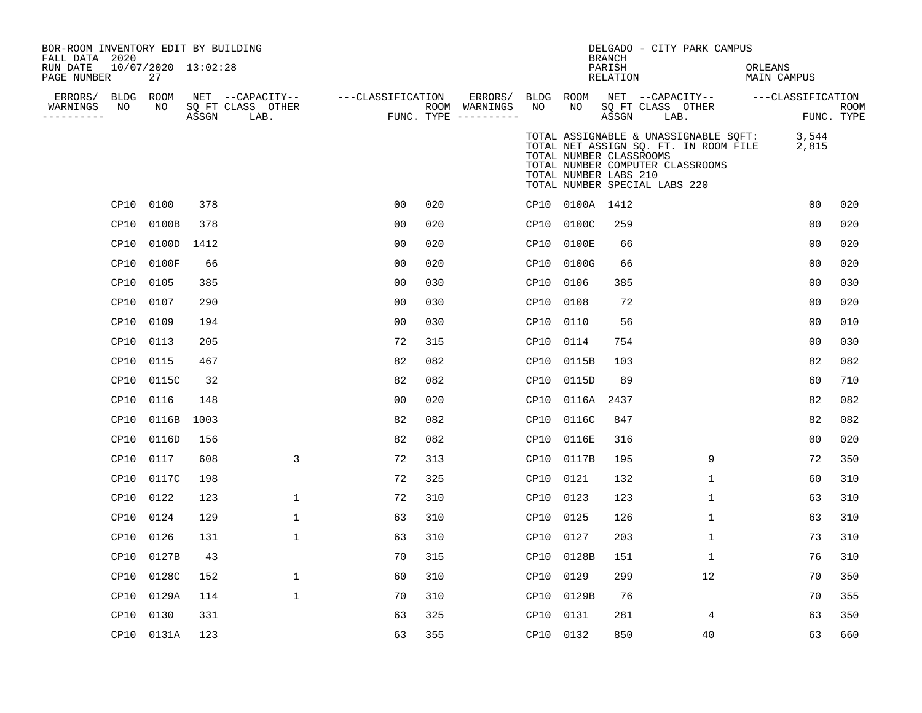BOR-ROOM INVENTORY EDIT BY BUILDING
FALL DATA 2020
RUN DATE 10/07/2020 13:02:28
PAGE NUMBER 27

DELGADO - CITY PARK CAMPUS
BRANCH
PARISH ORLEANS
RELATION MAIN CAMPUS

TOTAL ASSIGNABLE & UNASSIGNABLE SQFT: 3,544
TOTAL NET ASSIGN SQ. FT. IN ROOM FILE 2,815
TOTAL NUMBER CLASSROOMS
TOTAL NUMBER COMPUTER CLASSROOMS
TOTAL NUMBER LABS 210
TOTAL NUMBER SPECIAL LABS 220

| ERRORS/ WARNINGS | BLDG NO | ROOM NO | NET SQ FT ASSGN | CAPACITY CLASS LAB. | CAPACITY OTHER | CLASSIFICATION FUNC. | ROOM TYPE | ERRORS/ WARNINGS | BLDG NO | ROOM NO | NET SQ FT ASSGN | CAPACITY CLASS LAB. | CAPACITY OTHER | CLASSIFICATION FUNC. | ROOM TYPE |
|---|---|---|---|---|---|---|---|---|---|---|---|---|---|---|---|
| | CP10 | 0100 | 378 | | | 00 | 020 | | CP10 | 0100A | 1412 | | | 00 | 020 |
| | CP10 | 0100B | 378 | | | 00 | 020 | | CP10 | 0100C | 259 | | | 00 | 020 |
| | CP10 | 0100D | 1412 | | | 00 | 020 | | CP10 | 0100E | 66 | | | 00 | 020 |
| | CP10 | 0100F | 66 | | | 00 | 020 | | CP10 | 0100G | 66 | | | 00 | 020 |
| | CP10 | 0105 | 385 | | | 00 | 030 | | CP10 | 0106 | 385 | | | 00 | 030 |
| | CP10 | 0107 | 290 | | | 00 | 030 | | CP10 | 0108 | 72 | | | 00 | 020 |
| | CP10 | 0109 | 194 | | | 00 | 030 | | CP10 | 0110 | 56 | | | 00 | 010 |
| | CP10 | 0113 | 205 | | | 72 | 315 | | CP10 | 0114 | 754 | | | 00 | 030 |
| | CP10 | 0115 | 467 | | | 82 | 082 | | CP10 | 0115B | 103 | | | 82 | 082 |
| | CP10 | 0115C | 32 | | | 82 | 082 | | CP10 | 0115D | 89 | | | 60 | 710 |
| | CP10 | 0116 | 148 | | | 00 | 020 | | CP10 | 0116A | 2437 | | | 82 | 082 |
| | CP10 | 0116B | 1003 | | | 82 | 082 | | CP10 | 0116C | 847 | | | 82 | 082 |
| | CP10 | 0116D | 156 | | | 82 | 082 | | CP10 | 0116E | 316 | | | 00 | 020 |
| | CP10 | 0117 | 608 | | 3 | 72 | 313 | | CP10 | 0117B | 195 | | 9 | 72 | 350 |
| | CP10 | 0117C | 198 | | | 72 | 325 | | CP10 | 0121 | 132 | | 1 | 60 | 310 |
| | CP10 | 0122 | 123 | | 1 | 72 | 310 | | CP10 | 0123 | 123 | | 1 | 63 | 310 |
| | CP10 | 0124 | 129 | | 1 | 63 | 310 | | CP10 | 0125 | 126 | | 1 | 63 | 310 |
| | CP10 | 0126 | 131 | | 1 | 63 | 310 | | CP10 | 0127 | 203 | | 1 | 73 | 310 |
| | CP10 | 0127B | 43 | | | 70 | 315 | | CP10 | 0128B | 151 | | 1 | 76 | 310 |
| | CP10 | 0128C | 152 | | 1 | 60 | 310 | | CP10 | 0129 | 299 | | 12 | 70 | 350 |
| | CP10 | 0129A | 114 | | 1 | 70 | 310 | | CP10 | 0129B | 76 | | | 70 | 355 |
| | CP10 | 0130 | 331 | | | 63 | 325 | | CP10 | 0131 | 281 | | 4 | 63 | 350 |
| | CP10 | 0131A | 123 | | | 63 | 355 | | CP10 | 0132 | 850 | | 40 | 63 | 660 |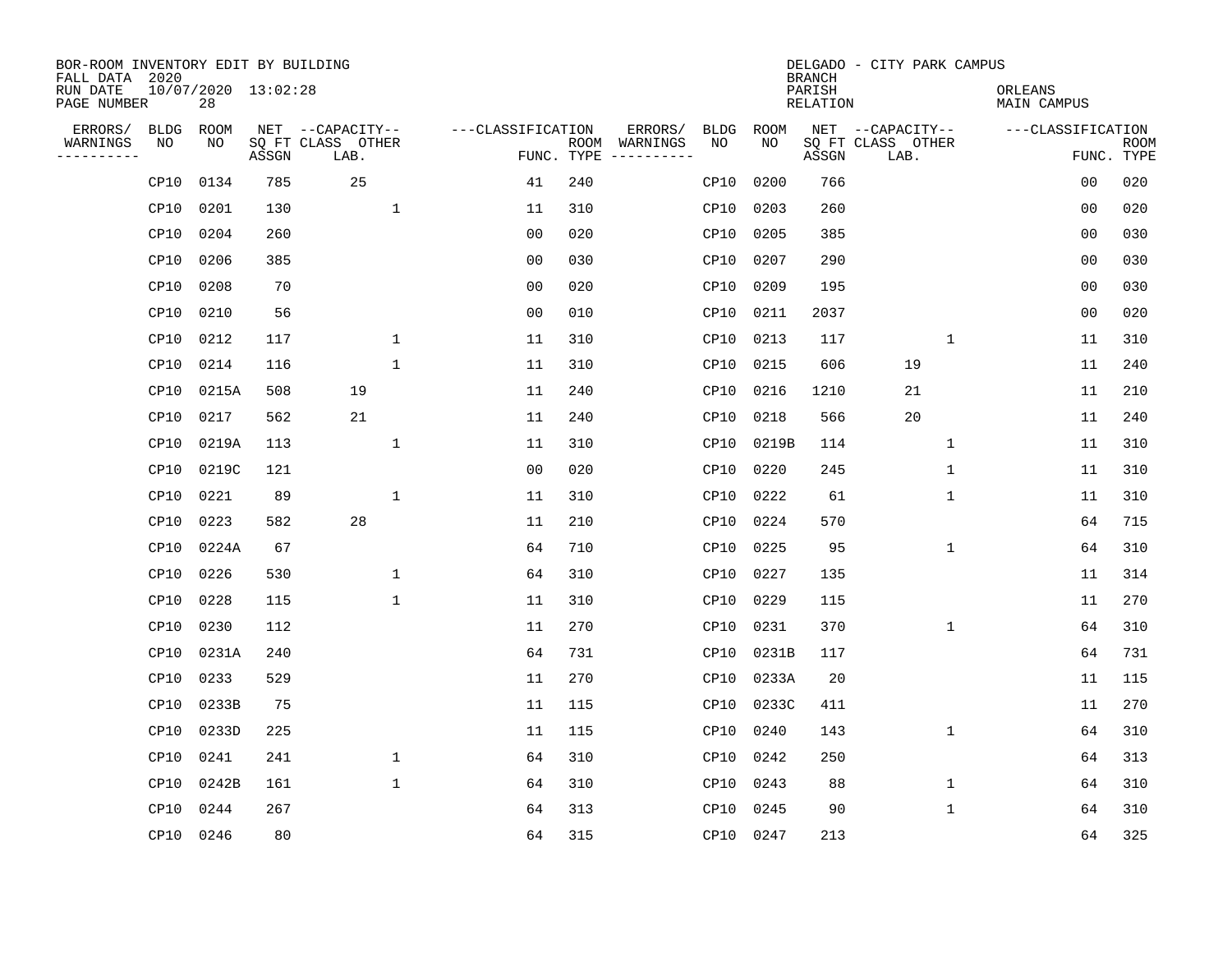BOR-ROOM INVENTORY EDIT BY BUILDING
FALL DATA 2020
RUN DATE 10/07/2020 13:02:28
PAGE NUMBER 28

DELGADO - CITY PARK CAMPUS
BRANCH
PARISH ORLEANS
RELATION MAIN CAMPUS

| ERRORS/ WARNINGS | BLDG NO | ROOM NO | NET SQ FT ASSGN | CAPACITY CLASS LAB. | CAPACITY OTHER | CLASSIFICATION FUNC. | ROOM TYPE | ERRORS/ WARNINGS | BLDG NO | ROOM NO | NET SQ FT ASSGN | CAPACITY CLASS LAB. | CAPACITY OTHER | CLASSIFICATION FUNC. | ROOM TYPE |
|---|---|---|---|---|---|---|---|---|---|---|---|---|---|---|---|
| | CP10 | 0134 | 785 | 25 | | 41 | 240 | | CP10 | 0200 | 766 | | | 00 | 020 |
| | CP10 | 0201 | 130 | | 1 | 11 | 310 | | CP10 | 0203 | 260 | | | 00 | 020 |
| | CP10 | 0204 | 260 | | | 00 | 020 | | CP10 | 0205 | 385 | | | 00 | 030 |
| | CP10 | 0206 | 385 | | | 00 | 030 | | CP10 | 0207 | 290 | | | 00 | 030 |
| | CP10 | 0208 | 70 | | | 00 | 020 | | CP10 | 0209 | 195 | | | 00 | 030 |
| | CP10 | 0210 | 56 | | | 00 | 010 | | CP10 | 0211 | 2037 | | | 00 | 020 |
| | CP10 | 0212 | 117 | | 1 | 11 | 310 | | CP10 | 0213 | 117 | | 1 | 11 | 310 |
| | CP10 | 0214 | 116 | | 1 | 11 | 310 | | CP10 | 0215 | 606 | 19 | | 11 | 240 |
| | CP10 | 0215A | 508 | 19 | | 11 | 240 | | CP10 | 0216 | 1210 | 21 | | 11 | 210 |
| | CP10 | 0217 | 562 | 21 | | 11 | 240 | | CP10 | 0218 | 566 | 20 | | 11 | 240 |
| | CP10 | 0219A | 113 | | 1 | 11 | 310 | | CP10 | 0219B | 114 | | 1 | 11 | 310 |
| | CP10 | 0219C | 121 | | | 00 | 020 | | CP10 | 0220 | 245 | | 1 | 11 | 310 |
| | CP10 | 0221 | 89 | | 1 | 11 | 310 | | CP10 | 0222 | 61 | | 1 | 11 | 310 |
| | CP10 | 0223 | 582 | 28 | | 11 | 210 | | CP10 | 0224 | 570 | | | 64 | 715 |
| | CP10 | 0224A | 67 | | | 64 | 710 | | CP10 | 0225 | 95 | | 1 | 64 | 310 |
| | CP10 | 0226 | 530 | | 1 | 64 | 310 | | CP10 | 0227 | 135 | | | 11 | 314 |
| | CP10 | 0228 | 115 | | 1 | 11 | 310 | | CP10 | 0229 | 115 | | | 11 | 270 |
| | CP10 | 0230 | 112 | | | 11 | 270 | | CP10 | 0231 | 370 | | 1 | 64 | 310 |
| | CP10 | 0231A | 240 | | | 64 | 731 | | CP10 | 0231B | 117 | | | 64 | 731 |
| | CP10 | 0233 | 529 | | | 11 | 270 | | CP10 | 0233A | 20 | | | 11 | 115 |
| | CP10 | 0233B | 75 | | | 11 | 115 | | CP10 | 0233C | 411 | | | 11 | 270 |
| | CP10 | 0233D | 225 | | | 11 | 115 | | CP10 | 0240 | 143 | | 1 | 64 | 310 |
| | CP10 | 0241 | 241 | | 1 | 64 | 310 | | CP10 | 0242 | 250 | | | 64 | 313 |
| | CP10 | 0242B | 161 | | 1 | 64 | 310 | | CP10 | 0243 | 88 | | 1 | 64 | 310 |
| | CP10 | 0244 | 267 | | | 64 | 313 | | CP10 | 0245 | 90 | | 1 | 64 | 310 |
| | CP10 | 0246 | 80 | | | 64 | 315 | | CP10 | 0247 | 213 | | | 64 | 325 |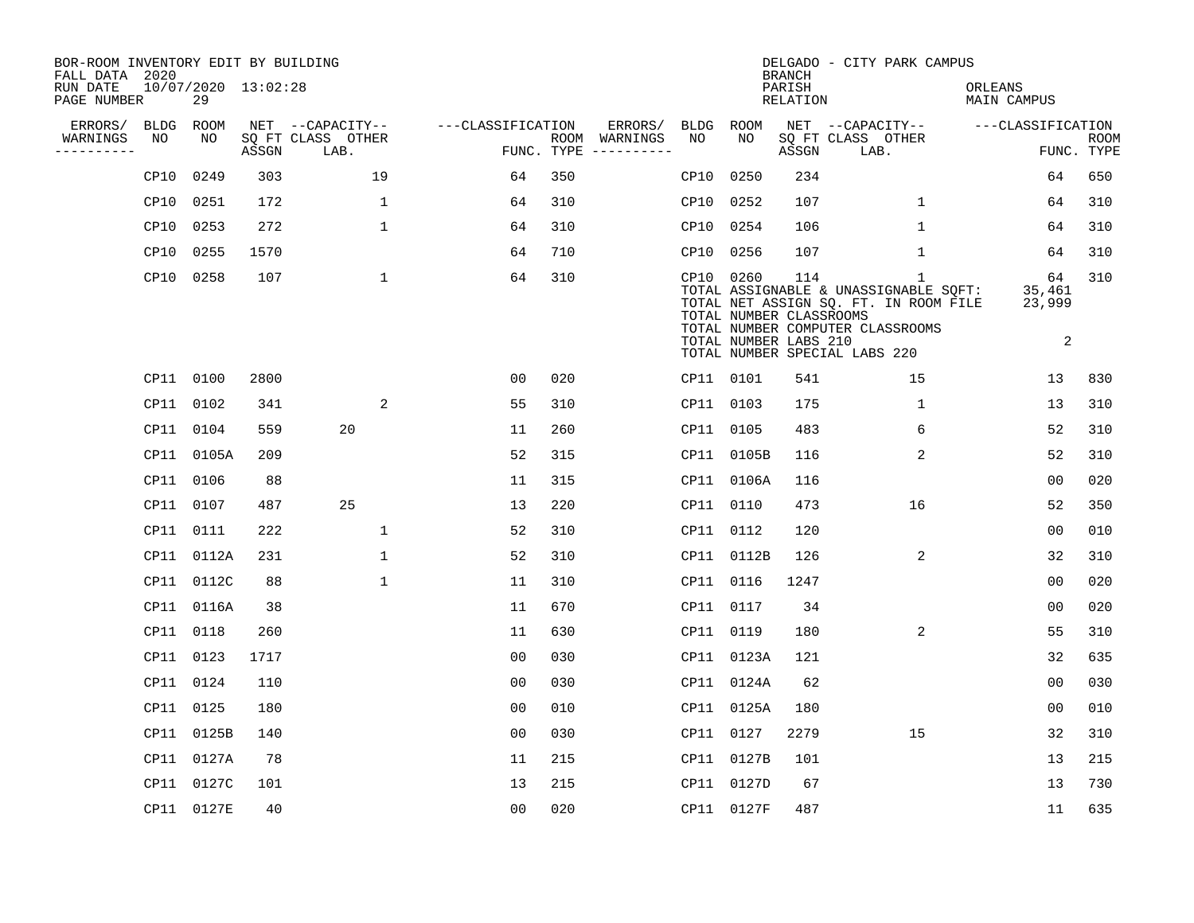BOR-ROOM INVENTORY EDIT BY BUILDING
FALL DATA 2020
RUN DATE 10/07/2020 13:02:28
PAGE NUMBER 29

DELGADO - CITY PARK CAMPUS
BRANCH
PARISH ORLEANS
RELATION MAIN CAMPUS

| ERRORS/ WARNINGS | BLDG NO | ROOM NO | NET SQ FT ASSGN | CAPACITY CLASS LAB. | CAPACITY OTHER | CLASSIFICATION FUNC. | ROOM TYPE | ERRORS/ WARNINGS | BLDG NO | ROOM NO | NET SQ FT ASSGN | CAPACITY CLASS LAB. | CAPACITY OTHER | CLASSIFICATION FUNC. | ROOM TYPE |
|---|---|---|---|---|---|---|---|---|---|---|---|---|---|---|---|
| | CP10 | 0249 | 303 | | 19 | 64 | 350 | | CP10 | 0250 | 234 | | | 64 | 650 |
| | CP10 | 0251 | 172 | | 1 | 64 | 310 | | CP10 | 0252 | 107 | | 1 | 64 | 310 |
| | CP10 | 0253 | 272 | | 1 | 64 | 310 | | CP10 | 0254 | 106 | | 1 | 64 | 310 |
| | CP10 | 0255 | 1570 | | | 64 | 710 | | CP10 | 0256 | 107 | | 1 | 64 | 310 |
| | CP10 | 0258 | 107 | | 1 | 64 | 310 | | CP10 | 0260 | 114 | | 1 | 64 | 310 |

TOTAL ASSIGNABLE & UNASSIGNABLE SQFT: 35,461
TOTAL NET ASSIGN SQ. FT. IN ROOM FILE 23,999
TOTAL NUMBER CLASSROOMS
TOTAL NUMBER COMPUTER CLASSROOMS
TOTAL NUMBER LABS 210 2
TOTAL NUMBER SPECIAL LABS 220

| ERRORS/ WARNINGS | BLDG NO | ROOM NO | NET SQ FT ASSGN | CAPACITY CLASS LAB. | CAPACITY OTHER | CLASSIFICATION FUNC. | ROOM TYPE | ERRORS/ WARNINGS | BLDG NO | ROOM NO | NET SQ FT ASSGN | CAPACITY CLASS LAB. | CAPACITY OTHER | CLASSIFICATION FUNC. | ROOM TYPE |
|---|---|---|---|---|---|---|---|---|---|---|---|---|---|---|---|
| | CP11 | 0100 | 2800 | | | 00 | 020 | | CP11 | 0101 | 541 | | 15 | 13 | 830 |
| | CP11 | 0102 | 341 | | 2 | 55 | 310 | | CP11 | 0103 | 175 | | 1 | 13 | 310 |
| | CP11 | 0104 | 559 | 20 | | 11 | 260 | | CP11 | 0105 | 483 | | 6 | 52 | 310 |
| | CP11 | 0105A | 209 | | | 52 | 315 | | CP11 | 0105B | 116 | | 2 | 52 | 310 |
| | CP11 | 0106 | 88 | | | 11 | 315 | | CP11 | 0106A | 116 | | | 00 | 020 |
| | CP11 | 0107 | 487 | 25 | | 13 | 220 | | CP11 | 0110 | 473 | | 16 | 52 | 350 |
| | CP11 | 0111 | 222 | | 1 | 52 | 310 | | CP11 | 0112 | 120 | | | 00 | 010 |
| | CP11 | 0112A | 231 | | 1 | 52 | 310 | | CP11 | 0112B | 126 | | 2 | 32 | 310 |
| | CP11 | 0112C | 88 | | 1 | 11 | 310 | | CP11 | 0116 | 1247 | | | 00 | 020 |
| | CP11 | 0116A | 38 | | | 11 | 670 | | CP11 | 0117 | 34 | | | 00 | 020 |
| | CP11 | 0118 | 260 | | | 11 | 630 | | CP11 | 0119 | 180 | | 2 | 55 | 310 |
| | CP11 | 0123 | 1717 | | | 00 | 030 | | CP11 | 0123A | 121 | | | 32 | 635 |
| | CP11 | 0124 | 110 | | | 00 | 030 | | CP11 | 0124A | 62 | | | 00 | 030 |
| | CP11 | 0125 | 180 | | | 00 | 010 | | CP11 | 0125A | 180 | | | 00 | 010 |
| | CP11 | 0125B | 140 | | | 00 | 030 | | CP11 | 0127 | 2279 | | 15 | 32 | 310 |
| | CP11 | 0127A | 78 | | | 11 | 215 | | CP11 | 0127B | 101 | | | 13 | 215 |
| | CP11 | 0127C | 101 | | | 13 | 215 | | CP11 | 0127D | 67 | | | 13 | 730 |
| | CP11 | 0127E | 40 | | | 00 | 020 | | CP11 | 0127F | 487 | | | 11 | 635 |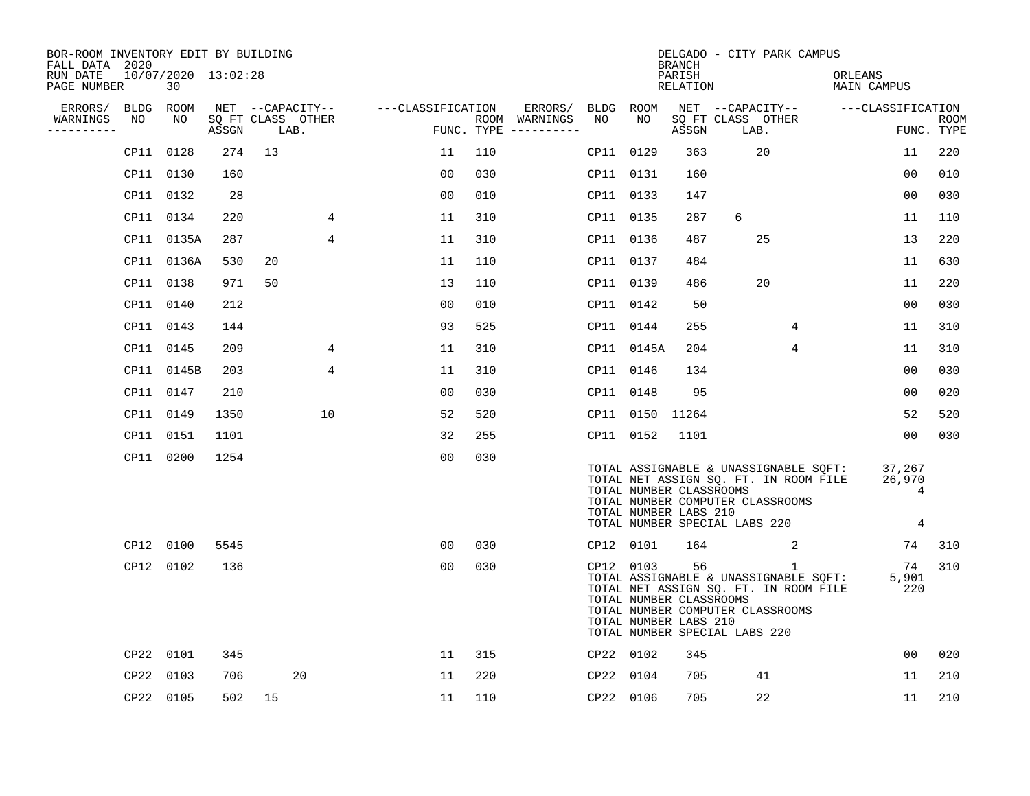BOR-ROOM INVENTORY EDIT BY BUILDING
FALL DATA 2020
RUN DATE 10/07/2020 13:02:28

DELGADO - CITY PARK CAMPUS
BRANCH
PARISH ORLEANS
RELATION MAIN CAMPUS

| ERRORS/ WARNINGS | BLDG NO | ROOM NO | NET SQ FT ASSGN | CAPACITY CLASS | CAPACITY LAB. | CAPACITY OTHER | CLASSIFICATION FUNC. | ROOM TYPE | ERRORS/ WARNINGS | BLDG NO | ROOM NO | NET SQ FT ASSGN | CAPACITY CLASS | CAPACITY LAB. | CAPACITY OTHER | CLASSIFICATION FUNC. | ROOM TYPE |
|---|---|---|---|---|---|---|---|---|---|---|---|---|---|---|---|---|---|
| | CP11 | 0128 | 274 | 13 | | | 11 | 110 | | CP11 | 0129 | 363 | | 20 | | 11 | 220 |
| | CP11 | 0130 | 160 | | | | 00 | 030 | | CP11 | 0131 | 160 | | | | 00 | 010 |
| | CP11 | 0132 | 28 | | | | 00 | 010 | | CP11 | 0133 | 147 | | | | 00 | 030 |
| | CP11 | 0134 | 220 | | | 4 | 11 | 310 | | CP11 | 0135 | 287 | 6 | | | 11 | 110 |
| | CP11 | 0135A | 287 | | | 4 | 11 | 310 | | CP11 | 0136 | 487 | | 25 | | 13 | 220 |
| | CP11 | 0136A | 530 | 20 | | | 11 | 110 | | CP11 | 0137 | 484 | | | | 11 | 630 |
| | CP11 | 0138 | 971 | 50 | | | 13 | 110 | | CP11 | 0139 | 486 | | 20 | | 11 | 220 |
| | CP11 | 0140 | 212 | | | | 00 | 010 | | CP11 | 0142 | 50 | | | | 00 | 030 |
| | CP11 | 0143 | 144 | | | | 93 | 525 | | CP11 | 0144 | 255 | | | 4 | 11 | 310 |
| | CP11 | 0145 | 209 | | | 4 | 11 | 310 | | CP11 | 0145A | 204 | | | 4 | 11 | 310 |
| | CP11 | 0145B | 203 | | | 4 | 11 | 310 | | CP11 | 0146 | 134 | | | | 00 | 030 |
| | CP11 | 0147 | 210 | | | | 00 | 030 | | CP11 | 0148 | 95 | | | | 00 | 020 |
| | CP11 | 0149 | 1350 | | | 10 | 52 | 520 | | CP11 | 0150 | 11264 | | | | 52 | 520 |
| | CP11 | 0151 | 1101 | | | | 32 | 255 | | CP11 | 0152 | 1101 | | | | 00 | 030 |
| | CP11 | 0200 | 1254 | | | | 00 | 030 | | | | | | | | | |

TOTAL ASSIGNABLE & UNASSIGNABLE SQFT: 37,267
TOTAL NET ASSIGN SQ. FT. IN ROOM FILE 26,970
TOTAL NUMBER CLASSROOMS 4
TOTAL NUMBER COMPUTER CLASSROOMS
TOTAL NUMBER LABS 210
TOTAL NUMBER SPECIAL LABS 220 4

| ERRORS/ WARNINGS | BLDG NO | ROOM NO | NET SQ FT ASSGN | CAPACITY CLASS | CAPACITY LAB. | CAPACITY OTHER | CLASSIFICATION FUNC. | ROOM TYPE | ERRORS/ WARNINGS | BLDG NO | ROOM NO | NET SQ FT ASSGN | CAPACITY CLASS | CAPACITY LAB. | CAPACITY OTHER | CLASSIFICATION FUNC. | ROOM TYPE |
|---|---|---|---|---|---|---|---|---|---|---|---|---|---|---|---|---|---|
| | CP12 | 0100 | 5545 | | | | 00 | 030 | | CP12 | 0101 | 164 | | | 2 | 74 | 310 |
| | CP12 | 0102 | 136 | | | | 00 | 030 | | CP12 | 0103 | 56 | | | 1 | 74 | 310 |

TOTAL ASSIGNABLE & UNASSIGNABLE SQFT: 5,901
TOTAL NET ASSIGN SQ. FT. IN ROOM FILE 220
TOTAL NUMBER CLASSROOMS
TOTAL NUMBER COMPUTER CLASSROOMS
TOTAL NUMBER LABS 210
TOTAL NUMBER SPECIAL LABS 220

| ERRORS/ WARNINGS | BLDG NO | ROOM NO | NET SQ FT ASSGN | CAPACITY CLASS | CAPACITY LAB. | CAPACITY OTHER | CLASSIFICATION FUNC. | ROOM TYPE | ERRORS/ WARNINGS | BLDG NO | ROOM NO | NET SQ FT ASSGN | CAPACITY CLASS | CAPACITY LAB. | CAPACITY OTHER | CLASSIFICATION FUNC. | ROOM TYPE |
|---|---|---|---|---|---|---|---|---|---|---|---|---|---|---|---|---|---|
| | CP22 | 0101 | 345 | | | | 11 | 315 | | CP22 | 0102 | 345 | | | | 00 | 020 |
| | CP22 | 0103 | 706 | | 20 | | 11 | 220 | | CP22 | 0104 | 705 | | 41 | | 11 | 210 |
| | CP22 | 0105 | 502 | 15 | | | 11 | 110 | | CP22 | 0106 | 705 | | 22 | | 11 | 210 |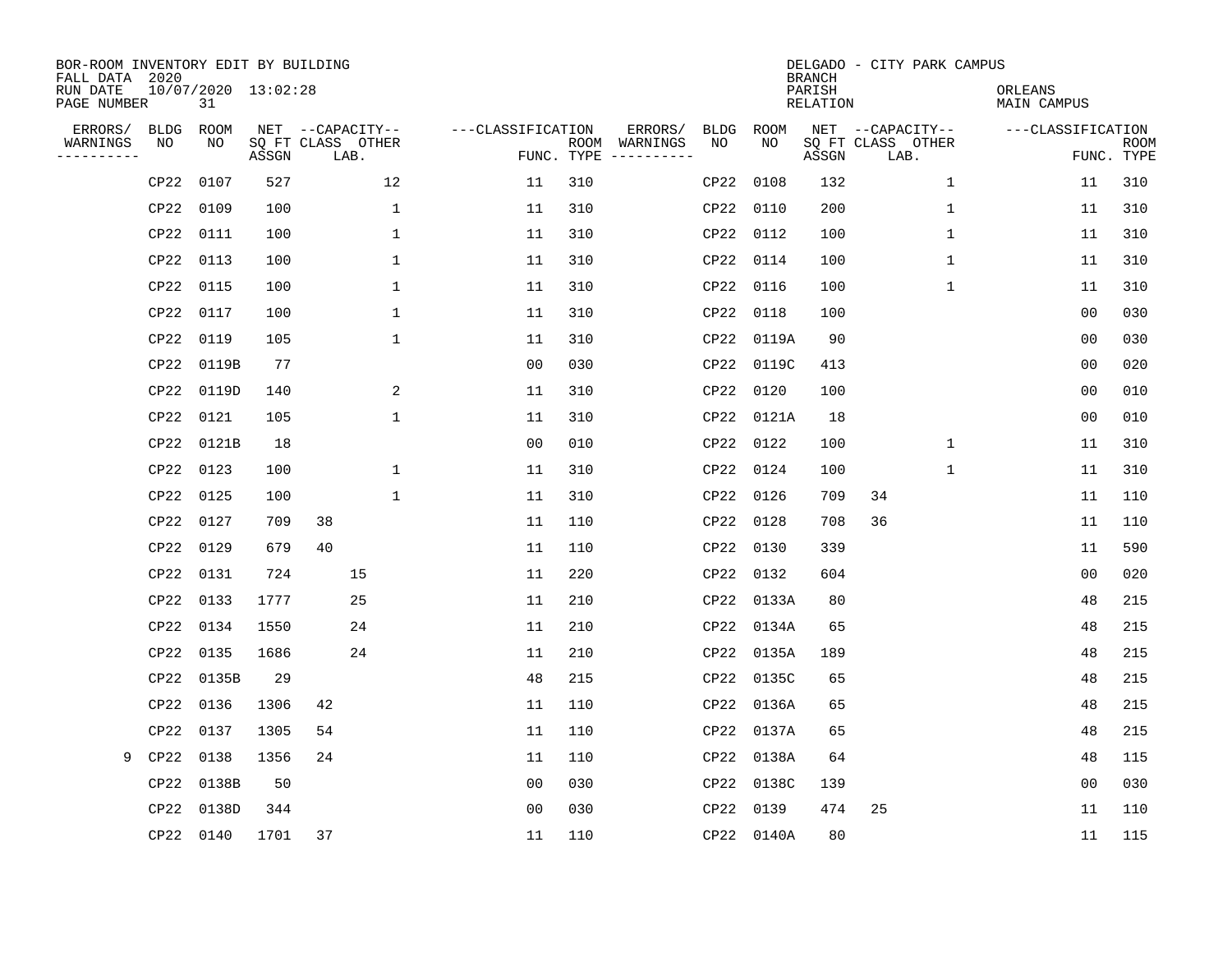BOR-ROOM INVENTORY EDIT BY BUILDING
FALL DATA 2020
RUN DATE 10/07/2020 13:02:28
PAGE NUMBER 31

DELGADO - CITY PARK CAMPUS
BRANCH
PARISH ORLEANS
RELATION MAIN CAMPUS

| ERRORS/ WARNINGS | BLDG NO | ROOM NO | NET SQ FT ASSGN | CAPACITY CLASS | CAPACITY LAB. | CAPACITY OTHER | CLASSIFICATION FUNC. | ROOM TYPE | ERRORS/ WARNINGS | BLDG NO | ROOM NO | NET SQ FT ASSGN | CAPACITY CLASS | CAPACITY LAB. | CAPACITY OTHER | CLASSIFICATION FUNC. | ROOM TYPE |
|---|---|---|---|---|---|---|---|---|---|---|---|---|---|---|---|---|---|
| | CP22 | 0107 | 527 | | | 12 | 11 | 310 | | CP22 | 0108 | 132 | | | 1 | 11 | 310 |
| | CP22 | 0109 | 100 | | | 1 | 11 | 310 | | CP22 | 0110 | 200 | | | 1 | 11 | 310 |
| | CP22 | 0111 | 100 | | | 1 | 11 | 310 | | CP22 | 0112 | 100 | | | 1 | 11 | 310 |
| | CP22 | 0113 | 100 | | | 1 | 11 | 310 | | CP22 | 0114 | 100 | | | 1 | 11 | 310 |
| | CP22 | 0115 | 100 | | | 1 | 11 | 310 | | CP22 | 0116 | 100 | | | 1 | 11 | 310 |
| | CP22 | 0117 | 100 | | | 1 | 11 | 310 | | CP22 | 0118 | 100 | | | | 00 | 030 |
| | CP22 | 0119 | 105 | | | 1 | 11 | 310 | | CP22 | 0119A | 90 | | | | 00 | 030 |
| | CP22 | 0119B | 77 | | | | 00 | 030 | | CP22 | 0119C | 413 | | | | 00 | 020 |
| | CP22 | 0119D | 140 | | | 2 | 11 | 310 | | CP22 | 0120 | 100 | | | | 00 | 010 |
| | CP22 | 0121 | 105 | | | 1 | 11 | 310 | | CP22 | 0121A | 18 | | | | 00 | 010 |
| | CP22 | 0121B | 18 | | | | 00 | 010 | | CP22 | 0122 | 100 | | | 1 | 11 | 310 |
| | CP22 | 0123 | 100 | | | 1 | 11 | 310 | | CP22 | 0124 | 100 | | | 1 | 11 | 310 |
| | CP22 | 0125 | 100 | | | 1 | 11 | 310 | | CP22 | 0126 | 709 | 34 | | | 11 | 110 |
| | CP22 | 0127 | 709 | 38 | | | 11 | 110 | | CP22 | 0128 | 708 | 36 | | | 11 | 110 |
| | CP22 | 0129 | 679 | 40 | | | 11 | 110 | | CP22 | 0130 | 339 | | | | 11 | 590 |
| | CP22 | 0131 | 724 | | 15 | | 11 | 220 | | CP22 | 0132 | 604 | | | | 00 | 020 |
| | CP22 | 0133 | 1777 | | 25 | | 11 | 210 | | CP22 | 0133A | 80 | | | | 48 | 215 |
| | CP22 | 0134 | 1550 | | 24 | | 11 | 210 | | CP22 | 0134A | 65 | | | | 48 | 215 |
| | CP22 | 0135 | 1686 | | 24 | | 11 | 210 | | CP22 | 0135A | 189 | | | | 48 | 215 |
| | CP22 | 0135B | 29 | | | | 48 | 215 | | CP22 | 0135C | 65 | | | | 48 | 215 |
| | CP22 | 0136 | 1306 | 42 | | | 11 | 110 | | CP22 | 0136A | 65 | | | | 48 | 215 |
| | CP22 | 0137 | 1305 | 54 | | | 11 | 110 | | CP22 | 0137A | 65 | | | | 48 | 215 |
| 9 | CP22 | 0138 | 1356 | 24 | | | 11 | 110 | | CP22 | 0138A | 64 | | | | 48 | 115 |
| | CP22 | 0138B | 50 | | | | 00 | 030 | | CP22 | 0138C | 139 | | | | 00 | 030 |
| | CP22 | 0138D | 344 | | | | 00 | 030 | | CP22 | 0139 | 474 | 25 | | | 11 | 110 |
| | CP22 | 0140 | 1701 | 37 | | | 11 | 110 | | CP22 | 0140A | 80 | | | | 11 | 115 |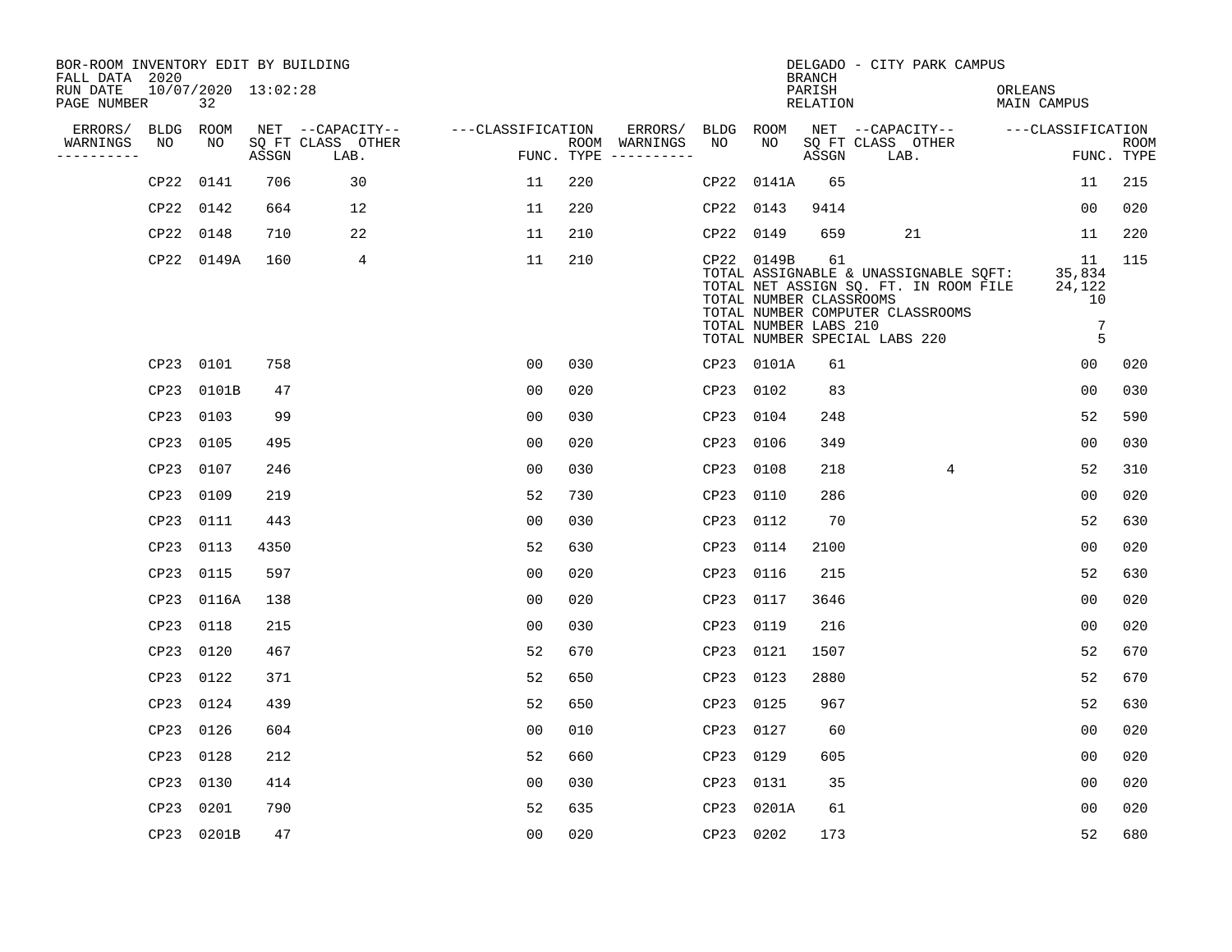BOR-ROOM INVENTORY EDIT BY BUILDING
FALL DATA 2020
RUN DATE 10/07/2020 13:02:28
PAGE NUMBER 32

DELGADO - CITY PARK CAMPUS
BRANCH
PARISH ORLEANS
RELATION MAIN CAMPUS

| ERRORS/ WARNINGS | BLDG NO | ROOM NO | NET SQ FT ASSGN | CAPACITY CLASS | CAPACITY OTHER LAB. | CLASSIFICATION FUNC. | ROOM TYPE | ERRORS/ WARNINGS | BLDG NO | ROOM NO | NET SQ FT ASSGN | CAPACITY CLASS | CAPACITY OTHER LAB. | CLASSIFICATION FUNC. | ROOM TYPE |
|---|---|---|---|---|---|---|---|---|---|---|---|---|---|---|---|
| | CP22 | 0141 | 706 | 30 | | 11 | 220 | | CP22 | 0141A | 65 | | | 11 | 215 |
| | CP22 | 0142 | 664 | 12 | | 11 | 220 | | CP22 | 0143 | 9414 | | | 00 | 020 |
| | CP22 | 0148 | 710 | 22 | | 11 | 210 | | CP22 | 0149 | 659 | 21 | | 11 | 220 |
| | CP22 | 0149A | 160 | 4 | | 11 | 210 | | CP22 | 0149B | 61 | | | 11 | 115 |

TOTAL ASSIGNABLE & UNASSIGNABLE SQFT: 35,834
TOTAL NET ASSIGN SQ. FT. IN ROOM FILE 24,122
TOTAL NUMBER CLASSROOMS 10
TOTAL NUMBER COMPUTER CLASSROOMS
TOTAL NUMBER LABS 210 7
TOTAL NUMBER SPECIAL LABS 220 5

| ERRORS/ WARNINGS | BLDG NO | ROOM NO | NET SQ FT ASSGN | CAPACITY CLASS | CAPACITY OTHER LAB. | CLASSIFICATION FUNC. | ROOM TYPE | ERRORS/ WARNINGS | BLDG NO | ROOM NO | NET SQ FT ASSGN | CAPACITY CLASS | CAPACITY OTHER LAB. | CLASSIFICATION FUNC. | ROOM TYPE |
|---|---|---|---|---|---|---|---|---|---|---|---|---|---|---|---|
| | CP23 | 0101 | 758 | | | 00 | 030 | | CP23 | 0101A | 61 | | | 00 | 020 |
| | CP23 | 0101B | 47 | | | 00 | 020 | | CP23 | 0102 | 83 | | | 00 | 030 |
| | CP23 | 0103 | 99 | | | 00 | 030 | | CP23 | 0104 | 248 | | | 52 | 590 |
| | CP23 | 0105 | 495 | | | 00 | 020 | | CP23 | 0106 | 349 | | | 00 | 030 |
| | CP23 | 0107 | 246 | | | 00 | 030 | | CP23 | 0108 | 218 | | 4 | 52 | 310 |
| | CP23 | 0109 | 219 | | | 52 | 730 | | CP23 | 0110 | 286 | | | 00 | 020 |
| | CP23 | 0111 | 443 | | | 00 | 030 | | CP23 | 0112 | 70 | | | 52 | 630 |
| | CP23 | 0113 | 4350 | | | 52 | 630 | | CP23 | 0114 | 2100 | | | 00 | 020 |
| | CP23 | 0115 | 597 | | | 00 | 020 | | CP23 | 0116 | 215 | | | 52 | 630 |
| | CP23 | 0116A | 138 | | | 00 | 020 | | CP23 | 0117 | 3646 | | | 00 | 020 |
| | CP23 | 0118 | 215 | | | 00 | 030 | | CP23 | 0119 | 216 | | | 00 | 020 |
| | CP23 | 0120 | 467 | | | 52 | 670 | | CP23 | 0121 | 1507 | | | 52 | 670 |
| | CP23 | 0122 | 371 | | | 52 | 650 | | CP23 | 0123 | 2880 | | | 52 | 670 |
| | CP23 | 0124 | 439 | | | 52 | 650 | | CP23 | 0125 | 967 | | | 52 | 630 |
| | CP23 | 0126 | 604 | | | 00 | 010 | | CP23 | 0127 | 60 | | | 00 | 020 |
| | CP23 | 0128 | 212 | | | 52 | 660 | | CP23 | 0129 | 605 | | | 00 | 020 |
| | CP23 | 0130 | 414 | | | 00 | 030 | | CP23 | 0131 | 35 | | | 00 | 020 |
| | CP23 | 0201 | 790 | | | 52 | 635 | | CP23 | 0201A | 61 | | | 00 | 020 |
| | CP23 | 0201B | 47 | | | 00 | 020 | | CP23 | 0202 | 173 | | | 52 | 680 |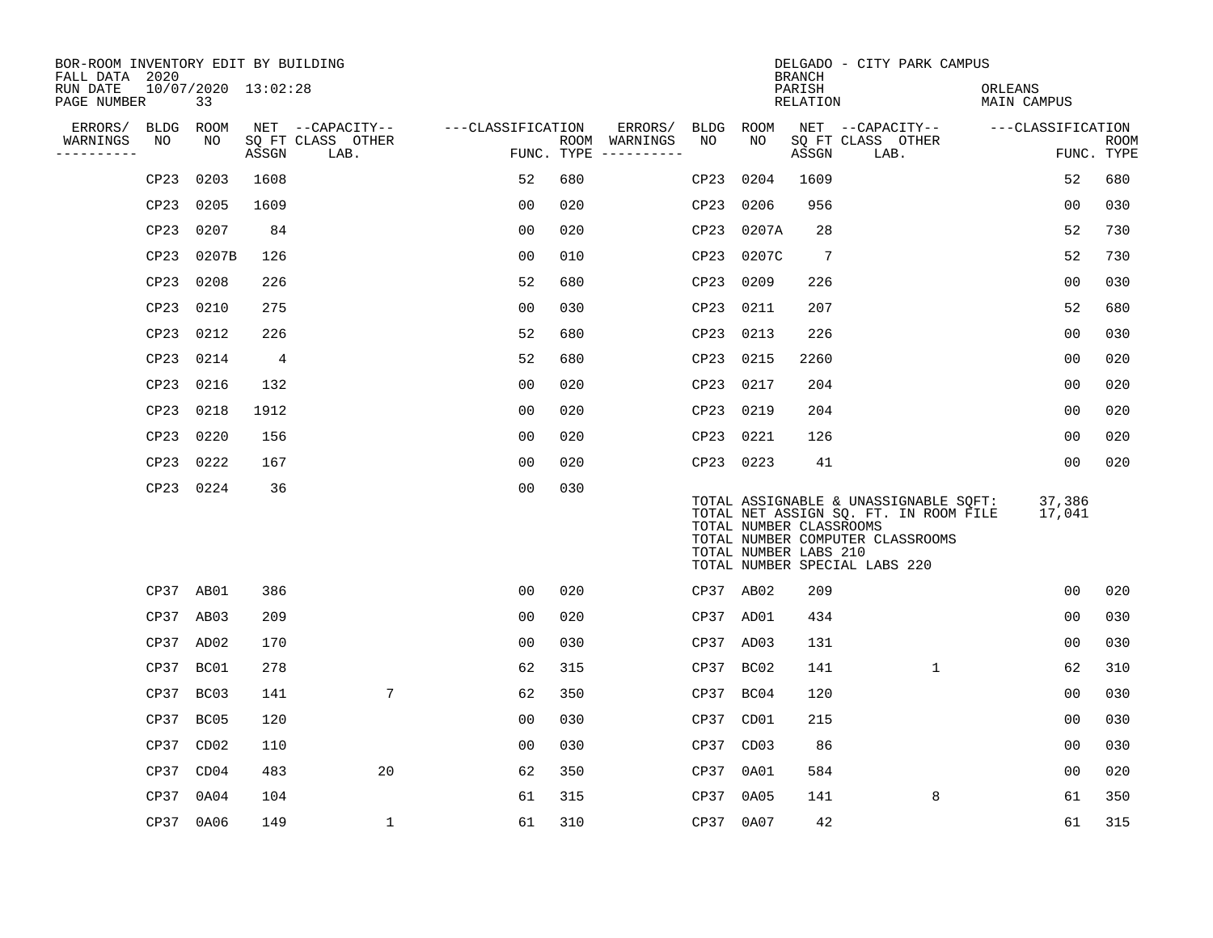BOR-ROOM INVENTORY EDIT BY BUILDING
FALL DATA 2020
RUN DATE 10/07/2020 13:02:28
PAGE NUMBER 33

DELGADO - CITY PARK CAMPUS
BRANCH
PARISH ORLEANS
RELATION MAIN CAMPUS

| ERRORS/ WARNINGS | BLDG NO | ROOM NO | NET ASSGN SQ FT | CAPACITY CLASS LAB. | CAPACITY OTHER | CLASSIFICATION FUNC. | ROOM TYPE | ERRORS/ WARNINGS | BLDG NO | ROOM NO | NET ASSGN SQ FT | CAPACITY CLASS LAB. | CAPACITY OTHER | CLASSIFICATION FUNC. | ROOM TYPE |
|---|---|---|---|---|---|---|---|---|---|---|---|---|---|---|---|
| | CP23 | 0203 | 1608 | | | 52 | 680 | | CP23 | 0204 | 1609 | | | 52 | 680 |
| | CP23 | 0205 | 1609 | | | 00 | 020 | | CP23 | 0206 | 956 | | | 00 | 030 |
| | CP23 | 0207 | 84 | | | 00 | 020 | | CP23 | 0207A | 28 | | | 52 | 730 |
| | CP23 | 0207B | 126 | | | 00 | 010 | | CP23 | 0207C | 7 | | | 52 | 730 |
| | CP23 | 0208 | 226 | | | 52 | 680 | | CP23 | 0209 | 226 | | | 00 | 030 |
| | CP23 | 0210 | 275 | | | 00 | 030 | | CP23 | 0211 | 207 | | | 52 | 680 |
| | CP23 | 0212 | 226 | | | 52 | 680 | | CP23 | 0213 | 226 | | | 00 | 030 |
| | CP23 | 0214 | 4 | | | 52 | 680 | | CP23 | 0215 | 2260 | | | 00 | 020 |
| | CP23 | 0216 | 132 | | | 00 | 020 | | CP23 | 0217 | 204 | | | 00 | 020 |
| | CP23 | 0218 | 1912 | | | 00 | 020 | | CP23 | 0219 | 204 | | | 00 | 020 |
| | CP23 | 0220 | 156 | | | 00 | 020 | | CP23 | 0221 | 126 | | | 00 | 020 |
| | CP23 | 0222 | 167 | | | 00 | 020 | | CP23 | 0223 | 41 | | | 00 | 020 |
| | CP23 | 0224 | 36 | | | 00 | 030 | | | | | | | | |

TOTAL ASSIGNABLE & UNASSIGNABLE SQFT: 37,386
TOTAL NET ASSIGN SQ. FT. IN ROOM FILE 17,041
TOTAL NUMBER CLASSROOMS
TOTAL NUMBER COMPUTER CLASSROOMS
TOTAL NUMBER LABS 210
TOTAL NUMBER SPECIAL LABS 220

| ERRORS/ WARNINGS | BLDG NO | ROOM NO | NET ASSGN SQ FT | CAPACITY CLASS LAB. | CAPACITY OTHER | CLASSIFICATION FUNC. | ROOM TYPE | ERRORS/ WARNINGS | BLDG NO | ROOM NO | NET ASSGN SQ FT | CAPACITY CLASS LAB. | CAPACITY OTHER | CLASSIFICATION FUNC. | ROOM TYPE |
|---|---|---|---|---|---|---|---|---|---|---|---|---|---|---|---|
| | CP37 | AB01 | 386 | | | 00 | 020 | | CP37 | AB02 | 209 | | | 00 | 020 |
| | CP37 | AB03 | 209 | | | 00 | 020 | | CP37 | AD01 | 434 | | | 00 | 030 |
| | CP37 | AD02 | 170 | | | 00 | 030 | | CP37 | AD03 | 131 | | | 00 | 030 |
| | CP37 | BC01 | 278 | | | 62 | 315 | | CP37 | BC02 | 141 | | 1 | 62 | 310 |
| | CP37 | BC03 | 141 | | 7 | 62 | 350 | | CP37 | BC04 | 120 | | | 00 | 030 |
| | CP37 | BC05 | 120 | | | 00 | 030 | | CP37 | CD01 | 215 | | | 00 | 030 |
| | CP37 | CD02 | 110 | | | 00 | 030 | | CP37 | CD03 | 86 | | | 00 | 030 |
| | CP37 | CD04 | 483 | | 20 | 62 | 350 | | CP37 | 0A01 | 584 | | | 00 | 020 |
| | CP37 | 0A04 | 104 | | | 61 | 315 | | CP37 | 0A05 | 141 | | 8 | 61 | 350 |
| | CP37 | 0A06 | 149 | | 1 | 61 | 310 | | CP37 | 0A07 | 42 | | | 61 | 315 |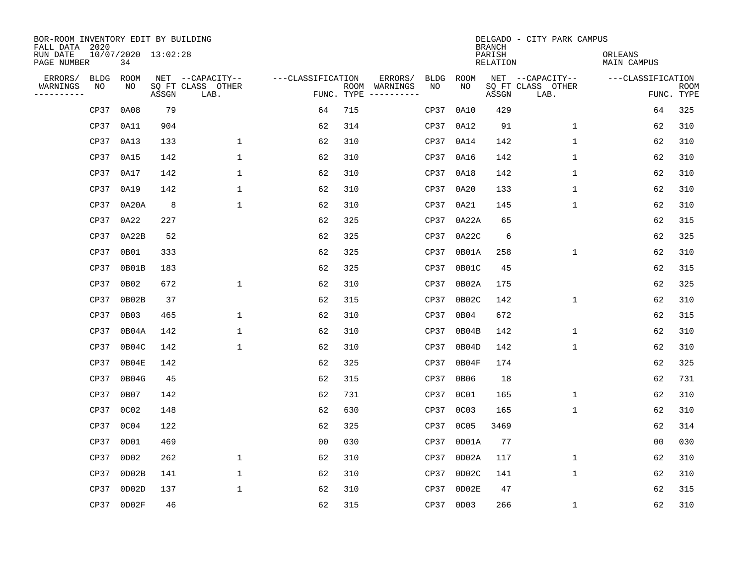BOR-ROOM INVENTORY EDIT BY BUILDING
FALL DATA 2020
RUN DATE 10/07/2020 13:02:28
PAGE NUMBER 34

DELGADO - CITY PARK CAMPUS
BRANCH
PARISH ORLEANS
RELATION MAIN CAMPUS

| ERRORS/ WARNINGS | BLDG NO | ROOM NO | NET SQ FT ASSGN | CAPACITY CLASS LAB. | CAPACITY OTHER | CLASSIFICATION FUNC. | ROOM TYPE | ERRORS/ WARNINGS | BLDG NO | ROOM NO | NET SQ FT ASSGN | CAPACITY CLASS LAB. | CAPACITY OTHER | CLASSIFICATION FUNC. | ROOM TYPE |
|---|---|---|---|---|---|---|---|---|---|---|---|---|---|---|---|
| | CP37 | 0A08 | 79 | | | 64 | 715 | | CP37 | 0A10 | 429 | | | 64 | 325 |
| | CP37 | 0A11 | 904 | | | 62 | 314 | | CP37 | 0A12 | 91 | | 1 | 62 | 310 |
| | CP37 | 0A13 | 133 | | 1 | 62 | 310 | | CP37 | 0A14 | 142 | | 1 | 62 | 310 |
| | CP37 | 0A15 | 142 | | 1 | 62 | 310 | | CP37 | 0A16 | 142 | | 1 | 62 | 310 |
| | CP37 | 0A17 | 142 | | 1 | 62 | 310 | | CP37 | 0A18 | 142 | | 1 | 62 | 310 |
| | CP37 | 0A19 | 142 | | 1 | 62 | 310 | | CP37 | 0A20 | 133 | | 1 | 62 | 310 |
| | CP37 | 0A20A | 8 | | 1 | 62 | 310 | | CP37 | 0A21 | 145 | | 1 | 62 | 310 |
| | CP37 | 0A22 | 227 | | | 62 | 325 | | CP37 | 0A22A | 65 | | | 62 | 315 |
| | CP37 | 0A22B | 52 | | | 62 | 325 | | CP37 | 0A22C | 6 | | | 62 | 325 |
| | CP37 | 0B01 | 333 | | | 62 | 325 | | CP37 | 0B01A | 258 | | 1 | 62 | 310 |
| | CP37 | 0B01B | 183 | | | 62 | 325 | | CP37 | 0B01C | 45 | | | 62 | 315 |
| | CP37 | 0B02 | 672 | | 1 | 62 | 310 | | CP37 | 0B02A | 175 | | | 62 | 325 |
| | CP37 | 0B02B | 37 | | | 62 | 315 | | CP37 | 0B02C | 142 | | 1 | 62 | 310 |
| | CP37 | 0B03 | 465 | | 1 | 62 | 310 | | CP37 | 0B04 | 672 | | | 62 | 315 |
| | CP37 | 0B04A | 142 | | 1 | 62 | 310 | | CP37 | 0B04B | 142 | | 1 | 62 | 310 |
| | CP37 | 0B04C | 142 | | 1 | 62 | 310 | | CP37 | 0B04D | 142 | | 1 | 62 | 310 |
| | CP37 | 0B04E | 142 | | | 62 | 325 | | CP37 | 0B04F | 174 | | | 62 | 325 |
| | CP37 | 0B04G | 45 | | | 62 | 315 | | CP37 | 0B06 | 18 | | | 62 | 731 |
| | CP37 | 0B07 | 142 | | | 62 | 731 | | CP37 | 0C01 | 165 | | 1 | 62 | 310 |
| | CP37 | 0C02 | 148 | | | 62 | 630 | | CP37 | 0C03 | 165 | | 1 | 62 | 310 |
| | CP37 | 0C04 | 122 | | | 62 | 325 | | CP37 | 0C05 | 3469 | | | 62 | 314 |
| | CP37 | 0D01 | 469 | | | 00 | 030 | | CP37 | 0D01A | 77 | | | 00 | 030 |
| | CP37 | 0D02 | 262 | | 1 | 62 | 310 | | CP37 | 0D02A | 117 | | 1 | 62 | 310 |
| | CP37 | 0D02B | 141 | | 1 | 62 | 310 | | CP37 | 0D02C | 141 | | 1 | 62 | 310 |
| | CP37 | 0D02D | 137 | | 1 | 62 | 310 | | CP37 | 0D02E | 47 | | | 62 | 315 |
| | CP37 | 0D02F | 46 | | | 62 | 315 | | CP37 | 0D03 | 266 | | 1 | 62 | 310 |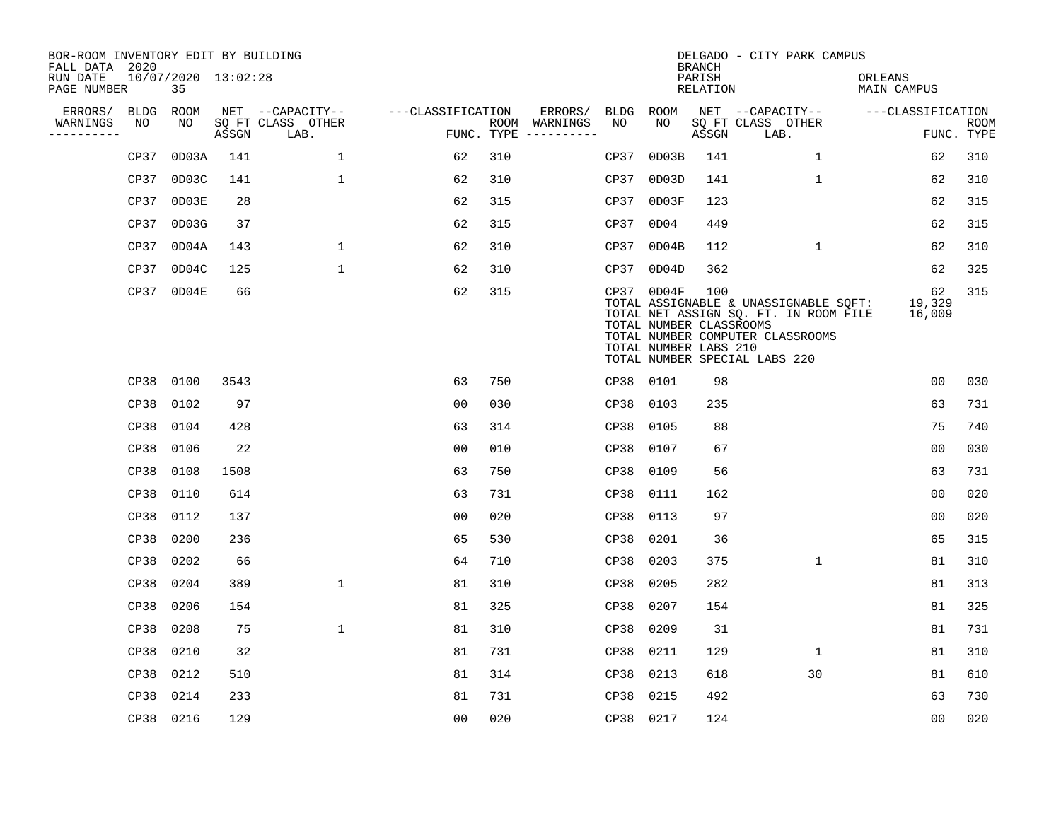BOR-ROOM INVENTORY EDIT BY BUILDING
FALL DATA 2020
RUN DATE 10/07/2020 13:02:28
PAGE NUMBER 35

DELGADO - CITY PARK CAMPUS
BRANCH
PARISH ORLEANS
RELATION MAIN CAMPUS

| ERRORS/ WARNINGS | BLDG NO | ROOM NO | NET SQ FT ASSGN | CAPACITY CLASS LAB. | CAPACITY OTHER | CLASSIFICATION FUNC. | ROOM TYPE | ERRORS/ WARNINGS | BLDG NO | ROOM NO | NET SQ FT ASSGN | CAPACITY CLASS LAB. | CAPACITY OTHER | CLASSIFICATION FUNC. | ROOM TYPE |
|---|---|---|---|---|---|---|---|---|---|---|---|---|---|---|---|
| | CP37 | 0D03A | 141 | | 1 | 62 | 310 | | CP37 | 0D03B | 141 | | 1 | 62 | 310 |
| | CP37 | 0D03C | 141 | | 1 | 62 | 310 | | CP37 | 0D03D | 141 | | 1 | 62 | 310 |
| | CP37 | 0D03E | 28 | | | 62 | 315 | | CP37 | 0D03F | 123 | | | 62 | 315 |
| | CP37 | 0D03G | 37 | | | 62 | 315 | | CP37 | 0D04 | 449 | | | 62 | 315 |
| | CP37 | 0D04A | 143 | | 1 | 62 | 310 | | CP37 | 0D04B | 112 | | 1 | 62 | 310 |
| | CP37 | 0D04C | 125 | | 1 | 62 | 310 | | CP37 | 0D04D | 362 | | | 62 | 325 |
| | CP37 | 0D04E | 66 | | | 62 | 315 | | CP37 | 0D04F | 100 | | | 62 | 315 |

TOTAL ASSIGNABLE & UNASSIGNABLE SQFT: 19,329
TOTAL NET ASSIGN SQ. FT. IN ROOM FILE 16,009
TOTAL NUMBER CLASSROOMS
TOTAL NUMBER COMPUTER CLASSROOMS
TOTAL NUMBER LABS 210
TOTAL NUMBER SPECIAL LABS 220

| ERRORS/ WARNINGS | BLDG NO | ROOM NO | NET SQ FT ASSGN | CAPACITY CLASS LAB. | CAPACITY OTHER | CLASSIFICATION FUNC. | ROOM TYPE | ERRORS/ WARNINGS | BLDG NO | ROOM NO | NET SQ FT ASSGN | CAPACITY CLASS LAB. | CAPACITY OTHER | CLASSIFICATION FUNC. | ROOM TYPE |
|---|---|---|---|---|---|---|---|---|---|---|---|---|---|---|---|
| | CP38 | 0100 | 3543 | | | 63 | 750 | | CP38 | 0101 | 98 | | | 00 | 030 |
| | CP38 | 0102 | 97 | | | 00 | 030 | | CP38 | 0103 | 235 | | | 63 | 731 |
| | CP38 | 0104 | 428 | | | 63 | 314 | | CP38 | 0105 | 88 | | | 75 | 740 |
| | CP38 | 0106 | 22 | | | 00 | 010 | | CP38 | 0107 | 67 | | | 00 | 030 |
| | CP38 | 0108 | 1508 | | | 63 | 750 | | CP38 | 0109 | 56 | | | 63 | 731 |
| | CP38 | 0110 | 614 | | | 63 | 731 | | CP38 | 0111 | 162 | | | 00 | 020 |
| | CP38 | 0112 | 137 | | | 00 | 020 | | CP38 | 0113 | 97 | | | 00 | 020 |
| | CP38 | 0200 | 236 | | | 65 | 530 | | CP38 | 0201 | 36 | | | 65 | 315 |
| | CP38 | 0202 | 66 | | | 64 | 710 | | CP38 | 0203 | 375 | | 1 | 81 | 310 |
| | CP38 | 0204 | 389 | | 1 | 81 | 310 | | CP38 | 0205 | 282 | | | 81 | 313 |
| | CP38 | 0206 | 154 | | | 81 | 325 | | CP38 | 0207 | 154 | | | 81 | 325 |
| | CP38 | 0208 | 75 | | 1 | 81 | 310 | | CP38 | 0209 | 31 | | | 81 | 731 |
| | CP38 | 0210 | 32 | | | 81 | 731 | | CP38 | 0211 | 129 | | 1 | 81 | 310 |
| | CP38 | 0212 | 510 | | | 81 | 314 | | CP38 | 0213 | 618 | | 30 | 81 | 610 |
| | CP38 | 0214 | 233 | | | 81 | 731 | | CP38 | 0215 | 492 | | | 63 | 730 |
| | CP38 | 0216 | 129 | | | 00 | 020 | | CP38 | 0217 | 124 | | | 00 | 020 |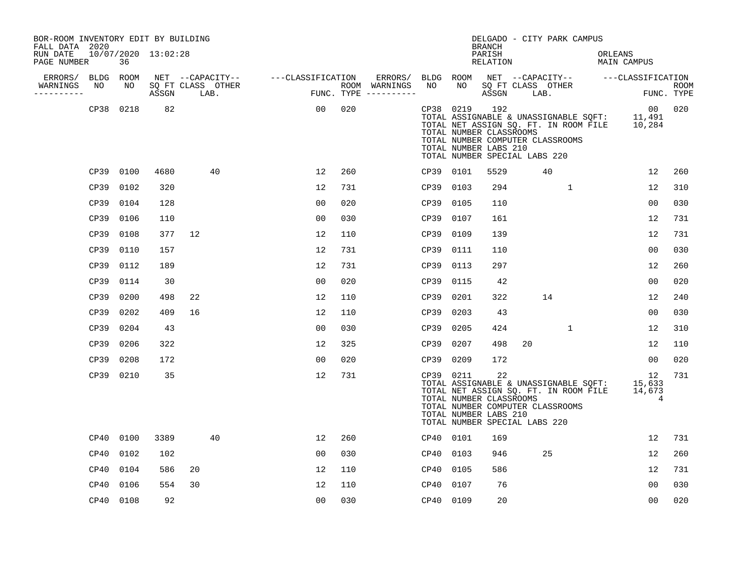BOR-ROOM INVENTORY EDIT BY BUILDING
FALL DATA 2020
RUN DATE 10/07/2020 13:02:28

DELGADO - CITY PARK CAMPUS
BRANCH
PARISH ORLEANS
RELATION MAIN CAMPUS

| ERRORS/ WARNINGS | BLDG NO | ROOM NO | NET SQ FT ASSGN | CAPACITY CLASS LAB. | CAPACITY OTHER | CLASSIFICATION FUNC. | ROOM TYPE | ERRORS/ WARNINGS | BLDG NO | ROOM NO | NET SQ FT ASSGN | CAPACITY CLASS LAB. | CAPACITY OTHER | CLASSIFICATION FUNC. | ROOM TYPE |
|---|---|---|---|---|---|---|---|---|---|---|---|---|---|---|---|
| | CP38 | 0218 | 82 | | | 00 | 020 | | CP38 | 0219 | 192 | | | 00 | 020 |

TOTAL ASSIGNABLE & UNASSIGNABLE SQFT: 11,491
TOTAL NET ASSIGN SQ. FT. IN ROOM FILE 10,284
TOTAL NUMBER CLASSROOMS
TOTAL NUMBER COMPUTER CLASSROOMS
TOTAL NUMBER LABS 210
TOTAL NUMBER SPECIAL LABS 220

| ERRORS/ WARNINGS | BLDG NO | ROOM NO | NET SQ FT ASSGN | CAPACITY CLASS LAB. | CAPACITY OTHER | CLASSIFICATION FUNC. | ROOM TYPE | ERRORS/ WARNINGS | BLDG NO | ROOM NO | NET SQ FT ASSGN | CAPACITY CLASS LAB. | CAPACITY OTHER | CLASSIFICATION FUNC. | ROOM TYPE |
|---|---|---|---|---|---|---|---|---|---|---|---|---|---|---|---|
| | CP39 | 0100 | 4680 | 40 | | 12 | 260 | | CP39 | 0101 | 5529 | 40 | | 12 | 260 |
| | CP39 | 0102 | 320 | | | 12 | 731 | | CP39 | 0103 | 294 | | 1 | 12 | 310 |
| | CP39 | 0104 | 128 | | | 00 | 020 | | CP39 | 0105 | 110 | | | 00 | 030 |
| | CP39 | 0106 | 110 | | | 00 | 030 | | CP39 | 0107 | 161 | | | 12 | 731 |
| | CP39 | 0108 | 377 | 12 | | 12 | 110 | | CP39 | 0109 | 139 | | | 12 | 731 |
| | CP39 | 0110 | 157 | | | 12 | 731 | | CP39 | 0111 | 110 | | | 00 | 030 |
| | CP39 | 0112 | 189 | | | 12 | 731 | | CP39 | 0113 | 297 | | | 12 | 260 |
| | CP39 | 0114 | 30 | | | 00 | 020 | | CP39 | 0115 | 42 | | | 00 | 020 |
| | CP39 | 0200 | 498 | 22 | | 12 | 110 | | CP39 | 0201 | 322 | 14 | | 12 | 240 |
| | CP39 | 0202 | 409 | 16 | | 12 | 110 | | CP39 | 0203 | 43 | | | 00 | 030 |
| | CP39 | 0204 | 43 | | | 00 | 030 | | CP39 | 0205 | 424 | | 1 | 12 | 310 |
| | CP39 | 0206 | 322 | | | 12 | 325 | | CP39 | 0207 | 498 | 20 | | 12 | 110 |
| | CP39 | 0208 | 172 | | | 00 | 020 | | CP39 | 0209 | 172 | | | 00 | 020 |
| | CP39 | 0210 | 35 | | | 12 | 731 | | CP39 | 0211 | 22 | | | 12 | 731 |

TOTAL ASSIGNABLE & UNASSIGNABLE SQFT: 15,633
TOTAL NET ASSIGN SQ. FT. IN ROOM FILE 14,673
TOTAL NUMBER CLASSROOMS 4
TOTAL NUMBER COMPUTER CLASSROOMS
TOTAL NUMBER LABS 210
TOTAL NUMBER SPECIAL LABS 220

| ERRORS/ WARNINGS | BLDG NO | ROOM NO | NET SQ FT ASSGN | CAPACITY CLASS LAB. | CAPACITY OTHER | CLASSIFICATION FUNC. | ROOM TYPE | ERRORS/ WARNINGS | BLDG NO | ROOM NO | NET SQ FT ASSGN | CAPACITY CLASS LAB. | CAPACITY OTHER | CLASSIFICATION FUNC. | ROOM TYPE |
|---|---|---|---|---|---|---|---|---|---|---|---|---|---|---|---|
| | CP40 | 0100 | 3389 | 40 | | 12 | 260 | | CP40 | 0101 | 169 | | | 12 | 731 |
| | CP40 | 0102 | 102 | | | 00 | 030 | | CP40 | 0103 | 946 | 25 | | 12 | 260 |
| | CP40 | 0104 | 586 | 20 | | 12 | 110 | | CP40 | 0105 | 586 | | | 12 | 731 |
| | CP40 | 0106 | 554 | 30 | | 12 | 110 | | CP40 | 0107 | 76 | | | 00 | 030 |
| | CP40 | 0108 | 92 | | | 00 | 030 | | CP40 | 0109 | 20 | | | 00 | 020 |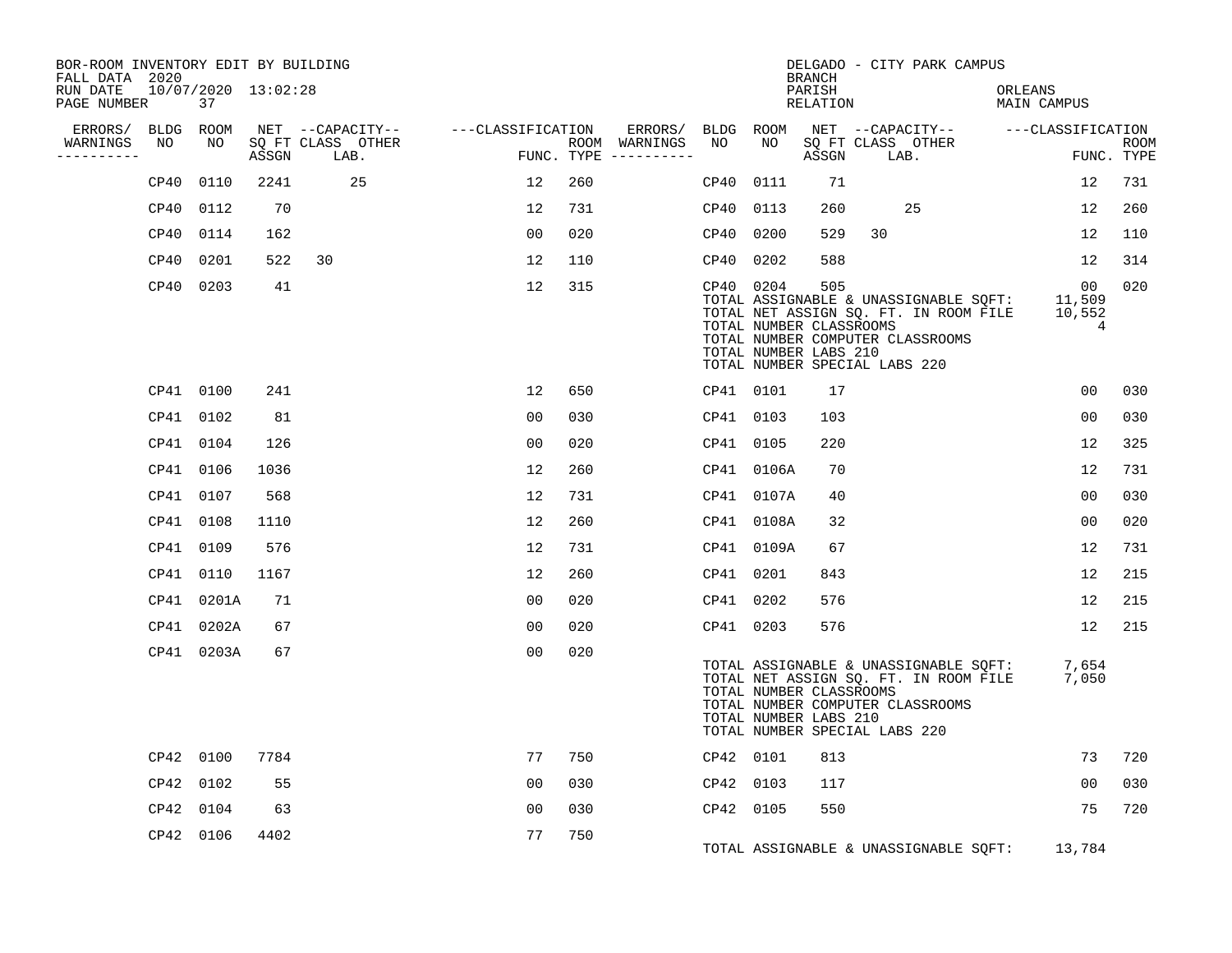BOR-ROOM INVENTORY EDIT BY BUILDING
FALL DATA 2020
RUN DATE 10/07/2020 13:02:28
PAGE NUMBER 37

DELGADO - CITY PARK CAMPUS
BRANCH
PARISH ORLEANS
RELATION MAIN CAMPUS

| ERRORS/ WARNINGS | BLDG NO | ROOM NO | NET ASSGN SQ FT | CAPACITY CLASS | CAPACITY OTHER LAB. | CLASSIFICATION FUNC. | ROOM TYPE | ERRORS/ WARNINGS | BLDG NO | ROOM NO | NET ASSGN SQ FT | CAPACITY CLASS | CAPACITY OTHER LAB. | CLASSIFICATION FUNC. | ROOM TYPE |
|---|---|---|---|---|---|---|---|---|---|---|---|---|---|---|---|
| | CP40 | 0110 | 2241 | | 25 | 12 | 260 | | CP40 | 0111 | 71 | | | 12 | 731 |
| | CP40 | 0112 | 70 | | | 12 | 731 | | CP40 | 0113 | 260 | | 25 | 12 | 260 |
| | CP40 | 0114 | 162 | | | 00 | 020 | | CP40 | 0200 | 529 | 30 | | 12 | 110 |
| | CP40 | 0201 | 522 | 30 | | 12 | 110 | | CP40 | 0202 | 588 | | | 12 | 314 |
| | CP40 | 0203 | 41 | | | 12 | 315 | | CP40 | 0204 | 505 | | | 00 | 020 |

TOTAL ASSIGNABLE & UNASSIGNABLE SQFT: 11,509
TOTAL NET ASSIGN SQ. FT. IN ROOM FILE 10,552
TOTAL NUMBER CLASSROOMS 4
TOTAL NUMBER COMPUTER CLASSROOMS
TOTAL NUMBER LABS 210
TOTAL NUMBER SPECIAL LABS 220

| ERRORS/ WARNINGS | BLDG NO | ROOM NO | NET ASSGN SQ FT | CAPACITY CLASS | CAPACITY OTHER LAB. | CLASSIFICATION FUNC. | ROOM TYPE | ERRORS/ WARNINGS | BLDG NO | ROOM NO | NET ASSGN SQ FT | CAPACITY CLASS | CAPACITY OTHER LAB. | CLASSIFICATION FUNC. | ROOM TYPE |
|---|---|---|---|---|---|---|---|---|---|---|---|---|---|---|---|
| | CP41 | 0100 | 241 | | | 12 | 650 | | CP41 | 0101 | 17 | | | 00 | 030 |
| | CP41 | 0102 | 81 | | | 00 | 030 | | CP41 | 0103 | 103 | | | 00 | 030 |
| | CP41 | 0104 | 126 | | | 00 | 020 | | CP41 | 0105 | 220 | | | 12 | 325 |
| | CP41 | 0106 | 1036 | | | 12 | 260 | | CP41 | 0106A | 70 | | | 12 | 731 |
| | CP41 | 0107 | 568 | | | 12 | 731 | | CP41 | 0107A | 40 | | | 00 | 030 |
| | CP41 | 0108 | 1110 | | | 12 | 260 | | CP41 | 0108A | 32 | | | 00 | 020 |
| | CP41 | 0109 | 576 | | | 12 | 731 | | CP41 | 0109A | 67 | | | 12 | 731 |
| | CP41 | 0110 | 1167 | | | 12 | 260 | | CP41 | 0201 | 843 | | | 12 | 215 |
| | CP41 | 0201A | 71 | | | 00 | 020 | | CP41 | 0202 | 576 | | | 12 | 215 |
| | CP41 | 0202A | 67 | | | 00 | 020 | | CP41 | 0203 | 576 | | | 12 | 215 |
| | CP41 | 0203A | 67 | | | 00 | 020 | | | | | | | | |

TOTAL ASSIGNABLE & UNASSIGNABLE SQFT: 7,654
TOTAL NET ASSIGN SQ. FT. IN ROOM FILE 7,050
TOTAL NUMBER CLASSROOMS
TOTAL NUMBER COMPUTER CLASSROOMS
TOTAL NUMBER LABS 210
TOTAL NUMBER SPECIAL LABS 220

| ERRORS/ WARNINGS | BLDG NO | ROOM NO | NET ASSGN SQ FT | CAPACITY CLASS | CAPACITY OTHER LAB. | CLASSIFICATION FUNC. | ROOM TYPE | ERRORS/ WARNINGS | BLDG NO | ROOM NO | NET ASSGN SQ FT | CAPACITY CLASS | CAPACITY OTHER LAB. | CLASSIFICATION FUNC. | ROOM TYPE |
|---|---|---|---|---|---|---|---|---|---|---|---|---|---|---|---|
| | CP42 | 0100 | 7784 | | | 77 | 750 | | CP42 | 0101 | 813 | | | 73 | 720 |
| | CP42 | 0102 | 55 | | | 00 | 030 | | CP42 | 0103 | 117 | | | 00 | 030 |
| | CP42 | 0104 | 63 | | | 00 | 030 | | CP42 | 0105 | 550 | | | 75 | 720 |
| | CP42 | 0106 | 4402 | | | 77 | 750 | | | | | | | | |

TOTAL ASSIGNABLE & UNASSIGNABLE SQFT: 13,784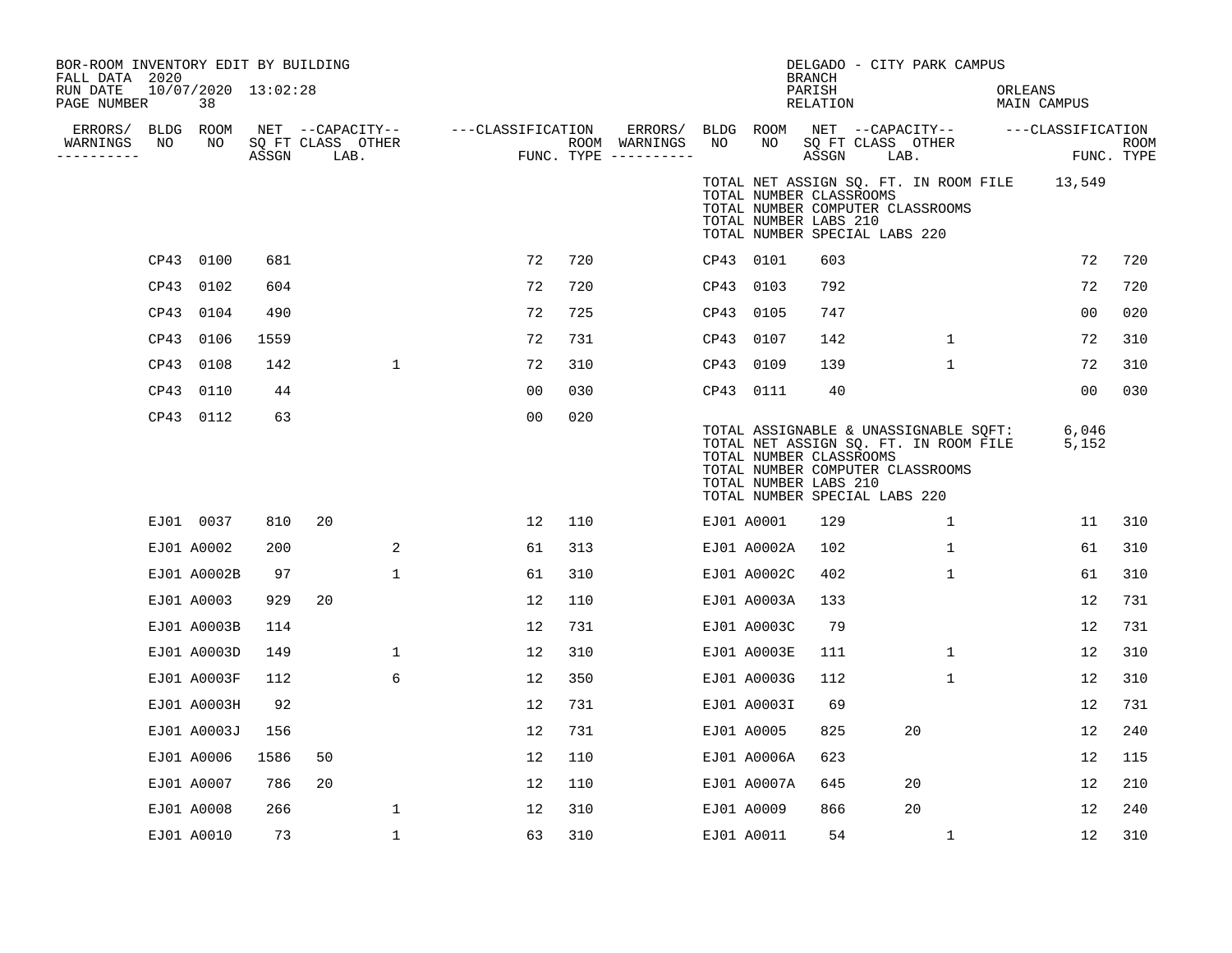BOR-ROOM INVENTORY EDIT BY BUILDING
FALL DATA 2020
RUN DATE 10/07/2020 13:02:28

DELGADO - CITY PARK CAMPUS
BRANCH
PARISH ORLEANS
RELATION MAIN CAMPUS

| ERRORS/ WARNINGS | BLDG NO | ROOM NO | NET SQ FT ASSGN | CAPACITY CLASS | CAPACITY LAB. | CAPACITY OTHER | CLASSIFICATION FUNC. | ROOM TYPE | ERRORS/ WARNINGS | BLDG NO | ROOM NO | NET SQ FT ASSGN | CAPACITY CLASS | CAPACITY LAB. | CAPACITY OTHER | CLASSIFICATION FUNC. | ROOM TYPE |
|---|---|---|---|---|---|---|---|---|---|---|---|---|---|---|---|---|---|
| | | | | | | | | | | TOTAL NET ASSIGN SQ. FT. IN ROOM FILE | | | | | | 13,549 | |
| | | | | | | | | | | TOTAL NUMBER CLASSROOMS | | | | | | | |
| | | | | | | | | | | TOTAL NUMBER COMPUTER CLASSROOMS | | | | | | | |
| | | | | | | | | | | TOTAL NUMBER LABS 210 | | | | | | | |
| | | | | | | | | | | TOTAL NUMBER SPECIAL LABS 220 | | | | | | | |
| | CP43 | 0100 | 681 | | | | 72 | 720 | | CP43 | 0101 | 603 | | | | 72 | 720 |
| | CP43 | 0102 | 604 | | | | 72 | 720 | | CP43 | 0103 | 792 | | | | 72 | 720 |
| | CP43 | 0104 | 490 | | | | 72 | 725 | | CP43 | 0105 | 747 | | | | 00 | 020 |
| | CP43 | 0106 | 1559 | | | | 72 | 731 | | CP43 | 0107 | 142 | | | 1 | 72 | 310 |
| | CP43 | 0108 | 142 | | | 1 | 72 | 310 | | CP43 | 0109 | 139 | | | 1 | 72 | 310 |
| | CP43 | 0110 | 44 | | | | 00 | 030 | | CP43 | 0111 | 40 | | | | 00 | 030 |
| | CP43 | 0112 | 63 | | | | 00 | 020 | | | | | | | | | |
| | | | | | | | | | | TOTAL ASSIGNABLE & UNASSIGNABLE SQFT: | | | | | | 6,046 | |
| | | | | | | | | | | TOTAL NET ASSIGN SQ. FT. IN ROOM FILE | | | | | | 5,152 | |
| | | | | | | | | | | TOTAL NUMBER CLASSROOMS | | | | | | | |
| | | | | | | | | | | TOTAL NUMBER COMPUTER CLASSROOMS | | | | | | | |
| | | | | | | | | | | TOTAL NUMBER LABS 210 | | | | | | | |
| | | | | | | | | | | TOTAL NUMBER SPECIAL LABS 220 | | | | | | | |
| | EJ01 | 0037 | 810 | 20 | | | 12 | 110 | | EJ01 | A0001 | 129 | | | 1 | 11 | 310 |
| | EJ01 | A0002 | 200 | | | 2 | 61 | 313 | | EJ01 | A0002A | 102 | | | 1 | 61 | 310 |
| | EJ01 | A0002B | 97 | | | 1 | 61 | 310 | | EJ01 | A0002C | 402 | | | 1 | 61 | 310 |
| | EJ01 | A0003 | 929 | 20 | | | 12 | 110 | | EJ01 | A0003A | 133 | | | | 12 | 731 |
| | EJ01 | A0003B | 114 | | | | 12 | 731 | | EJ01 | A0003C | 79 | | | | 12 | 731 |
| | EJ01 | A0003D | 149 | | | 1 | 12 | 310 | | EJ01 | A0003E | 111 | | | 1 | 12 | 310 |
| | EJ01 | A0003F | 112 | | | 6 | 12 | 350 | | EJ01 | A0003G | 112 | | | 1 | 12 | 310 |
| | EJ01 | A0003H | 92 | | | | 12 | 731 | | EJ01 | A0003I | 69 | | | | 12 | 731 |
| | EJ01 | A0003J | 156 | | | | 12 | 731 | | EJ01 | A0005 | 825 | 20 | | | 12 | 240 |
| | EJ01 | A0006 | 1586 | 50 | | | 12 | 110 | | EJ01 | A0006A | 623 | | | | 12 | 115 |
| | EJ01 | A0007 | 786 | 20 | | | 12 | 110 | | EJ01 | A0007A | 645 | 20 | | | 12 | 210 |
| | EJ01 | A0008 | 266 | | | 1 | 12 | 310 | | EJ01 | A0009 | 866 | 20 | | | 12 | 240 |
| | EJ01 | A0010 | 73 | | | 1 | 63 | 310 | | EJ01 | A0011 | 54 | | | 1 | 12 | 310 |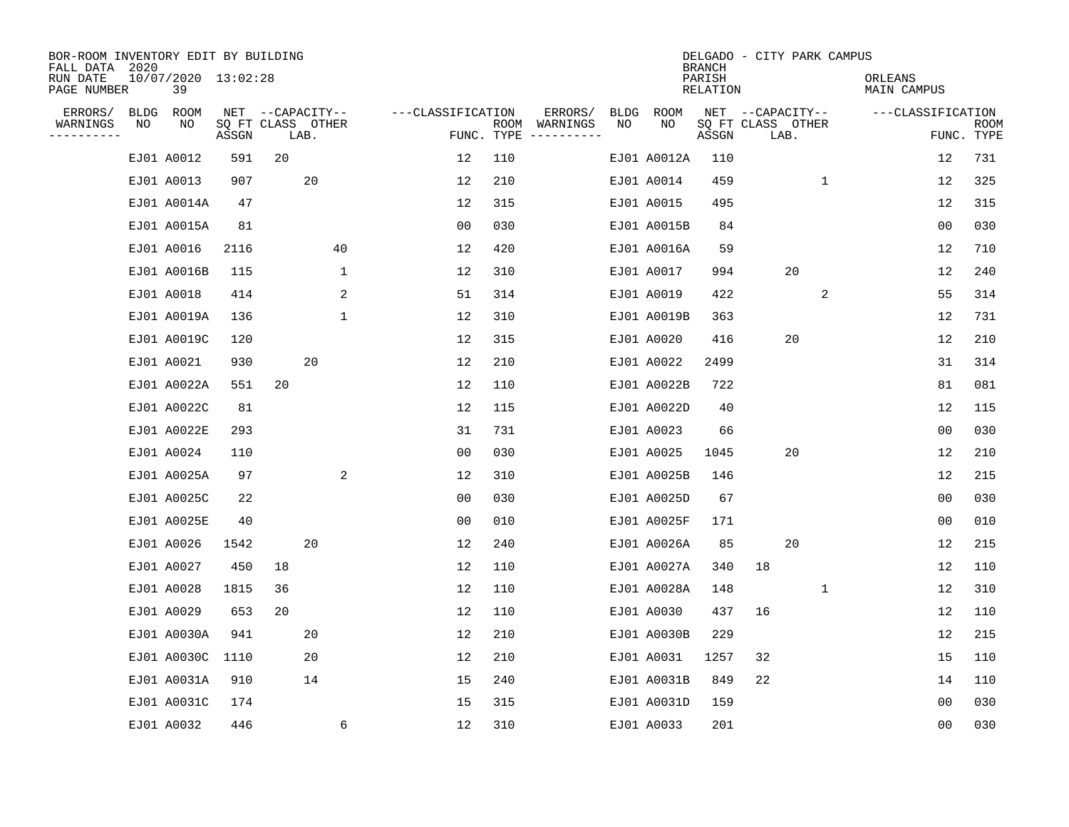BOR-ROOM INVENTORY EDIT BY BUILDING
FALL DATA 2020
RUN DATE 10/07/2020 13:02:28
PAGE NUMBER 39

DELGADO - CITY PARK CAMPUS
BRANCH
PARISH ORLEANS
RELATION MAIN CAMPUS

| ERRORS/ WARNINGS | BLDG NO | ROOM NO | NET SQ FT ASSGN | CAPACITY CLASS | CAPACITY LAB. | CAPACITY OTHER | CLASSIFICATION FUNC. | ROOM TYPE | ERRORS/ WARNINGS | BLDG NO | ROOM NO | NET SQ FT ASSGN | CAPACITY CLASS | CAPACITY LAB. | CAPACITY OTHER | CLASSIFICATION FUNC. | ROOM TYPE |
|---|---|---|---|---|---|---|---|---|---|---|---|---|---|---|---|---|---|
| | EJ01 | A0012 | 591 | 20 | | | 12 | 110 | | EJ01 | A0012A | 110 | | | | 12 | 731 |
| | EJ01 | A0013 | 907 | | 20 | | 12 | 210 | | EJ01 | A0014 | 459 | | | 1 | 12 | 325 |
| | EJ01 | A0014A | 47 | | | | 12 | 315 | | EJ01 | A0015 | 495 | | | | 12 | 315 |
| | EJ01 | A0015A | 81 | | | | 00 | 030 | | EJ01 | A0015B | 84 | | | | 00 | 030 |
| | EJ01 | A0016 | 2116 | | | 40 | 12 | 420 | | EJ01 | A0016A | 59 | | | | 12 | 710 |
| | EJ01 | A0016B | 115 | | | 1 | 12 | 310 | | EJ01 | A0017 | 994 | | 20 | | 12 | 240 |
| | EJ01 | A0018 | 414 | | | 2 | 51 | 314 | | EJ01 | A0019 | 422 | | | 2 | 55 | 314 |
| | EJ01 | A0019A | 136 | | | 1 | 12 | 310 | | EJ01 | A0019B | 363 | | | | 12 | 731 |
| | EJ01 | A0019C | 120 | | | | 12 | 315 | | EJ01 | A0020 | 416 | | 20 | | 12 | 210 |
| | EJ01 | A0021 | 930 | | 20 | | 12 | 210 | | EJ01 | A0022 | 2499 | | | | 31 | 314 |
| | EJ01 | A0022A | 551 | 20 | | | 12 | 110 | | EJ01 | A0022B | 722 | | | | 81 | 081 |
| | EJ01 | A0022C | 81 | | | | 12 | 115 | | EJ01 | A0022D | 40 | | | | 12 | 115 |
| | EJ01 | A0022E | 293 | | | | 31 | 731 | | EJ01 | A0023 | 66 | | | | 00 | 030 |
| | EJ01 | A0024 | 110 | | | | 00 | 030 | | EJ01 | A0025 | 1045 | | 20 | | 12 | 210 |
| | EJ01 | A0025A | 97 | | | 2 | 12 | 310 | | EJ01 | A0025B | 146 | | | | 12 | 215 |
| | EJ01 | A0025C | 22 | | | | 00 | 030 | | EJ01 | A0025D | 67 | | | | 00 | 030 |
| | EJ01 | A0025E | 40 | | | | 00 | 010 | | EJ01 | A0025F | 171 | | | | 00 | 010 |
| | EJ01 | A0026 | 1542 | | 20 | | 12 | 240 | | EJ01 | A0026A | 85 | | 20 | | 12 | 215 |
| | EJ01 | A0027 | 450 | 18 | | | 12 | 110 | | EJ01 | A0027A | 340 | 18 | | | 12 | 110 |
| | EJ01 | A0028 | 1815 | 36 | | | 12 | 110 | | EJ01 | A0028A | 148 | | | 1 | 12 | 310 |
| | EJ01 | A0029 | 653 | 20 | | | 12 | 110 | | EJ01 | A0030 | 437 | 16 | | | 12 | 110 |
| | EJ01 | A0030A | 941 | | 20 | | 12 | 210 | | EJ01 | A0030B | 229 | | | | 12 | 215 |
| | EJ01 | A0030C | 1110 | | 20 | | 12 | 210 | | EJ01 | A0031 | 1257 | 32 | | | 15 | 110 |
| | EJ01 | A0031A | 910 | | 14 | | 15 | 240 | | EJ01 | A0031B | 849 | 22 | | | 14 | 110 |
| | EJ01 | A0031C | 174 | | | | 15 | 315 | | EJ01 | A0031D | 159 | | | | 00 | 030 |
| | EJ01 | A0032 | 446 | | | 6 | 12 | 310 | | EJ01 | A0033 | 201 | | | | 00 | 030 |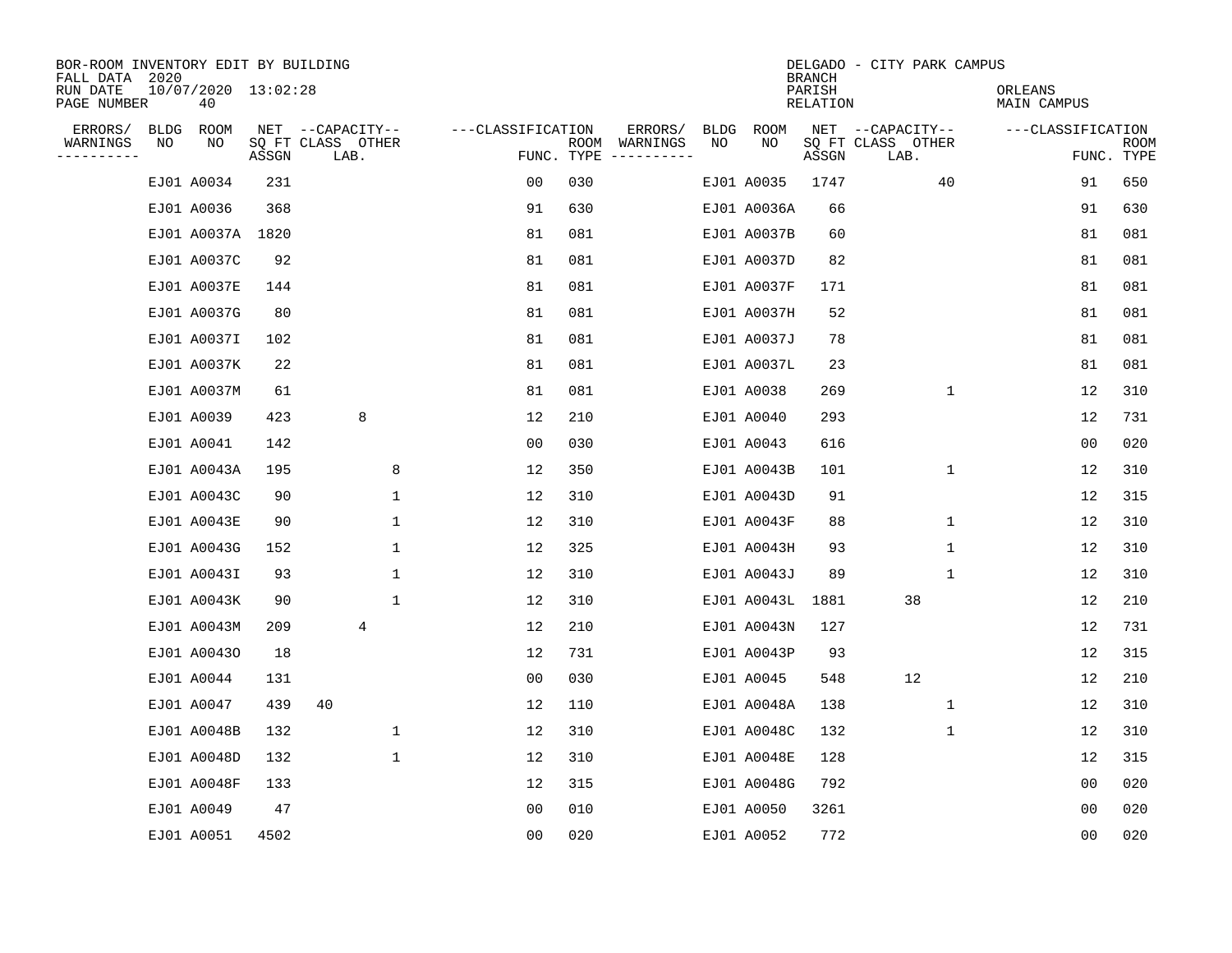BOR-ROOM INVENTORY EDIT BY BUILDING
FALL DATA 2020
RUN DATE 10/07/2020 13:02:28
PAGE NUMBER 40

DELGADO - CITY PARK CAMPUS
BRANCH
PARISH ORLEANS
RELATION MAIN CAMPUS

| ERRORS/ WARNINGS | BLDG NO | ROOM NO | NET SQ FT ASSGN | CAPACITY CLASS | CAPACITY LAB. | CAPACITY OTHER | CLASSIFICATION FUNC. | ROOM TYPE | ERRORS/ WARNINGS | BLDG NO | ROOM NO | NET SQ FT ASSGN | CAPACITY CLASS | CAPACITY LAB. | CAPACITY OTHER | CLASSIFICATION FUNC. | ROOM TYPE |
|---|---|---|---|---|---|---|---|---|---|---|---|---|---|---|---|---|---|
| | EJ01 | A0034 | 231 | | | | 00 | 030 | | EJ01 | A0035 | 1747 | | | 40 | 91 | 650 |
| | EJ01 | A0036 | 368 | | | | 91 | 630 | | EJ01 | A0036A | 66 | | | | 91 | 630 |
| | EJ01 | A0037A | 1820 | | | | 81 | 081 | | EJ01 | A0037B | 60 | | | | 81 | 081 |
| | EJ01 | A0037C | 92 | | | | 81 | 081 | | EJ01 | A0037D | 82 | | | | 81 | 081 |
| | EJ01 | A0037E | 144 | | | | 81 | 081 | | EJ01 | A0037F | 171 | | | | 81 | 081 |
| | EJ01 | A0037G | 80 | | | | 81 | 081 | | EJ01 | A0037H | 52 | | | | 81 | 081 |
| | EJ01 | A0037I | 102 | | | | 81 | 081 | | EJ01 | A0037J | 78 | | | | 81 | 081 |
| | EJ01 | A0037K | 22 | | | | 81 | 081 | | EJ01 | A0037L | 23 | | | | 81 | 081 |
| | EJ01 | A0037M | 61 | | | | 81 | 081 | | EJ01 | A0038 | 269 | | | 1 | 12 | 310 |
| | EJ01 | A0039 | 423 | | 8 | | 12 | 210 | | EJ01 | A0040 | 293 | | | | 12 | 731 |
| | EJ01 | A0041 | 142 | | | | 00 | 030 | | EJ01 | A0043 | 616 | | | | 00 | 020 |
| | EJ01 | A0043A | 195 | | | 8 | 12 | 350 | | EJ01 | A0043B | 101 | | | 1 | 12 | 310 |
| | EJ01 | A0043C | 90 | | | 1 | 12 | 310 | | EJ01 | A0043D | 91 | | | | 12 | 315 |
| | EJ01 | A0043E | 90 | | | 1 | 12 | 310 | | EJ01 | A0043F | 88 | | | 1 | 12 | 310 |
| | EJ01 | A0043G | 152 | | | 1 | 12 | 325 | | EJ01 | A0043H | 93 | | | 1 | 12 | 310 |
| | EJ01 | A0043I | 93 | | | 1 | 12 | 310 | | EJ01 | A0043J | 89 | | | 1 | 12 | 310 |
| | EJ01 | A0043K | 90 | | | 1 | 12 | 310 | | EJ01 | A0043L | 1881 | | 38 | | 12 | 210 |
| | EJ01 | A0043M | 209 | | 4 | | 12 | 210 | | EJ01 | A0043N | 127 | | | | 12 | 731 |
| | EJ01 | A0043O | 18 | | | | 12 | 731 | | EJ01 | A0043P | 93 | | | | 12 | 315 |
| | EJ01 | A0044 | 131 | | | | 00 | 030 | | EJ01 | A0045 | 548 | | 12 | | 12 | 210 |
| | EJ01 | A0047 | 439 | 40 | | | 12 | 110 | | EJ01 | A0048A | 138 | | | 1 | 12 | 310 |
| | EJ01 | A0048B | 132 | | | 1 | 12 | 310 | | EJ01 | A0048C | 132 | | | 1 | 12 | 310 |
| | EJ01 | A0048D | 132 | | | 1 | 12 | 310 | | EJ01 | A0048E | 128 | | | | 12 | 315 |
| | EJ01 | A0048F | 133 | | | | 12 | 315 | | EJ01 | A0048G | 792 | | | | 00 | 020 |
| | EJ01 | A0049 | 47 | | | | 00 | 010 | | EJ01 | A0050 | 3261 | | | | 00 | 020 |
| | EJ01 | A0051 | 4502 | | | | 00 | 020 | | EJ01 | A0052 | 772 | | | | 00 | 020 |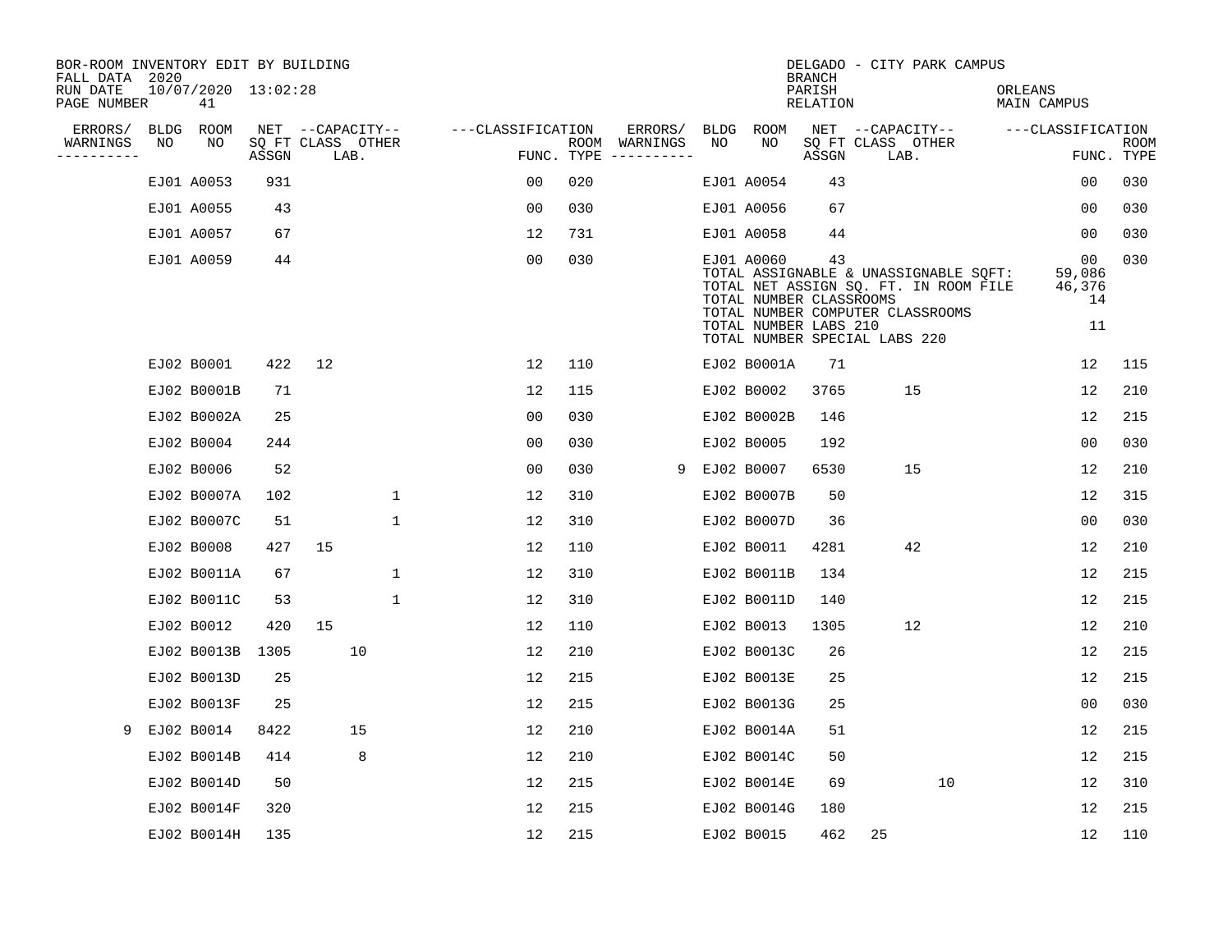BOR-ROOM INVENTORY EDIT BY BUILDING
FALL DATA 2020
RUN DATE 10/07/2020 13:02:28
PAGE NUMBER 41

DELGADO - CITY PARK CAMPUS
BRANCH
PARISH ORLEANS
RELATION MAIN CAMPUS

| ERRORS/ WARNINGS | BLDG NO | ROOM NO | NET SQ FT ASSGN | --CAPACITY-- CLASS | LAB. | OTHER | ---CLASSIFICATION FUNC. | ROOM TYPE | ERRORS/ WARNINGS | BLDG NO | ROOM NO | NET SQ FT ASSGN | --CAPACITY-- CLASS | LAB. | OTHER | ---CLASSIFICATION FUNC. | ROOM TYPE |
|---|---|---|---|---|---|---|---|---|---|---|---|---|---|---|---|---|---|
| | EJ01 | A0053 | 931 | | | | 00 | 020 | | EJ01 | A0054 | 43 | | | | 00 | 030 |
| | EJ01 | A0055 | 43 | | | | 00 | 030 | | EJ01 | A0056 | 67 | | | | 00 | 030 |
| | EJ01 | A0057 | 67 | | | | 12 | 731 | | EJ01 | A0058 | 44 | | | | 00 | 030 |
| | EJ01 | A0059 | 44 | | | | 00 | 030 | | EJ01 | A0060 | 43 | | | | 00 | 030 |

TOTAL ASSIGNABLE & UNASSIGNABLE SQFT: 59,086
TOTAL NET ASSIGN SQ. FT. IN ROOM FILE 46,376
TOTAL NUMBER CLASSROOMS 14
TOTAL NUMBER COMPUTER CLASSROOMS
TOTAL NUMBER LABS 210 11
TOTAL NUMBER SPECIAL LABS 220

| ERRORS/ WARNINGS | BLDG NO | ROOM NO | NET SQ FT ASSGN | --CAPACITY-- CLASS | LAB. | OTHER | ---CLASSIFICATION FUNC. | ROOM TYPE | ERRORS/ WARNINGS | BLDG NO | ROOM NO | NET SQ FT ASSGN | --CAPACITY-- CLASS | LAB. | OTHER | ---CLASSIFICATION FUNC. | ROOM TYPE |
|---|---|---|---|---|---|---|---|---|---|---|---|---|---|---|---|---|---|
| | EJ02 | B0001 | 422 | 12 | | | 12 | 110 | | EJ02 | B0001A | 71 | | | | 12 | 115 |
| | EJ02 | B0001B | 71 | | | | 12 | 115 | | EJ02 | B0002 | 3765 | | 15 | | 12 | 210 |
| | EJ02 | B0002A | 25 | | | | 00 | 030 | | EJ02 | B0002B | 146 | | | | 12 | 215 |
| | EJ02 | B0004 | 244 | | | | 00 | 030 | | EJ02 | B0005 | 192 | | | | 00 | 030 |
| | EJ02 | B0006 | 52 | | | | 00 | 030 | 9 | EJ02 | B0007 | 6530 | | 15 | | 12 | 210 |
| | EJ02 | B0007A | 102 | | | 1 | 12 | 310 | | EJ02 | B0007B | 50 | | | | 12 | 315 |
| | EJ02 | B0007C | 51 | | | 1 | 12 | 310 | | EJ02 | B0007D | 36 | | | | 00 | 030 |
| | EJ02 | B0008 | 427 | 15 | | | 12 | 110 | | EJ02 | B0011 | 4281 | | 42 | | 12 | 210 |
| | EJ02 | B0011A | 67 | | | 1 | 12 | 310 | | EJ02 | B0011B | 134 | | | | 12 | 215 |
| | EJ02 | B0011C | 53 | | | 1 | 12 | 310 | | EJ02 | B0011D | 140 | | | | 12 | 215 |
| | EJ02 | B0012 | 420 | 15 | | | 12 | 110 | | EJ02 | B0013 | 1305 | | 12 | | 12 | 210 |
| | EJ02 | B0013B | 1305 | | 10 | | 12 | 210 | | EJ02 | B0013C | 26 | | | | 12 | 215 |
| | EJ02 | B0013D | 25 | | | | 12 | 215 | | EJ02 | B0013E | 25 | | | | 12 | 215 |
| | EJ02 | B0013F | 25 | | | | 12 | 215 | | EJ02 | B0013G | 25 | | | | 00 | 030 |
| 9 | EJ02 | B0014 | 8422 | | 15 | | 12 | 210 | | EJ02 | B0014A | 51 | | | | 12 | 215 |
| | EJ02 | B0014B | 414 | | 8 | | 12 | 210 | | EJ02 | B0014C | 50 | | | | 12 | 215 |
| | EJ02 | B0014D | 50 | | | | 12 | 215 | | EJ02 | B0014E | 69 | | | 10 | 12 | 310 |
| | EJ02 | B0014F | 320 | | | | 12 | 215 | | EJ02 | B0014G | 180 | | | | 12 | 215 |
| | EJ02 | B0014H | 135 | | | | 12 | 215 | | EJ02 | B0015 | 462 | 25 | | | 12 | 110 |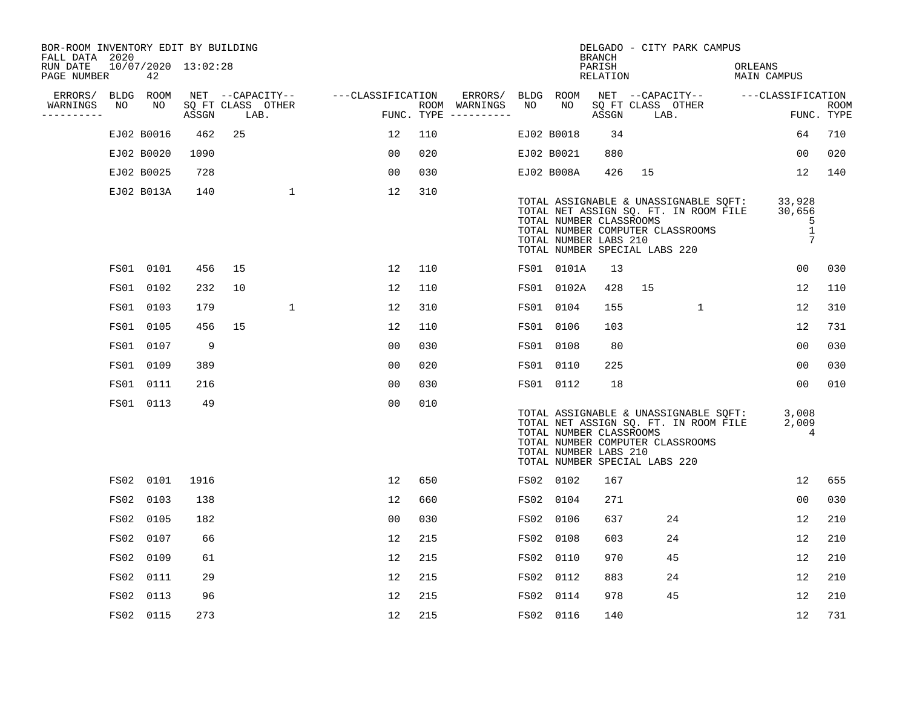BOR-ROOM INVENTORY EDIT BY BUILDING
FALL DATA 2020
RUN DATE 10/07/2020 13:02:28
PAGE NUMBER 42

DELGADO - CITY PARK CAMPUS
BRANCH
PARISH ORLEANS
RELATION MAIN CAMPUS

| ERRORS/ WARNINGS | BLDG NO | ROOM NO | NET SQ FT ASSGN | CAPACITY CLASS | CAPACITY OTHER LAB. | CLASSIFICATION FUNC. | ROOM TYPE | ERRORS/ WARNINGS | BLDG NO | ROOM NO | NET SQ FT ASSGN | CAPACITY CLASS | CAPACITY OTHER LAB. | CLASSIFICATION FUNC. | ROOM TYPE |
|---|---|---|---|---|---|---|---|---|---|---|---|---|---|---|---|
| | EJ02 | B0016 | 462 | 25 | | 12 | 110 | | EJ02 | B0018 | 34 | | | 64 | 710 |
| | EJ02 | B0020 | 1090 | | | 00 | 020 | | EJ02 | B0021 | 880 | | | 00 | 020 |
| | EJ02 | B0025 | 728 | | | 00 | 030 | | EJ02 | B008A | 426 | 15 | | 12 | 140 |
| | EJ02 | B013A | 140 | | 1 | 12 | 310 | | | | | | | | |

TOTAL ASSIGNABLE & UNASSIGNABLE SQFT: 33,928
TOTAL NET ASSIGN SQ. FT. IN ROOM FILE 30,656
TOTAL NUMBER CLASSROOMS 5
TOTAL NUMBER COMPUTER CLASSROOMS 1
TOTAL NUMBER LABS 210 7
TOTAL NUMBER SPECIAL LABS 220

| ERRORS/ WARNINGS | BLDG NO | ROOM NO | NET SQ FT ASSGN | CAPACITY CLASS | CAPACITY OTHER LAB. | CLASSIFICATION FUNC. | ROOM TYPE | ERRORS/ WARNINGS | BLDG NO | ROOM NO | NET SQ FT ASSGN | CAPACITY CLASS | CAPACITY OTHER LAB. | CLASSIFICATION FUNC. | ROOM TYPE |
|---|---|---|---|---|---|---|---|---|---|---|---|---|---|---|---|
| | FS01 | 0101 | 456 | 15 | | 12 | 110 | | FS01 | 0101A | 13 | | | 00 | 030 |
| | FS01 | 0102 | 232 | 10 | | 12 | 110 | | FS01 | 0102A | 428 | 15 | | 12 | 110 |
| | FS01 | 0103 | 179 | | 1 | 12 | 310 | | FS01 | 0104 | 155 | | 1 | 12 | 310 |
| | FS01 | 0105 | 456 | 15 | | 12 | 110 | | FS01 | 0106 | 103 | | | 12 | 731 |
| | FS01 | 0107 | 9 | | | 00 | 030 | | FS01 | 0108 | 80 | | | 00 | 030 |
| | FS01 | 0109 | 389 | | | 00 | 020 | | FS01 | 0110 | 225 | | | 00 | 030 |
| | FS01 | 0111 | 216 | | | 00 | 030 | | FS01 | 0112 | 18 | | | 00 | 010 |
| | FS01 | 0113 | 49 | | | 00 | 010 | | | | | | | | |

TOTAL ASSIGNABLE & UNASSIGNABLE SQFT: 3,008
TOTAL NET ASSIGN SQ. FT. IN ROOM FILE 2,009
TOTAL NUMBER CLASSROOMS 4
TOTAL NUMBER COMPUTER CLASSROOMS
TOTAL NUMBER LABS 210
TOTAL NUMBER SPECIAL LABS 220

| ERRORS/ WARNINGS | BLDG NO | ROOM NO | NET SQ FT ASSGN | CAPACITY CLASS | CAPACITY OTHER LAB. | CLASSIFICATION FUNC. | ROOM TYPE | ERRORS/ WARNINGS | BLDG NO | ROOM NO | NET SQ FT ASSGN | CAPACITY CLASS | CAPACITY OTHER LAB. | CLASSIFICATION FUNC. | ROOM TYPE |
|---|---|---|---|---|---|---|---|---|---|---|---|---|---|---|---|
| | FS02 | 0101 | 1916 | | | 12 | 650 | | FS02 | 0102 | 167 | | | 12 | 655 |
| | FS02 | 0103 | 138 | | | 12 | 660 | | FS02 | 0104 | 271 | | | 00 | 030 |
| | FS02 | 0105 | 182 | | | 00 | 030 | | FS02 | 0106 | 637 | | 24 | 12 | 210 |
| | FS02 | 0107 | 66 | | | 12 | 215 | | FS02 | 0108 | 603 | | 24 | 12 | 210 |
| | FS02 | 0109 | 61 | | | 12 | 215 | | FS02 | 0110 | 970 | | 45 | 12 | 210 |
| | FS02 | 0111 | 29 | | | 12 | 215 | | FS02 | 0112 | 883 | | 24 | 12 | 210 |
| | FS02 | 0113 | 96 | | | 12 | 215 | | FS02 | 0114 | 978 | | 45 | 12 | 210 |
| | FS02 | 0115 | 273 | | | 12 | 215 | | FS02 | 0116 | 140 | | | 12 | 731 |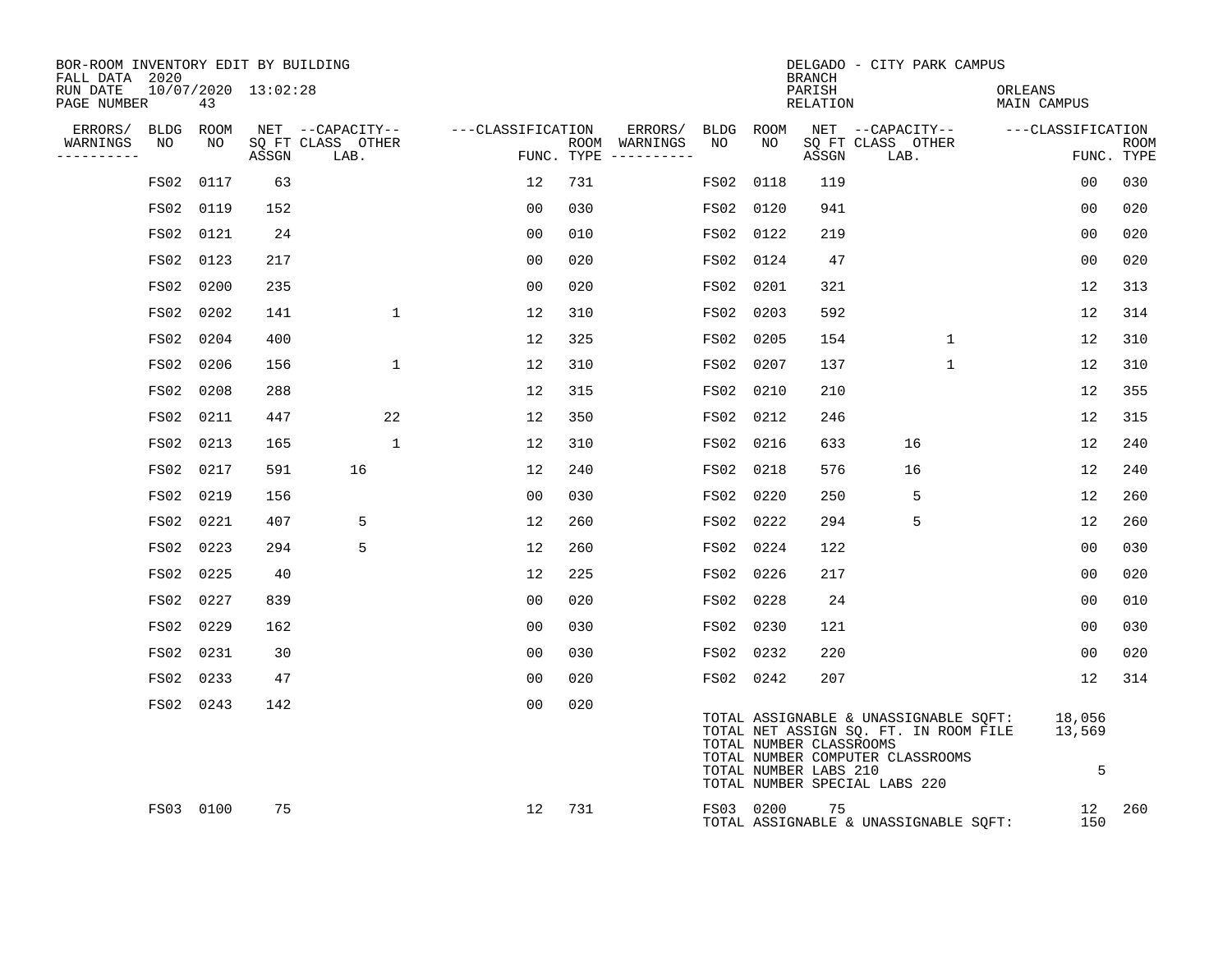BOR-ROOM INVENTORY EDIT BY BUILDING
FALL DATA 2020
RUN DATE 10/07/2020 13:02:28
PAGE NUMBER 43

DELGADO - CITY PARK CAMPUS
BRANCH
PARISH ORLEANS
RELATION MAIN CAMPUS

| ERRORS/ WARNINGS | BLDG NO | ROOM NO | NET SQ FT ASSGN | CAPACITY CLASS LAB. | CAPACITY OTHER | CLASSIFICATION FUNC. | ROOM TYPE | ERRORS/ WARNINGS | BLDG NO | ROOM NO | NET SQ FT ASSGN | CAPACITY CLASS LAB. | CAPACITY OTHER | CLASSIFICATION FUNC. | ROOM TYPE |
|---|---|---|---|---|---|---|---|---|---|---|---|---|---|---|---|
| | FS02 | 0117 | 63 | | | 12 | 731 | | FS02 | 0118 | 119 | | | 00 | 030 |
| | FS02 | 0119 | 152 | | | 00 | 030 | | FS02 | 0120 | 941 | | | 00 | 020 |
| | FS02 | 0121 | 24 | | | 00 | 010 | | FS02 | 0122 | 219 | | | 00 | 020 |
| | FS02 | 0123 | 217 | | | 00 | 020 | | FS02 | 0124 | 47 | | | 00 | 020 |
| | FS02 | 0200 | 235 | | | 00 | 020 | | FS02 | 0201 | 321 | | | 12 | 313 |
| | FS02 | 0202 | 141 | | 1 | 12 | 310 | | FS02 | 0203 | 592 | | | 12 | 314 |
| | FS02 | 0204 | 400 | | | 12 | 325 | | FS02 | 0205 | 154 | | 1 | 12 | 310 |
| | FS02 | 0206 | 156 | | 1 | 12 | 310 | | FS02 | 0207 | 137 | | 1 | 12 | 310 |
| | FS02 | 0208 | 288 | | | 12 | 315 | | FS02 | 0210 | 210 | | | 12 | 355 |
| | FS02 | 0211 | 447 | | 22 | 12 | 350 | | FS02 | 0212 | 246 | | | 12 | 315 |
| | FS02 | 0213 | 165 | | 1 | 12 | 310 | | FS02 | 0216 | 633 | 16 | | 12 | 240 |
| | FS02 | 0217 | 591 | 16 | | 12 | 240 | | FS02 | 0218 | 576 | 16 | | 12 | 240 |
| | FS02 | 0219 | 156 | | | 00 | 030 | | FS02 | 0220 | 250 | 5 | | 12 | 260 |
| | FS02 | 0221 | 407 | 5 | | 12 | 260 | | FS02 | 0222 | 294 | 5 | | 12 | 260 |
| | FS02 | 0223 | 294 | 5 | | 12 | 260 | | FS02 | 0224 | 122 | | | 00 | 030 |
| | FS02 | 0225 | 40 | | | 12 | 225 | | FS02 | 0226 | 217 | | | 00 | 020 |
| | FS02 | 0227 | 839 | | | 00 | 020 | | FS02 | 0228 | 24 | | | 00 | 010 |
| | FS02 | 0229 | 162 | | | 00 | 030 | | FS02 | 0230 | 121 | | | 00 | 030 |
| | FS02 | 0231 | 30 | | | 00 | 030 | | FS02 | 0232 | 220 | | | 00 | 020 |
| | FS02 | 0233 | 47 | | | 00 | 020 | | FS02 | 0242 | 207 | | | 12 | 314 |
| | FS02 | 0243 | 142 | | | 00 | 020 | | | | | | | | |

TOTAL ASSIGNABLE & UNASSIGNABLE SQFT: 18,056
TOTAL NET ASSIGN SQ. FT. IN ROOM FILE 13,569
TOTAL NUMBER CLASSROOMS
TOTAL NUMBER COMPUTER CLASSROOMS
TOTAL NUMBER LABS 210 5
TOTAL NUMBER SPECIAL LABS 220

| ERRORS/ WARNINGS | BLDG NO | ROOM NO | NET SQ FT ASSGN | CAPACITY CLASS LAB. | CAPACITY OTHER | CLASSIFICATION FUNC. | ROOM TYPE | ERRORS/ WARNINGS | BLDG NO | ROOM NO | NET SQ FT ASSGN | CAPACITY CLASS LAB. | CAPACITY OTHER | CLASSIFICATION FUNC. | ROOM TYPE |
|---|---|---|---|---|---|---|---|---|---|---|---|---|---|---|---|
| | FS03 | 0100 | 75 | | | 12 | 731 | | FS03 | 0200 | 75 | | | 12 | 260 |

TOTAL ASSIGNABLE & UNASSIGNABLE SQFT: 150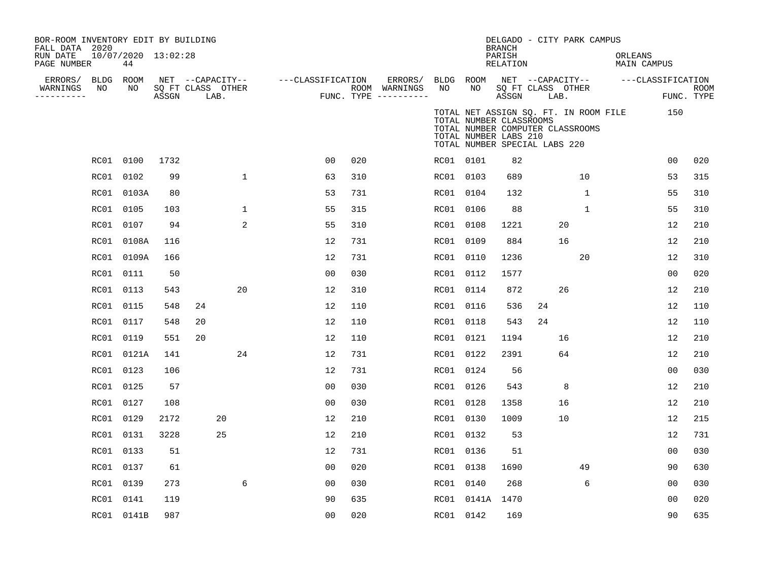BOR-ROOM INVENTORY EDIT BY BUILDING
FALL DATA 2020
RUN DATE 10/07/2020 13:02:28
PAGE NUMBER 44

DELGADO - CITY PARK CAMPUS
BRANCH
PARISH ORLEANS
RELATION MAIN CAMPUS

TOTAL NET ASSIGN SQ. FT. IN ROOM FILE 150
TOTAL NUMBER CLASSROOMS
TOTAL NUMBER COMPUTER CLASSROOMS
TOTAL NUMBER LABS 210
TOTAL NUMBER SPECIAL LABS 220

| ERRORS/ WARNINGS | BLDG NO | ROOM NO | NET SQ FT ASSGN | CAPACITY CLASS | CAPACITY LAB. | CAPACITY OTHER | CLASSIFICATION FUNC. | ROOM TYPE | ERRORS/ WARNINGS | BLDG NO | ROOM NO | NET SQ FT ASSGN | CAPACITY CLASS | CAPACITY LAB. | CAPACITY OTHER | CLASSIFICATION FUNC. | ROOM TYPE |
|---|---|---|---|---|---|---|---|---|---|---|---|---|---|---|---|---|---|
| | RC01 | 0100 | 1732 | | | | 00 | 020 | | RC01 | 0101 | 82 | | | | 00 | 020 |
| | RC01 | 0102 | 99 | | | 1 | 63 | 310 | | RC01 | 0103 | 689 | | | 10 | 53 | 315 |
| | RC01 | 0103A | 80 | | | | 53 | 731 | | RC01 | 0104 | 132 | | | 1 | 55 | 310 |
| | RC01 | 0105 | 103 | | | 1 | 55 | 315 | | RC01 | 0106 | 88 | | | 1 | 55 | 310 |
| | RC01 | 0107 | 94 | | | 2 | 55 | 310 | | RC01 | 0108 | 1221 | | 20 | | 12 | 210 |
| | RC01 | 0108A | 116 | | | | 12 | 731 | | RC01 | 0109 | 884 | | 16 | | 12 | 210 |
| | RC01 | 0109A | 166 | | | | 12 | 731 | | RC01 | 0110 | 1236 | | | 20 | 12 | 310 |
| | RC01 | 0111 | 50 | | | | 00 | 030 | | RC01 | 0112 | 1577 | | | | 00 | 020 |
| | RC01 | 0113 | 543 | | | 20 | 12 | 310 | | RC01 | 0114 | 872 | | 26 | | 12 | 210 |
| | RC01 | 0115 | 548 | 24 | | | 12 | 110 | | RC01 | 0116 | 536 | 24 | | | 12 | 110 |
| | RC01 | 0117 | 548 | 20 | | | 12 | 110 | | RC01 | 0118 | 543 | 24 | | | 12 | 110 |
| | RC01 | 0119 | 551 | 20 | | | 12 | 110 | | RC01 | 0121 | 1194 | | 16 | | 12 | 210 |
| | RC01 | 0121A | 141 | | | 24 | 12 | 731 | | RC01 | 0122 | 2391 | | 64 | | 12 | 210 |
| | RC01 | 0123 | 106 | | | | 12 | 731 | | RC01 | 0124 | 56 | | | | 00 | 030 |
| | RC01 | 0125 | 57 | | | | 00 | 030 | | RC01 | 0126 | 543 | | 8 | | 12 | 210 |
| | RC01 | 0127 | 108 | | | | 00 | 030 | | RC01 | 0128 | 1358 | | 16 | | 12 | 210 |
| | RC01 | 0129 | 2172 | | 20 | | 12 | 210 | | RC01 | 0130 | 1009 | | 10 | | 12 | 215 |
| | RC01 | 0131 | 3228 | | 25 | | 12 | 210 | | RC01 | 0132 | 53 | | | | 12 | 731 |
| | RC01 | 0133 | 51 | | | | 12 | 731 | | RC01 | 0136 | 51 | | | | 00 | 030 |
| | RC01 | 0137 | 61 | | | | 00 | 020 | | RC01 | 0138 | 1690 | | | 49 | 90 | 630 |
| | RC01 | 0139 | 273 | | | 6 | 00 | 030 | | RC01 | 0140 | 268 | | | 6 | 00 | 030 |
| | RC01 | 0141 | 119 | | | | 90 | 635 | | RC01 | 0141A | 1470 | | | | 00 | 020 |
| | RC01 | 0141B | 987 | | | | 00 | 020 | | RC01 | 0142 | 169 | | | | 90 | 635 |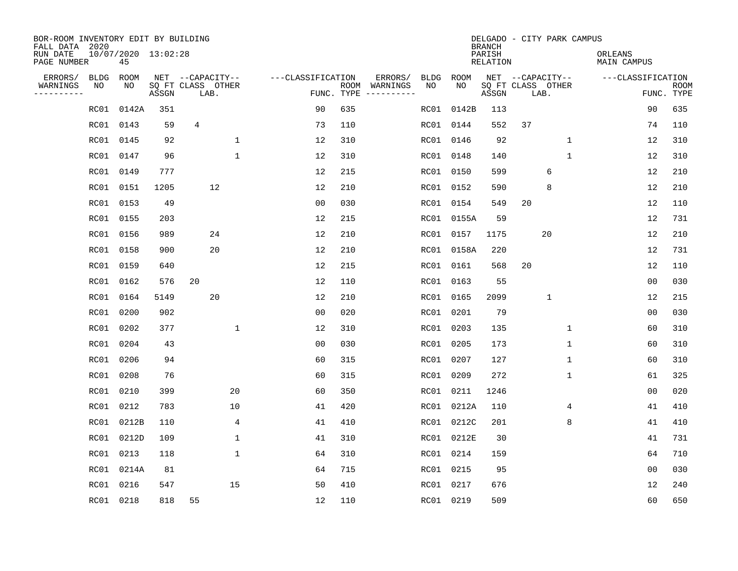BOR-ROOM INVENTORY EDIT BY BUILDING
FALL DATA 2020
RUN DATE 10/07/2020 13:02:28
PAGE NUMBER 45

DELGADO - CITY PARK CAMPUS
BRANCH
PARISH ORLEANS
RELATION MAIN CAMPUS

| ERRORS/ WARNINGS | BLDG NO | ROOM NO | NET SQ FT ASSGN | CAPACITY CLASS | CAPACITY LAB. | CAPACITY OTHER | CLASSIFICATION FUNC. | ROOM TYPE | ERRORS/ WARNINGS | BLDG NO | ROOM NO | NET SQ FT ASSGN | CAPACITY CLASS | CAPACITY LAB. | CAPACITY OTHER | CLASSIFICATION FUNC. | ROOM TYPE |
|---|---|---|---|---|---|---|---|---|---|---|---|---|---|---|---|---|---|
| | RC01 | 0142A | 351 | | | | 90 | 635 | | RC01 | 0142B | 113 | | | | 90 | 635 |
| | RC01 | 0143 | 59 | 4 | | | 73 | 110 | | RC01 | 0144 | 552 | 37 | | | 74 | 110 |
| | RC01 | 0145 | 92 | | | 1 | 12 | 310 | | RC01 | 0146 | 92 | | | 1 | 12 | 310 |
| | RC01 | 0147 | 96 | | | 1 | 12 | 310 | | RC01 | 0148 | 140 | | | 1 | 12 | 310 |
| | RC01 | 0149 | 777 | | | | 12 | 215 | | RC01 | 0150 | 599 | | 6 | | 12 | 210 |
| | RC01 | 0151 | 1205 | | 12 | | 12 | 210 | | RC01 | 0152 | 590 | | 8 | | 12 | 210 |
| | RC01 | 0153 | 49 | | | | 00 | 030 | | RC01 | 0154 | 549 | 20 | | | 12 | 110 |
| | RC01 | 0155 | 203 | | | | 12 | 215 | | RC01 | 0155A | 59 | | | | 12 | 731 |
| | RC01 | 0156 | 989 | | 24 | | 12 | 210 | | RC01 | 0157 | 1175 | | 20 | | 12 | 210 |
| | RC01 | 0158 | 900 | | 20 | | 12 | 210 | | RC01 | 0158A | 220 | | | | 12 | 731 |
| | RC01 | 0159 | 640 | | | | 12 | 215 | | RC01 | 0161 | 568 | 20 | | | 12 | 110 |
| | RC01 | 0162 | 576 | 20 | | | 12 | 110 | | RC01 | 0163 | 55 | | | | 00 | 030 |
| | RC01 | 0164 | 5149 | | 20 | | 12 | 210 | | RC01 | 0165 | 2099 | | 1 | | 12 | 215 |
| | RC01 | 0200 | 902 | | | | 00 | 020 | | RC01 | 0201 | 79 | | | | 00 | 030 |
| | RC01 | 0202 | 377 | | | 1 | 12 | 310 | | RC01 | 0203 | 135 | | | 1 | 60 | 310 |
| | RC01 | 0204 | 43 | | | | 00 | 030 | | RC01 | 0205 | 173 | | | 1 | 60 | 310 |
| | RC01 | 0206 | 94 | | | | 60 | 315 | | RC01 | 0207 | 127 | | | 1 | 60 | 310 |
| | RC01 | 0208 | 76 | | | | 60 | 315 | | RC01 | 0209 | 272 | | | 1 | 61 | 325 |
| | RC01 | 0210 | 399 | | | 20 | 60 | 350 | | RC01 | 0211 | 1246 | | | | 00 | 020 |
| | RC01 | 0212 | 783 | | | 10 | 41 | 420 | | RC01 | 0212A | 110 | | | 4 | 41 | 410 |
| | RC01 | 0212B | 110 | | | 4 | 41 | 410 | | RC01 | 0212C | 201 | | | 8 | 41 | 410 |
| | RC01 | 0212D | 109 | | | 1 | 41 | 310 | | RC01 | 0212E | 30 | | | | 41 | 731 |
| | RC01 | 0213 | 118 | | | 1 | 64 | 310 | | RC01 | 0214 | 159 | | | | 64 | 710 |
| | RC01 | 0214A | 81 | | | | 64 | 715 | | RC01 | 0215 | 95 | | | | 00 | 030 |
| | RC01 | 0216 | 547 | | | 15 | 50 | 410 | | RC01 | 0217 | 676 | | | | 12 | 240 |
| | RC01 | 0218 | 818 | 55 | | | 12 | 110 | | RC01 | 0219 | 509 | | | | 60 | 650 |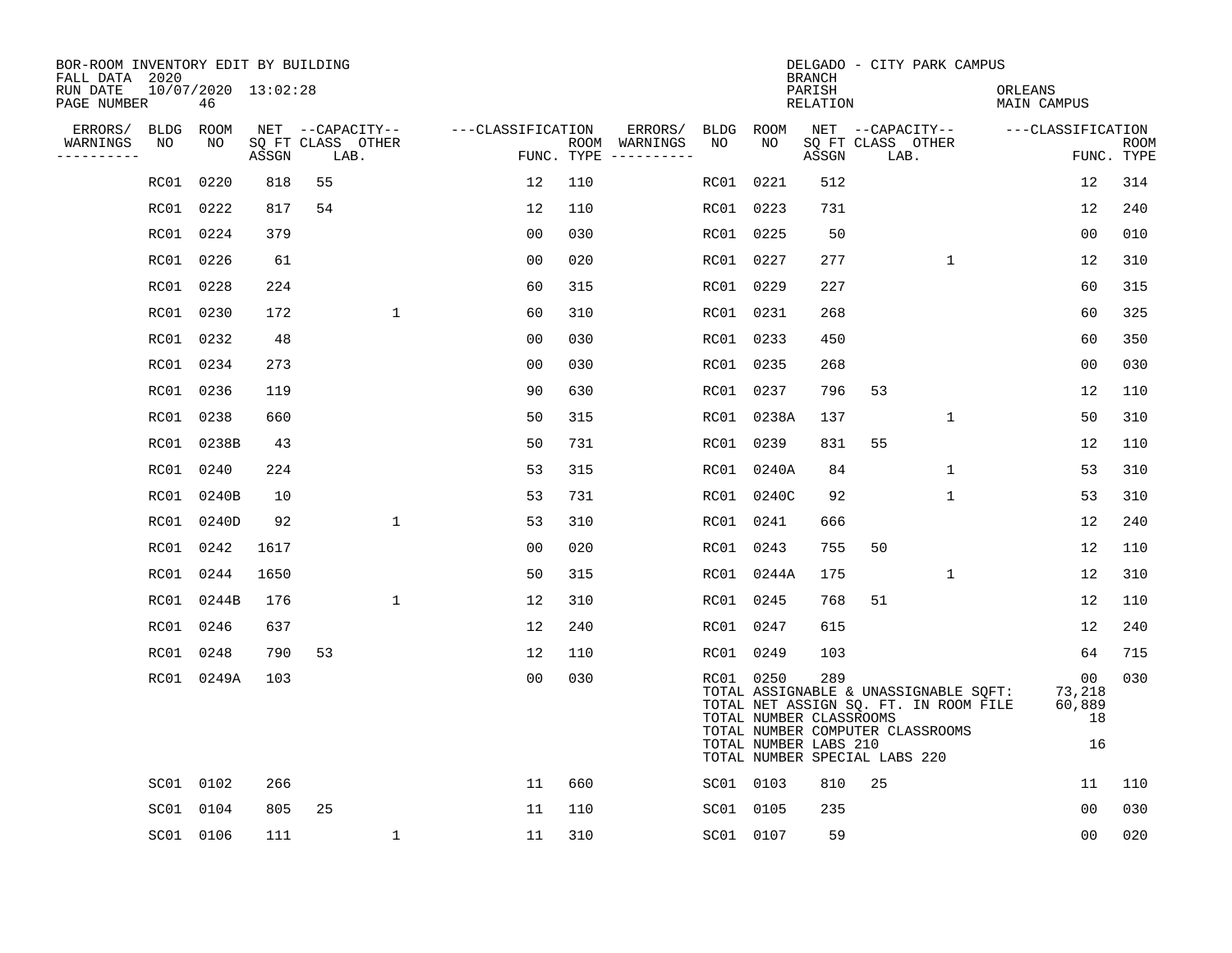BOR-ROOM INVENTORY EDIT BY BUILDING
FALL DATA 2020
RUN DATE 10/07/2020 13:02:28
PAGE NUMBER 46

DELGADO - CITY PARK CAMPUS
BRANCH
PARISH ORLEANS
RELATION MAIN CAMPUS

| ERRORS/ WARNINGS | BLDG NO | ROOM NO | NET SQ FT ASSGN | CAPACITY CLASS LAB. | CAPACITY OTHER | CLASSIFICATION FUNC. | ROOM TYPE | ERRORS/ WARNINGS | BLDG NO | ROOM NO | NET SQ FT ASSGN | CAPACITY CLASS LAB. | CAPACITY OTHER | CLASSIFICATION FUNC. | ROOM TYPE |
|---|---|---|---|---|---|---|---|---|---|---|---|---|---|---|---|
| | RC01 | 0220 | 818 | 55 | | 12 | 110 | | RC01 | 0221 | 512 | | | 12 | 314 |
| | RC01 | 0222 | 817 | 54 | | 12 | 110 | | RC01 | 0223 | 731 | | | 12 | 240 |
| | RC01 | 0224 | 379 | | | 00 | 030 | | RC01 | 0225 | 50 | | | 00 | 010 |
| | RC01 | 0226 | 61 | | | 00 | 020 | | RC01 | 0227 | 277 | | 1 | 12 | 310 |
| | RC01 | 0228 | 224 | | | 60 | 315 | | RC01 | 0229 | 227 | | | 60 | 315 |
| | RC01 | 0230 | 172 | | 1 | 60 | 310 | | RC01 | 0231 | 268 | | | 60 | 325 |
| | RC01 | 0232 | 48 | | | 00 | 030 | | RC01 | 0233 | 450 | | | 60 | 350 |
| | RC01 | 0234 | 273 | | | 00 | 030 | | RC01 | 0235 | 268 | | | 00 | 030 |
| | RC01 | 0236 | 119 | | | 90 | 630 | | RC01 | 0237 | 796 | 53 | | 12 | 110 |
| | RC01 | 0238 | 660 | | | 50 | 315 | | RC01 | 0238A | 137 | | 1 | 50 | 310 |
| | RC01 | 0238B | 43 | | | 50 | 731 | | RC01 | 0239 | 831 | 55 | | 12 | 110 |
| | RC01 | 0240 | 224 | | | 53 | 315 | | RC01 | 0240A | 84 | | 1 | 53 | 310 |
| | RC01 | 0240B | 10 | | | 53 | 731 | | RC01 | 0240C | 92 | | 1 | 53 | 310 |
| | RC01 | 0240D | 92 | | 1 | 53 | 310 | | RC01 | 0241 | 666 | | | 12 | 240 |
| | RC01 | 0242 | 1617 | | | 00 | 020 | | RC01 | 0243 | 755 | 50 | | 12 | 110 |
| | RC01 | 0244 | 1650 | | | 50 | 315 | | RC01 | 0244A | 175 | | 1 | 12 | 310 |
| | RC01 | 0244B | 176 | | 1 | 12 | 310 | | RC01 | 0245 | 768 | 51 | | 12 | 110 |
| | RC01 | 0246 | 637 | | | 12 | 240 | | RC01 | 0247 | 615 | | | 12 | 240 |
| | RC01 | 0248 | 790 | 53 | | 12 | 110 | | RC01 | 0249 | 103 | | | 64 | 715 |
| | RC01 | 0249A | 103 | | | 00 | 030 | | RC01 | 0250 | 289 | | | 00 | 030 |

TOTAL ASSIGNABLE & UNASSIGNABLE SQFT: 73,218
TOTAL NET ASSIGN SQ. FT. IN ROOM FILE 60,889
TOTAL NUMBER CLASSROOMS 18
TOTAL NUMBER COMPUTER CLASSROOMS
TOTAL NUMBER LABS 210 16
TOTAL NUMBER SPECIAL LABS 220

| ERRORS/ WARNINGS | BLDG NO | ROOM NO | NET SQ FT ASSGN | CAPACITY CLASS LAB. | CAPACITY OTHER | CLASSIFICATION FUNC. | ROOM TYPE | ERRORS/ WARNINGS | BLDG NO | ROOM NO | NET SQ FT ASSGN | CAPACITY CLASS LAB. | CAPACITY OTHER | CLASSIFICATION FUNC. | ROOM TYPE |
|---|---|---|---|---|---|---|---|---|---|---|---|---|---|---|---|
| | SC01 | 0102 | 266 | | | 11 | 660 | | SC01 | 0103 | 810 | 25 | | 11 | 110 |
| | SC01 | 0104 | 805 | 25 | | 11 | 110 | | SC01 | 0105 | 235 | | | 00 | 030 |
| | SC01 | 0106 | 111 | | 1 | 11 | 310 | | SC01 | 0107 | 59 | | | 00 | 020 |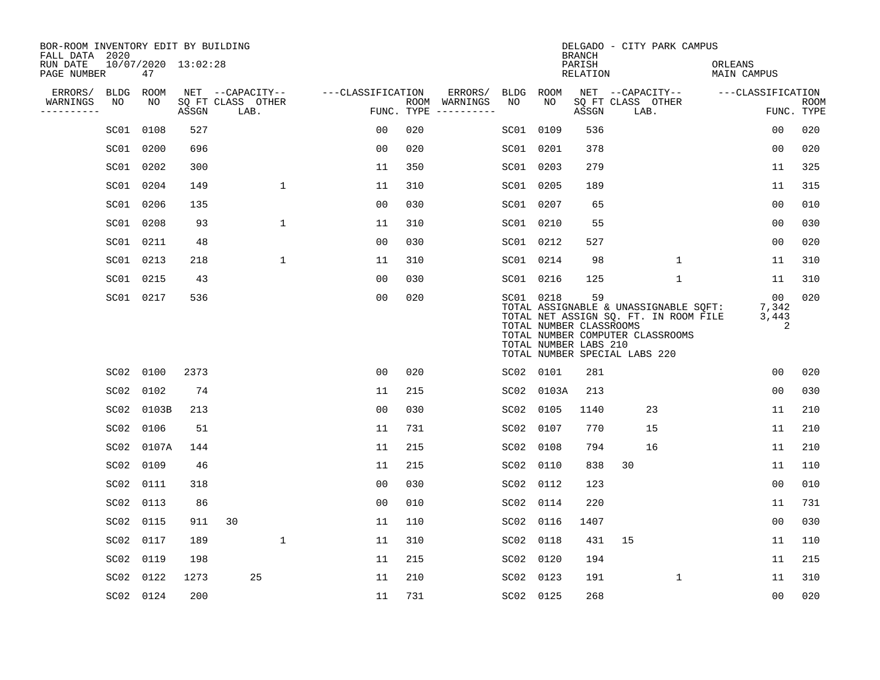BOR-ROOM INVENTORY EDIT BY BUILDING
FALL DATA 2020
RUN DATE 10/07/2020 13:02:28
PAGE NUMBER 47

DELGADO - CITY PARK CAMPUS
BRANCH
PARISH ORLEANS
RELATION MAIN CAMPUS

| ERRORS/ WARNINGS | BLDG NO | ROOM NO | NET SQ FT ASSGN | CAPACITY CLASS | CAPACITY OTHER LAB. | FUNC. | ROOM TYPE | ERRORS/ WARNINGS | BLDG NO | ROOM NO | NET SQ FT ASSGN | CAPACITY CLASS | CAPACITY OTHER LAB. | FUNC. | ROOM TYPE |
|---|---|---|---|---|---|---|---|---|---|---|---|---|---|---|---|
| | SC01 | 0108 | 527 | | | 00 | 020 | | SC01 | 0109 | 536 | | | 00 | 020 |
| | SC01 | 0200 | 696 | | | 00 | 020 | | SC01 | 0201 | 378 | | | 00 | 020 |
| | SC01 | 0202 | 300 | | | 11 | 350 | | SC01 | 0203 | 279 | | | 11 | 325 |
| | SC01 | 0204 | 149 | | 1 | 11 | 310 | | SC01 | 0205 | 189 | | | 11 | 315 |
| | SC01 | 0206 | 135 | | | 00 | 030 | | SC01 | 0207 | 65 | | | 00 | 010 |
| | SC01 | 0208 | 93 | | 1 | 11 | 310 | | SC01 | 0210 | 55 | | | 00 | 030 |
| | SC01 | 0211 | 48 | | | 00 | 030 | | SC01 | 0212 | 527 | | | 00 | 020 |
| | SC01 | 0213 | 218 | | 1 | 11 | 310 | | SC01 | 0214 | 98 | | 1 | 11 | 310 |
| | SC01 | 0215 | 43 | | | 00 | 030 | | SC01 | 0216 | 125 | | 1 | 11 | 310 |
| | SC01 | 0217 | 536 | | | 00 | 020 | | SC01 | 0218 | 59 | | | 00 | 020 |

TOTAL ASSIGNABLE & UNASSIGNABLE SQFT: 7,342
TOTAL NET ASSIGN SQ. FT. IN ROOM FILE 3,443
TOTAL NUMBER CLASSROOMS 2
TOTAL NUMBER COMPUTER CLASSROOMS
TOTAL NUMBER LABS 210
TOTAL NUMBER SPECIAL LABS 220

| ERRORS/ WARNINGS | BLDG NO | ROOM NO | NET SQ FT ASSGN | CAPACITY CLASS | CAPACITY OTHER LAB. | FUNC. | ROOM TYPE | ERRORS/ WARNINGS | BLDG NO | ROOM NO | NET SQ FT ASSGN | CAPACITY CLASS | CAPACITY OTHER LAB. | FUNC. | ROOM TYPE |
|---|---|---|---|---|---|---|---|---|---|---|---|---|---|---|---|
| | SC02 | 0100 | 2373 | | | 00 | 020 | | SC02 | 0101 | 281 | | | 00 | 020 |
| | SC02 | 0102 | 74 | | | 11 | 215 | | SC02 | 0103A | 213 | | | 00 | 030 |
| | SC02 | 0103B | 213 | | | 00 | 030 | | SC02 | 0105 | 1140 | 23 | | 11 | 210 |
| | SC02 | 0106 | 51 | | | 11 | 731 | | SC02 | 0107 | 770 | 15 | | 11 | 210 |
| | SC02 | 0107A | 144 | | | 11 | 215 | | SC02 | 0108 | 794 | 16 | | 11 | 210 |
| | SC02 | 0109 | 46 | | | 11 | 215 | | SC02 | 0110 | 838 | 30 | | 11 | 110 |
| | SC02 | 0111 | 318 | | | 00 | 030 | | SC02 | 0112 | 123 | | | 00 | 010 |
| | SC02 | 0113 | 86 | | | 00 | 010 | | SC02 | 0114 | 220 | | | 11 | 731 |
| | SC02 | 0115 | 911 | 30 | | 11 | 110 | | SC02 | 0116 | 1407 | | | 00 | 030 |
| | SC02 | 0117 | 189 | | 1 | 11 | 310 | | SC02 | 0118 | 431 | 15 | | 11 | 110 |
| | SC02 | 0119 | 198 | | | 11 | 215 | | SC02 | 0120 | 194 | | | 11 | 215 |
| | SC02 | 0122 | 1273 | 25 | | 11 | 210 | | SC02 | 0123 | 191 | | 1 | 11 | 310 |
| | SC02 | 0124 | 200 | | | 11 | 731 | | SC02 | 0125 | 268 | | | 00 | 020 |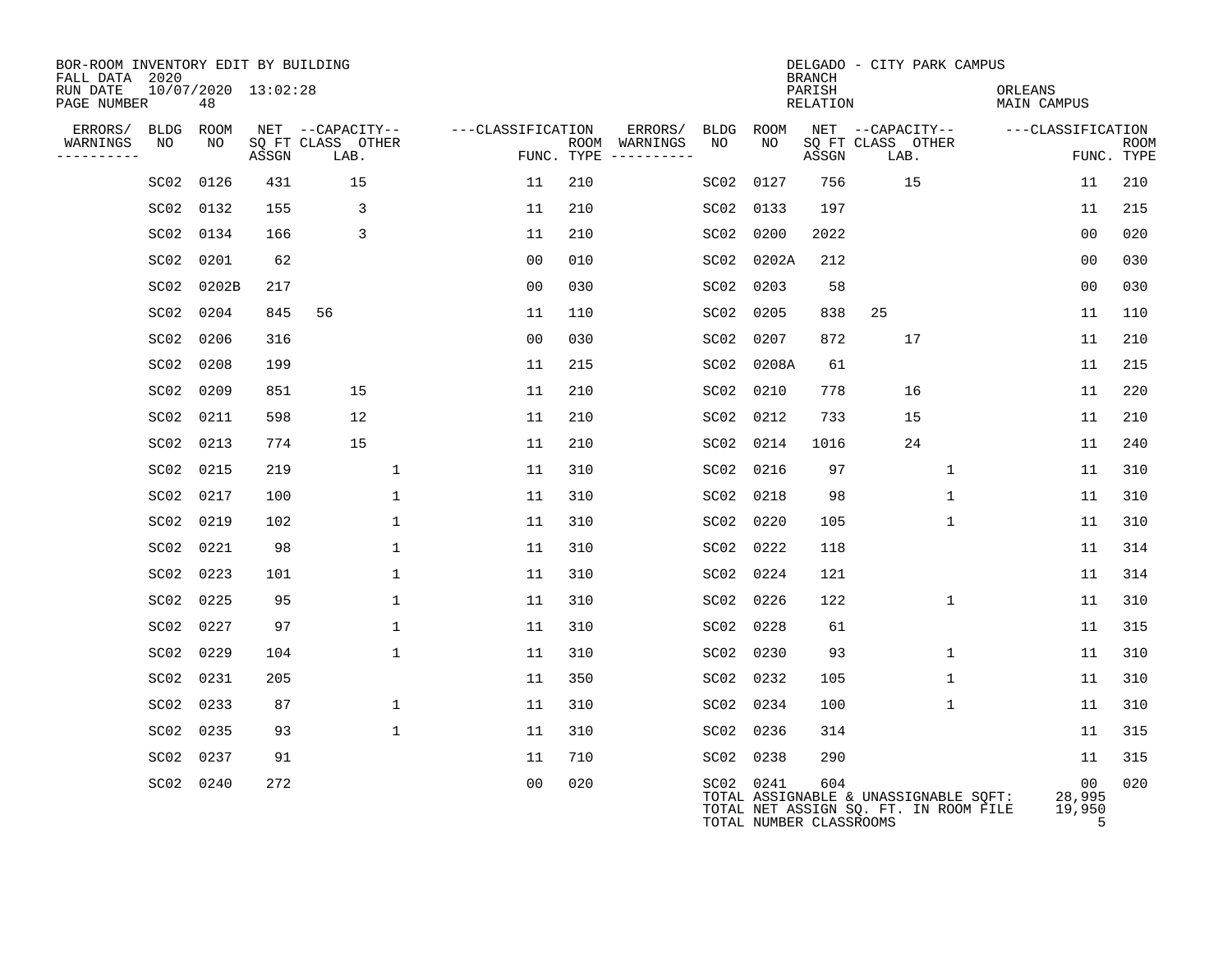BOR-ROOM INVENTORY EDIT BY BUILDING
FALL DATA 2020
RUN DATE 10/07/2020 13:02:28
PAGE NUMBER 48

DELGADO - CITY PARK CAMPUS
BRANCH
PARISH ORLEANS
RELATION MAIN CAMPUS

| ERRORS/ WARNINGS | BLDG NO | ROOM NO | NET SQ FT ASSGN | CAPACITY CLASS LAB. | CAPACITY OTHER | CLASSIFICATION FUNC. | ROOM TYPE | ERRORS/ WARNINGS | BLDG NO | ROOM NO | NET SQ FT ASSGN | CAPACITY CLASS LAB. | CAPACITY OTHER | CLASSIFICATION FUNC. | ROOM TYPE |
|---|---|---|---|---|---|---|---|---|---|---|---|---|---|---|---|
| | SC02 | 0126 | 431 | 15 | | 11 | 210 | | SC02 | 0127 | 756 | 15 | | 11 | 210 |
| | SC02 | 0132 | 155 | 3 | | 11 | 210 | | SC02 | 0133 | 197 | | | 11 | 215 |
| | SC02 | 0134 | 166 | 3 | | 11 | 210 | | SC02 | 0200 | 2022 | | | 00 | 020 |
| | SC02 | 0201 | 62 | | | 00 | 010 | | SC02 | 0202A | 212 | | | 00 | 030 |
| | SC02 | 0202B | 217 | | | 00 | 030 | | SC02 | 0203 | 58 | | | 00 | 030 |
| | SC02 | 0204 | 845 | 56 | | 11 | 110 | | SC02 | 0205 | 838 | 25 | | 11 | 110 |
| | SC02 | 0206 | 316 | | | 00 | 030 | | SC02 | 0207 | 872 | 17 | | 11 | 210 |
| | SC02 | 0208 | 199 | | | 11 | 215 | | SC02 | 0208A | 61 | | | 11 | 215 |
| | SC02 | 0209 | 851 | 15 | | 11 | 210 | | SC02 | 0210 | 778 | 16 | | 11 | 220 |
| | SC02 | 0211 | 598 | 12 | | 11 | 210 | | SC02 | 0212 | 733 | 15 | | 11 | 210 |
| | SC02 | 0213 | 774 | 15 | | 11 | 210 | | SC02 | 0214 | 1016 | 24 | | 11 | 240 |
| | SC02 | 0215 | 219 | | 1 | 11 | 310 | | SC02 | 0216 | 97 | | 1 | 11 | 310 |
| | SC02 | 0217 | 100 | | 1 | 11 | 310 | | SC02 | 0218 | 98 | | 1 | 11 | 310 |
| | SC02 | 0219 | 102 | | 1 | 11 | 310 | | SC02 | 0220 | 105 | | 1 | 11 | 310 |
| | SC02 | 0221 | 98 | | 1 | 11 | 310 | | SC02 | 0222 | 118 | | | 11 | 314 |
| | SC02 | 0223 | 101 | | 1 | 11 | 310 | | SC02 | 0224 | 121 | | | 11 | 314 |
| | SC02 | 0225 | 95 | | 1 | 11 | 310 | | SC02 | 0226 | 122 | | 1 | 11 | 310 |
| | SC02 | 0227 | 97 | | 1 | 11 | 310 | | SC02 | 0228 | 61 | | | 11 | 315 |
| | SC02 | 0229 | 104 | | 1 | 11 | 310 | | SC02 | 0230 | 93 | | 1 | 11 | 310 |
| | SC02 | 0231 | 205 | | | 11 | 350 | | SC02 | 0232 | 105 | | 1 | 11 | 310 |
| | SC02 | 0233 | 87 | | 1 | 11 | 310 | | SC02 | 0234 | 100 | | 1 | 11 | 310 |
| | SC02 | 0235 | 93 | | 1 | 11 | 310 | | SC02 | 0236 | 314 | | | 11 | 315 |
| | SC02 | 0237 | 91 | | | 11 | 710 | | SC02 | 0238 | 290 | | | 11 | 315 |
| | SC02 | 0240 | 272 | | | 00 | 020 | | SC02 | 0241 | 604 | | | 00 | 020 |

TOTAL ASSIGNABLE & UNASSIGNABLE SQFT: 28,995
TOTAL NET ASSIGN SQ. FT. IN ROOM FILE 19,950
TOTAL NUMBER CLASSROOMS 5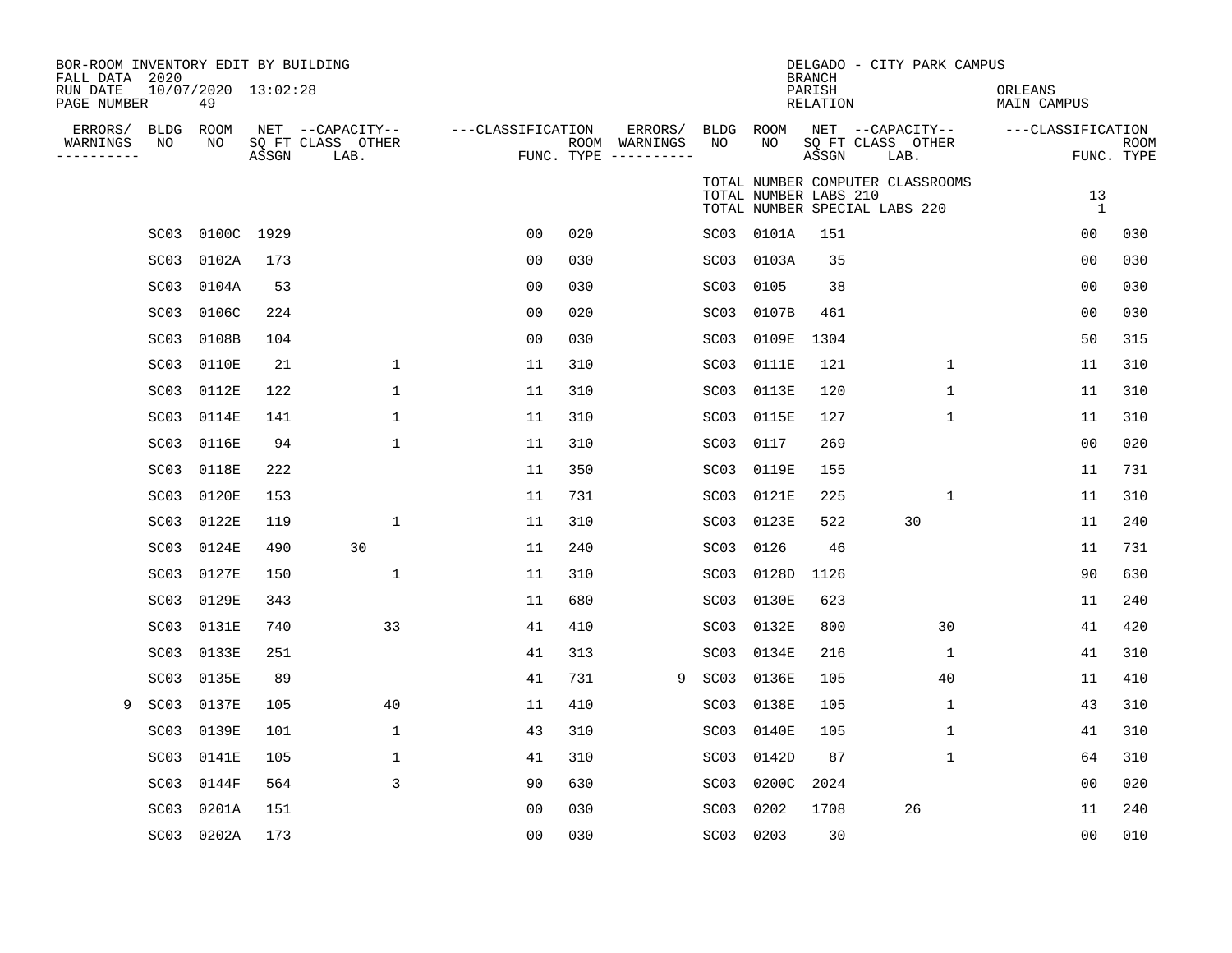BOR-ROOM INVENTORY EDIT BY BUILDING
FALL DATA 2020
RUN DATE 10/07/2020 13:02:28
PAGE NUMBER 49

DELGADO - CITY PARK CAMPUS
BRANCH
PARISH ORLEANS
RELATION MAIN CAMPUS

| ERRORS/ WARNINGS | BLDG NO | ROOM NO | NET SQ FT ASSGN | CAPACITY CLASS LAB. | CAPACITY OTHER | CLASSIFICATION FUNC. | ROOM TYPE | ERRORS/ WARNINGS | BLDG NO | ROOM NO | NET SQ FT ASSGN | CAPACITY CLASS LAB. | CAPACITY OTHER | CLASSIFICATION FUNC. | ROOM TYPE |
|---|---|---|---|---|---|---|---|---|---|---|---|---|---|---|---|
| | | | | | | | | | TOTAL NUMBER COMPUTER CLASSROOMS | | | | | 13 | |
| | | | | | | | | | TOTAL NUMBER LABS 210 | | | | | | |
| | | | | | | | | | TOTAL NUMBER SPECIAL LABS 220 | | | | | 1 | |
| | SC03 | 0100C | 1929 | | | 00 | 020 | | SC03 | 0101A | 151 | | | 00 | 030 |
| | SC03 | 0102A | 173 | | | 00 | 030 | | SC03 | 0103A | 35 | | | 00 | 030 |
| | SC03 | 0104A | 53 | | | 00 | 030 | | SC03 | 0105 | 38 | | | 00 | 030 |
| | SC03 | 0106C | 224 | | | 00 | 020 | | SC03 | 0107B | 461 | | | 00 | 030 |
| | SC03 | 0108B | 104 | | | 00 | 030 | | SC03 | 0109E | 1304 | | | 50 | 315 |
| | SC03 | 0110E | 21 | | 1 | 11 | 310 | | SC03 | 0111E | 121 | | 1 | 11 | 310 |
| | SC03 | 0112E | 122 | | 1 | 11 | 310 | | SC03 | 0113E | 120 | | 1 | 11 | 310 |
| | SC03 | 0114E | 141 | | 1 | 11 | 310 | | SC03 | 0115E | 127 | | 1 | 11 | 310 |
| | SC03 | 0116E | 94 | | 1 | 11 | 310 | | SC03 | 0117 | 269 | | | 00 | 020 |
| | SC03 | 0118E | 222 | | | 11 | 350 | | SC03 | 0119E | 155 | | | 11 | 731 |
| | SC03 | 0120E | 153 | | | 11 | 731 | | SC03 | 0121E | 225 | | 1 | 11 | 310 |
| | SC03 | 0122E | 119 | | 1 | 11 | 310 | | SC03 | 0123E | 522 | 30 | | 11 | 240 |
| | SC03 | 0124E | 490 | 30 | | 11 | 240 | | SC03 | 0126 | 46 | | | 11 | 731 |
| | SC03 | 0127E | 150 | | 1 | 11 | 310 | | SC03 | 0128D | 1126 | | | 90 | 630 |
| | SC03 | 0129E | 343 | | | 11 | 680 | | SC03 | 0130E | 623 | | | 11 | 240 |
| | SC03 | 0131E | 740 | | 33 | 41 | 410 | | SC03 | 0132E | 800 | | 30 | 41 | 420 |
| | SC03 | 0133E | 251 | | | 41 | 313 | | SC03 | 0134E | 216 | | 1 | 41 | 310 |
| | SC03 | 0135E | 89 | | | 41 | 731 | 9 | SC03 | 0136E | 105 | | 40 | 11 | 410 |
| 9 | SC03 | 0137E | 105 | | 40 | 11 | 410 | | SC03 | 0138E | 105 | | 1 | 43 | 310 |
| | SC03 | 0139E | 101 | | 1 | 43 | 310 | | SC03 | 0140E | 105 | | 1 | 41 | 310 |
| | SC03 | 0141E | 105 | | 1 | 41 | 310 | | SC03 | 0142D | 87 | | 1 | 64 | 310 |
| | SC03 | 0144F | 564 | | 3 | 90 | 630 | | SC03 | 0200C | 2024 | | | 00 | 020 |
| | SC03 | 0201A | 151 | | | 00 | 030 | | SC03 | 0202 | 1708 | 26 | | 11 | 240 |
| | SC03 | 0202A | 173 | | | 00 | 030 | | SC03 | 0203 | 30 | | | 00 | 010 |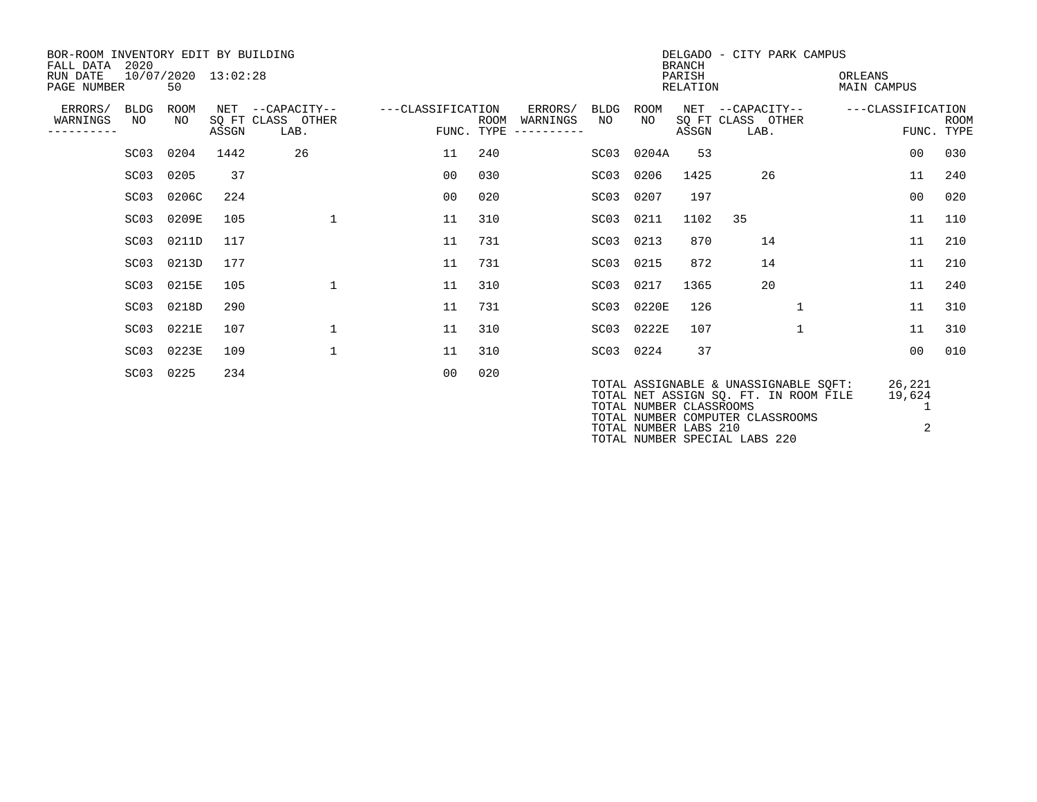BOR-ROOM INVENTORY EDIT BY BUILDING
FALL DATA 2020
RUN DATE 10/07/2020 13:02:28
PAGE NUMBER 50

DELGADO - CITY PARK CAMPUS
BRANCH
PARISH ORLEANS
RELATION MAIN CAMPUS

| ERRORS/ WARNINGS | BLDG NO | ROOM NO | NET SQ FT ASSGN | CAPACITY CLASS | CAPACITY OTHER LAB. | CLASSIFICATION FUNC. | ROOM TYPE | ERRORS/ WARNINGS | BLDG NO | ROOM NO | NET SQ FT ASSGN | CAPACITY CLASS | CAPACITY OTHER LAB. | CLASSIFICATION FUNC. | ROOM TYPE |
|---|---|---|---|---|---|---|---|---|---|---|---|---|---|---|---|
| | SC03 | 0204 | 1442 | 26 | | 11 | 240 | | SC03 | 0204A | 53 | | | 00 | 030 |
| | SC03 | 0205 | 37 | | | 00 | 030 | | SC03 | 0206 | 1425 | 26 | | 11 | 240 |
| | SC03 | 0206C | 224 | | | 00 | 020 | | SC03 | 0207 | 197 | | | 00 | 020 |
| | SC03 | 0209E | 105 | | 1 | 11 | 310 | | SC03 | 0211 | 1102 | 35 | | 11 | 110 |
| | SC03 | 0211D | 117 | | | 11 | 731 | | SC03 | 0213 | 870 | 14 | | 11 | 210 |
| | SC03 | 0213D | 177 | | | 11 | 731 | | SC03 | 0215 | 872 | 14 | | 11 | 210 |
| | SC03 | 0215E | 105 | | 1 | 11 | 310 | | SC03 | 0217 | 1365 | 20 | | 11 | 240 |
| | SC03 | 0218D | 290 | | | 11 | 731 | | SC03 | 0220E | 126 | | 1 | 11 | 310 |
| | SC03 | 0221E | 107 | | 1 | 11 | 310 | | SC03 | 0222E | 107 | | 1 | 11 | 310 |
| | SC03 | 0223E | 109 | | 1 | 11 | 310 | | SC03 | 0224 | 37 | | | 00 | 010 |
| | SC03 | 0225 | 234 | | | 00 | 020 | | | | | | | | |

| | |
|---|---|
| TOTAL ASSIGNABLE & UNASSIGNABLE SQFT: | 26,221 |
| TOTAL NET ASSIGN SQ. FT. IN ROOM FILE | 19,624 |
| TOTAL NUMBER CLASSROOMS | 1 |
| TOTAL NUMBER COMPUTER CLASSROOMS | |
| TOTAL NUMBER LABS 210 | 2 |
| TOTAL NUMBER SPECIAL LABS 220 | |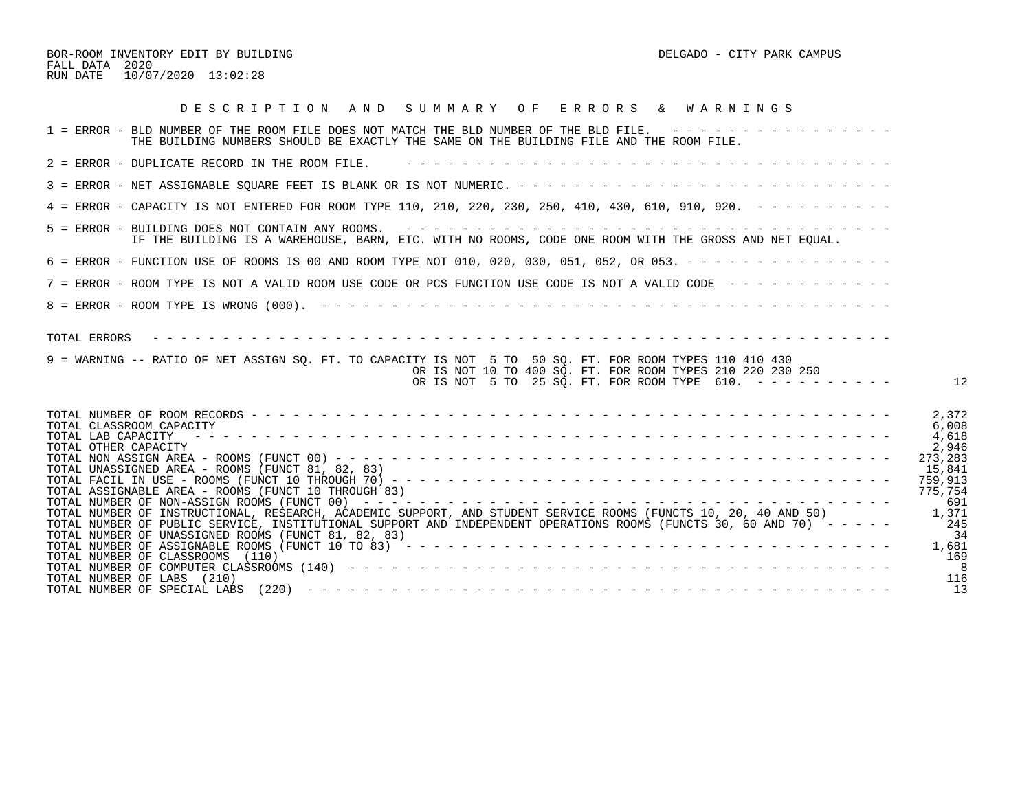BOR-ROOM INVENTORY EDIT BY BUILDING
FALL DATA 2020
RUN DATE 10/07/2020 13:02:28

DELGADO - CITY PARK CAMPUS

## D E S C R I P T I O N   A N D   S U M M A R Y   O F   E R R O R S   &   W A R N I N G S

1 = ERROR - BLD NUMBER OF THE ROOM FILE DOES NOT MATCH THE BLD NUMBER OF THE BLD FILE.
THE BUILDING NUMBERS SHOULD BE EXACTLY THE SAME ON THE BUILDING FILE AND THE ROOM FILE.

2 = ERROR - DUPLICATE RECORD IN THE ROOM FILE.

3 = ERROR - NET ASSIGNABLE SQUARE FEET IS BLANK OR IS NOT NUMERIC.

4 = ERROR - CAPACITY IS NOT ENTERED FOR ROOM TYPE 110, 210, 220, 230, 250, 410, 430, 610, 910, 920.

5 = ERROR - BUILDING DOES NOT CONTAIN ANY ROOMS.
IF THE BUILDING IS A WAREHOUSE, BARN, ETC. WITH NO ROOMS, CODE ONE ROOM WITH THE GROSS AND NET EQUAL.

6 = ERROR - FUNCTION USE OF ROOMS IS 00 AND ROOM TYPE NOT 010, 020, 030, 051, 052, OR 053.

7 = ERROR - ROOM TYPE IS NOT A VALID ROOM USE CODE OR PCS FUNCTION USE CODE IS NOT A VALID CODE

8 = ERROR - ROOM TYPE IS WRONG (000).

TOTAL ERRORS

9 = WARNING -- RATIO OF NET ASSIGN SQ. FT. TO CAPACITY IS NOT 5 TO 50 SQ. FT. FOR ROOM TYPES 110 410 430
OR IS NOT 10 TO 400 SQ. FT. FOR ROOM TYPES 210 220 230 250
OR IS NOT 5 TO 25 SQ. FT. FOR ROOM TYPE 610. — 12

| Item | Value |
|---|---|
| TOTAL NUMBER OF ROOM RECORDS | 2,372 |
| TOTAL CLASSROOM CAPACITY | 6,008 |
| TOTAL LAB CAPACITY | 4,618 |
| TOTAL OTHER CAPACITY | 2,946 |
| TOTAL NON ASSIGN AREA - ROOMS (FUNCT 00) | 273,283 |
| TOTAL UNASSIGNED AREA - ROOMS (FUNCT 81, 82, 83) | 15,841 |
| TOTAL FACIL IN USE - ROOMS (FUNCT 10 THROUGH 70) | 759,913 |
| TOTAL ASSIGNABLE AREA - ROOMS (FUNCT 10 THROUGH 83) | 775,754 |
| TOTAL NUMBER OF NON-ASSIGN ROOMS (FUNCT 00) | 691 |
| TOTAL NUMBER OF INSTRUCTIONAL, RESEARCH, ACADEMIC SUPPORT, AND STUDENT SERVICE ROOMS (FUNCTS 10, 20, 40 AND 50) | 1,371 |
| TOTAL NUMBER OF PUBLIC SERVICE, INSTITUTIONAL SUPPORT AND INDEPENDENT OPERATIONS ROOMS (FUNCTS 30, 60 AND 70) | 245 |
| TOTAL NUMBER OF UNASSIGNED ROOMS (FUNCT 81, 82, 83) | 34 |
| TOTAL NUMBER OF ASSIGNABLE ROOMS (FUNCT 10 TO 83) | 1,681 |
| TOTAL NUMBER OF CLASSROOMS (110) | 169 |
| TOTAL NUMBER OF COMPUTER CLASSROOMS (140) | 8 |
| TOTAL NUMBER OF LABS (210) | 116 |
| TOTAL NUMBER OF SPECIAL LABS (220) | 13 |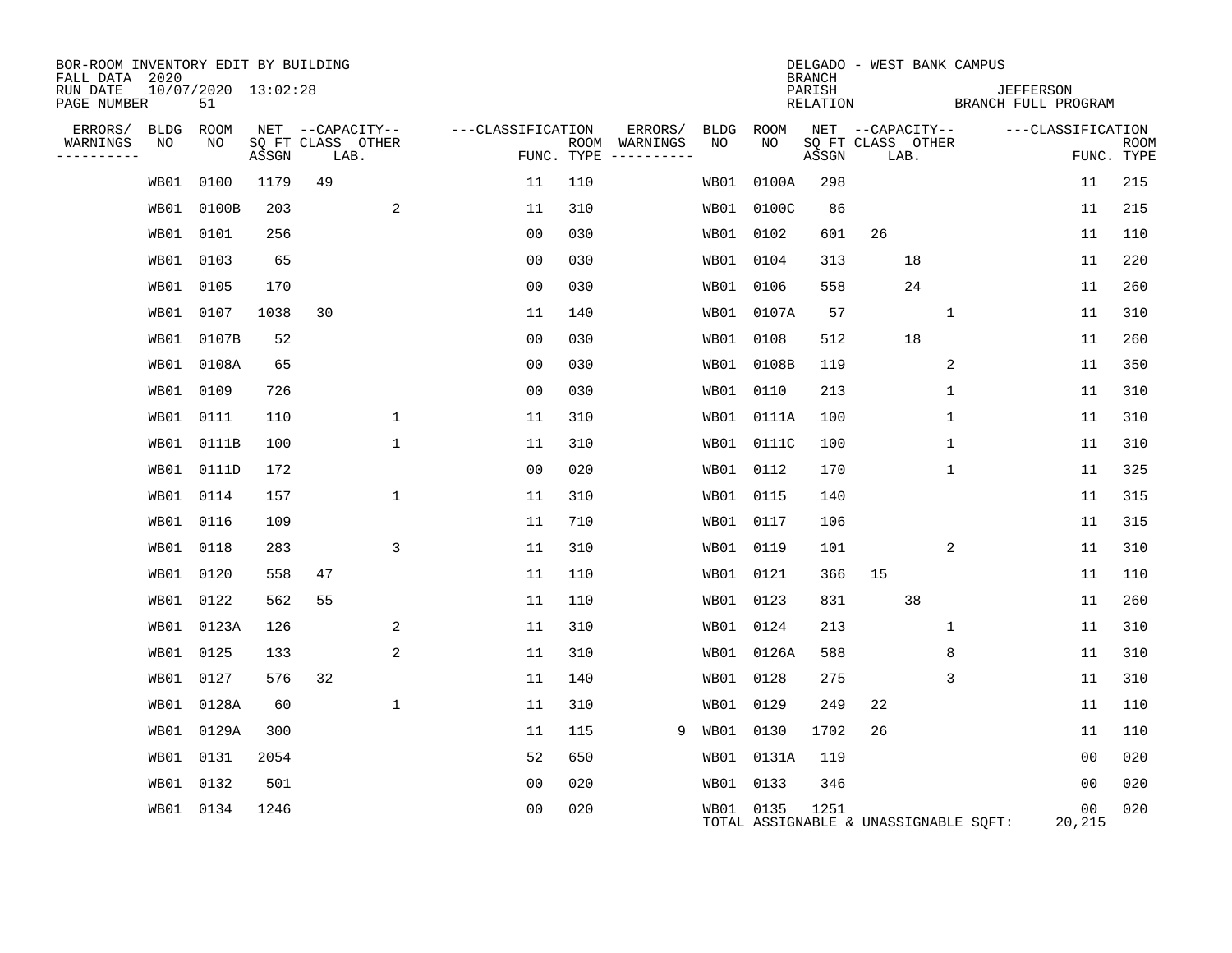BOR-ROOM INVENTORY EDIT BY BUILDING
FALL DATA 2020
RUN DATE 10/07/2020 13:02:28
PAGE NUMBER 51

DELGADO - WEST BANK CAMPUS
BRANCH
PARISH JEFFERSON
RELATION BRANCH FULL PROGRAM

| ERRORS/ WARNINGS | BLDG NO | ROOM NO | NET SQ FT ASSGN | CAPACITY CLASS LAB. | CAPACITY OTHER | CLASSIFICATION FUNC. | ROOM TYPE | ERRORS/ WARNINGS | BLDG NO | ROOM NO | NET SQ FT ASSGN | CAPACITY CLASS LAB. | CAPACITY OTHER | CLASSIFICATION FUNC. | ROOM TYPE |
|---|---|---|---|---|---|---|---|---|---|---|---|---|---|---|---|
| | WB01 | 0100 | 1179 | 49 | | 11 | 110 | | WB01 | 0100A | 298 | | | 11 | 215 |
| | WB01 | 0100B | 203 | | 2 | 11 | 310 | | WB01 | 0100C | 86 | | | 11 | 215 |
| | WB01 | 0101 | 256 | | | 00 | 030 | | WB01 | 0102 | 601 | 26 | | 11 | 110 |
| | WB01 | 0103 | 65 | | | 00 | 030 | | WB01 | 0104 | 313 | 18 | | 11 | 220 |
| | WB01 | 0105 | 170 | | | 00 | 030 | | WB01 | 0106 | 558 | 24 | | 11 | 260 |
| | WB01 | 0107 | 1038 | 30 | | 11 | 140 | | WB01 | 0107A | 57 | | 1 | 11 | 310 |
| | WB01 | 0107B | 52 | | | 00 | 030 | | WB01 | 0108 | 512 | 18 | | 11 | 260 |
| | WB01 | 0108A | 65 | | | 00 | 030 | | WB01 | 0108B | 119 | | 2 | 11 | 350 |
| | WB01 | 0109 | 726 | | | 00 | 030 | | WB01 | 0110 | 213 | | 1 | 11 | 310 |
| | WB01 | 0111 | 110 | | 1 | 11 | 310 | | WB01 | 0111A | 100 | | 1 | 11 | 310 |
| | WB01 | 0111B | 100 | | 1 | 11 | 310 | | WB01 | 0111C | 100 | | 1 | 11 | 310 |
| | WB01 | 0111D | 172 | | | 00 | 020 | | WB01 | 0112 | 170 | | 1 | 11 | 325 |
| | WB01 | 0114 | 157 | | 1 | 11 | 310 | | WB01 | 0115 | 140 | | | 11 | 315 |
| | WB01 | 0116 | 109 | | | 11 | 710 | | WB01 | 0117 | 106 | | | 11 | 315 |
| | WB01 | 0118 | 283 | | 3 | 11 | 310 | | WB01 | 0119 | 101 | | 2 | 11 | 310 |
| | WB01 | 0120 | 558 | 47 | | 11 | 110 | | WB01 | 0121 | 366 | 15 | | 11 | 110 |
| | WB01 | 0122 | 562 | 55 | | 11 | 110 | | WB01 | 0123 | 831 | 38 | | 11 | 260 |
| | WB01 | 0123A | 126 | | 2 | 11 | 310 | | WB01 | 0124 | 213 | | 1 | 11 | 310 |
| | WB01 | 0125 | 133 | | 2 | 11 | 310 | | WB01 | 0126A | 588 | | 8 | 11 | 310 |
| | WB01 | 0127 | 576 | 32 | | 11 | 140 | | WB01 | 0128 | 275 | | 3 | 11 | 310 |
| | WB01 | 0128A | 60 | | 1 | 11 | 310 | | WB01 | 0129 | 249 | 22 | | 11 | 110 |
| | WB01 | 0129A | 300 | | | 11 | 115 | 9 | WB01 | 0130 | 1702 | 26 | | 11 | 110 |
| | WB01 | 0131 | 2054 | | | 52 | 650 | | WB01 | 0131A | 119 | | | 00 | 020 |
| | WB01 | 0132 | 501 | | | 00 | 020 | | WB01 | 0133 | 346 | | | 00 | 020 |
| | WB01 | 0134 | 1246 | | | 00 | 020 | | WB01 | 0135 | 1251 | | | 00 | 020 |

TOTAL ASSIGNABLE & UNASSIGNABLE SQFT: 20,215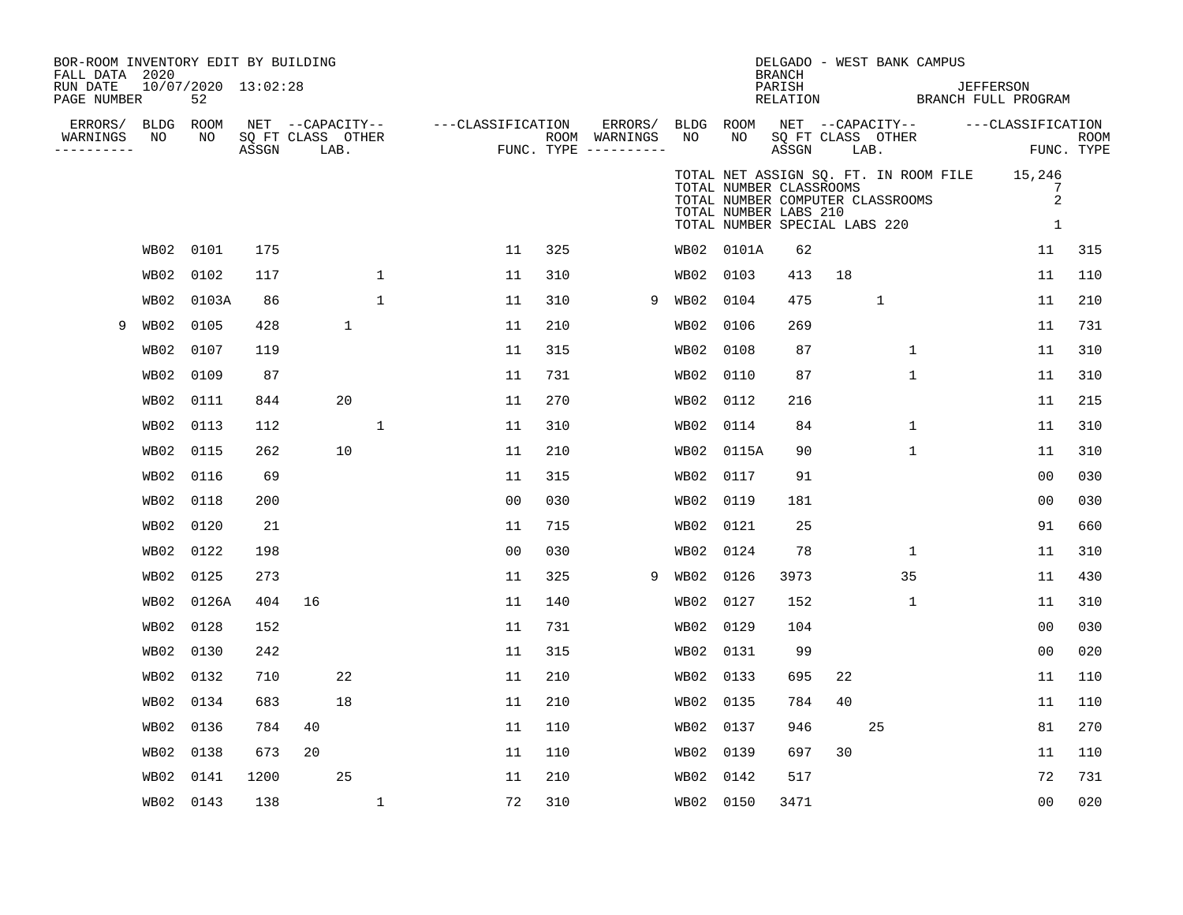BOR-ROOM INVENTORY EDIT BY BUILDING
FALL DATA 2020
RUN DATE 10/07/2020 13:02:28
PAGE NUMBER 52

DELGADO - WEST BANK CAMPUS
BRANCH
PARISH JEFFERSON
RELATION BRANCH FULL PROGRAM

TOTAL NET ASSIGN SQ. FT. IN ROOM FILE 15,246
TOTAL NUMBER CLASSROOMS 7
TOTAL NUMBER COMPUTER CLASSROOMS 2
TOTAL NUMBER LABS 210
TOTAL NUMBER SPECIAL LABS 220 1

| ERRORS/ WARNINGS | BLDG NO | ROOM NO | NET SQ FT ASSGN | CAPACITY CLASS | CAPACITY LAB. | CAPACITY OTHER | CLASSIFICATION FUNC. | ROOM TYPE | ERRORS/ WARNINGS | BLDG NO | ROOM NO | NET SQ FT ASSGN | CAPACITY CLASS | CAPACITY LAB. | CAPACITY OTHER | CLASSIFICATION FUNC. | ROOM TYPE |
|---|---|---|---|---|---|---|---|---|---|---|---|---|---|---|---|---|---|
| | WB02 | 0101 | 175 | | | | 11 | 325 | | WB02 | 0101A | 62 | | | | 11 | 315 |
| | WB02 | 0102 | 117 | | | 1 | 11 | 310 | | WB02 | 0103 | 413 | 18 | | | 11 | 110 |
| | WB02 | 0103A | 86 | | | 1 | 11 | 310 | 9 | WB02 | 0104 | 475 | | 1 | | 11 | 210 |
| 9 | WB02 | 0105 | 428 | | 1 | | 11 | 210 | | WB02 | 0106 | 269 | | | | 11 | 731 |
| | WB02 | 0107 | 119 | | | | 11 | 315 | | WB02 | 0108 | 87 | | | 1 | 11 | 310 |
| | WB02 | 0109 | 87 | | | | 11 | 731 | | WB02 | 0110 | 87 | | | 1 | 11 | 310 |
| | WB02 | 0111 | 844 | | 20 | | 11 | 270 | | WB02 | 0112 | 216 | | | | 11 | 215 |
| | WB02 | 0113 | 112 | | | 1 | 11 | 310 | | WB02 | 0114 | 84 | | | 1 | 11 | 310 |
| | WB02 | 0115 | 262 | | 10 | | 11 | 210 | | WB02 | 0115A | 90 | | | 1 | 11 | 310 |
| | WB02 | 0116 | 69 | | | | 11 | 315 | | WB02 | 0117 | 91 | | | | 00 | 030 |
| | WB02 | 0118 | 200 | | | | 00 | 030 | | WB02 | 0119 | 181 | | | | 00 | 030 |
| | WB02 | 0120 | 21 | | | | 11 | 715 | | WB02 | 0121 | 25 | | | | 91 | 660 |
| | WB02 | 0122 | 198 | | | | 00 | 030 | | WB02 | 0124 | 78 | | | 1 | 11 | 310 |
| | WB02 | 0125 | 273 | | | | 11 | 325 | 9 | WB02 | 0126 | 3973 | | | 35 | 11 | 430 |
| | WB02 | 0126A | 404 | 16 | | | 11 | 140 | | WB02 | 0127 | 152 | | | 1 | 11 | 310 |
| | WB02 | 0128 | 152 | | | | 11 | 731 | | WB02 | 0129 | 104 | | | | 00 | 030 |
| | WB02 | 0130 | 242 | | | | 11 | 315 | | WB02 | 0131 | 99 | | | | 00 | 020 |
| | WB02 | 0132 | 710 | | 22 | | 11 | 210 | | WB02 | 0133 | 695 | 22 | | | 11 | 110 |
| | WB02 | 0134 | 683 | | 18 | | 11 | 210 | | WB02 | 0135 | 784 | 40 | | | 11 | 110 |
| | WB02 | 0136 | 784 | 40 | | | 11 | 110 | | WB02 | 0137 | 946 | | 25 | | 81 | 270 |
| | WB02 | 0138 | 673 | 20 | | | 11 | 110 | | WB02 | 0139 | 697 | 30 | | | 11 | 110 |
| | WB02 | 0141 | 1200 | | 25 | | 11 | 210 | | WB02 | 0142 | 517 | | | | 72 | 731 |
| | WB02 | 0143 | 138 | | | 1 | 72 | 310 | | WB02 | 0150 | 3471 | | | | 00 | 020 |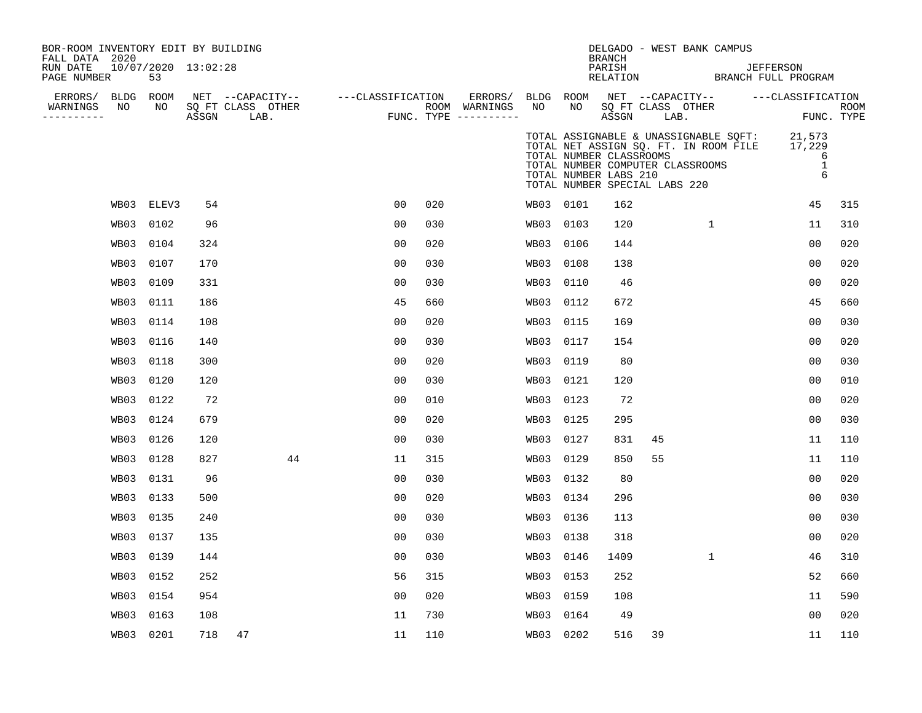BOR-ROOM INVENTORY EDIT BY BUILDING
FALL DATA 2020
RUN DATE 10/07/2020 13:02:28
PAGE NUMBER 53

DELGADO - WEST BANK CAMPUS
BRANCH
PARISH JEFFERSON
RELATION BRANCH FULL PROGRAM

TOTAL ASSIGNABLE & UNASSIGNABLE SQFT: 21,573
TOTAL NET ASSIGN SQ. FT. IN ROOM FILE 17,229
TOTAL NUMBER CLASSROOMS 6
TOTAL NUMBER COMPUTER CLASSROOMS 1
TOTAL NUMBER LABS 210 6
TOTAL NUMBER SPECIAL LABS 220

| ERRORS/ WARNINGS | BLDG NO | ROOM NO | NET SQ FT ASSGN | CAPACITY CLASS | CAPACITY LAB. | CAPACITY OTHER | CLASSIFICATION FUNC. | ROOM TYPE | ERRORS/ WARNINGS | BLDG NO | ROOM NO | NET SQ FT ASSGN | CAPACITY CLASS | CAPACITY LAB. | CAPACITY OTHER | CLASSIFICATION FUNC. | ROOM TYPE |
|---|---|---|---|---|---|---|---|---|---|---|---|---|---|---|---|---|---|
| | WB03 | ELEV3 | 54 | | | | 00 | 020 | | WB03 | 0101 | 162 | | | | 45 | 315 |
| | WB03 | 0102 | 96 | | | | 00 | 030 | | WB03 | 0103 | 120 | | | 1 | 11 | 310 |
| | WB03 | 0104 | 324 | | | | 00 | 020 | | WB03 | 0106 | 144 | | | | 00 | 020 |
| | WB03 | 0107 | 170 | | | | 00 | 030 | | WB03 | 0108 | 138 | | | | 00 | 020 |
| | WB03 | 0109 | 331 | | | | 00 | 030 | | WB03 | 0110 | 46 | | | | 00 | 020 |
| | WB03 | 0111 | 186 | | | | 45 | 660 | | WB03 | 0112 | 672 | | | | 45 | 660 |
| | WB03 | 0114 | 108 | | | | 00 | 020 | | WB03 | 0115 | 169 | | | | 00 | 030 |
| | WB03 | 0116 | 140 | | | | 00 | 030 | | WB03 | 0117 | 154 | | | | 00 | 020 |
| | WB03 | 0118 | 300 | | | | 00 | 020 | | WB03 | 0119 | 80 | | | | 00 | 030 |
| | WB03 | 0120 | 120 | | | | 00 | 030 | | WB03 | 0121 | 120 | | | | 00 | 010 |
| | WB03 | 0122 | 72 | | | | 00 | 010 | | WB03 | 0123 | 72 | | | | 00 | 020 |
| | WB03 | 0124 | 679 | | | | 00 | 020 | | WB03 | 0125 | 295 | | | | 00 | 030 |
| | WB03 | 0126 | 120 | | | | 00 | 030 | | WB03 | 0127 | 831 | 45 | | | 11 | 110 |
| | WB03 | 0128 | 827 | | 44 | | 11 | 315 | | WB03 | 0129 | 850 | 55 | | | 11 | 110 |
| | WB03 | 0131 | 96 | | | | 00 | 030 | | WB03 | 0132 | 80 | | | | 00 | 020 |
| | WB03 | 0133 | 500 | | | | 00 | 020 | | WB03 | 0134 | 296 | | | | 00 | 030 |
| | WB03 | 0135 | 240 | | | | 00 | 030 | | WB03 | 0136 | 113 | | | | 00 | 030 |
| | WB03 | 0137 | 135 | | | | 00 | 030 | | WB03 | 0138 | 318 | | | | 00 | 020 |
| | WB03 | 0139 | 144 | | | | 00 | 030 | | WB03 | 0146 | 1409 | | | 1 | 46 | 310 |
| | WB03 | 0152 | 252 | | | | 56 | 315 | | WB03 | 0153 | 252 | | | | 52 | 660 |
| | WB03 | 0154 | 954 | | | | 00 | 020 | | WB03 | 0159 | 108 | | | | 11 | 590 |
| | WB03 | 0163 | 108 | | | | 11 | 730 | | WB03 | 0164 | 49 | | | | 00 | 020 |
| | WB03 | 0201 | 718 | 47 | | | 11 | 110 | | WB03 | 0202 | 516 | 39 | | | 11 | 110 |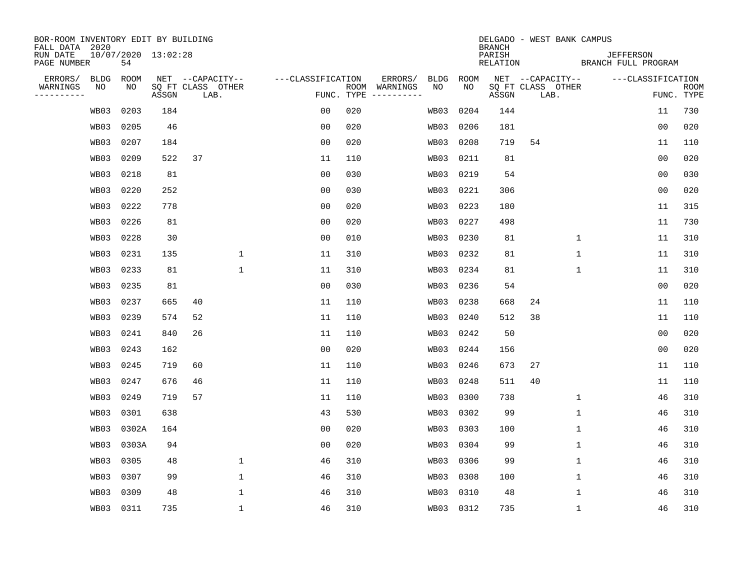BOR-ROOM INVENTORY EDIT BY BUILDING
FALL DATA 2020
RUN DATE 10/07/2020 13:02:28
PAGE NUMBER 54

DELGADO - WEST BANK CAMPUS
BRANCH
PARISH JEFFERSON
RELATION BRANCH FULL PROGRAM

| ERRORS/ WARNINGS | BLDG NO | ROOM NO | NET SQ FT ASSGN | CAPACITY CLASS LAB. | CAPACITY OTHER | CLASSIFICATION FUNC. | ROOM TYPE | ERRORS/ WARNINGS | BLDG NO | ROOM NO | NET SQ FT ASSGN | CAPACITY CLASS LAB. | CAPACITY OTHER | CLASSIFICATION FUNC. | ROOM TYPE |
|---|---|---|---|---|---|---|---|---|---|---|---|---|---|---|---|
| | WB03 | 0203 | 184 | | | 00 | 020 | | WB03 | 0204 | 144 | | | 11 | 730 |
| | WB03 | 0205 | 46 | | | 00 | 020 | | WB03 | 0206 | 181 | | | 00 | 020 |
| | WB03 | 0207 | 184 | | | 00 | 020 | | WB03 | 0208 | 719 | 54 | | 11 | 110 |
| | WB03 | 0209 | 522 | 37 | | 11 | 110 | | WB03 | 0211 | 81 | | | 00 | 020 |
| | WB03 | 0218 | 81 | | | 00 | 030 | | WB03 | 0219 | 54 | | | 00 | 030 |
| | WB03 | 0220 | 252 | | | 00 | 030 | | WB03 | 0221 | 306 | | | 00 | 020 |
| | WB03 | 0222 | 778 | | | 00 | 020 | | WB03 | 0223 | 180 | | | 11 | 315 |
| | WB03 | 0226 | 81 | | | 00 | 020 | | WB03 | 0227 | 498 | | | 11 | 730 |
| | WB03 | 0228 | 30 | | | 00 | 010 | | WB03 | 0230 | 81 | | 1 | 11 | 310 |
| | WB03 | 0231 | 135 | | 1 | 11 | 310 | | WB03 | 0232 | 81 | | 1 | 11 | 310 |
| | WB03 | 0233 | 81 | | 1 | 11 | 310 | | WB03 | 0234 | 81 | | 1 | 11 | 310 |
| | WB03 | 0235 | 81 | | | 00 | 030 | | WB03 | 0236 | 54 | | | 00 | 020 |
| | WB03 | 0237 | 665 | 40 | | 11 | 110 | | WB03 | 0238 | 668 | 24 | | 11 | 110 |
| | WB03 | 0239 | 574 | 52 | | 11 | 110 | | WB03 | 0240 | 512 | 38 | | 11 | 110 |
| | WB03 | 0241 | 840 | 26 | | 11 | 110 | | WB03 | 0242 | 50 | | | 00 | 020 |
| | WB03 | 0243 | 162 | | | 00 | 020 | | WB03 | 0244 | 156 | | | 00 | 020 |
| | WB03 | 0245 | 719 | 60 | | 11 | 110 | | WB03 | 0246 | 673 | 27 | | 11 | 110 |
| | WB03 | 0247 | 676 | 46 | | 11 | 110 | | WB03 | 0248 | 511 | 40 | | 11 | 110 |
| | WB03 | 0249 | 719 | 57 | | 11 | 110 | | WB03 | 0300 | 738 | | 1 | 46 | 310 |
| | WB03 | 0301 | 638 | | | 43 | 530 | | WB03 | 0302 | 99 | | 1 | 46 | 310 |
| | WB03 | 0302A | 164 | | | 00 | 020 | | WB03 | 0303 | 100 | | 1 | 46 | 310 |
| | WB03 | 0303A | 94 | | | 00 | 020 | | WB03 | 0304 | 99 | | 1 | 46 | 310 |
| | WB03 | 0305 | 48 | | 1 | 46 | 310 | | WB03 | 0306 | 99 | | 1 | 46 | 310 |
| | WB03 | 0307 | 99 | | 1 | 46 | 310 | | WB03 | 0308 | 100 | | 1 | 46 | 310 |
| | WB03 | 0309 | 48 | | 1 | 46 | 310 | | WB03 | 0310 | 48 | | 1 | 46 | 310 |
| | WB03 | 0311 | 735 | | 1 | 46 | 310 | | WB03 | 0312 | 735 | | 1 | 46 | 310 |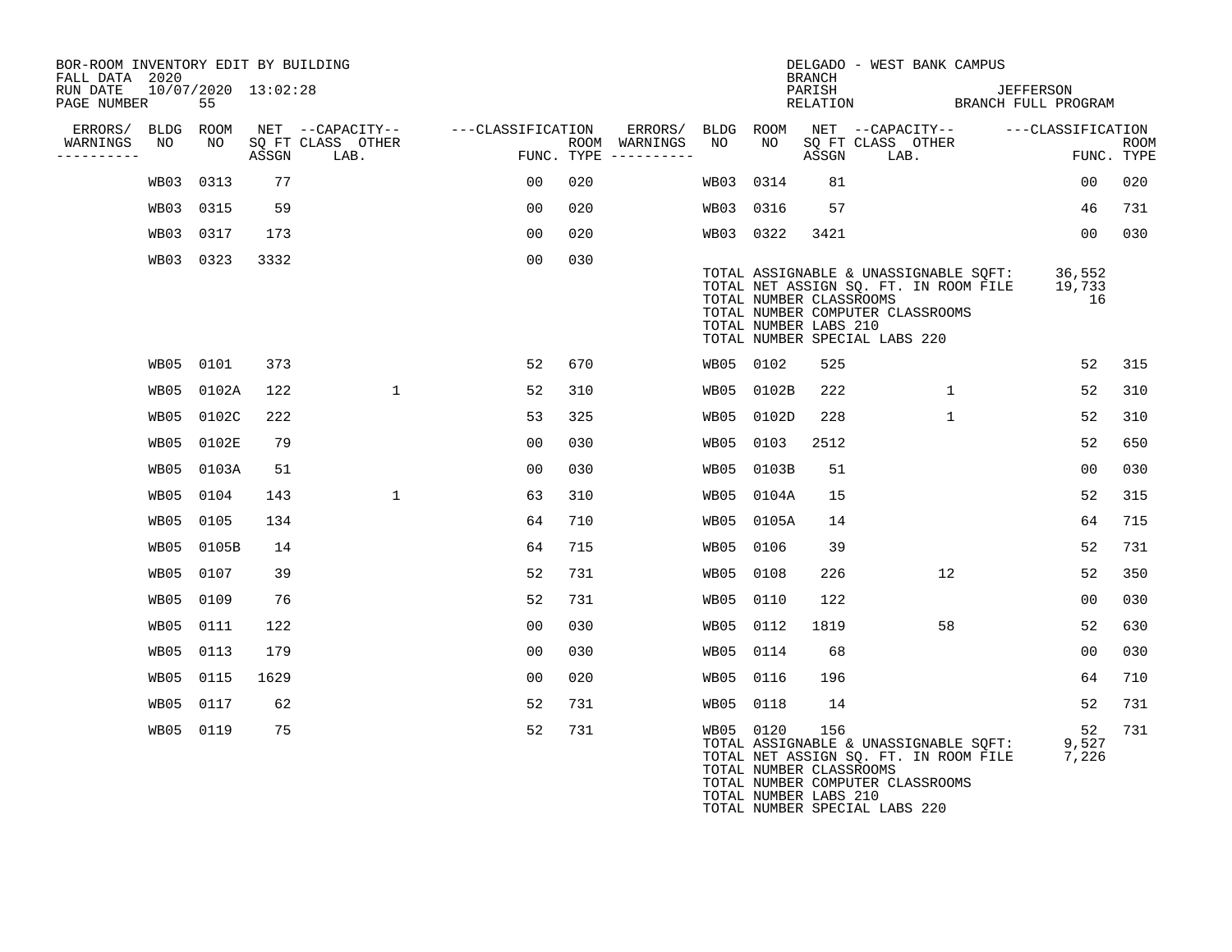BOR-ROOM INVENTORY EDIT BY BUILDING
FALL DATA 2020
RUN DATE 10/07/2020 13:02:28
PAGE NUMBER 55

DELGADO - WEST BANK CAMPUS
BRANCH
PARISH JEFFERSON
RELATION BRANCH FULL PROGRAM

| ERRORS/ WARNINGS | BLDG NO | ROOM NO | NET SQ FT ASSGN | CAPACITY CLASS LAB. | CAPACITY OTHER | CLASSIFICATION FUNC. | ROOM TYPE | ERRORS/ WARNINGS | BLDG NO | ROOM NO | NET SQ FT ASSGN | CAPACITY CLASS LAB. | CAPACITY OTHER | CLASSIFICATION FUNC. | ROOM TYPE |
|---|---|---|---|---|---|---|---|---|---|---|---|---|---|---|---|
| | WB03 | 0313 | 77 | | | 00 | 020 | | WB03 | 0314 | 81 | | | 00 | 020 |
| | WB03 | 0315 | 59 | | | 00 | 020 | | WB03 | 0316 | 57 | | | 46 | 731 |
| | WB03 | 0317 | 173 | | | 00 | 020 | | WB03 | 0322 | 3421 | | | 00 | 030 |
| | WB03 | 0323 | 3332 | | | 00 | 030 | | | | | | | | |

TOTAL ASSIGNABLE & UNASSIGNABLE SQFT: 36,552
TOTAL NET ASSIGN SQ. FT. IN ROOM FILE 19,733
TOTAL NUMBER CLASSROOMS 16
TOTAL NUMBER COMPUTER CLASSROOMS
TOTAL NUMBER LABS 210
TOTAL NUMBER SPECIAL LABS 220

| ERRORS/ WARNINGS | BLDG NO | ROOM NO | NET SQ FT ASSGN | CAPACITY CLASS LAB. | CAPACITY OTHER | CLASSIFICATION FUNC. | ROOM TYPE | ERRORS/ WARNINGS | BLDG NO | ROOM NO | NET SQ FT ASSGN | CAPACITY CLASS LAB. | CAPACITY OTHER | CLASSIFICATION FUNC. | ROOM TYPE |
|---|---|---|---|---|---|---|---|---|---|---|---|---|---|---|---|
| | WB05 | 0101 | 373 | | | 52 | 670 | | WB05 | 0102 | 525 | | | 52 | 315 |
| | WB05 | 0102A | 122 | | 1 | 52 | 310 | | WB05 | 0102B | 222 | | 1 | 52 | 310 |
| | WB05 | 0102C | 222 | | | 53 | 325 | | WB05 | 0102D | 228 | | 1 | 52 | 310 |
| | WB05 | 0102E | 79 | | | 00 | 030 | | WB05 | 0103 | 2512 | | | 52 | 650 |
| | WB05 | 0103A | 51 | | | 00 | 030 | | WB05 | 0103B | 51 | | | 00 | 030 |
| | WB05 | 0104 | 143 | | 1 | 63 | 310 | | WB05 | 0104A | 15 | | | 52 | 315 |
| | WB05 | 0105 | 134 | | | 64 | 710 | | WB05 | 0105A | 14 | | | 64 | 715 |
| | WB05 | 0105B | 14 | | | 64 | 715 | | WB05 | 0106 | 39 | | | 52 | 731 |
| | WB05 | 0107 | 39 | | | 52 | 731 | | WB05 | 0108 | 226 | | 12 | 52 | 350 |
| | WB05 | 0109 | 76 | | | 52 | 731 | | WB05 | 0110 | 122 | | | 00 | 030 |
| | WB05 | 0111 | 122 | | | 00 | 030 | | WB05 | 0112 | 1819 | | 58 | 52 | 630 |
| | WB05 | 0113 | 179 | | | 00 | 030 | | WB05 | 0114 | 68 | | | 00 | 030 |
| | WB05 | 0115 | 1629 | | | 00 | 020 | | WB05 | 0116 | 196 | | | 64 | 710 |
| | WB05 | 0117 | 62 | | | 52 | 731 | | WB05 | 0118 | 14 | | | 52 | 731 |
| | WB05 | 0119 | 75 | | | 52 | 731 | | WB05 | 0120 | 156 | | | 52 | 731 |

TOTAL ASSIGNABLE & UNASSIGNABLE SQFT: 9,527
TOTAL NET ASSIGN SQ. FT. IN ROOM FILE 7,226
TOTAL NUMBER CLASSROOMS
TOTAL NUMBER COMPUTER CLASSROOMS
TOTAL NUMBER LABS 210
TOTAL NUMBER SPECIAL LABS 220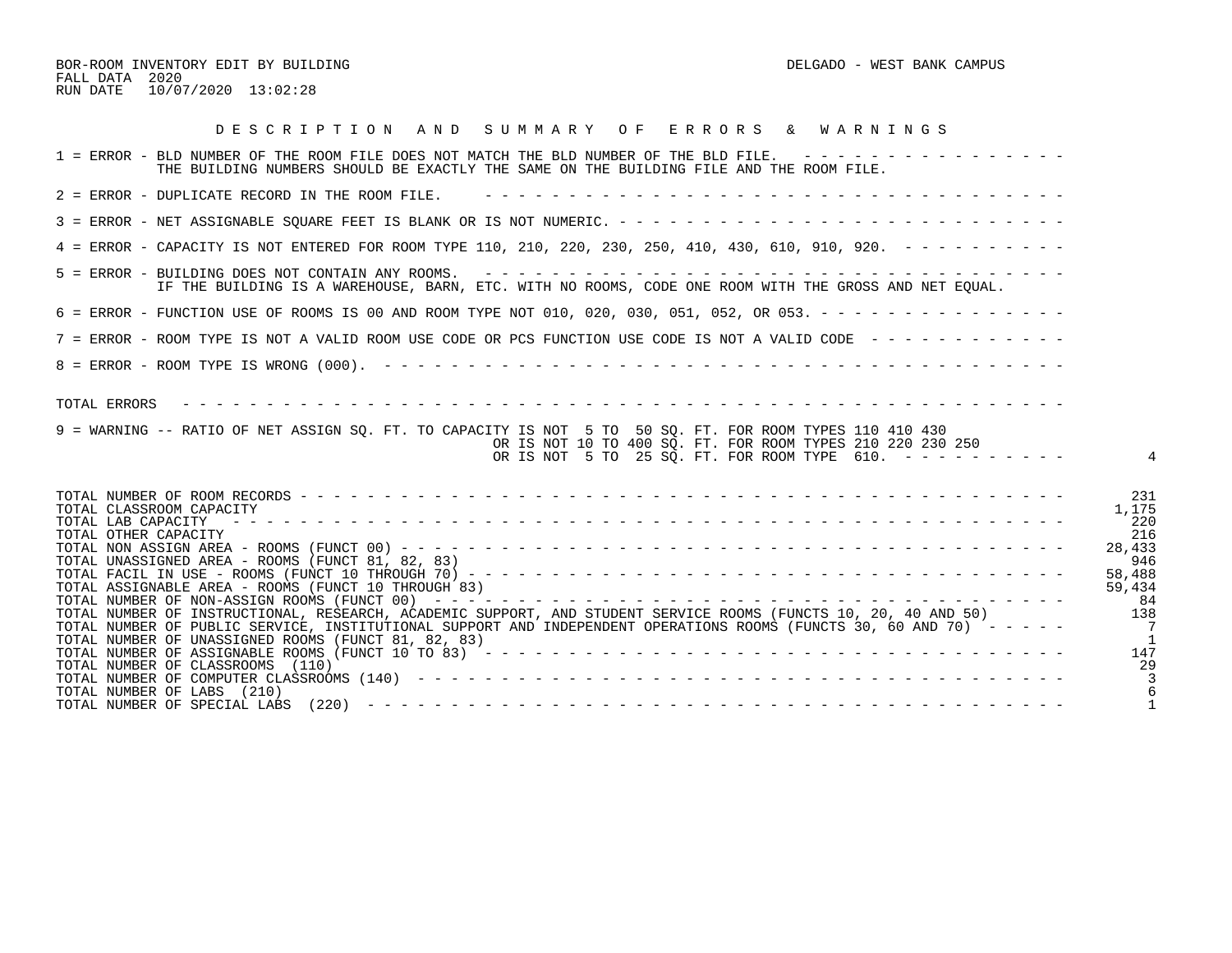BOR-ROOM INVENTORY EDIT BY BUILDING DELGADO - WEST BANK CAMPUS
FALL DATA 2020
RUN DATE 10/07/2020 13:02:28

## D E S C R I P T I O N A N D S U M M A R Y O F E R R O R S & W A R N I N G S

1 = ERROR - BLD NUMBER OF THE ROOM FILE DOES NOT MATCH THE BLD NUMBER OF THE BLD FILE. - - - - - - - - - - - - - - - - -
THE BUILDING NUMBERS SHOULD BE EXACTLY THE SAME ON THE BUILDING FILE AND THE ROOM FILE.

2 = ERROR - DUPLICATE RECORD IN THE ROOM FILE. - - - - - - - - - - - - - - - - - - - - - - - - - - - - - - - - - - - - -

3 = ERROR - NET ASSIGNABLE SQUARE FEET IS BLANK OR IS NOT NUMERIC. - - - - - - - - - - - - - - - - - - - - - - - - - - - - -

4 = ERROR - CAPACITY IS NOT ENTERED FOR ROOM TYPE 110, 210, 220, 230, 250, 410, 430, 610, 910, 920. - - - - - - - - - - -

5 = ERROR - BUILDING DOES NOT CONTAIN ANY ROOMS. - - - - - - - - - - - - - - - - - - - - - - - - - - - - - - - - - - - - - -
IF THE BUILDING IS A WAREHOUSE, BARN, ETC. WITH NO ROOMS, CODE ONE ROOM WITH THE GROSS AND NET EQUAL.

6 = ERROR - FUNCTION USE OF ROOMS IS 00 AND ROOM TYPE NOT 010, 020, 030, 051, 052, OR 053. - - - - - - - - - - - - - - - -

7 = ERROR - ROOM TYPE IS NOT A VALID ROOM USE CODE OR PCS FUNCTION USE CODE IS NOT A VALID CODE - - - - - - - - - - - - -

8 = ERROR - ROOM TYPE IS WRONG (000). - - - - - - - - - - - - - - - - - - - - - - - - - - - - - - - - - - - - - - - - - - -

TOTAL ERRORS - - - - - - - - - - - - - - - - - - - - - - - - - - - - - - - - - - - - - - - - - - - - - - - - - - - - - -

9 = WARNING -- RATIO OF NET ASSIGN SQ. FT. TO CAPACITY IS NOT 5 TO 50 SQ. FT. FOR ROOM TYPES 110 410 430
OR IS NOT 10 TO 400 SQ. FT. FOR ROOM TYPES 210 220 230 250
OR IS NOT 5 TO 25 SQ. FT. FOR ROOM TYPE 610. - - - - - - - - - - - 4

| | |
|---|---|
| TOTAL NUMBER OF ROOM RECORDS | 231 |
| TOTAL CLASSROOM CAPACITY | 1,175 |
| TOTAL LAB CAPACITY | 220 |
| TOTAL OTHER CAPACITY | 216 |
| TOTAL NON ASSIGN AREA - ROOMS (FUNCT 00) | 28,433 |
| TOTAL UNASSIGNED AREA - ROOMS (FUNCT 81, 82, 83) | 946 |
| TOTAL FACIL IN USE - ROOMS (FUNCT 10 THROUGH 70) | 58,488 |
| TOTAL ASSIGNABLE AREA - ROOMS (FUNCT 10 THROUGH 83) | 59,434 |
| TOTAL NUMBER OF NON-ASSIGN ROOMS (FUNCT 00) | 84 |
| TOTAL NUMBER OF INSTRUCTIONAL, RESEARCH, ACADEMIC SUPPORT, AND STUDENT SERVICE ROOMS (FUNCTS 10, 20, 40 AND 50) | 138 |
| TOTAL NUMBER OF PUBLIC SERVICE, INSTITUTIONAL SUPPORT AND INDEPENDENT OPERATIONS ROOMS (FUNCTS 30, 60 AND 70) | 7 |
| TOTAL NUMBER OF UNASSIGNED ROOMS (FUNCT 81, 82, 83) | 1 |
| TOTAL NUMBER OF ASSIGNABLE ROOMS (FUNCT 10 TO 83) | 147 |
| TOTAL NUMBER OF CLASSROOMS (110) | 29 |
| TOTAL NUMBER OF COMPUTER CLASSROOMS (140) | 3 |
| TOTAL NUMBER OF LABS (210) | 6 |
| TOTAL NUMBER OF SPECIAL LABS (220) | 1 |